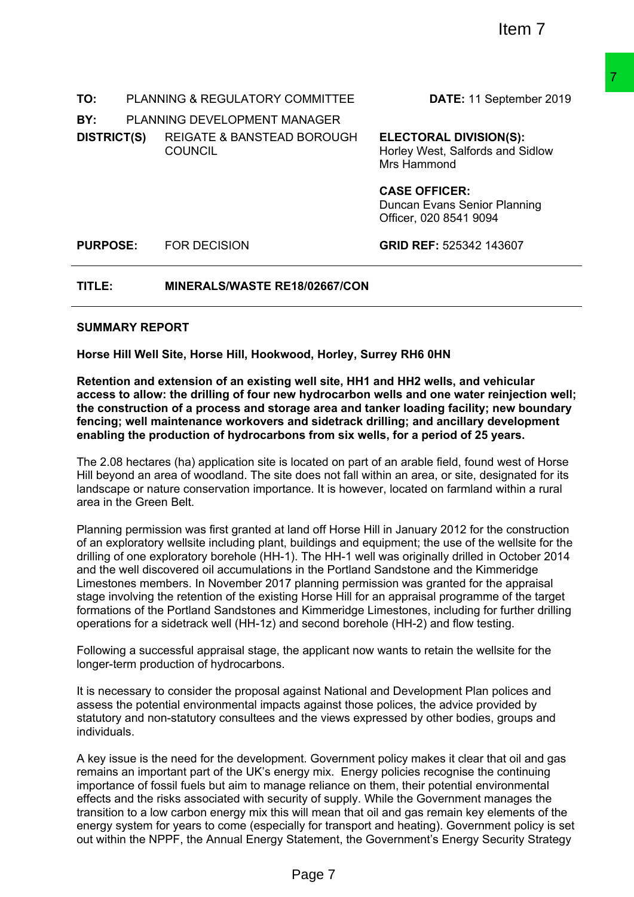Item 7

| | | | |
|---|---|---|---|
| **TO:** | PLANNING & REGULATORY COMMITTEE | | **DATE:** 11 September 2019 |
| **BY:** | PLANNING DEVELOPMENT MANAGER | | |
| **DISTRICT(S)** | REIGATE & BANSTEAD BOROUGH COUNCIL | | **ELECTORAL DIVISION(S):** Horley West, Salfords and Sidlow Mrs Hammond |
| | | | **CASE OFFICER:** Duncan Evans Senior Planning Officer, 020 8541 9094 |
| **PURPOSE:** | FOR DECISION | | **GRID REF:** 525342 143607 |

**TITLE:** **MINERALS/WASTE RE18/02667/CON**

**SUMMARY REPORT**

**Horse Hill Well Site, Horse Hill, Hookwood, Horley, Surrey RH6 0HN**

**Retention and extension of an existing well site, HH1 and HH2 wells, and vehicular access to allow: the drilling of four new hydrocarbon wells and one water reinjection well; the construction of a process and storage area and tanker loading facility; new boundary fencing; well maintenance workovers and sidetrack drilling; and ancillary development enabling the production of hydrocarbons from six wells, for a period of 25 years.**

The 2.08 hectares (ha) application site is located on part of an arable field, found west of Horse Hill beyond an area of woodland. The site does not fall within an area, or site, designated for its landscape or nature conservation importance. It is however, located on farmland within a rural area in the Green Belt.

Planning permission was first granted at land off Horse Hill in January 2012 for the construction of an exploratory wellsite including plant, buildings and equipment; the use of the wellsite for the drilling of one exploratory borehole (HH-1). The HH-1 well was originally drilled in October 2014 and the well discovered oil accumulations in the Portland Sandstone and the Kimmeridge Limestones members. In November 2017 planning permission was granted for the appraisal stage involving the retention of the existing Horse Hill for an appraisal programme of the target formations of the Portland Sandstones and Kimmeridge Limestones, including for further drilling operations for a sidetrack well (HH-1z) and second borehole (HH-2) and flow testing.

Following a successful appraisal stage, the applicant now wants to retain the wellsite for the longer-term production of hydrocarbons.

It is necessary to consider the proposal against National and Development Plan polices and assess the potential environmental impacts against those polices, the advice provided by statutory and non-statutory consultees and the views expressed by other bodies, groups and individuals.

A key issue is the need for the development. Government policy makes it clear that oil and gas remains an important part of the UK's energy mix. Energy policies recognise the continuing importance of fossil fuels but aim to manage reliance on them, their potential environmental effects and the risks associated with security of supply. While the Government manages the transition to a low carbon energy mix this will mean that oil and gas remain key elements of the energy system for years to come (especially for transport and heating). Government policy is set out within the NPPF, the Annual Energy Statement, the Government's Energy Security Strategy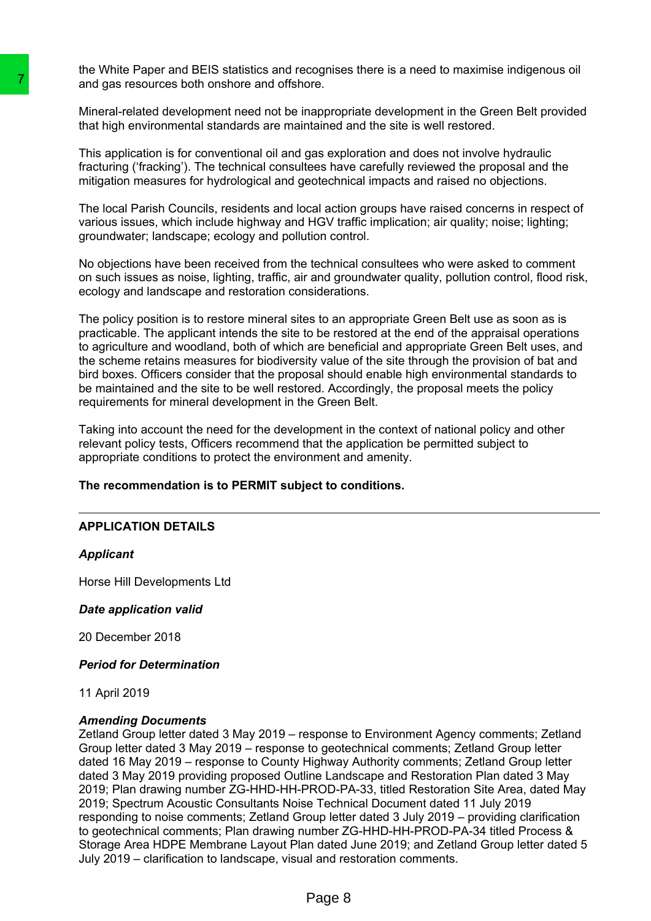the White Paper and BEIS statistics and recognises there is a need to maximise indigenous oil and gas resources both onshore and offshore.

Mineral-related development need not be inappropriate development in the Green Belt provided that high environmental standards are maintained and the site is well restored.

This application is for conventional oil and gas exploration and does not involve hydraulic fracturing ('fracking'). The technical consultees have carefully reviewed the proposal and the mitigation measures for hydrological and geotechnical impacts and raised no objections.

The local Parish Councils, residents and local action groups have raised concerns in respect of various issues, which include highway and HGV traffic implication; air quality; noise; lighting; groundwater; landscape; ecology and pollution control.

No objections have been received from the technical consultees who were asked to comment on such issues as noise, lighting, traffic, air and groundwater quality, pollution control, flood risk, ecology and landscape and restoration considerations.

The policy position is to restore mineral sites to an appropriate Green Belt use as soon as is practicable. The applicant intends the site to be restored at the end of the appraisal operations to agriculture and woodland, both of which are beneficial and appropriate Green Belt uses, and the scheme retains measures for biodiversity value of the site through the provision of bat and bird boxes. Officers consider that the proposal should enable high environmental standards to be maintained and the site to be well restored. Accordingly, the proposal meets the policy requirements for mineral development in the Green Belt.

Taking into account the need for the development in the context of national policy and other relevant policy tests, Officers recommend that the application be permitted subject to appropriate conditions to protect the environment and amenity.

**The recommendation is to PERMIT subject to conditions.**

---

## APPLICATION DETAILS

***Applicant***

Horse Hill Developments Ltd

***Date application valid***

20 December 2018

***Period for Determination***

11 April 2019

***Amending Documents***

Zetland Group letter dated 3 May 2019 – response to Environment Agency comments; Zetland Group letter dated 3 May 2019 – response to geotechnical comments; Zetland Group letter dated 16 May 2019 – response to County Highway Authority comments; Zetland Group letter dated 3 May 2019 providing proposed Outline Landscape and Restoration Plan dated 3 May 2019; Plan drawing number ZG-HHD-HH-PROD-PA-33, titled Restoration Site Area, dated May 2019; Spectrum Acoustic Consultants Noise Technical Document dated 11 July 2019 responding to noise comments; Zetland Group letter dated 3 July 2019 – providing clarification to geotechnical comments; Plan drawing number ZG-HHD-HH-PROD-PA-34 titled Process & Storage Area HDPE Membrane Layout Plan dated June 2019; and Zetland Group letter dated 5 July 2019 – clarification to landscape, visual and restoration comments.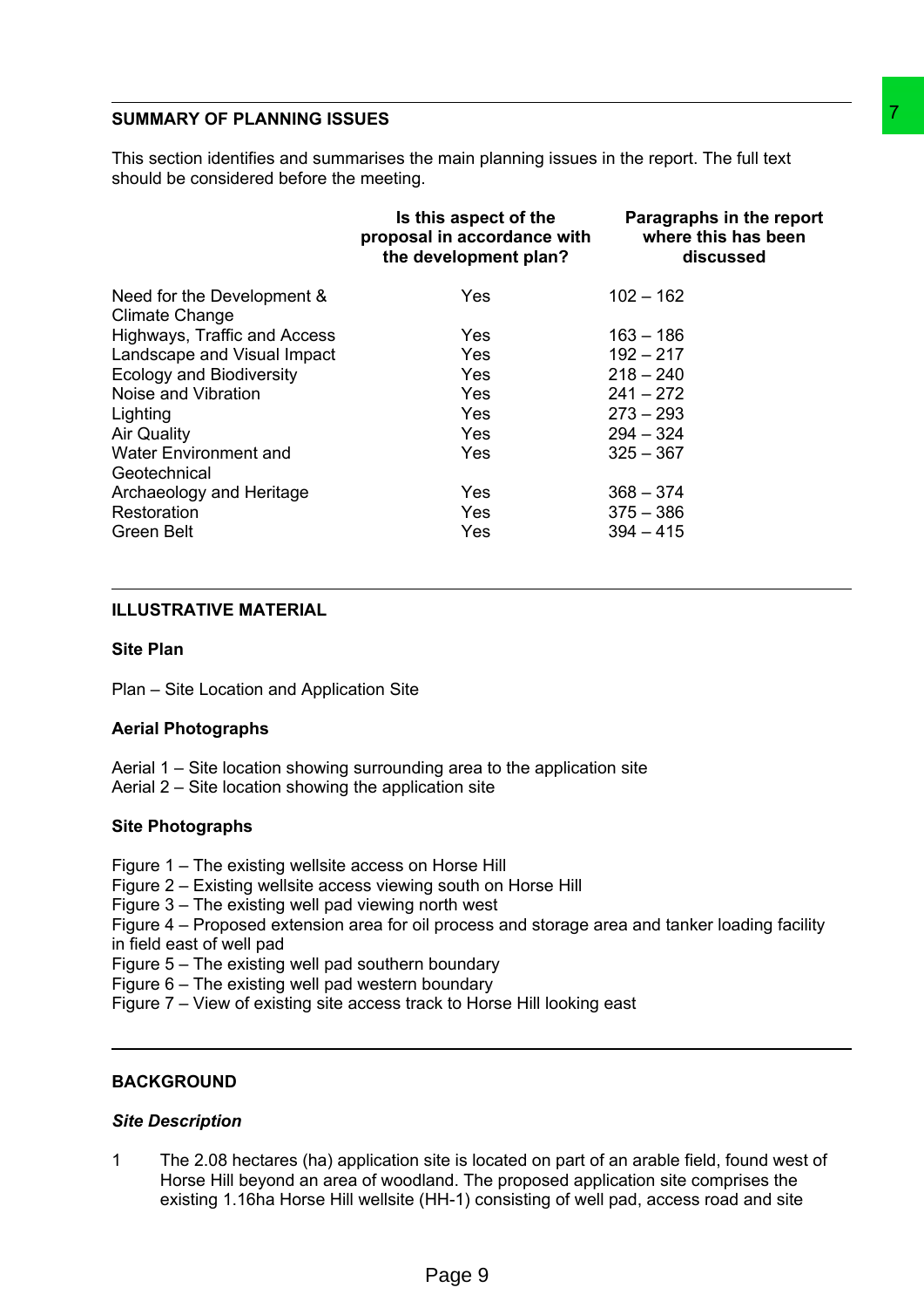## SUMMARY OF PLANNING ISSUES

This section identifies and summarises the main planning issues in the report. The full text should be considered before the meeting.

| | Is this aspect of the proposal in accordance with the development plan? | Paragraphs in the report where this has been discussed |
|---|---|---|
| Need for the Development & Climate Change | Yes | 102 – 162 |
| Highways, Traffic and Access | Yes | 163 – 186 |
| Landscape and Visual Impact | Yes | 192 – 217 |
| Ecology and Biodiversity | Yes | 218 – 240 |
| Noise and Vibration | Yes | 241 – 272 |
| Lighting | Yes | 273 – 293 |
| Air Quality | Yes | 294 – 324 |
| Water Environment and Geotechnical | Yes | 325 – 367 |
| Archaeology and Heritage | Yes | 368 – 374 |
| Restoration | Yes | 375 – 386 |
| Green Belt | Yes | 394 – 415 |

## ILLUSTRATIVE MATERIAL

### Site Plan

Plan – Site Location and Application Site

### Aerial Photographs

Aerial 1 – Site location showing surrounding area to the application site
Aerial 2 – Site location showing the application site

### Site Photographs

Figure 1 – The existing wellsite access on Horse Hill
Figure 2 – Existing wellsite access viewing south on Horse Hill
Figure 3 – The existing well pad viewing north west
Figure 4 – Proposed extension area for oil process and storage area and tanker loading facility in field east of well pad
Figure 5 – The existing well pad southern boundary
Figure 6 – The existing well pad western boundary
Figure 7 – View of existing site access track to Horse Hill looking east

## BACKGROUND

### *Site Description*

1 The 2.08 hectares (ha) application site is located on part of an arable field, found west of Horse Hill beyond an area of woodland. The proposed application site comprises the existing 1.16ha Horse Hill wellsite (HH-1) consisting of well pad, access road and site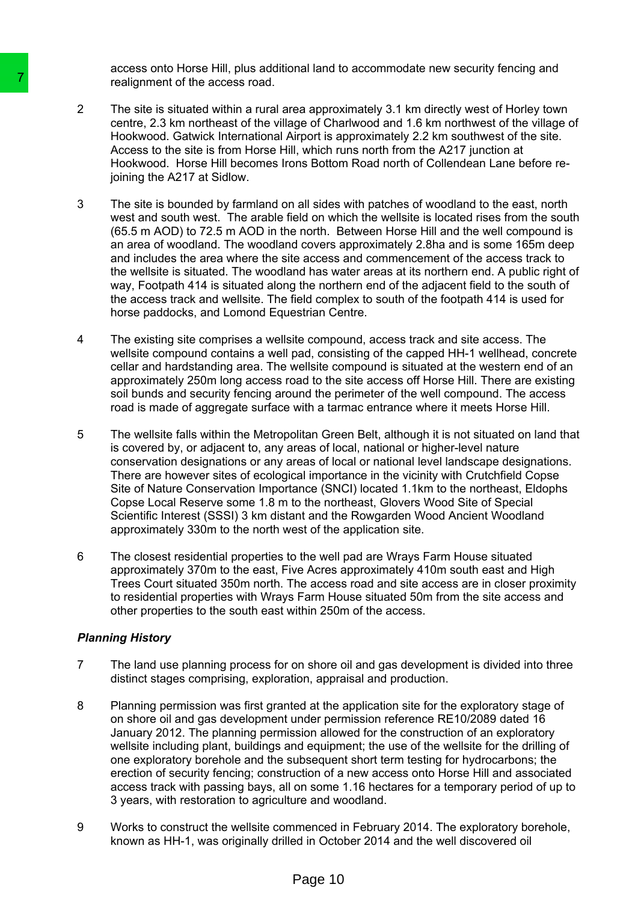access onto Horse Hill, plus additional land to accommodate new security fencing and realignment of the access road.

2 The site is situated within a rural area approximately 3.1 km directly west of Horley town centre, 2.3 km northeast of the village of Charlwood and 1.6 km northwest of the village of Hookwood. Gatwick International Airport is approximately 2.2 km southwest of the site. Access to the site is from Horse Hill, which runs north from the A217 junction at Hookwood. Horse Hill becomes Irons Bottom Road north of Collendean Lane before re-joining the A217 at Sidlow.

3 The site is bounded by farmland on all sides with patches of woodland to the east, north west and south west. The arable field on which the wellsite is located rises from the south (65.5 m AOD) to 72.5 m AOD in the north. Between Horse Hill and the well compound is an area of woodland. The woodland covers approximately 2.8ha and is some 165m deep and includes the area where the site access and commencement of the access track to the wellsite is situated. The woodland has water areas at its northern end. A public right of way, Footpath 414 is situated along the northern end of the adjacent field to the south of the access track and wellsite. The field complex to south of the footpath 414 is used for horse paddocks, and Lomond Equestrian Centre.

4 The existing site comprises a wellsite compound, access track and site access. The wellsite compound contains a well pad, consisting of the capped HH-1 wellhead, concrete cellar and hardstanding area. The wellsite compound is situated at the western end of an approximately 250m long access road to the site access off Horse Hill. There are existing soil bunds and security fencing around the perimeter of the well compound. The access road is made of aggregate surface with a tarmac entrance where it meets Horse Hill.

5 The wellsite falls within the Metropolitan Green Belt, although it is not situated on land that is covered by, or adjacent to, any areas of local, national or higher-level nature conservation designations or any areas of local or national level landscape designations. There are however sites of ecological importance in the vicinity with Crutchfield Copse Site of Nature Conservation Importance (SNCI) located 1.1km to the northeast, Eldophs Copse Local Reserve some 1.8 m to the northeast, Glovers Wood Site of Special Scientific Interest (SSSI) 3 km distant and the Rowgarden Wood Ancient Woodland approximately 330m to the north west of the application site.

6 The closest residential properties to the well pad are Wrays Farm House situated approximately 370m to the east, Five Acres approximately 410m south east and High Trees Court situated 350m north. The access road and site access are in closer proximity to residential properties with Wrays Farm House situated 50m from the site access and other properties to the south east within 250m of the access.

### *Planning History*

7 The land use planning process for on shore oil and gas development is divided into three distinct stages comprising, exploration, appraisal and production.

8 Planning permission was first granted at the application site for the exploratory stage of on shore oil and gas development under permission reference RE10/2089 dated 16 January 2012. The planning permission allowed for the construction of an exploratory wellsite including plant, buildings and equipment; the use of the wellsite for the drilling of one exploratory borehole and the subsequent short term testing for hydrocarbons; the erection of security fencing; construction of a new access onto Horse Hill and associated access track with passing bays, all on some 1.16 hectares for a temporary period of up to 3 years, with restoration to agriculture and woodland.

9 Works to construct the wellsite commenced in February 2014. The exploratory borehole, known as HH-1, was originally drilled in October 2014 and the well discovered oil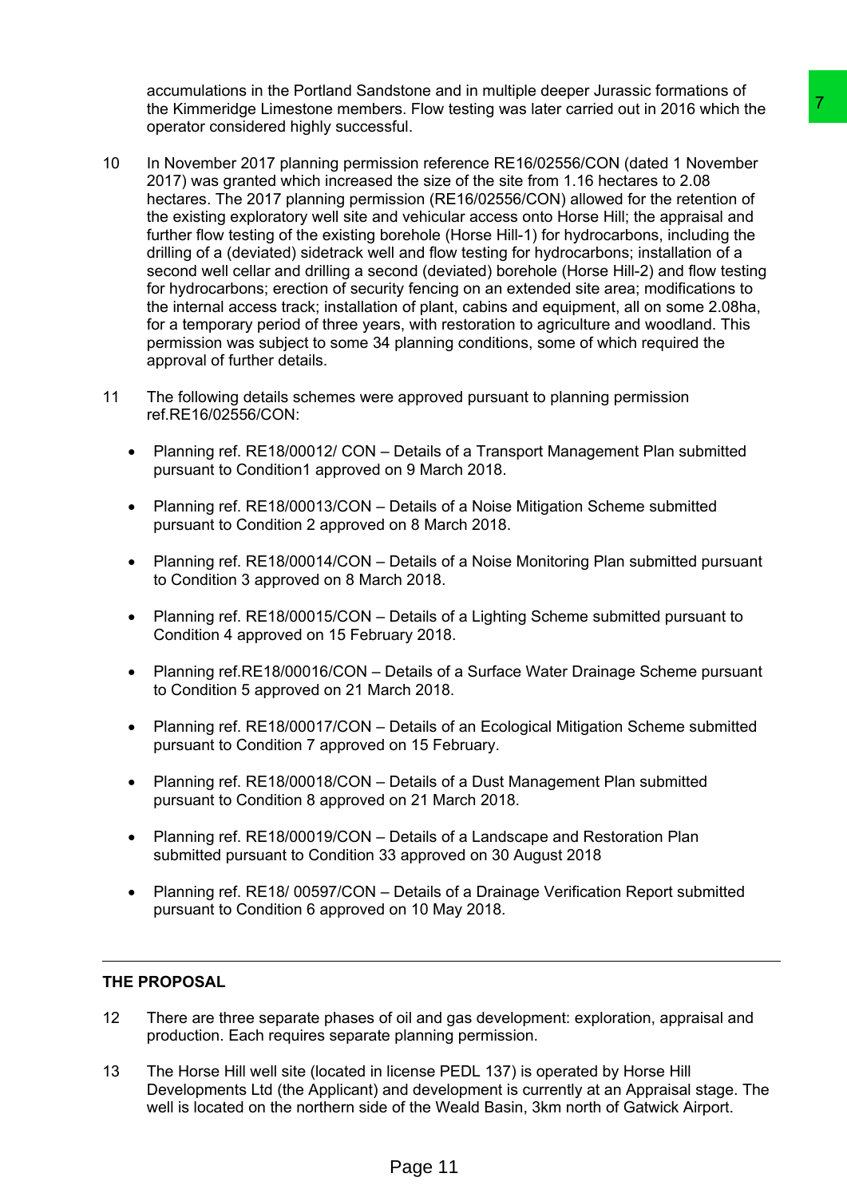accumulations in the Portland Sandstone and in multiple deeper Jurassic formations of the Kimmeridge Limestone members. Flow testing was later carried out in 2016 which the operator considered highly successful.

10 In November 2017 planning permission reference RE16/02556/CON (dated 1 November 2017) was granted which increased the size of the site from 1.16 hectares to 2.08 hectares. The 2017 planning permission (RE16/02556/CON) allowed for the retention of the existing exploratory well site and vehicular access onto Horse Hill; the appraisal and further flow testing of the existing borehole (Horse Hill-1) for hydrocarbons, including the drilling of a (deviated) sidetrack well and flow testing for hydrocarbons; installation of a second well cellar and drilling a second (deviated) borehole (Horse Hill-2) and flow testing for hydrocarbons; erection of security fencing on an extended site area; modifications to the internal access track; installation of plant, cabins and equipment, all on some 2.08ha, for a temporary period of three years, with restoration to agriculture and woodland. This permission was subject to some 34 planning conditions, some of which required the approval of further details.

11 The following details schemes were approved pursuant to planning permission ref.RE16/02556/CON:

- Planning ref. RE18/00012/ CON – Details of a Transport Management Plan submitted pursuant to Condition1 approved on 9 March 2018.
- Planning ref. RE18/00013/CON – Details of a Noise Mitigation Scheme submitted pursuant to Condition 2 approved on 8 March 2018.
- Planning ref. RE18/00014/CON – Details of a Noise Monitoring Plan submitted pursuant to Condition 3 approved on 8 March 2018.
- Planning ref. RE18/00015/CON – Details of a Lighting Scheme submitted pursuant to Condition 4 approved on 15 February 2018.
- Planning ref.RE18/00016/CON – Details of a Surface Water Drainage Scheme pursuant to Condition 5 approved on 21 March 2018.
- Planning ref. RE18/00017/CON – Details of an Ecological Mitigation Scheme submitted pursuant to Condition 7 approved on 15 February.
- Planning ref. RE18/00018/CON – Details of a Dust Management Plan submitted pursuant to Condition 8 approved on 21 March 2018.
- Planning ref. RE18/00019/CON – Details of a Landscape and Restoration Plan submitted pursuant to Condition 33 approved on 30 August 2018
- Planning ref. RE18/ 00597/CON – Details of a Drainage Verification Report submitted pursuant to Condition 6 approved on 10 May 2018.

## THE PROPOSAL

12 There are three separate phases of oil and gas development: exploration, appraisal and production. Each requires separate planning permission.

13 The Horse Hill well site (located in license PEDL 137) is operated by Horse Hill Developments Ltd (the Applicant) and development is currently at an Appraisal stage. The well is located on the northern side of the Weald Basin, 3km north of Gatwick Airport.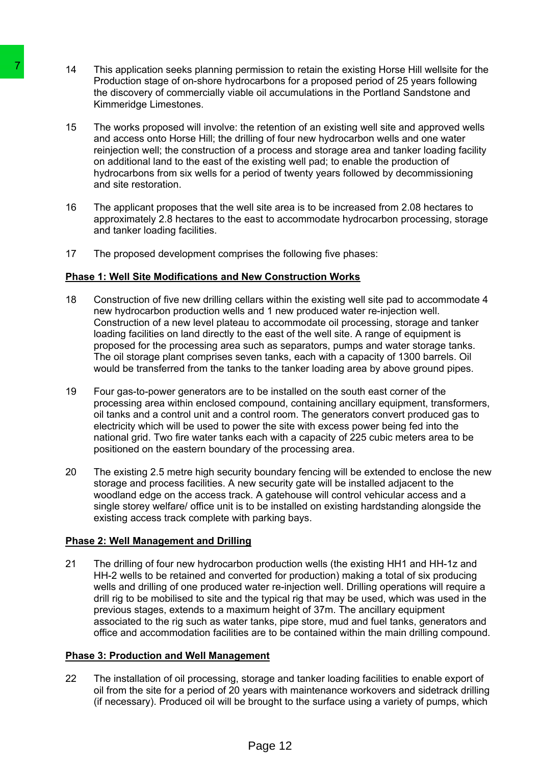14 This application seeks planning permission to retain the existing Horse Hill wellsite for the Production stage of on-shore hydrocarbons for a proposed period of 25 years following the discovery of commercially viable oil accumulations in the Portland Sandstone and Kimmeridge Limestones.

15 The works proposed will involve: the retention of an existing well site and approved wells and access onto Horse Hill; the drilling of four new hydrocarbon wells and one water reinjection well; the construction of a process and storage area and tanker loading facility on additional land to the east of the existing well pad; to enable the production of hydrocarbons from six wells for a period of twenty years followed by decommissioning and site restoration.

16 The applicant proposes that the well site area is to be increased from 2.08 hectares to approximately 2.8 hectares to the east to accommodate hydrocarbon processing, storage and tanker loading facilities.

17 The proposed development comprises the following five phases:

**Phase 1: Well Site Modifications and New Construction Works**

18 Construction of five new drilling cellars within the existing well site pad to accommodate 4 new hydrocarbon production wells and 1 new produced water re-injection well. Construction of a new level plateau to accommodate oil processing, storage and tanker loading facilities on land directly to the east of the well site. A range of equipment is proposed for the processing area such as separators, pumps and water storage tanks. The oil storage plant comprises seven tanks, each with a capacity of 1300 barrels. Oil would be transferred from the tanks to the tanker loading area by above ground pipes.

19 Four gas-to-power generators are to be installed on the south east corner of the processing area within enclosed compound, containing ancillary equipment, transformers, oil tanks and a control unit and a control room. The generators convert produced gas to electricity which will be used to power the site with excess power being fed into the national grid. Two fire water tanks each with a capacity of 225 cubic meters area to be positioned on the eastern boundary of the processing area.

20 The existing 2.5 metre high security boundary fencing will be extended to enclose the new storage and process facilities. A new security gate will be installed adjacent to the woodland edge on the access track. A gatehouse will control vehicular access and a single storey welfare/ office unit is to be installed on existing hardstanding alongside the existing access track complete with parking bays.

**Phase 2: Well Management and Drilling**

21 The drilling of four new hydrocarbon production wells (the existing HH1 and HH-1z and HH-2 wells to be retained and converted for production) making a total of six producing wells and drilling of one produced water re-injection well. Drilling operations will require a drill rig to be mobilised to site and the typical rig that may be used, which was used in the previous stages, extends to a maximum height of 37m. The ancillary equipment associated to the rig such as water tanks, pipe store, mud and fuel tanks, generators and office and accommodation facilities are to be contained within the main drilling compound.

**Phase 3: Production and Well Management**

22 The installation of oil processing, storage and tanker loading facilities to enable export of oil from the site for a period of 20 years with maintenance workovers and sidetrack drilling (if necessary). Produced oil will be brought to the surface using a variety of pumps, which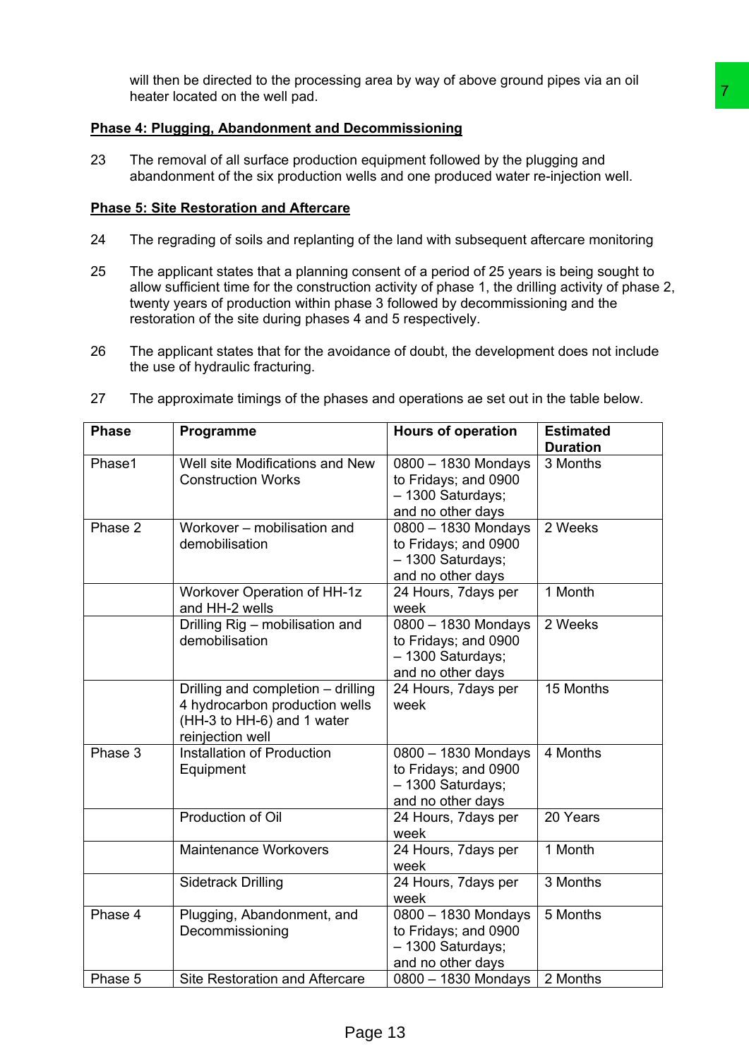will then be directed to the processing area by way of above ground pipes via an oil heater located on the well pad.

**Phase 4: Plugging, Abandonment and Decommissioning**

23 The removal of all surface production equipment followed by the plugging and abandonment of the six production wells and one produced water re-injection well.

**Phase 5: Site Restoration and Aftercare**

24 The regrading of soils and replanting of the land with subsequent aftercare monitoring

25 The applicant states that a planning consent of a period of 25 years is being sought to allow sufficient time for the construction activity of phase 1, the drilling activity of phase 2, twenty years of production within phase 3 followed by decommissioning and the restoration of the site during phases 4 and 5 respectively.

26 The applicant states that for the avoidance of doubt, the development does not include the use of hydraulic fracturing.

27 The approximate timings of the phases and operations ae set out in the table below.

| Phase | Programme | Hours of operation | Estimated Duration |
|---|---|---|---|
| Phase1 | Well site Modifications and New Construction Works | 0800 – 1830 Mondays to Fridays; and 0900 – 1300 Saturdays; and no other days | 3 Months |
| Phase 2 | Workover – mobilisation and demobilisation | 0800 – 1830 Mondays to Fridays; and 0900 – 1300 Saturdays; and no other days | 2 Weeks |
| | Workover Operation of HH-1z and HH-2 wells | 24 Hours, 7days per week | 1 Month |
| | Drilling Rig – mobilisation and demobilisation | 0800 – 1830 Mondays to Fridays; and 0900 – 1300 Saturdays; and no other days | 2 Weeks |
| | Drilling and completion – drilling 4 hydrocarbon production wells (HH-3 to HH-6) and 1 water reinjection well | 24 Hours, 7days per week | 15 Months |
| Phase 3 | Installation of Production Equipment | 0800 – 1830 Mondays to Fridays; and 0900 – 1300 Saturdays; and no other days | 4 Months |
| | Production of Oil | 24 Hours, 7days per week | 20 Years |
| | Maintenance Workovers | 24 Hours, 7days per week | 1 Month |
| | Sidetrack Drilling | 24 Hours, 7days per week | 3 Months |
| Phase 4 | Plugging, Abandonment, and Decommissioning | 0800 – 1830 Mondays to Fridays; and 0900 – 1300 Saturdays; and no other days | 5 Months |
| Phase 5 | Site Restoration and Aftercare | 0800 – 1830 Mondays | 2 Months |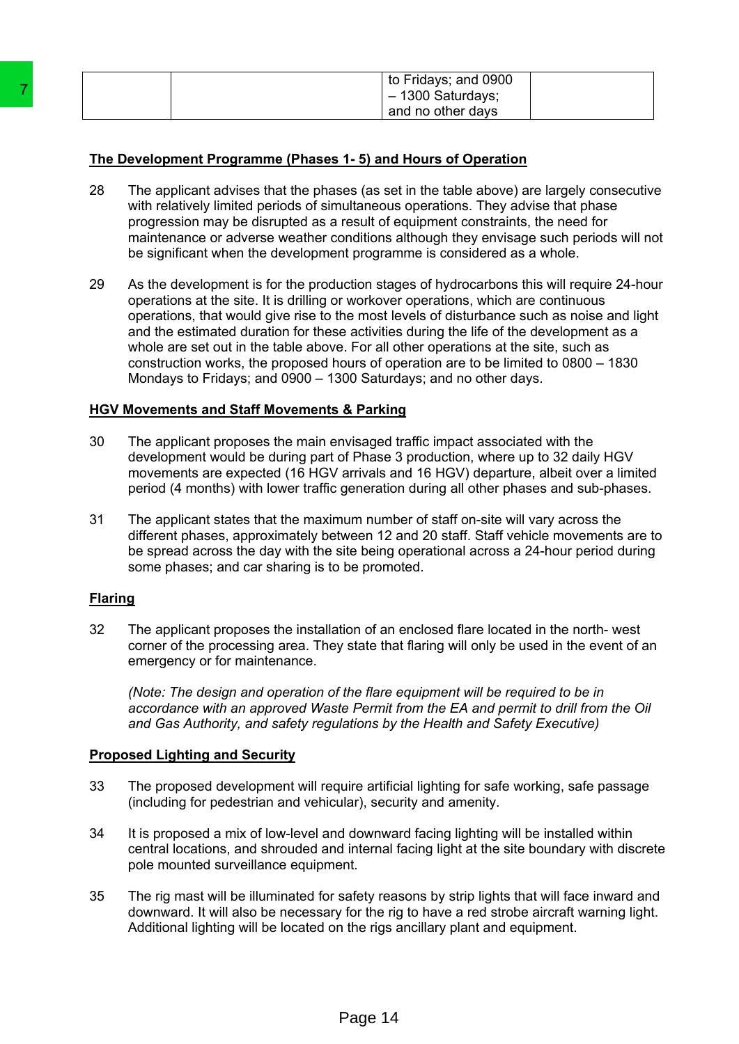|  |  | to Fridays; and 0900 – 1300 Saturdays; and no other days |  |
|---|---|---|---|

**The Development Programme (Phases 1- 5) and Hours of Operation**

28 The applicant advises that the phases (as set in the table above) are largely consecutive with relatively limited periods of simultaneous operations. They advise that phase progression may be disrupted as a result of equipment constraints, the need for maintenance or adverse weather conditions although they envisage such periods will not be significant when the development programme is considered as a whole.

29 As the development is for the production stages of hydrocarbons this will require 24-hour operations at the site. It is drilling or workover operations, which are continuous operations, that would give rise to the most levels of disturbance such as noise and light and the estimated duration for these activities during the life of the development as a whole are set out in the table above. For all other operations at the site, such as construction works, the proposed hours of operation are to be limited to 0800 – 1830 Mondays to Fridays; and 0900 – 1300 Saturdays; and no other days.

**HGV Movements and Staff Movements & Parking**

30 The applicant proposes the main envisaged traffic impact associated with the development would be during part of Phase 3 production, where up to 32 daily HGV movements are expected (16 HGV arrivals and 16 HGV) departure, albeit over a limited period (4 months) with lower traffic generation during all other phases and sub-phases.

31 The applicant states that the maximum number of staff on-site will vary across the different phases, approximately between 12 and 20 staff. Staff vehicle movements are to be spread across the day with the site being operational across a 24-hour period during some phases; and car sharing is to be promoted.

**Flaring**

32 The applicant proposes the installation of an enclosed flare located in the north- west corner of the processing area. They state that flaring will only be used in the event of an emergency or for maintenance.

*(Note: The design and operation of the flare equipment will be required to be in accordance with an approved Waste Permit from the EA and permit to drill from the Oil and Gas Authority, and safety regulations by the Health and Safety Executive)*

**Proposed Lighting and Security**

33 The proposed development will require artificial lighting for safe working, safe passage (including for pedestrian and vehicular), security and amenity.

34 It is proposed a mix of low-level and downward facing lighting will be installed within central locations, and shrouded and internal facing light at the site boundary with discrete pole mounted surveillance equipment.

35 The rig mast will be illuminated for safety reasons by strip lights that will face inward and downward. It will also be necessary for the rig to have a red strobe aircraft warning light. Additional lighting will be located on the rigs ancillary plant and equipment.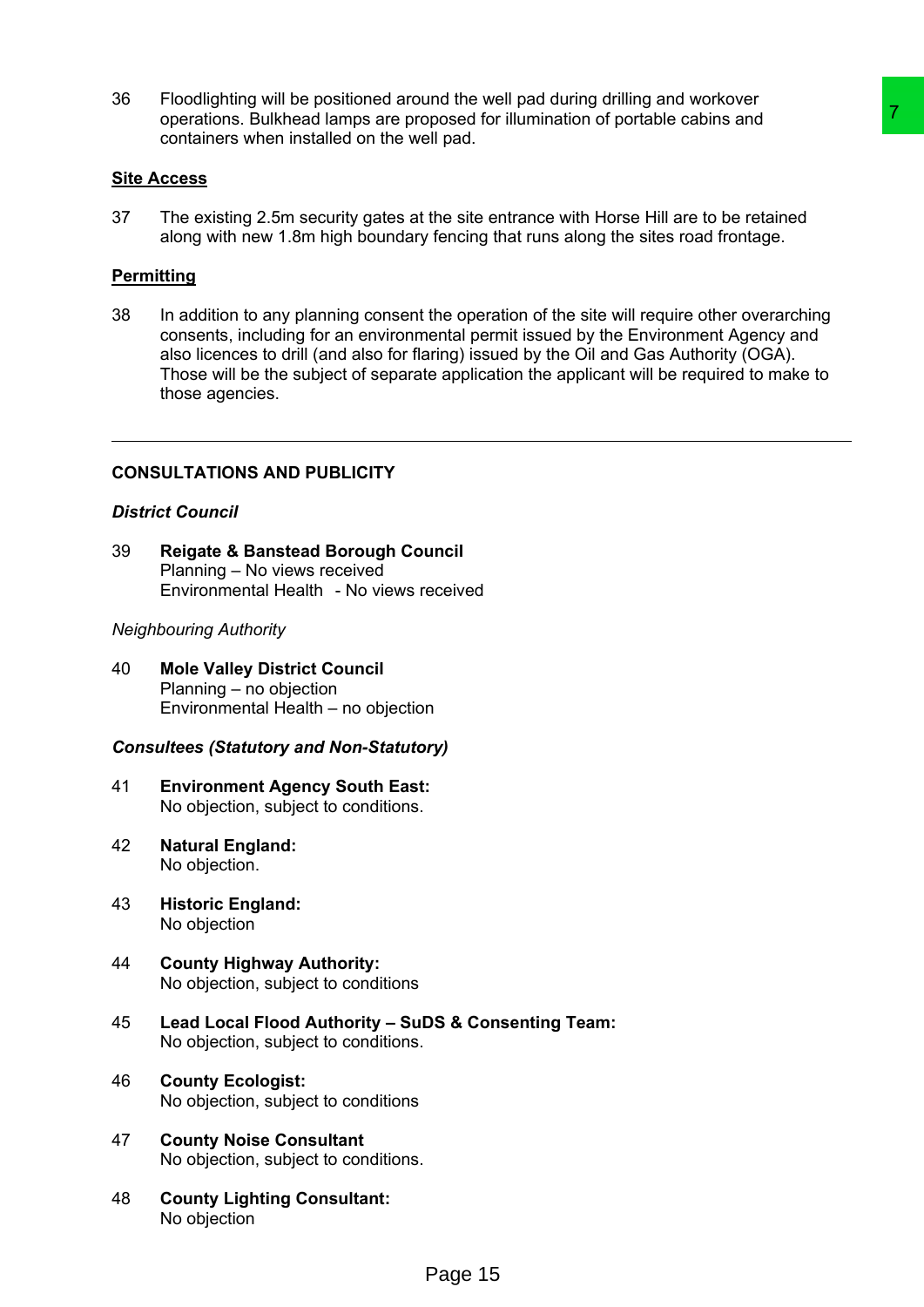36 Floodlighting will be positioned around the well pad during drilling and workover operations. Bulkhead lamps are proposed for illumination of portable cabins and containers when installed on the well pad.

**Site Access**

37 The existing 2.5m security gates at the site entrance with Horse Hill are to be retained along with new 1.8m high boundary fencing that runs along the sites road frontage.

**Permitting**

38 In addition to any planning consent the operation of the site will require other overarching consents, including for an environmental permit issued by the Environment Agency and also licences to drill (and also for flaring) issued by the Oil and Gas Authority (OGA). Those will be the subject of separate application the applicant will be required to make to those agencies.

---

## CONSULTATIONS AND PUBLICITY

***District Council***

39 **Reigate & Banstead Borough Council**
Planning – No views received
Environmental Health - No views received

*Neighbouring Authority*

40 **Mole Valley District Council**
Planning – no objection
Environmental Health – no objection

***Consultees (Statutory and Non-Statutory)***

41 **Environment Agency South East:**
No objection, subject to conditions.

42 **Natural England:**
No objection.

43 **Historic England:**
No objection

44 **County Highway Authority:**
No objection, subject to conditions

45 **Lead Local Flood Authority – SuDS & Consenting Team:**
No objection, subject to conditions.

46 **County Ecologist:**
No objection, subject to conditions

47 **County Noise Consultant**
No objection, subject to conditions.

48 **County Lighting Consultant:**
No objection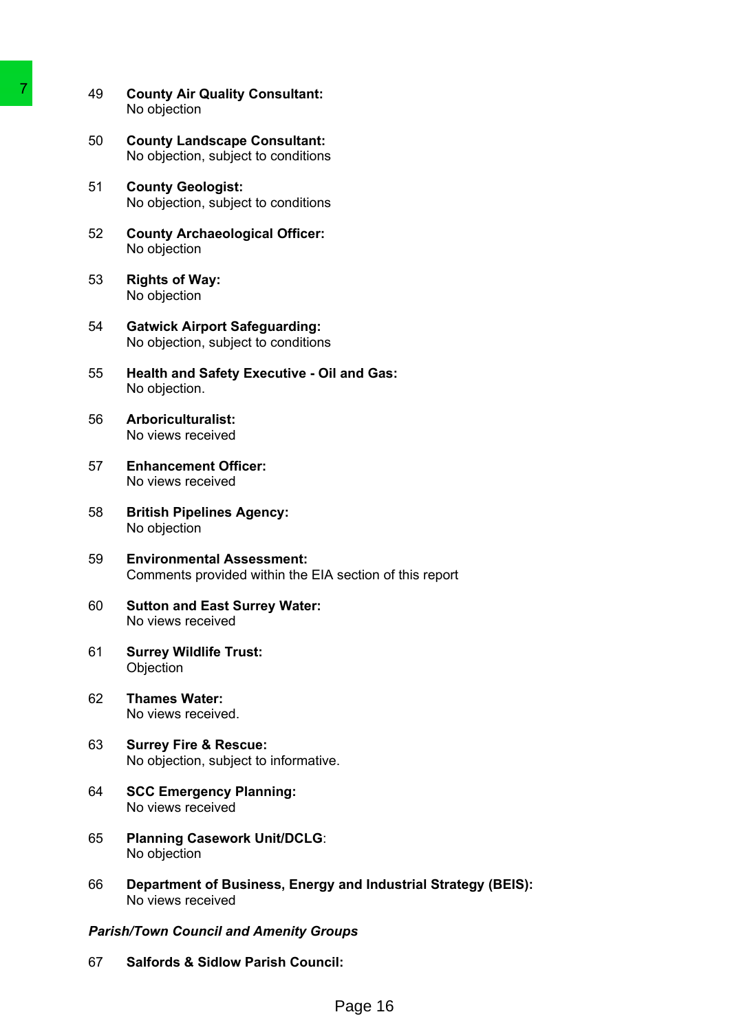49 **County Air Quality Consultant:**
No objection

50 **County Landscape Consultant:**
No objection, subject to conditions

51 **County Geologist:**
No objection, subject to conditions

52 **County Archaeological Officer:**
No objection

53 **Rights of Way:**
No objection

54 **Gatwick Airport Safeguarding:**
No objection, subject to conditions

55 **Health and Safety Executive - Oil and Gas:**
No objection.

56 **Arboriculturalist:**
No views received

57 **Enhancement Officer:**
No views received

58 **British Pipelines Agency:**
No objection

59 **Environmental Assessment:**
Comments provided within the EIA section of this report

60 **Sutton and East Surrey Water:**
No views received

61 **Surrey Wildlife Trust:**
Objection

62 **Thames Water:**
No views received.

63 **Surrey Fire & Rescue:**
No objection, subject to informative.

64 **SCC Emergency Planning:**
No views received

65 **Planning Casework Unit/DCLG**:
No objection

66 **Department of Business, Energy and Industrial Strategy (BEIS):**
No views received

***Parish/Town Council and Amenity Groups***

67 **Salfords & Sidlow Parish Council:**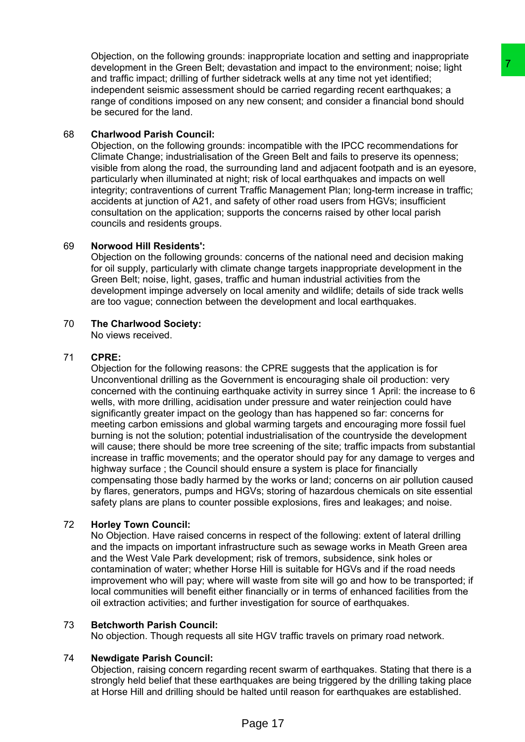Objection, on the following grounds: inappropriate location and setting and inappropriate development in the Green Belt; devastation and impact to the environment; noise; light and traffic impact; drilling of further sidetrack wells at any time not yet identified; independent seismic assessment should be carried regarding recent earthquakes; a range of conditions imposed on any new consent; and consider a financial bond should be secured for the land.

68 **Charlwood Parish Council:**
Objection, on the following grounds: incompatible with the IPCC recommendations for Climate Change; industrialisation of the Green Belt and fails to preserve its openness; visible from along the road, the surrounding land and adjacent footpath and is an eyesore, particularly when illuminated at night; risk of local earthquakes and impacts on well integrity; contraventions of current Traffic Management Plan; long-term increase in traffic; accidents at junction of A21, and safety of other road users from HGVs; insufficient consultation on the application; supports the concerns raised by other local parish councils and residents groups.

69 **Norwood Hill Residents':**
Objection on the following grounds: concerns of the national need and decision making for oil supply, particularly with climate change targets inappropriate development in the Green Belt; noise, light, gases, traffic and human industrial activities from the development impinge adversely on local amenity and wildlife; details of side track wells are too vague; connection between the development and local earthquakes.

70 **The Charlwood Society:**
No views received.

71 **CPRE:**
Objection for the following reasons: the CPRE suggests that the application is for Unconventional drilling as the Government is encouraging shale oil production: very concerned with the continuing earthquake activity in surrey since 1 April: the increase to 6 wells, with more drilling, acidisation under pressure and water reinjection could have significantly greater impact on the geology than has happened so far: concerns for meeting carbon emissions and global warming targets and encouraging more fossil fuel burning is not the solution; potential industrialisation of the countryside the development will cause; there should be more tree screening of the site; traffic impacts from substantial increase in traffic movements; and the operator should pay for any damage to verges and highway surface ; the Council should ensure a system is place for financially compensating those badly harmed by the works or land; concerns on air pollution caused by flares, generators, pumps and HGVs; storing of hazardous chemicals on site essential safety plans are plans to counter possible explosions, fires and leakages; and noise.

72 **Horley Town Council:**
No Objection. Have raised concerns in respect of the following: extent of lateral drilling and the impacts on important infrastructure such as sewage works in Meath Green area and the West Vale Park development; risk of tremors, subsidence, sink holes or contamination of water; whether Horse Hill is suitable for HGVs and if the road needs improvement who will pay; where will waste from site will go and how to be transported; if local communities will benefit either financially or in terms of enhanced facilities from the oil extraction activities; and further investigation for source of earthquakes.

73 **Betchworth Parish Council:**
No objection. Though requests all site HGV traffic travels on primary road network.

74 **Newdigate Parish Council:**
Objection, raising concern regarding recent swarm of earthquakes. Stating that there is a strongly held belief that these earthquakes are being triggered by the drilling taking place at Horse Hill and drilling should be halted until reason for earthquakes are established.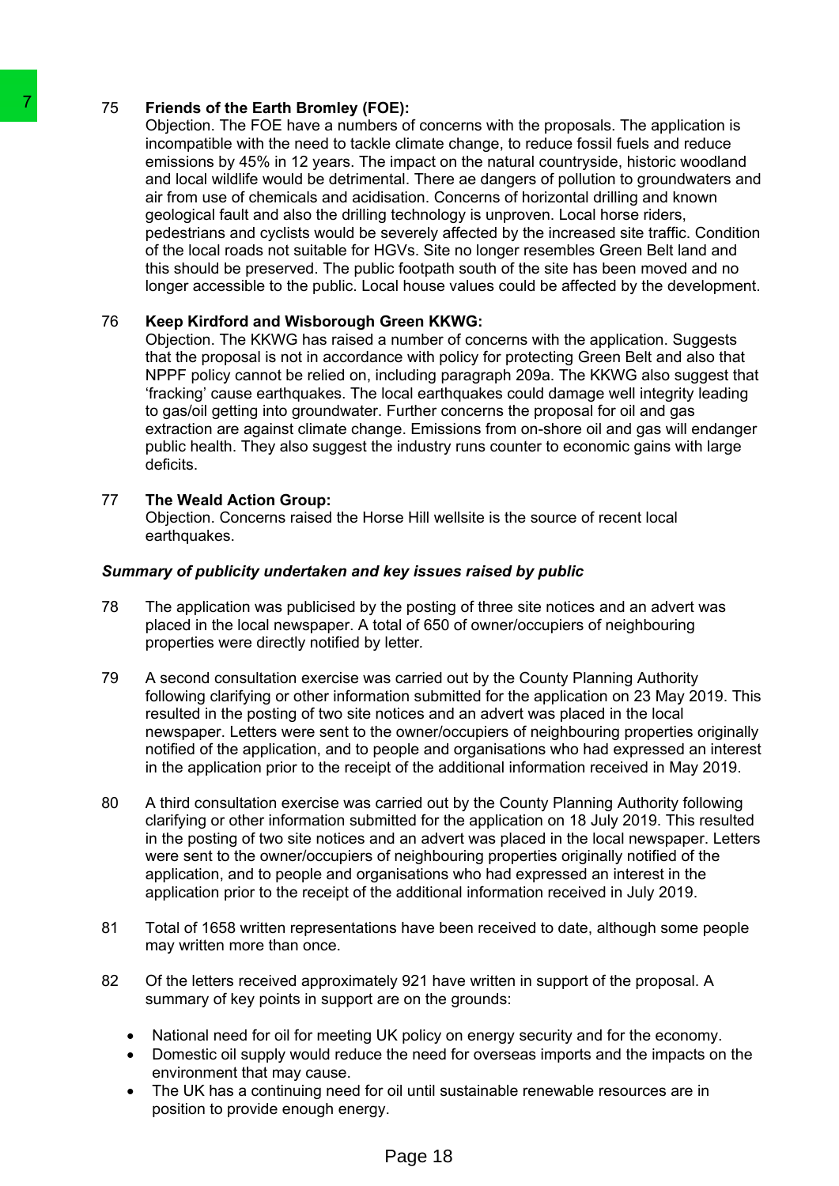75 **Friends of the Earth Bromley (FOE):**
Objection. The FOE have a numbers of concerns with the proposals. The application is incompatible with the need to tackle climate change, to reduce fossil fuels and reduce emissions by 45% in 12 years. The impact on the natural countryside, historic woodland and local wildlife would be detrimental. There ae dangers of pollution to groundwaters and air from use of chemicals and acidisation. Concerns of horizontal drilling and known geological fault and also the drilling technology is unproven. Local horse riders, pedestrians and cyclists would be severely affected by the increased site traffic. Condition of the local roads not suitable for HGVs. Site no longer resembles Green Belt land and this should be preserved. The public footpath south of the site has been moved and no longer accessible to the public. Local house values could be affected by the development.

76 **Keep Kirdford and Wisborough Green KKWG:**
Objection. The KKWG has raised a number of concerns with the application. Suggests that the proposal is not in accordance with policy for protecting Green Belt and also that NPPF policy cannot be relied on, including paragraph 209a. The KKWG also suggest that 'fracking' cause earthquakes. The local earthquakes could damage well integrity leading to gas/oil getting into groundwater. Further concerns the proposal for oil and gas extraction are against climate change. Emissions from on-shore oil and gas will endanger public health. They also suggest the industry runs counter to economic gains with large deficits.

77 **The Weald Action Group:**
Objection. Concerns raised the Horse Hill wellsite is the source of recent local earthquakes.

***Summary of publicity undertaken and key issues raised by public***

78 The application was publicised by the posting of three site notices and an advert was placed in the local newspaper. A total of 650 of owner/occupiers of neighbouring properties were directly notified by letter.

79 A second consultation exercise was carried out by the County Planning Authority following clarifying or other information submitted for the application on 23 May 2019. This resulted in the posting of two site notices and an advert was placed in the local newspaper. Letters were sent to the owner/occupiers of neighbouring properties originally notified of the application, and to people and organisations who had expressed an interest in the application prior to the receipt of the additional information received in May 2019.

80 A third consultation exercise was carried out by the County Planning Authority following clarifying or other information submitted for the application on 18 July 2019. This resulted in the posting of two site notices and an advert was placed in the local newspaper. Letters were sent to the owner/occupiers of neighbouring properties originally notified of the application, and to people and organisations who had expressed an interest in the application prior to the receipt of the additional information received in July 2019.

81 Total of 1658 written representations have been received to date, although some people may written more than once.

82 Of the letters received approximately 921 have written in support of the proposal. A summary of key points in support are on the grounds:

- National need for oil for meeting UK policy on energy security and for the economy.
- Domestic oil supply would reduce the need for overseas imports and the impacts on the environment that may cause.
- The UK has a continuing need for oil until sustainable renewable resources are in position to provide enough energy.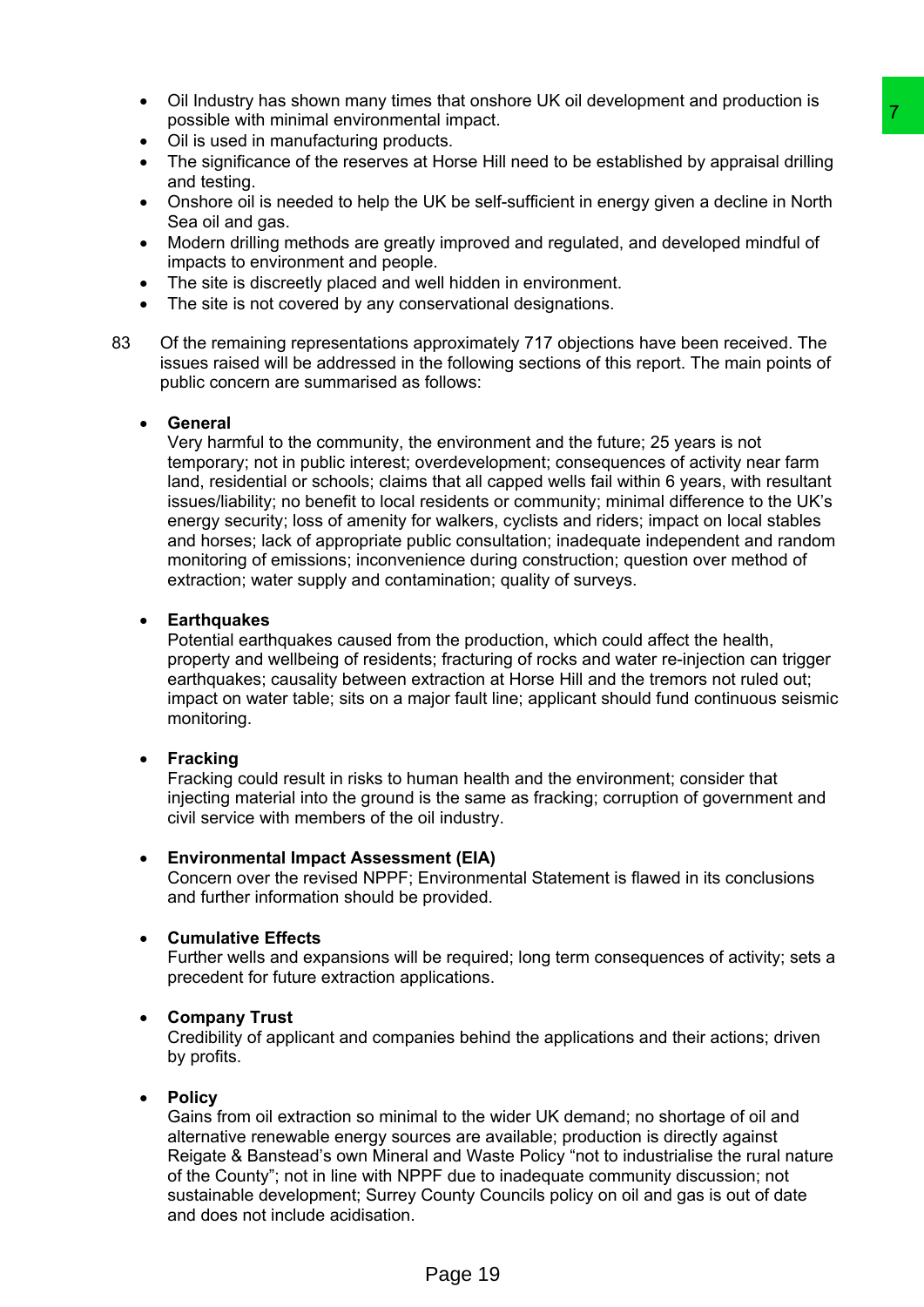- Oil Industry has shown many times that onshore UK oil development and production is possible with minimal environmental impact.
- Oil is used in manufacturing products.
- The significance of the reserves at Horse Hill need to be established by appraisal drilling and testing.
- Onshore oil is needed to help the UK be self-sufficient in energy given a decline in North Sea oil and gas.
- Modern drilling methods are greatly improved and regulated, and developed mindful of impacts to environment and people.
- The site is discreetly placed and well hidden in environment.
- The site is not covered by any conservational designations.

83 Of the remaining representations approximately 717 objections have been received. The issues raised will be addressed in the following sections of this report. The main points of public concern are summarised as follows:

- **General**
  Very harmful to the community, the environment and the future; 25 years is not temporary; not in public interest; overdevelopment; consequences of activity near farm land, residential or schools; claims that all capped wells fail within 6 years, with resultant issues/liability; no benefit to local residents or community; minimal difference to the UK's energy security; loss of amenity for walkers, cyclists and riders; impact on local stables and horses; lack of appropriate public consultation; inadequate independent and random monitoring of emissions; inconvenience during construction; question over method of extraction; water supply and contamination; quality of surveys.

- **Earthquakes**
  Potential earthquakes caused from the production, which could affect the health, property and wellbeing of residents; fracturing of rocks and water re-injection can trigger earthquakes; causality between extraction at Horse Hill and the tremors not ruled out; impact on water table; sits on a major fault line; applicant should fund continuous seismic monitoring.

- **Fracking**
  Fracking could result in risks to human health and the environment; consider that injecting material into the ground is the same as fracking; corruption of government and civil service with members of the oil industry.

- **Environmental Impact Assessment (EIA)**
  Concern over the revised NPPF; Environmental Statement is flawed in its conclusions and further information should be provided.

- **Cumulative Effects**
  Further wells and expansions will be required; long term consequences of activity; sets a precedent for future extraction applications.

- **Company Trust**
  Credibility of applicant and companies behind the applications and their actions; driven by profits.

- **Policy**
  Gains from oil extraction so minimal to the wider UK demand; no shortage of oil and alternative renewable energy sources are available; production is directly against Reigate & Banstead's own Mineral and Waste Policy "not to industrialise the rural nature of the County"; not in line with NPPF due to inadequate community discussion; not sustainable development; Surrey County Councils policy on oil and gas is out of date and does not include acidisation.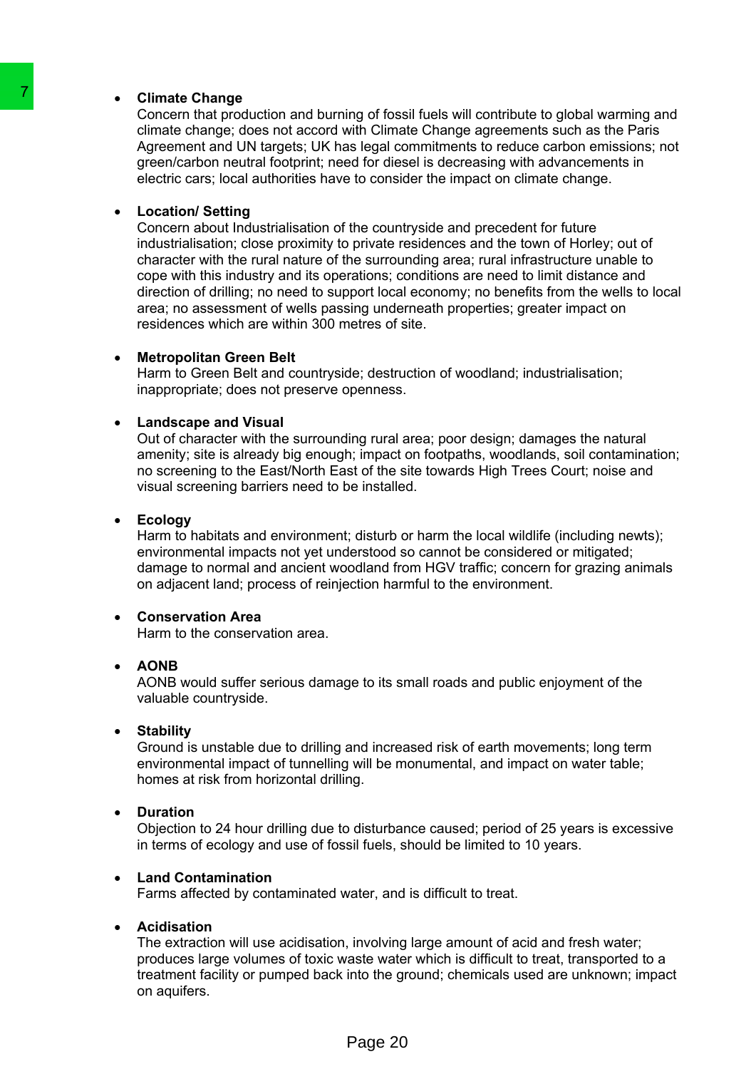- **Climate Change**
  Concern that production and burning of fossil fuels will contribute to global warming and climate change; does not accord with Climate Change agreements such as the Paris Agreement and UN targets; UK has legal commitments to reduce carbon emissions; not green/carbon neutral footprint; need for diesel is decreasing with advancements in electric cars; local authorities have to consider the impact on climate change.

- **Location/ Setting**
  Concern about Industrialisation of the countryside and precedent for future industrialisation; close proximity to private residences and the town of Horley; out of character with the rural nature of the surrounding area; rural infrastructure unable to cope with this industry and its operations; conditions are need to limit distance and direction of drilling; no need to support local economy; no benefits from the wells to local area; no assessment of wells passing underneath properties; greater impact on residences which are within 300 metres of site.

- **Metropolitan Green Belt**
  Harm to Green Belt and countryside; destruction of woodland; industrialisation; inappropriate; does not preserve openness.

- **Landscape and Visual**
  Out of character with the surrounding rural area; poor design; damages the natural amenity; site is already big enough; impact on footpaths, woodlands, soil contamination; no screening to the East/North East of the site towards High Trees Court; noise and visual screening barriers need to be installed.

- **Ecology**
  Harm to habitats and environment; disturb or harm the local wildlife (including newts); environmental impacts not yet understood so cannot be considered or mitigated; damage to normal and ancient woodland from HGV traffic; concern for grazing animals on adjacent land; process of reinjection harmful to the environment.

- **Conservation Area**
  Harm to the conservation area.

- **AONB**
  AONB would suffer serious damage to its small roads and public enjoyment of the valuable countryside.

- **Stability**
  Ground is unstable due to drilling and increased risk of earth movements; long term environmental impact of tunnelling will be monumental, and impact on water table; homes at risk from horizontal drilling.

- **Duration**
  Objection to 24 hour drilling due to disturbance caused; period of 25 years is excessive in terms of ecology and use of fossil fuels, should be limited to 10 years.

- **Land Contamination**
  Farms affected by contaminated water, and is difficult to treat.

- **Acidisation**
  The extraction will use acidisation, involving large amount of acid and fresh water; produces large volumes of toxic waste water which is difficult to treat, transported to a treatment facility or pumped back into the ground; chemicals used are unknown; impact on aquifers.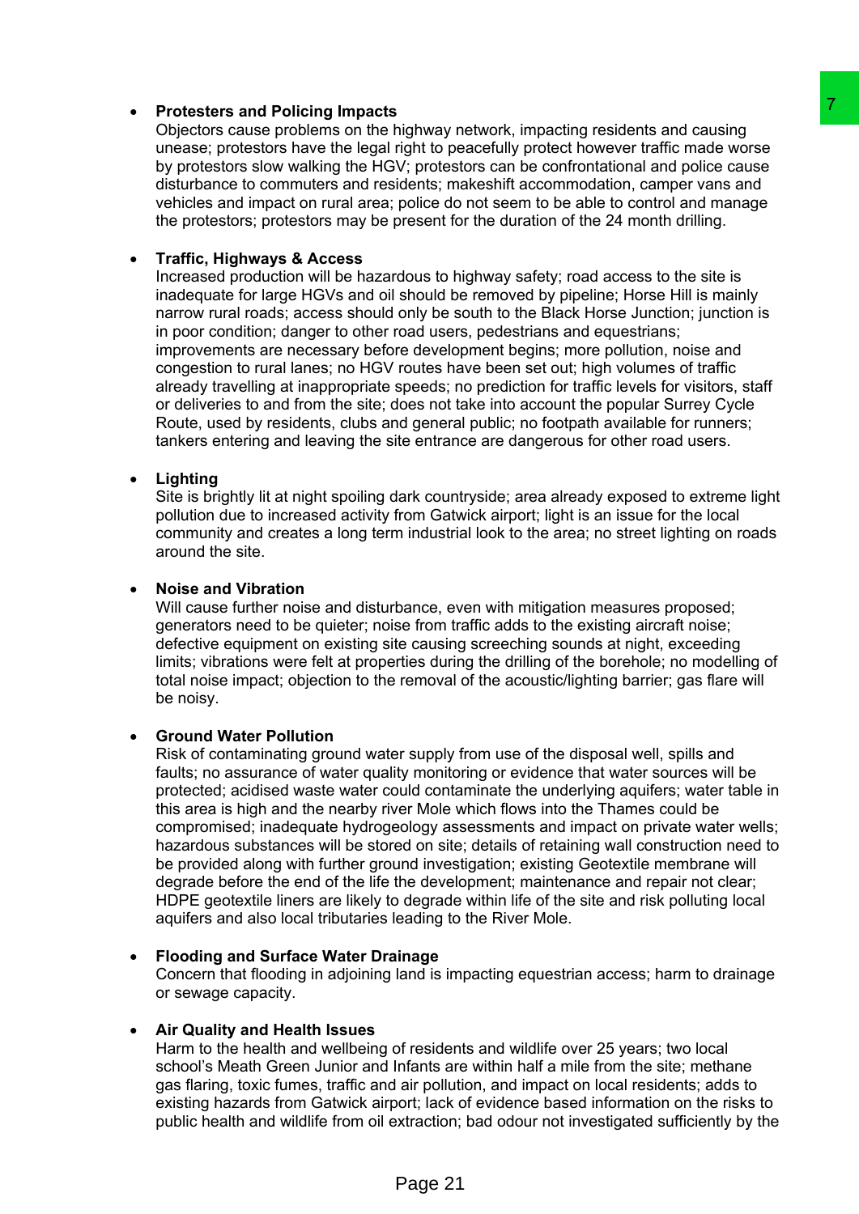- **Protesters and Policing Impacts**
  Objectors cause problems on the highway network, impacting residents and causing unease; protestors have the legal right to peacefully protect however traffic made worse by protestors slow walking the HGV; protestors can be confrontational and police cause disturbance to commuters and residents; makeshift accommodation, camper vans and vehicles and impact on rural area; police do not seem to be able to control and manage the protestors; protestors may be present for the duration of the 24 month drilling.

- **Traffic, Highways & Access**
  Increased production will be hazardous to highway safety; road access to the site is inadequate for large HGVs and oil should be removed by pipeline; Horse Hill is mainly narrow rural roads; access should only be south to the Black Horse Junction; junction is in poor condition; danger to other road users, pedestrians and equestrians; improvements are necessary before development begins; more pollution, noise and congestion to rural lanes; no HGV routes have been set out; high volumes of traffic already travelling at inappropriate speeds; no prediction for traffic levels for visitors, staff or deliveries to and from the site; does not take into account the popular Surrey Cycle Route, used by residents, clubs and general public; no footpath available for runners; tankers entering and leaving the site entrance are dangerous for other road users.

- **Lighting**
  Site is brightly lit at night spoiling dark countryside; area already exposed to extreme light pollution due to increased activity from Gatwick airport; light is an issue for the local community and creates a long term industrial look to the area; no street lighting on roads around the site.

- **Noise and Vibration**
  Will cause further noise and disturbance, even with mitigation measures proposed; generators need to be quieter; noise from traffic adds to the existing aircraft noise; defective equipment on existing site causing screeching sounds at night, exceeding limits; vibrations were felt at properties during the drilling of the borehole; no modelling of total noise impact; objection to the removal of the acoustic/lighting barrier; gas flare will be noisy.

- **Ground Water Pollution**
  Risk of contaminating ground water supply from use of the disposal well, spills and faults; no assurance of water quality monitoring or evidence that water sources will be protected; acidised waste water could contaminate the underlying aquifers; water table in this area is high and the nearby river Mole which flows into the Thames could be compromised; inadequate hydrogeology assessments and impact on private water wells; hazardous substances will be stored on site; details of retaining wall construction need to be provided along with further ground investigation; existing Geotextile membrane will degrade before the end of the life the development; maintenance and repair not clear; HDPE geotextile liners are likely to degrade within life of the site and risk polluting local aquifers and also local tributaries leading to the River Mole.

- **Flooding and Surface Water Drainage**
  Concern that flooding in adjoining land is impacting equestrian access; harm to drainage or sewage capacity.

- **Air Quality and Health Issues**
  Harm to the health and wellbeing of residents and wildlife over 25 years; two local school's Meath Green Junior and Infants are within half a mile from the site; methane gas flaring, toxic fumes, traffic and air pollution, and impact on local residents; adds to existing hazards from Gatwick airport; lack of evidence based information on the risks to public health and wildlife from oil extraction; bad odour not investigated sufficiently by the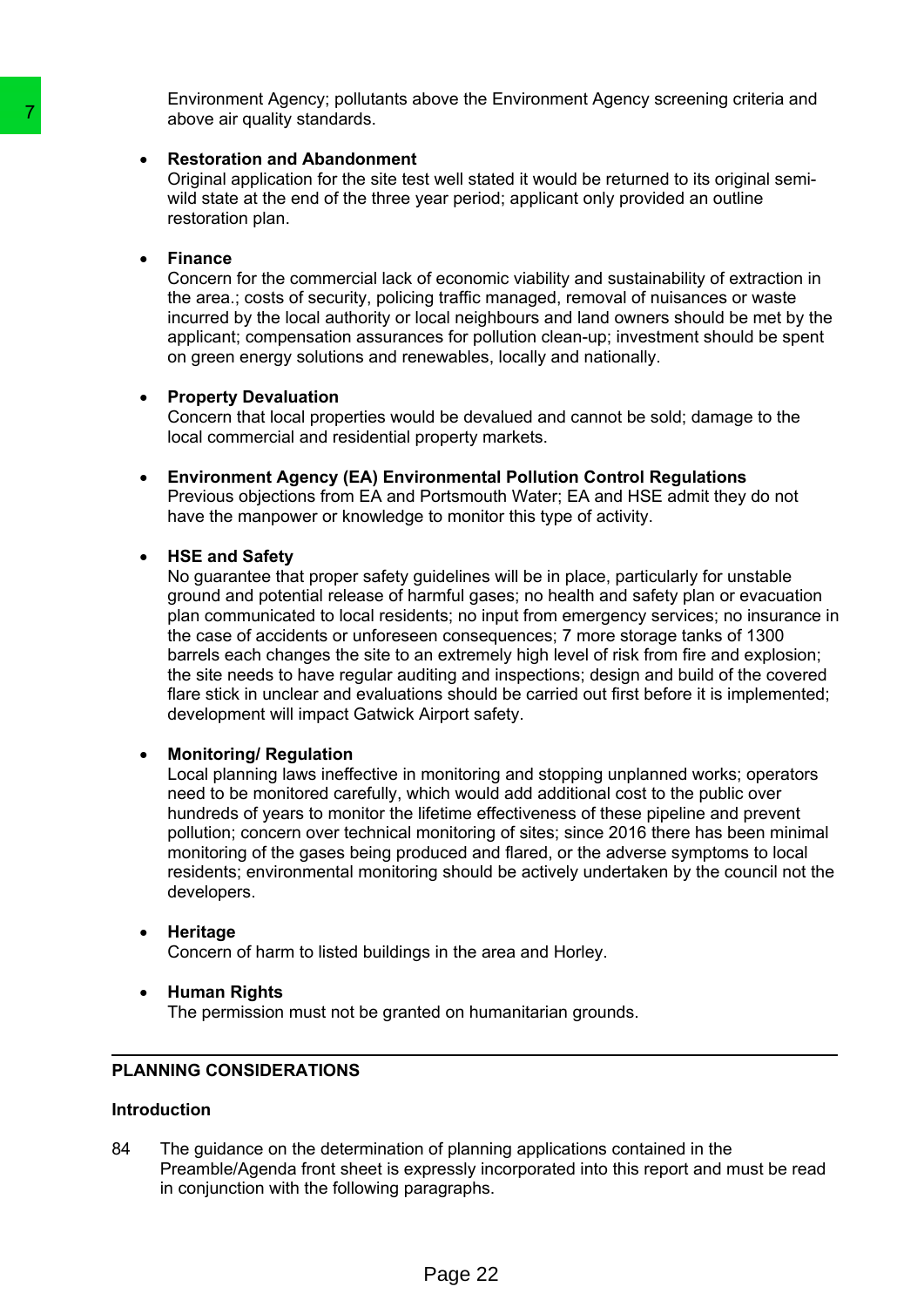Environment Agency; pollutants above the Environment Agency screening criteria and above air quality standards.

- **Restoration and Abandonment**
  Original application for the site test well stated it would be returned to its original semi-wild state at the end of the three year period; applicant only provided an outline restoration plan.

- **Finance**
  Concern for the commercial lack of economic viability and sustainability of extraction in the area.; costs of security, policing traffic managed, removal of nuisances or waste incurred by the local authority or local neighbours and land owners should be met by the applicant; compensation assurances for pollution clean-up; investment should be spent on green energy solutions and renewables, locally and nationally.

- **Property Devaluation**
  Concern that local properties would be devalued and cannot be sold; damage to the local commercial and residential property markets.

- **Environment Agency (EA) Environmental Pollution Control Regulations**
  Previous objections from EA and Portsmouth Water; EA and HSE admit they do not have the manpower or knowledge to monitor this type of activity.

- **HSE and Safety**
  No guarantee that proper safety guidelines will be in place, particularly for unstable ground and potential release of harmful gases; no health and safety plan or evacuation plan communicated to local residents; no input from emergency services; no insurance in the case of accidents or unforeseen consequences; 7 more storage tanks of 1300 barrels each changes the site to an extremely high level of risk from fire and explosion; the site needs to have regular auditing and inspections; design and build of the covered flare stick in unclear and evaluations should be carried out first before it is implemented; development will impact Gatwick Airport safety.

- **Monitoring/ Regulation**
  Local planning laws ineffective in monitoring and stopping unplanned works; operators need to be monitored carefully, which would add additional cost to the public over hundreds of years to monitor the lifetime effectiveness of these pipeline and prevent pollution; concern over technical monitoring of sites; since 2016 there has been minimal monitoring of the gases being produced and flared, or the adverse symptoms to local residents; environmental monitoring should be actively undertaken by the council not the developers.

- **Heritage**
  Concern of harm to listed buildings in the area and Horley.

- **Human Rights**
  The permission must not be granted on humanitarian grounds.

## PLANNING CONSIDERATIONS

### Introduction

84 The guidance on the determination of planning applications contained in the Preamble/Agenda front sheet is expressly incorporated into this report and must be read in conjunction with the following paragraphs.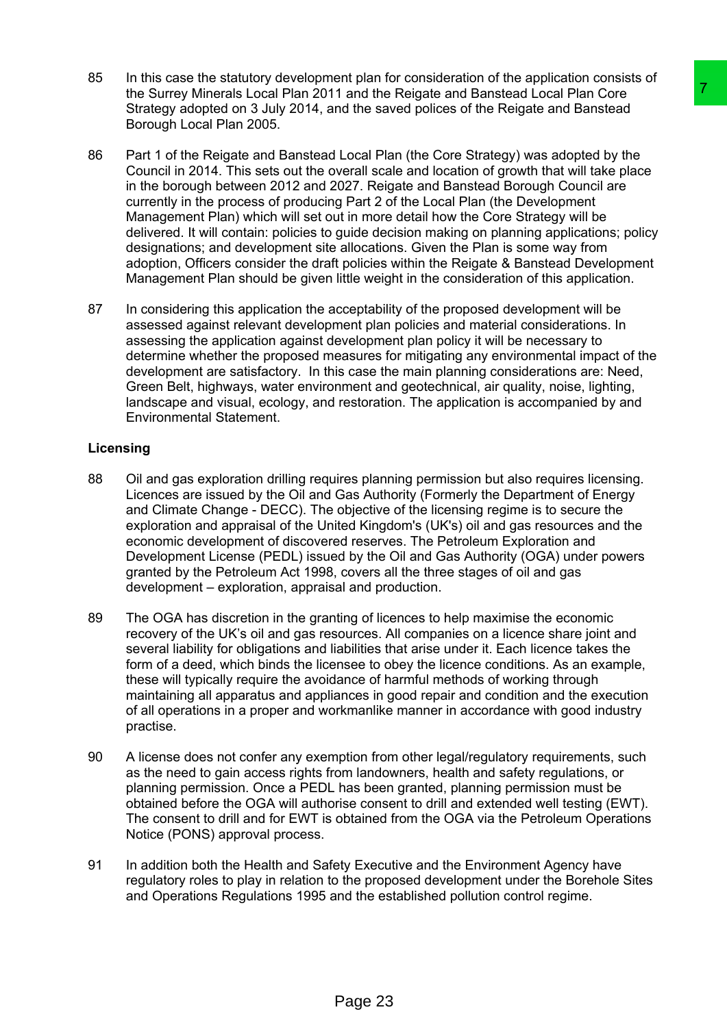85 In this case the statutory development plan for consideration of the application consists of the Surrey Minerals Local Plan 2011 and the Reigate and Banstead Local Plan Core Strategy adopted on 3 July 2014, and the saved polices of the Reigate and Banstead Borough Local Plan 2005.

86 Part 1 of the Reigate and Banstead Local Plan (the Core Strategy) was adopted by the Council in 2014. This sets out the overall scale and location of growth that will take place in the borough between 2012 and 2027. Reigate and Banstead Borough Council are currently in the process of producing Part 2 of the Local Plan (the Development Management Plan) which will set out in more detail how the Core Strategy will be delivered. It will contain: policies to guide decision making on planning applications; policy designations; and development site allocations. Given the Plan is some way from adoption, Officers consider the draft policies within the Reigate & Banstead Development Management Plan should be given little weight in the consideration of this application.

87 In considering this application the acceptability of the proposed development will be assessed against relevant development plan policies and material considerations. In assessing the application against development plan policy it will be necessary to determine whether the proposed measures for mitigating any environmental impact of the development are satisfactory. In this case the main planning considerations are: Need, Green Belt, highways, water environment and geotechnical, air quality, noise, lighting, landscape and visual, ecology, and restoration. The application is accompanied by and Environmental Statement.

**Licensing**

88 Oil and gas exploration drilling requires planning permission but also requires licensing. Licences are issued by the Oil and Gas Authority (Formerly the Department of Energy and Climate Change - DECC). The objective of the licensing regime is to secure the exploration and appraisal of the United Kingdom's (UK's) oil and gas resources and the economic development of discovered reserves. The Petroleum Exploration and Development License (PEDL) issued by the Oil and Gas Authority (OGA) under powers granted by the Petroleum Act 1998, covers all the three stages of oil and gas development – exploration, appraisal and production.

89 The OGA has discretion in the granting of licences to help maximise the economic recovery of the UK's oil and gas resources. All companies on a licence share joint and several liability for obligations and liabilities that arise under it. Each licence takes the form of a deed, which binds the licensee to obey the licence conditions. As an example, these will typically require the avoidance of harmful methods of working through maintaining all apparatus and appliances in good repair and condition and the execution of all operations in a proper and workmanlike manner in accordance with good industry practise.

90 A license does not confer any exemption from other legal/regulatory requirements, such as the need to gain access rights from landowners, health and safety regulations, or planning permission. Once a PEDL has been granted, planning permission must be obtained before the OGA will authorise consent to drill and extended well testing (EWT). The consent to drill and for EWT is obtained from the OGA via the Petroleum Operations Notice (PONS) approval process.

91 In addition both the Health and Safety Executive and the Environment Agency have regulatory roles to play in relation to the proposed development under the Borehole Sites and Operations Regulations 1995 and the established pollution control regime.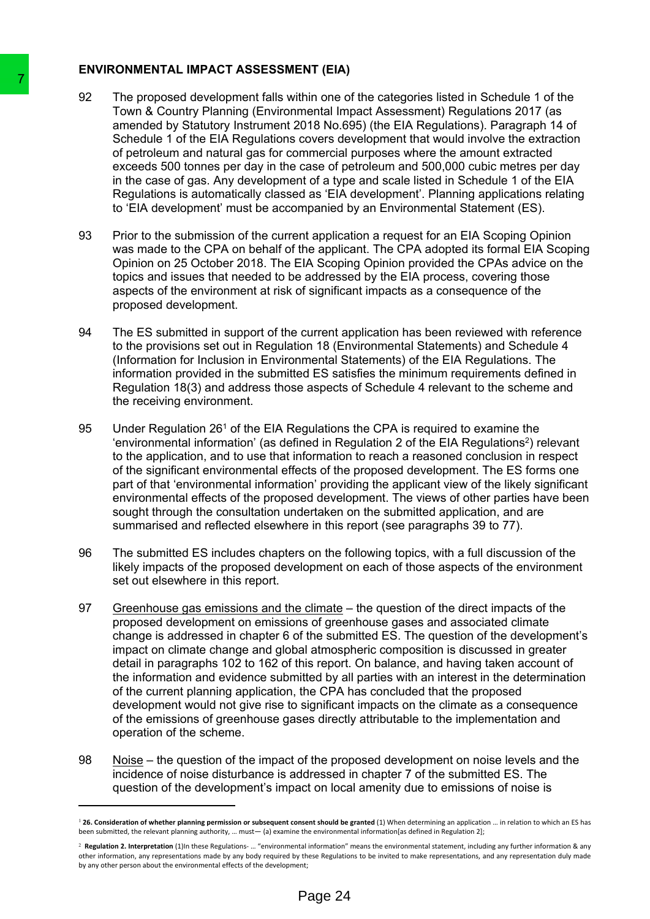## ENVIRONMENTAL IMPACT ASSESSMENT (EIA)

92 The proposed development falls within one of the categories listed in Schedule 1 of the Town & Country Planning (Environmental Impact Assessment) Regulations 2017 (as amended by Statutory Instrument 2018 No.695) (the EIA Regulations). Paragraph 14 of Schedule 1 of the EIA Regulations covers development that would involve the extraction of petroleum and natural gas for commercial purposes where the amount extracted exceeds 500 tonnes per day in the case of petroleum and 500,000 cubic metres per day in the case of gas. Any development of a type and scale listed in Schedule 1 of the EIA Regulations is automatically classed as 'EIA development'. Planning applications relating to 'EIA development' must be accompanied by an Environmental Statement (ES).

93 Prior to the submission of the current application a request for an EIA Scoping Opinion was made to the CPA on behalf of the applicant. The CPA adopted its formal EIA Scoping Opinion on 25 October 2018. The EIA Scoping Opinion provided the CPAs advice on the topics and issues that needed to be addressed by the EIA process, covering those aspects of the environment at risk of significant impacts as a consequence of the proposed development.

94 The ES submitted in support of the current application has been reviewed with reference to the provisions set out in Regulation 18 (Environmental Statements) and Schedule 4 (Information for Inclusion in Environmental Statements) of the EIA Regulations. The information provided in the submitted ES satisfies the minimum requirements defined in Regulation 18(3) and address those aspects of Schedule 4 relevant to the scheme and the receiving environment.

95 Under Regulation 26[1] of the EIA Regulations the CPA is required to examine the 'environmental information' (as defined in Regulation 2 of the EIA Regulations[2]) relevant to the application, and to use that information to reach a reasoned conclusion in respect of the significant environmental effects of the proposed development. The ES forms one part of that 'environmental information' providing the applicant view of the likely significant environmental effects of the proposed development. The views of other parties have been sought through the consultation undertaken on the submitted application, and are summarised and reflected elsewhere in this report (see paragraphs 39 to 77).

96 The submitted ES includes chapters on the following topics, with a full discussion of the likely impacts of the proposed development on each of those aspects of the environment set out elsewhere in this report.

97 Greenhouse gas emissions and the climate – the question of the direct impacts of the proposed development on emissions of greenhouse gases and associated climate change is addressed in chapter 6 of the submitted ES. The question of the development's impact on climate change and global atmospheric composition is discussed in greater detail in paragraphs 102 to 162 of this report. On balance, and having taken account of the information and evidence submitted by all parties with an interest in the determination of the current planning application, the CPA has concluded that the proposed development would not give rise to significant impacts on the climate as a consequence of the emissions of greenhouse gases directly attributable to the implementation and operation of the scheme.

98 Noise – the question of the impact of the proposed development on noise levels and the incidence of noise disturbance is addressed in chapter 7 of the submitted ES. The question of the development's impact on local amenity due to emissions of noise is

---

[1] **26. Consideration of whether planning permission or subsequent consent should be granted** (1) When determining an application … in relation to which an ES has been submitted, the relevant planning authority, … must— (a) examine the environmental information[as defined in Regulation 2];

[2] **Regulation 2. Interpretation** (1)In these Regulations- … "environmental information" means the environmental statement, including any further information & any other information, any representations made by any body required by these Regulations to be invited to make representations, and any representation duly made by any other person about the environmental effects of the development;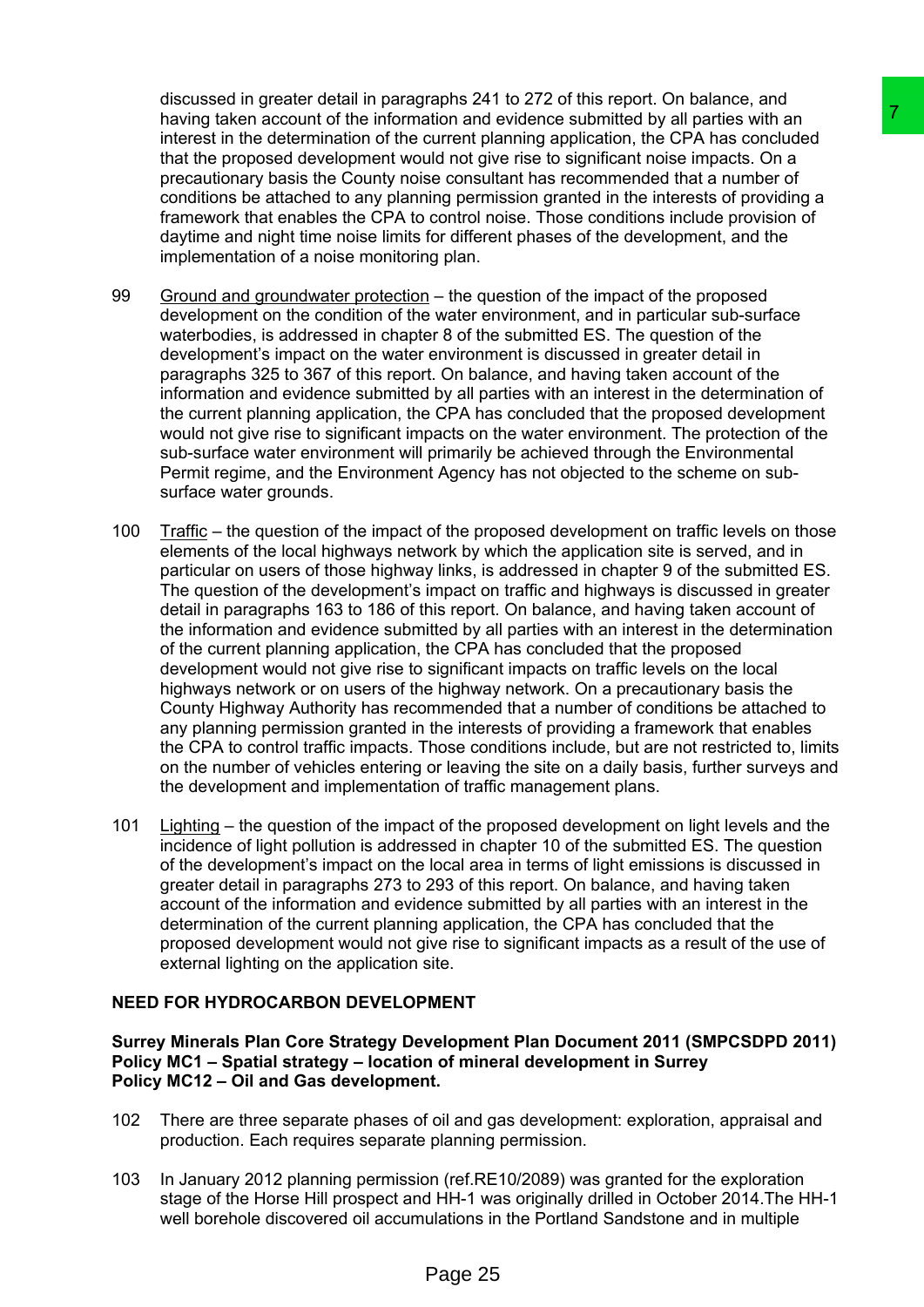discussed in greater detail in paragraphs 241 to 272 of this report. On balance, and having taken account of the information and evidence submitted by all parties with an interest in the determination of the current planning application, the CPA has concluded that the proposed development would not give rise to significant noise impacts. On a precautionary basis the County noise consultant has recommended that a number of conditions be attached to any planning permission granted in the interests of providing a framework that enables the CPA to control noise. Those conditions include provision of daytime and night time noise limits for different phases of the development, and the implementation of a noise monitoring plan.

99 Ground and groundwater protection – the question of the impact of the proposed development on the condition of the water environment, and in particular sub-surface waterbodies, is addressed in chapter 8 of the submitted ES. The question of the development's impact on the water environment is discussed in greater detail in paragraphs 325 to 367 of this report. On balance, and having taken account of the information and evidence submitted by all parties with an interest in the determination of the current planning application, the CPA has concluded that the proposed development would not give rise to significant impacts on the water environment. The protection of the sub-surface water environment will primarily be achieved through the Environmental Permit regime, and the Environment Agency has not objected to the scheme on sub-surface water grounds.

100 Traffic – the question of the impact of the proposed development on traffic levels on those elements of the local highways network by which the application site is served, and in particular on users of those highway links, is addressed in chapter 9 of the submitted ES. The question of the development's impact on traffic and highways is discussed in greater detail in paragraphs 163 to 186 of this report. On balance, and having taken account of the information and evidence submitted by all parties with an interest in the determination of the current planning application, the CPA has concluded that the proposed development would not give rise to significant impacts on traffic levels on the local highways network or on users of the highway network. On a precautionary basis the County Highway Authority has recommended that a number of conditions be attached to any planning permission granted in the interests of providing a framework that enables the CPA to control traffic impacts. Those conditions include, but are not restricted to, limits on the number of vehicles entering or leaving the site on a daily basis, further surveys and the development and implementation of traffic management plans.

101 Lighting – the question of the impact of the proposed development on light levels and the incidence of light pollution is addressed in chapter 10 of the submitted ES. The question of the development's impact on the local area in terms of light emissions is discussed in greater detail in paragraphs 273 to 293 of this report. On balance, and having taken account of the information and evidence submitted by all parties with an interest in the determination of the current planning application, the CPA has concluded that the proposed development would not give rise to significant impacts as a result of the use of external lighting on the application site.

## NEED FOR HYDROCARBON DEVELOPMENT

**Surrey Minerals Plan Core Strategy Development Plan Document 2011 (SMPCSDPD 2011)**
**Policy MC1 – Spatial strategy – location of mineral development in Surrey**
**Policy MC12 – Oil and Gas development.**

102 There are three separate phases of oil and gas development: exploration, appraisal and production. Each requires separate planning permission.

103 In January 2012 planning permission (ref.RE10/2089) was granted for the exploration stage of the Horse Hill prospect and HH-1 was originally drilled in October 2014.The HH-1 well borehole discovered oil accumulations in the Portland Sandstone and in multiple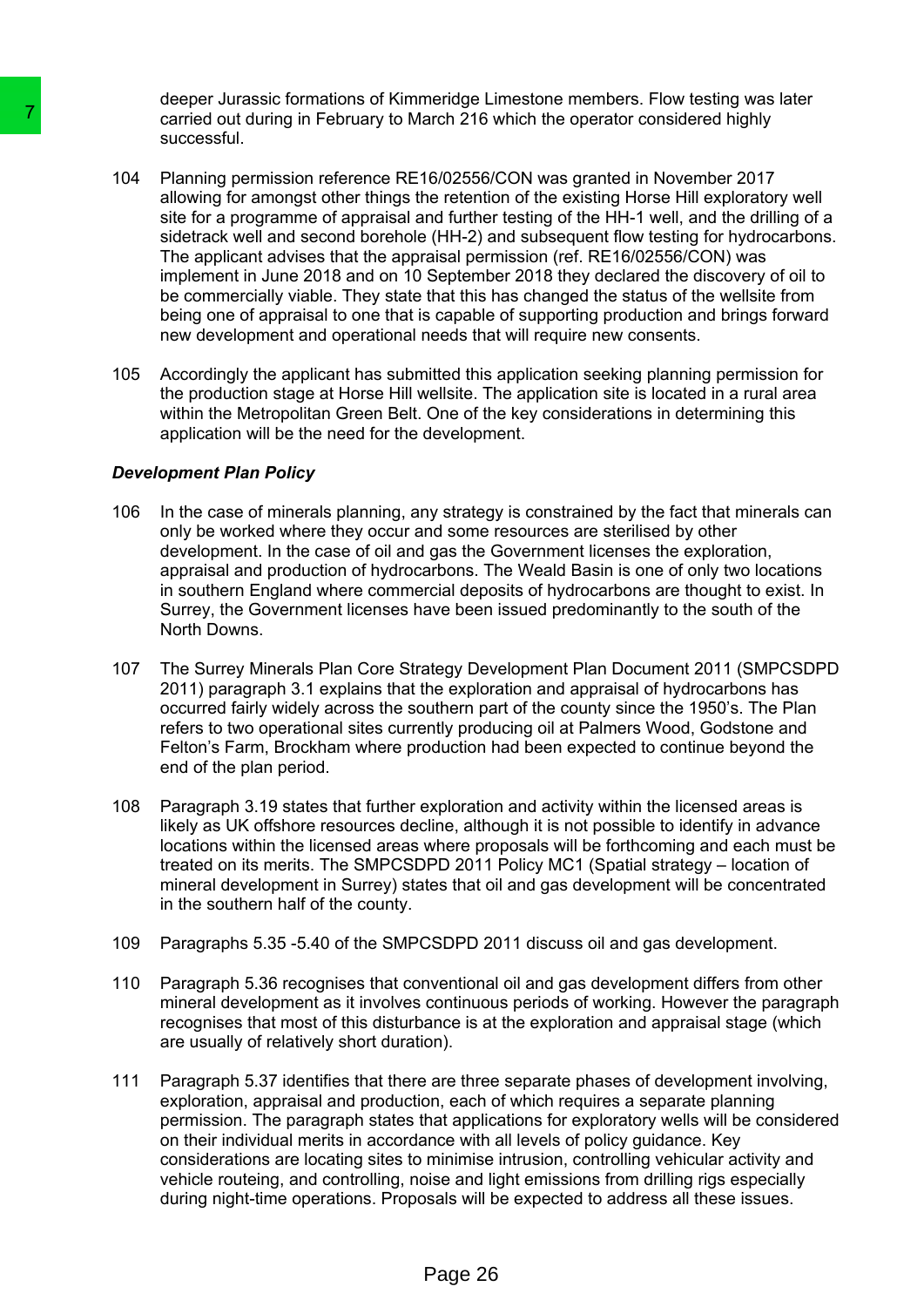deeper Jurassic formations of Kimmeridge Limestone members. Flow testing was later carried out during in February to March 216 which the operator considered highly successful.

104 Planning permission reference RE16/02556/CON was granted in November 2017 allowing for amongst other things the retention of the existing Horse Hill exploratory well site for a programme of appraisal and further testing of the HH-1 well, and the drilling of a sidetrack well and second borehole (HH-2) and subsequent flow testing for hydrocarbons. The applicant advises that the appraisal permission (ref. RE16/02556/CON) was implement in June 2018 and on 10 September 2018 they declared the discovery of oil to be commercially viable. They state that this has changed the status of the wellsite from being one of appraisal to one that is capable of supporting production and brings forward new development and operational needs that will require new consents.

105 Accordingly the applicant has submitted this application seeking planning permission for the production stage at Horse Hill wellsite. The application site is located in a rural area within the Metropolitan Green Belt. One of the key considerations in determining this application will be the need for the development.

***Development Plan Policy***

106 In the case of minerals planning, any strategy is constrained by the fact that minerals can only be worked where they occur and some resources are sterilised by other development. In the case of oil and gas the Government licenses the exploration, appraisal and production of hydrocarbons. The Weald Basin is one of only two locations in southern England where commercial deposits of hydrocarbons are thought to exist. In Surrey, the Government licenses have been issued predominantly to the south of the North Downs.

107 The Surrey Minerals Plan Core Strategy Development Plan Document 2011 (SMPCSDPD 2011) paragraph 3.1 explains that the exploration and appraisal of hydrocarbons has occurred fairly widely across the southern part of the county since the 1950's. The Plan refers to two operational sites currently producing oil at Palmers Wood, Godstone and Felton's Farm, Brockham where production had been expected to continue beyond the end of the plan period.

108 Paragraph 3.19 states that further exploration and activity within the licensed areas is likely as UK offshore resources decline, although it is not possible to identify in advance locations within the licensed areas where proposals will be forthcoming and each must be treated on its merits. The SMPCSDPD 2011 Policy MC1 (Spatial strategy – location of mineral development in Surrey) states that oil and gas development will be concentrated in the southern half of the county.

109 Paragraphs 5.35 -5.40 of the SMPCSDPD 2011 discuss oil and gas development.

110 Paragraph 5.36 recognises that conventional oil and gas development differs from other mineral development as it involves continuous periods of working. However the paragraph recognises that most of this disturbance is at the exploration and appraisal stage (which are usually of relatively short duration).

111 Paragraph 5.37 identifies that there are three separate phases of development involving, exploration, appraisal and production, each of which requires a separate planning permission. The paragraph states that applications for exploratory wells will be considered on their individual merits in accordance with all levels of policy guidance. Key considerations are locating sites to minimise intrusion, controlling vehicular activity and vehicle routeing, and controlling, noise and light emissions from drilling rigs especially during night-time operations. Proposals will be expected to address all these issues.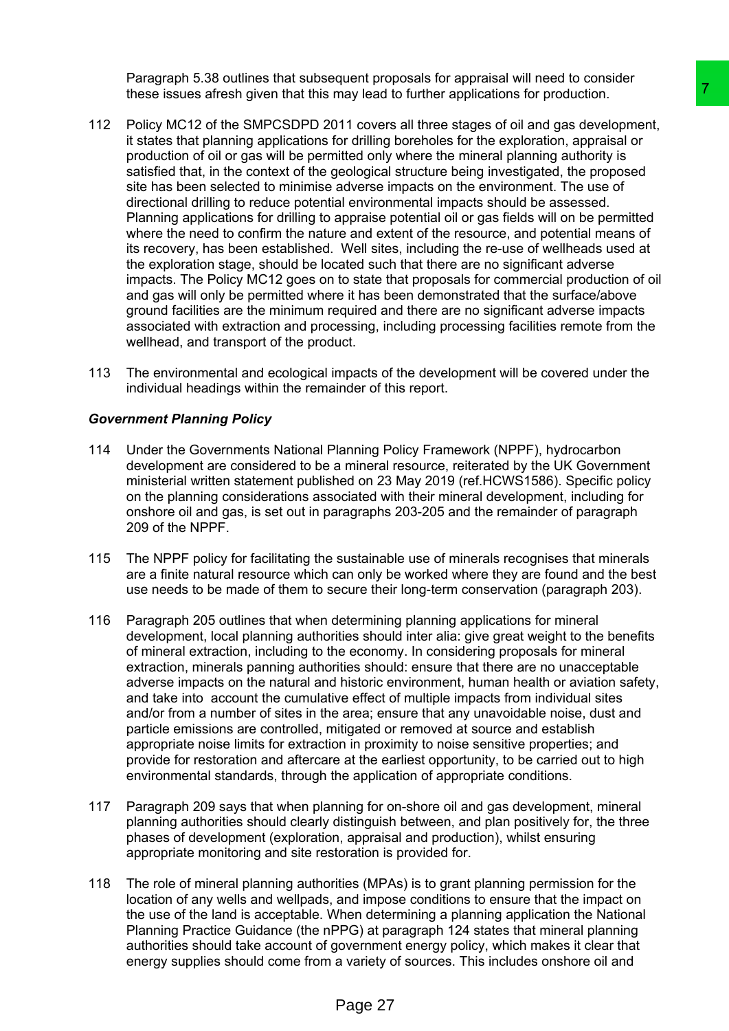Paragraph 5.38 outlines that subsequent proposals for appraisal will need to consider these issues afresh given that this may lead to further applications for production.

112 Policy MC12 of the SMPCSDPD 2011 covers all three stages of oil and gas development, it states that planning applications for drilling boreholes for the exploration, appraisal or production of oil or gas will be permitted only where the mineral planning authority is satisfied that, in the context of the geological structure being investigated, the proposed site has been selected to minimise adverse impacts on the environment. The use of directional drilling to reduce potential environmental impacts should be assessed. Planning applications for drilling to appraise potential oil or gas fields will on be permitted where the need to confirm the nature and extent of the resource, and potential means of its recovery, has been established. Well sites, including the re-use of wellheads used at the exploration stage, should be located such that there are no significant adverse impacts. The Policy MC12 goes on to state that proposals for commercial production of oil and gas will only be permitted where it has been demonstrated that the surface/above ground facilities are the minimum required and there are no significant adverse impacts associated with extraction and processing, including processing facilities remote from the wellhead, and transport of the product.

113 The environmental and ecological impacts of the development will be covered under the individual headings within the remainder of this report.

***Government Planning Policy***

114 Under the Governments National Planning Policy Framework (NPPF), hydrocarbon development are considered to be a mineral resource, reiterated by the UK Government ministerial written statement published on 23 May 2019 (ref.HCWS1586). Specific policy on the planning considerations associated with their mineral development, including for onshore oil and gas, is set out in paragraphs 203-205 and the remainder of paragraph 209 of the NPPF.

115 The NPPF policy for facilitating the sustainable use of minerals recognises that minerals are a finite natural resource which can only be worked where they are found and the best use needs to be made of them to secure their long-term conservation (paragraph 203).

116 Paragraph 205 outlines that when determining planning applications for mineral development, local planning authorities should inter alia: give great weight to the benefits of mineral extraction, including to the economy. In considering proposals for mineral extraction, minerals panning authorities should: ensure that there are no unacceptable adverse impacts on the natural and historic environment, human health or aviation safety, and take into account the cumulative effect of multiple impacts from individual sites and/or from a number of sites in the area; ensure that any unavoidable noise, dust and particle emissions are controlled, mitigated or removed at source and establish appropriate noise limits for extraction in proximity to noise sensitive properties; and provide for restoration and aftercare at the earliest opportunity, to be carried out to high environmental standards, through the application of appropriate conditions.

117 Paragraph 209 says that when planning for on-shore oil and gas development, mineral planning authorities should clearly distinguish between, and plan positively for, the three phases of development (exploration, appraisal and production), whilst ensuring appropriate monitoring and site restoration is provided for.

118 The role of mineral planning authorities (MPAs) is to grant planning permission for the location of any wells and wellpads, and impose conditions to ensure that the impact on the use of the land is acceptable. When determining a planning application the National Planning Practice Guidance (the nPPG) at paragraph 124 states that mineral planning authorities should take account of government energy policy, which makes it clear that energy supplies should come from a variety of sources. This includes onshore oil and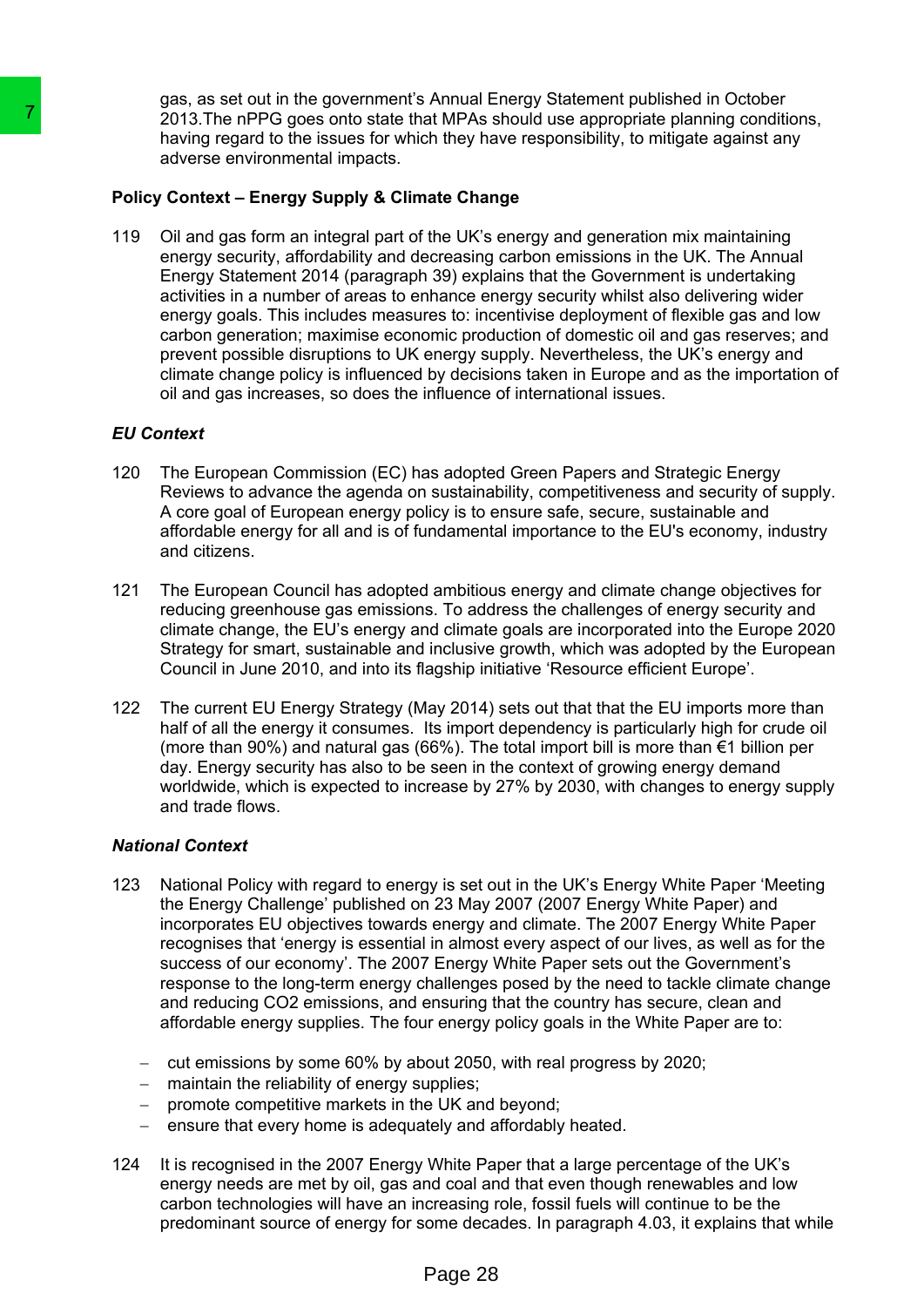gas, as set out in the government's Annual Energy Statement published in October 2013.The nPPG goes onto state that MPAs should use appropriate planning conditions, having regard to the issues for which they have responsibility, to mitigate against any adverse environmental impacts.

**Policy Context – Energy Supply & Climate Change**

119 Oil and gas form an integral part of the UK's energy and generation mix maintaining energy security, affordability and decreasing carbon emissions in the UK. The Annual Energy Statement 2014 (paragraph 39) explains that the Government is undertaking activities in a number of areas to enhance energy security whilst also delivering wider energy goals. This includes measures to: incentivise deployment of flexible gas and low carbon generation; maximise economic production of domestic oil and gas reserves; and prevent possible disruptions to UK energy supply. Nevertheless, the UK's energy and climate change policy is influenced by decisions taken in Europe and as the importation of oil and gas increases, so does the influence of international issues.

***EU Context***

120 The European Commission (EC) has adopted Green Papers and Strategic Energy Reviews to advance the agenda on sustainability, competitiveness and security of supply. A core goal of European energy policy is to ensure safe, secure, sustainable and affordable energy for all and is of fundamental importance to the EU's economy, industry and citizens.

121 The European Council has adopted ambitious energy and climate change objectives for reducing greenhouse gas emissions. To address the challenges of energy security and climate change, the EU's energy and climate goals are incorporated into the Europe 2020 Strategy for smart, sustainable and inclusive growth, which was adopted by the European Council in June 2010, and into its flagship initiative 'Resource efficient Europe'.

122 The current EU Energy Strategy (May 2014) sets out that that the EU imports more than half of all the energy it consumes. Its import dependency is particularly high for crude oil (more than 90%) and natural gas (66%). The total import bill is more than €1 billion per day. Energy security has also to be seen in the context of growing energy demand worldwide, which is expected to increase by 27% by 2030, with changes to energy supply and trade flows.

***National Context***

123 National Policy with regard to energy is set out in the UK's Energy White Paper 'Meeting the Energy Challenge' published on 23 May 2007 (2007 Energy White Paper) and incorporates EU objectives towards energy and climate. The 2007 Energy White Paper recognises that 'energy is essential in almost every aspect of our lives, as well as for the success of our economy'. The 2007 Energy White Paper sets out the Government's response to the long-term energy challenges posed by the need to tackle climate change and reducing CO2 emissions, and ensuring that the country has secure, clean and affordable energy supplies. The four energy policy goals in the White Paper are to:

- cut emissions by some 60% by about 2050, with real progress by 2020;
- maintain the reliability of energy supplies;
- promote competitive markets in the UK and beyond;
- ensure that every home is adequately and affordably heated.

124 It is recognised in the 2007 Energy White Paper that a large percentage of the UK's energy needs are met by oil, gas and coal and that even though renewables and low carbon technologies will have an increasing role, fossil fuels will continue to be the predominant source of energy for some decades. In paragraph 4.03, it explains that while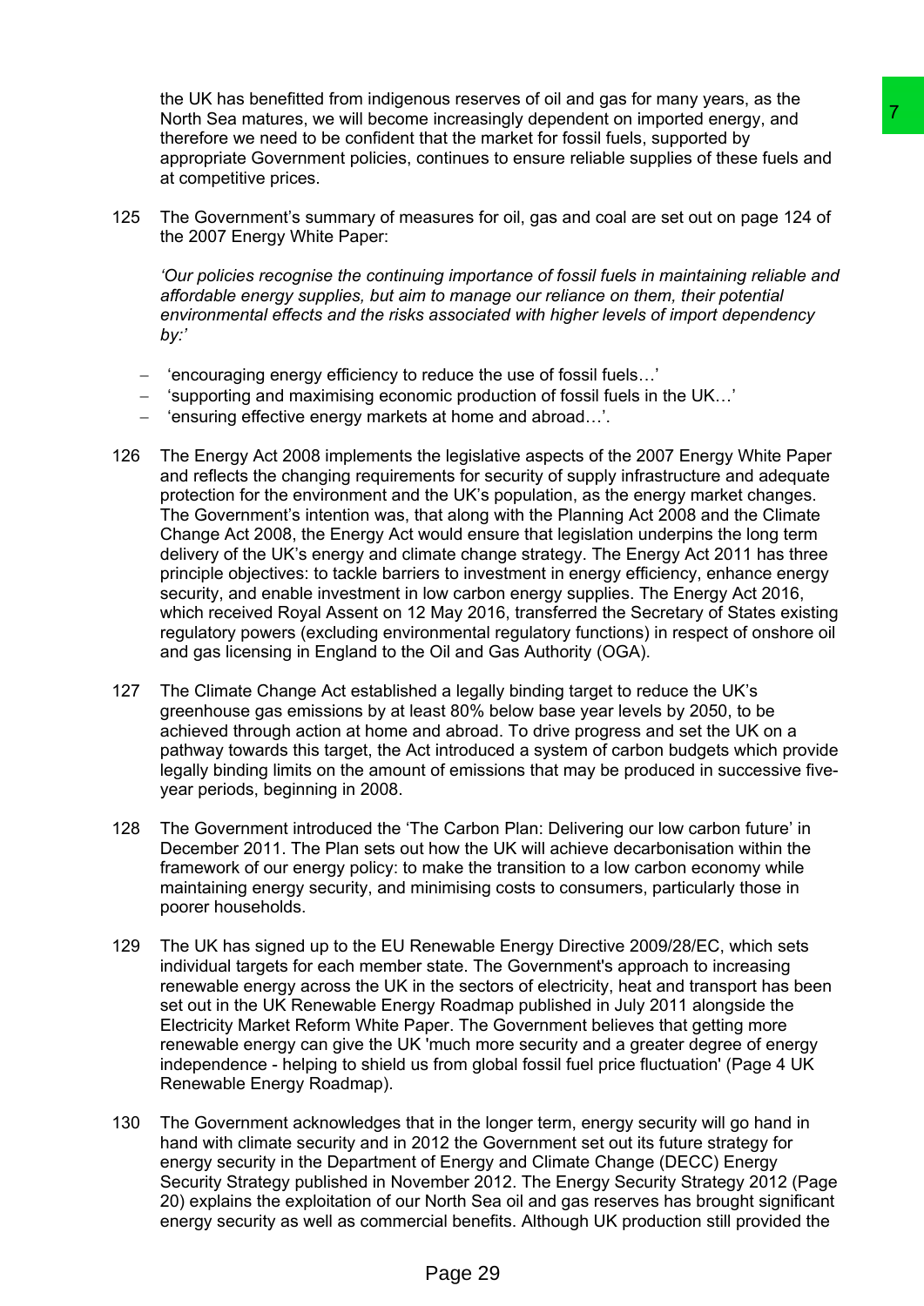the UK has benefitted from indigenous reserves of oil and gas for many years, as the North Sea matures, we will become increasingly dependent on imported energy, and therefore we need to be confident that the market for fossil fuels, supported by appropriate Government policies, continues to ensure reliable supplies of these fuels and at competitive prices.

125 The Government's summary of measures for oil, gas and coal are set out on page 124 of the 2007 Energy White Paper:

*'Our policies recognise the continuing importance of fossil fuels in maintaining reliable and affordable energy supplies, but aim to manage our reliance on them, their potential environmental effects and the risks associated with higher levels of import dependency by:'*

- 'encouraging energy efficiency to reduce the use of fossil fuels…'
- 'supporting and maximising economic production of fossil fuels in the UK…'
- 'ensuring effective energy markets at home and abroad…'.

126 The Energy Act 2008 implements the legislative aspects of the 2007 Energy White Paper and reflects the changing requirements for security of supply infrastructure and adequate protection for the environment and the UK's population, as the energy market changes. The Government's intention was, that along with the Planning Act 2008 and the Climate Change Act 2008, the Energy Act would ensure that legislation underpins the long term delivery of the UK's energy and climate change strategy. The Energy Act 2011 has three principle objectives: to tackle barriers to investment in energy efficiency, enhance energy security, and enable investment in low carbon energy supplies. The Energy Act 2016, which received Royal Assent on 12 May 2016, transferred the Secretary of States existing regulatory powers (excluding environmental regulatory functions) in respect of onshore oil and gas licensing in England to the Oil and Gas Authority (OGA).

127 The Climate Change Act established a legally binding target to reduce the UK's greenhouse gas emissions by at least 80% below base year levels by 2050, to be achieved through action at home and abroad. To drive progress and set the UK on a pathway towards this target, the Act introduced a system of carbon budgets which provide legally binding limits on the amount of emissions that may be produced in successive five-year periods, beginning in 2008.

128 The Government introduced the 'The Carbon Plan: Delivering our low carbon future' in December 2011. The Plan sets out how the UK will achieve decarbonisation within the framework of our energy policy: to make the transition to a low carbon economy while maintaining energy security, and minimising costs to consumers, particularly those in poorer households.

129 The UK has signed up to the EU Renewable Energy Directive 2009/28/EC, which sets individual targets for each member state. The Government's approach to increasing renewable energy across the UK in the sectors of electricity, heat and transport has been set out in the UK Renewable Energy Roadmap published in July 2011 alongside the Electricity Market Reform White Paper. The Government believes that getting more renewable energy can give the UK 'much more security and a greater degree of energy independence - helping to shield us from global fossil fuel price fluctuation' (Page 4 UK Renewable Energy Roadmap).

130 The Government acknowledges that in the longer term, energy security will go hand in hand with climate security and in 2012 the Government set out its future strategy for energy security in the Department of Energy and Climate Change (DECC) Energy Security Strategy published in November 2012. The Energy Security Strategy 2012 (Page 20) explains the exploitation of our North Sea oil and gas reserves has brought significant energy security as well as commercial benefits. Although UK production still provided the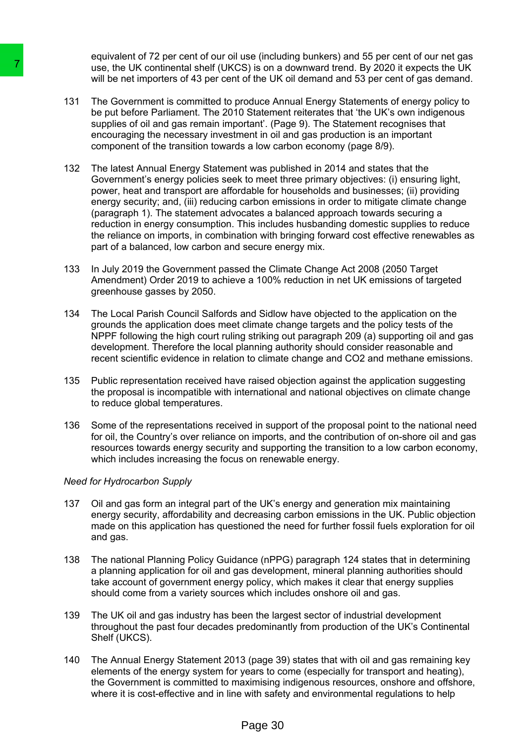equivalent of 72 per cent of our oil use (including bunkers) and 55 per cent of our net gas use, the UK continental shelf (UKCS) is on a downward trend. By 2020 it expects the UK will be net importers of 43 per cent of the UK oil demand and 53 per cent of gas demand.

131 The Government is committed to produce Annual Energy Statements of energy policy to be put before Parliament. The 2010 Statement reiterates that 'the UK's own indigenous supplies of oil and gas remain important'. (Page 9). The Statement recognises that encouraging the necessary investment in oil and gas production is an important component of the transition towards a low carbon economy (page 8/9).

132 The latest Annual Energy Statement was published in 2014 and states that the Government's energy policies seek to meet three primary objectives: (i) ensuring light, power, heat and transport are affordable for households and businesses; (ii) providing energy security; and, (iii) reducing carbon emissions in order to mitigate climate change (paragraph 1). The statement advocates a balanced approach towards securing a reduction in energy consumption. This includes husbanding domestic supplies to reduce the reliance on imports, in combination with bringing forward cost effective renewables as part of a balanced, low carbon and secure energy mix.

133 In July 2019 the Government passed the Climate Change Act 2008 (2050 Target Amendment) Order 2019 to achieve a 100% reduction in net UK emissions of targeted greenhouse gasses by 2050.

134 The Local Parish Council Salfords and Sidlow have objected to the application on the grounds the application does meet climate change targets and the policy tests of the NPPF following the high court ruling striking out paragraph 209 (a) supporting oil and gas development. Therefore the local planning authority should consider reasonable and recent scientific evidence in relation to climate change and CO2 and methane emissions.

135 Public representation received have raised objection against the application suggesting the proposal is incompatible with international and national objectives on climate change to reduce global temperatures.

136 Some of the representations received in support of the proposal point to the national need for oil, the Country's over reliance on imports, and the contribution of on-shore oil and gas resources towards energy security and supporting the transition to a low carbon economy, which includes increasing the focus on renewable energy.

*Need for Hydrocarbon Supply*

137 Oil and gas form an integral part of the UK's energy and generation mix maintaining energy security, affordability and decreasing carbon emissions in the UK. Public objection made on this application has questioned the need for further fossil fuels exploration for oil and gas.

138 The national Planning Policy Guidance (nPPG) paragraph 124 states that in determining a planning application for oil and gas development, mineral planning authorities should take account of government energy policy, which makes it clear that energy supplies should come from a variety sources which includes onshore oil and gas.

139 The UK oil and gas industry has been the largest sector of industrial development throughout the past four decades predominantly from production of the UK's Continental Shelf (UKCS).

140 The Annual Energy Statement 2013 (page 39) states that with oil and gas remaining key elements of the energy system for years to come (especially for transport and heating), the Government is committed to maximising indigenous resources, onshore and offshore, where it is cost-effective and in line with safety and environmental regulations to help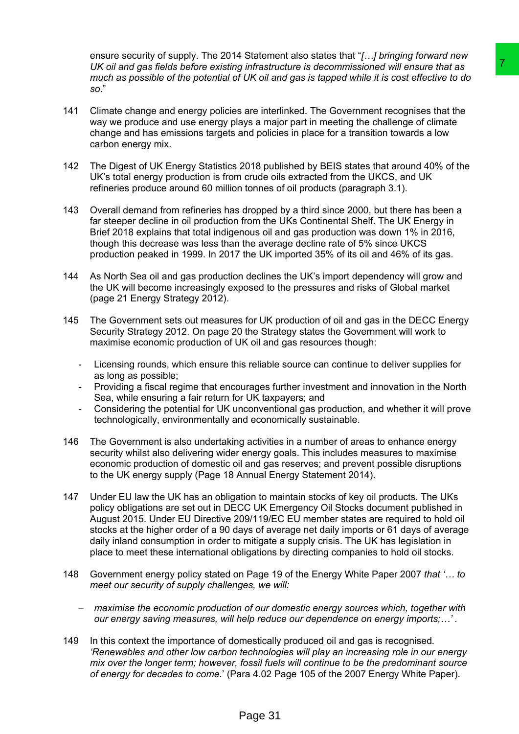ensure security of supply. The 2014 Statement also states that "*[…] bringing forward new UK oil and gas fields before existing infrastructure is decommissioned will ensure that as much as possible of the potential of UK oil and gas is tapped while it is cost effective to do so*."

141 Climate change and energy policies are interlinked. The Government recognises that the way we produce and use energy plays a major part in meeting the challenge of climate change and has emissions targets and policies in place for a transition towards a low carbon energy mix.

142 The Digest of UK Energy Statistics 2018 published by BEIS states that around 40% of the UK's total energy production is from crude oils extracted from the UKCS, and UK refineries produce around 60 million tonnes of oil products (paragraph 3.1).

143 Overall demand from refineries has dropped by a third since 2000, but there has been a far steeper decline in oil production from the UKs Continental Shelf. The UK Energy in Brief 2018 explains that total indigenous oil and gas production was down 1% in 2016, though this decrease was less than the average decline rate of 5% since UKCS production peaked in 1999. In 2017 the UK imported 35% of its oil and 46% of its gas.

144 As North Sea oil and gas production declines the UK's import dependency will grow and the UK will become increasingly exposed to the pressures and risks of Global market (page 21 Energy Strategy 2012).

145 The Government sets out measures for UK production of oil and gas in the DECC Energy Security Strategy 2012. On page 20 the Strategy states the Government will work to maximise economic production of UK oil and gas resources though:

- Licensing rounds, which ensure this reliable source can continue to deliver supplies for as long as possible;
- Providing a fiscal regime that encourages further investment and innovation in the North Sea, while ensuring a fair return for UK taxpayers; and
- Considering the potential for UK unconventional gas production, and whether it will prove technologically, environmentally and economically sustainable.

146 The Government is also undertaking activities in a number of areas to enhance energy security whilst also delivering wider energy goals. This includes measures to maximise economic production of domestic oil and gas reserves; and prevent possible disruptions to the UK energy supply (Page 18 Annual Energy Statement 2014).

147 Under EU law the UK has an obligation to maintain stocks of key oil products. The UKs policy obligations are set out in DECC UK Emergency Oil Stocks document published in August 2015. Under EU Directive 209/119/EC EU member states are required to hold oil stocks at the higher order of a 90 days of average net daily imports or 61 days of average daily inland consumption in order to mitigate a supply crisis. The UK has legislation in place to meet these international obligations by directing companies to hold oil stocks.

148 Government energy policy stated on Page 19 of the Energy White Paper 2007 *that '… to meet our security of supply challenges, we will:*

- *maximise the economic production of our domestic energy sources which, together with our energy saving measures, will help reduce our dependence on energy imports;…'* .

149 In this context the importance of domestically produced oil and gas is recognised. *'Renewables and other low carbon technologies will play an increasing role in our energy mix over the longer term; however, fossil fuels will continue to be the predominant source of energy for decades to come.*' (Para 4.02 Page 105 of the 2007 Energy White Paper).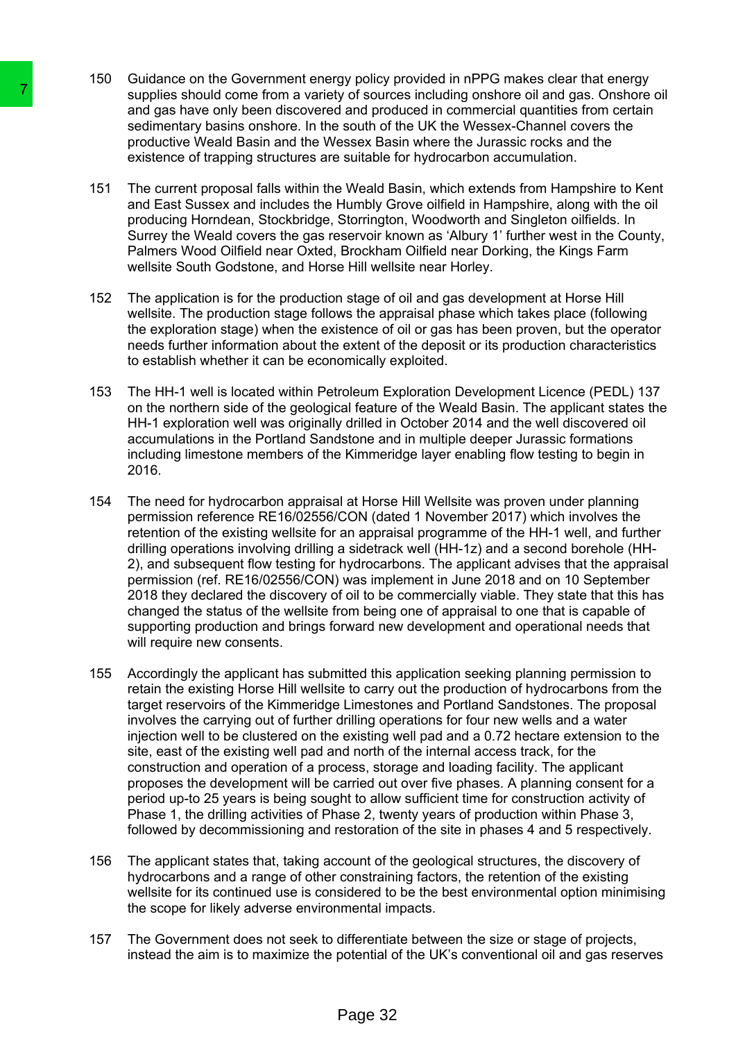150 Guidance on the Government energy policy provided in nPPG makes clear that energy supplies should come from a variety of sources including onshore oil and gas. Onshore oil and gas have only been discovered and produced in commercial quantities from certain sedimentary basins onshore. In the south of the UK the Wessex-Channel covers the productive Weald Basin and the Wessex Basin where the Jurassic rocks and the existence of trapping structures are suitable for hydrocarbon accumulation.

151 The current proposal falls within the Weald Basin, which extends from Hampshire to Kent and East Sussex and includes the Humbly Grove oilfield in Hampshire, along with the oil producing Horndean, Stockbridge, Storrington, Woodworth and Singleton oilfields. In Surrey the Weald covers the gas reservoir known as 'Albury 1' further west in the County, Palmers Wood Oilfield near Oxted, Brockham Oilfield near Dorking, the Kings Farm wellsite South Godstone, and Horse Hill wellsite near Horley.

152 The application is for the production stage of oil and gas development at Horse Hill wellsite. The production stage follows the appraisal phase which takes place (following the exploration stage) when the existence of oil or gas has been proven, but the operator needs further information about the extent of the deposit or its production characteristics to establish whether it can be economically exploited.

153 The HH-1 well is located within Petroleum Exploration Development Licence (PEDL) 137 on the northern side of the geological feature of the Weald Basin. The applicant states the HH-1 exploration well was originally drilled in October 2014 and the well discovered oil accumulations in the Portland Sandstone and in multiple deeper Jurassic formations including limestone members of the Kimmeridge layer enabling flow testing to begin in 2016.

154 The need for hydrocarbon appraisal at Horse Hill Wellsite was proven under planning permission reference RE16/02556/CON (dated 1 November 2017) which involves the retention of the existing wellsite for an appraisal programme of the HH-1 well, and further drilling operations involving drilling a sidetrack well (HH-1z) and a second borehole (HH-2), and subsequent flow testing for hydrocarbons. The applicant advises that the appraisal permission (ref. RE16/02556/CON) was implement in June 2018 and on 10 September 2018 they declared the discovery of oil to be commercially viable. They state that this has changed the status of the wellsite from being one of appraisal to one that is capable of supporting production and brings forward new development and operational needs that will require new consents.

155 Accordingly the applicant has submitted this application seeking planning permission to retain the existing Horse Hill wellsite to carry out the production of hydrocarbons from the target reservoirs of the Kimmeridge Limestones and Portland Sandstones. The proposal involves the carrying out of further drilling operations for four new wells and a water injection well to be clustered on the existing well pad and a 0.72 hectare extension to the site, east of the existing well pad and north of the internal access track, for the construction and operation of a process, storage and loading facility. The applicant proposes the development will be carried out over five phases. A planning consent for a period up-to 25 years is being sought to allow sufficient time for construction activity of Phase 1, the drilling activities of Phase 2, twenty years of production within Phase 3, followed by decommissioning and restoration of the site in phases 4 and 5 respectively.

156 The applicant states that, taking account of the geological structures, the discovery of hydrocarbons and a range of other constraining factors, the retention of the existing wellsite for its continued use is considered to be the best environmental option minimising the scope for likely adverse environmental impacts.

157 The Government does not seek to differentiate between the size or stage of projects, instead the aim is to maximize the potential of the UK's conventional oil and gas reserves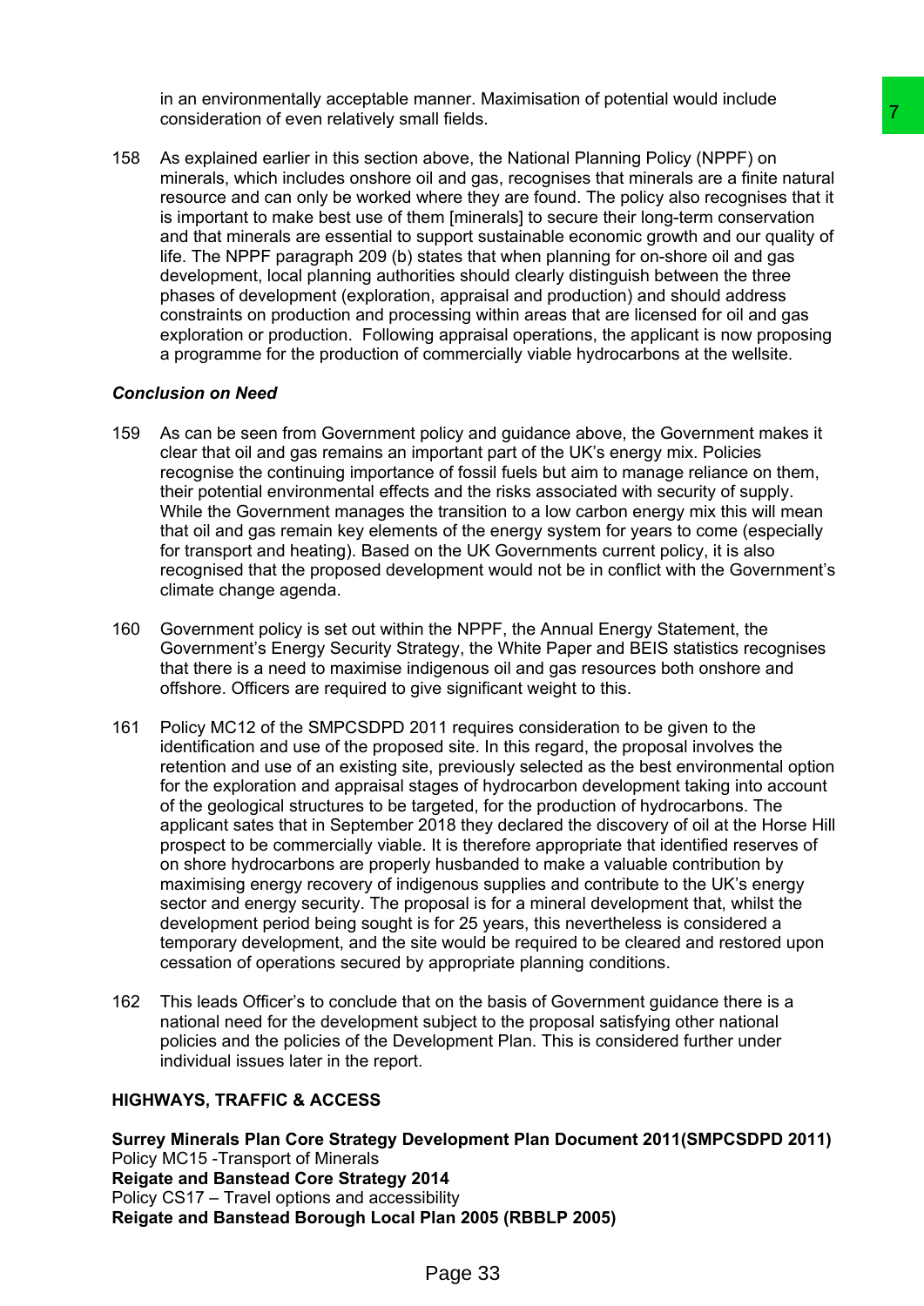in an environmentally acceptable manner. Maximisation of potential would include consideration of even relatively small fields.

158 As explained earlier in this section above, the National Planning Policy (NPPF) on minerals, which includes onshore oil and gas, recognises that minerals are a finite natural resource and can only be worked where they are found. The policy also recognises that it is important to make best use of them [minerals] to secure their long-term conservation and that minerals are essential to support sustainable economic growth and our quality of life. The NPPF paragraph 209 (b) states that when planning for on-shore oil and gas development, local planning authorities should clearly distinguish between the three phases of development (exploration, appraisal and production) and should address constraints on production and processing within areas that are licensed for oil and gas exploration or production. Following appraisal operations, the applicant is now proposing a programme for the production of commercially viable hydrocarbons at the wellsite.

***Conclusion on Need***

159 As can be seen from Government policy and guidance above, the Government makes it clear that oil and gas remains an important part of the UK's energy mix. Policies recognise the continuing importance of fossil fuels but aim to manage reliance on them, their potential environmental effects and the risks associated with security of supply. While the Government manages the transition to a low carbon energy mix this will mean that oil and gas remain key elements of the energy system for years to come (especially for transport and heating). Based on the UK Governments current policy, it is also recognised that the proposed development would not be in conflict with the Government's climate change agenda.

160 Government policy is set out within the NPPF, the Annual Energy Statement, the Government's Energy Security Strategy, the White Paper and BEIS statistics recognises that there is a need to maximise indigenous oil and gas resources both onshore and offshore. Officers are required to give significant weight to this.

161 Policy MC12 of the SMPCSDPD 2011 requires consideration to be given to the identification and use of the proposed site. In this regard, the proposal involves the retention and use of an existing site, previously selected as the best environmental option for the exploration and appraisal stages of hydrocarbon development taking into account of the geological structures to be targeted, for the production of hydrocarbons. The applicant sates that in September 2018 they declared the discovery of oil at the Horse Hill prospect to be commercially viable. It is therefore appropriate that identified reserves of on shore hydrocarbons are properly husbanded to make a valuable contribution by maximising energy recovery of indigenous supplies and contribute to the UK's energy sector and energy security. The proposal is for a mineral development that, whilst the development period being sought is for 25 years, this nevertheless is considered a temporary development, and the site would be required to be cleared and restored upon cessation of operations secured by appropriate planning conditions.

162 This leads Officer's to conclude that on the basis of Government guidance there is a national need for the development subject to the proposal satisfying other national policies and the policies of the Development Plan. This is considered further under individual issues later in the report.

**HIGHWAYS, TRAFFIC & ACCESS**

**Surrey Minerals Plan Core Strategy Development Plan Document 2011(SMPCSDPD 2011)**
Policy MC15 -Transport of Minerals
**Reigate and Banstead Core Strategy 2014**
Policy CS17 – Travel options and accessibility
**Reigate and Banstead Borough Local Plan 2005 (RBBLP 2005)**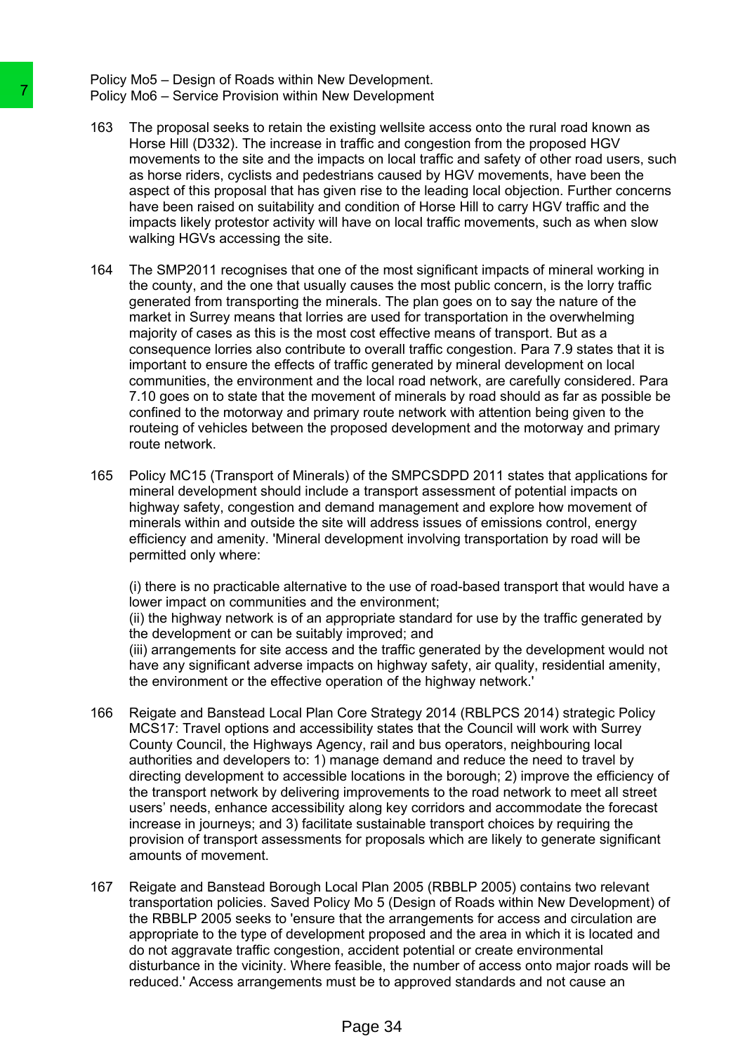Policy Mo5 – Design of Roads within New Development.
Policy Mo6 – Service Provision within New Development

163 The proposal seeks to retain the existing wellsite access onto the rural road known as Horse Hill (D332). The increase in traffic and congestion from the proposed HGV movements to the site and the impacts on local traffic and safety of other road users, such as horse riders, cyclists and pedestrians caused by HGV movements, have been the aspect of this proposal that has given rise to the leading local objection. Further concerns have been raised on suitability and condition of Horse Hill to carry HGV traffic and the impacts likely protestor activity will have on local traffic movements, such as when slow walking HGVs accessing the site.

164 The SMP2011 recognises that one of the most significant impacts of mineral working in the county, and the one that usually causes the most public concern, is the lorry traffic generated from transporting the minerals. The plan goes on to say the nature of the market in Surrey means that lorries are used for transportation in the overwhelming majority of cases as this is the most cost effective means of transport. But as a consequence lorries also contribute to overall traffic congestion. Para 7.9 states that it is important to ensure the effects of traffic generated by mineral development on local communities, the environment and the local road network, are carefully considered. Para 7.10 goes on to state that the movement of minerals by road should as far as possible be confined to the motorway and primary route network with attention being given to the routeing of vehicles between the proposed development and the motorway and primary route network.

165 Policy MC15 (Transport of Minerals) of the SMPCSDPD 2011 states that applications for mineral development should include a transport assessment of potential impacts on highway safety, congestion and demand management and explore how movement of minerals within and outside the site will address issues of emissions control, energy efficiency and amenity. 'Mineral development involving transportation by road will be permitted only where:

(i) there is no practicable alternative to the use of road-based transport that would have a lower impact on communities and the environment;
(ii) the highway network is of an appropriate standard for use by the traffic generated by the development or can be suitably improved; and
(iii) arrangements for site access and the traffic generated by the development would not have any significant adverse impacts on highway safety, air quality, residential amenity, the environment or the effective operation of the highway network.'

166 Reigate and Banstead Local Plan Core Strategy 2014 (RBLPCS 2014) strategic Policy MCS17: Travel options and accessibility states that the Council will work with Surrey County Council, the Highways Agency, rail and bus operators, neighbouring local authorities and developers to: 1) manage demand and reduce the need to travel by directing development to accessible locations in the borough; 2) improve the efficiency of the transport network by delivering improvements to the road network to meet all street users' needs, enhance accessibility along key corridors and accommodate the forecast increase in journeys; and 3) facilitate sustainable transport choices by requiring the provision of transport assessments for proposals which are likely to generate significant amounts of movement.

167 Reigate and Banstead Borough Local Plan 2005 (RBBLP 2005) contains two relevant transportation policies. Saved Policy Mo 5 (Design of Roads within New Development) of the RBBLP 2005 seeks to 'ensure that the arrangements for access and circulation are appropriate to the type of development proposed and the area in which it is located and do not aggravate traffic congestion, accident potential or create environmental disturbance in the vicinity. Where feasible, the number of access onto major roads will be reduced.' Access arrangements must be to approved standards and not cause an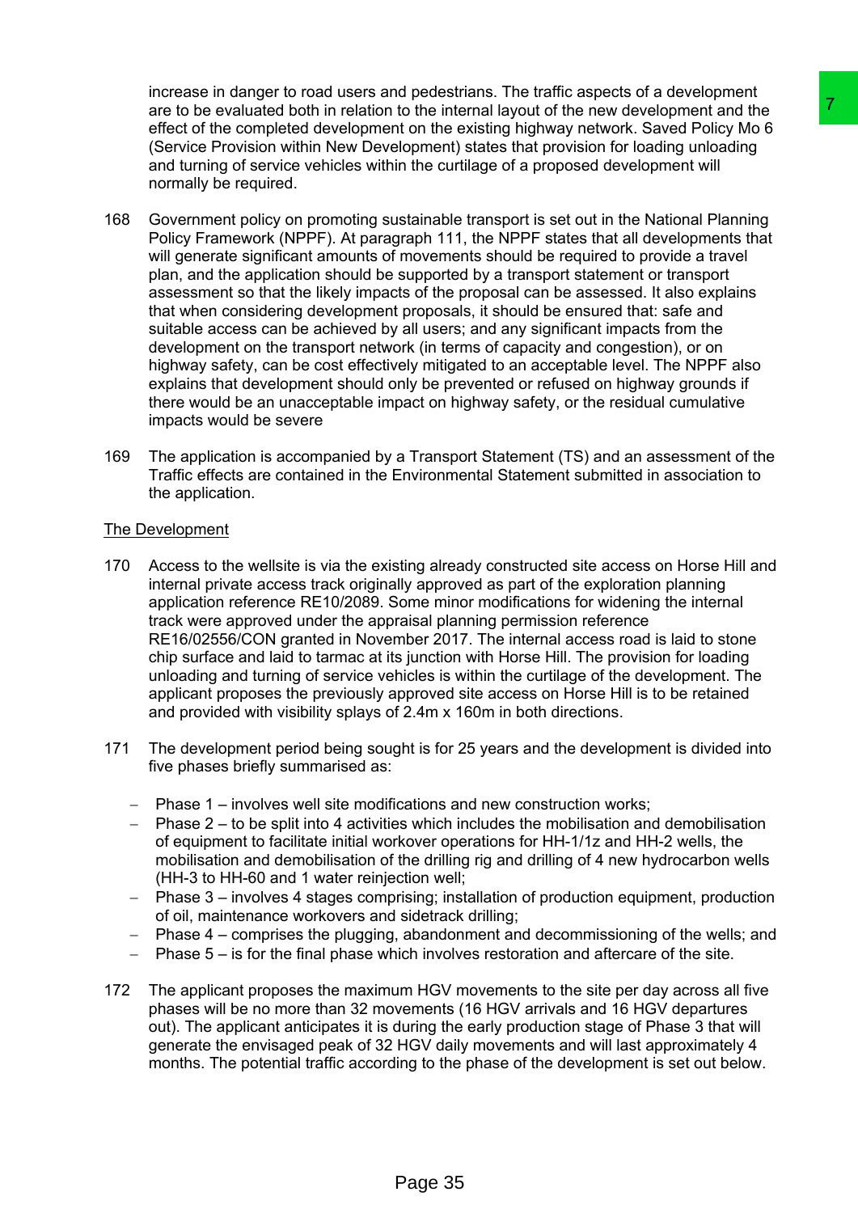increase in danger to road users and pedestrians. The traffic aspects of a development are to be evaluated both in relation to the internal layout of the new development and the effect of the completed development on the existing highway network. Saved Policy Mo 6 (Service Provision within New Development) states that provision for loading unloading and turning of service vehicles within the curtilage of a proposed development will normally be required.

168 Government policy on promoting sustainable transport is set out in the National Planning Policy Framework (NPPF). At paragraph 111, the NPPF states that all developments that will generate significant amounts of movements should be required to provide a travel plan, and the application should be supported by a transport statement or transport assessment so that the likely impacts of the proposal can be assessed. It also explains that when considering development proposals, it should be ensured that: safe and suitable access can be achieved by all users; and any significant impacts from the development on the transport network (in terms of capacity and congestion), or on highway safety, can be cost effectively mitigated to an acceptable level. The NPPF also explains that development should only be prevented or refused on highway grounds if there would be an unacceptable impact on highway safety, or the residual cumulative impacts would be severe

169 The application is accompanied by a Transport Statement (TS) and an assessment of the Traffic effects are contained in the Environmental Statement submitted in association to the application.

The Development

170 Access to the wellsite is via the existing already constructed site access on Horse Hill and internal private access track originally approved as part of the exploration planning application reference RE10/2089. Some minor modifications for widening the internal track were approved under the appraisal planning permission reference RE16/02556/CON granted in November 2017. The internal access road is laid to stone chip surface and laid to tarmac at its junction with Horse Hill. The provision for loading unloading and turning of service vehicles is within the curtilage of the development. The applicant proposes the previously approved site access on Horse Hill is to be retained and provided with visibility splays of 2.4m x 160m in both directions.

171 The development period being sought is for 25 years and the development is divided into five phases briefly summarised as:

- Phase 1 – involves well site modifications and new construction works;
- Phase 2 – to be split into 4 activities which includes the mobilisation and demobilisation of equipment to facilitate initial workover operations for HH-1/1z and HH-2 wells, the mobilisation and demobilisation of the drilling rig and drilling of 4 new hydrocarbon wells (HH-3 to HH-60 and 1 water reinjection well;
- Phase 3 – involves 4 stages comprising; installation of production equipment, production of oil, maintenance workovers and sidetrack drilling;
- Phase 4 – comprises the plugging, abandonment and decommissioning of the wells; and
- Phase 5 – is for the final phase which involves restoration and aftercare of the site.

172 The applicant proposes the maximum HGV movements to the site per day across all five phases will be no more than 32 movements (16 HGV arrivals and 16 HGV departures out). The applicant anticipates it is during the early production stage of Phase 3 that will generate the envisaged peak of 32 HGV daily movements and will last approximately 4 months. The potential traffic according to the phase of the development is set out below.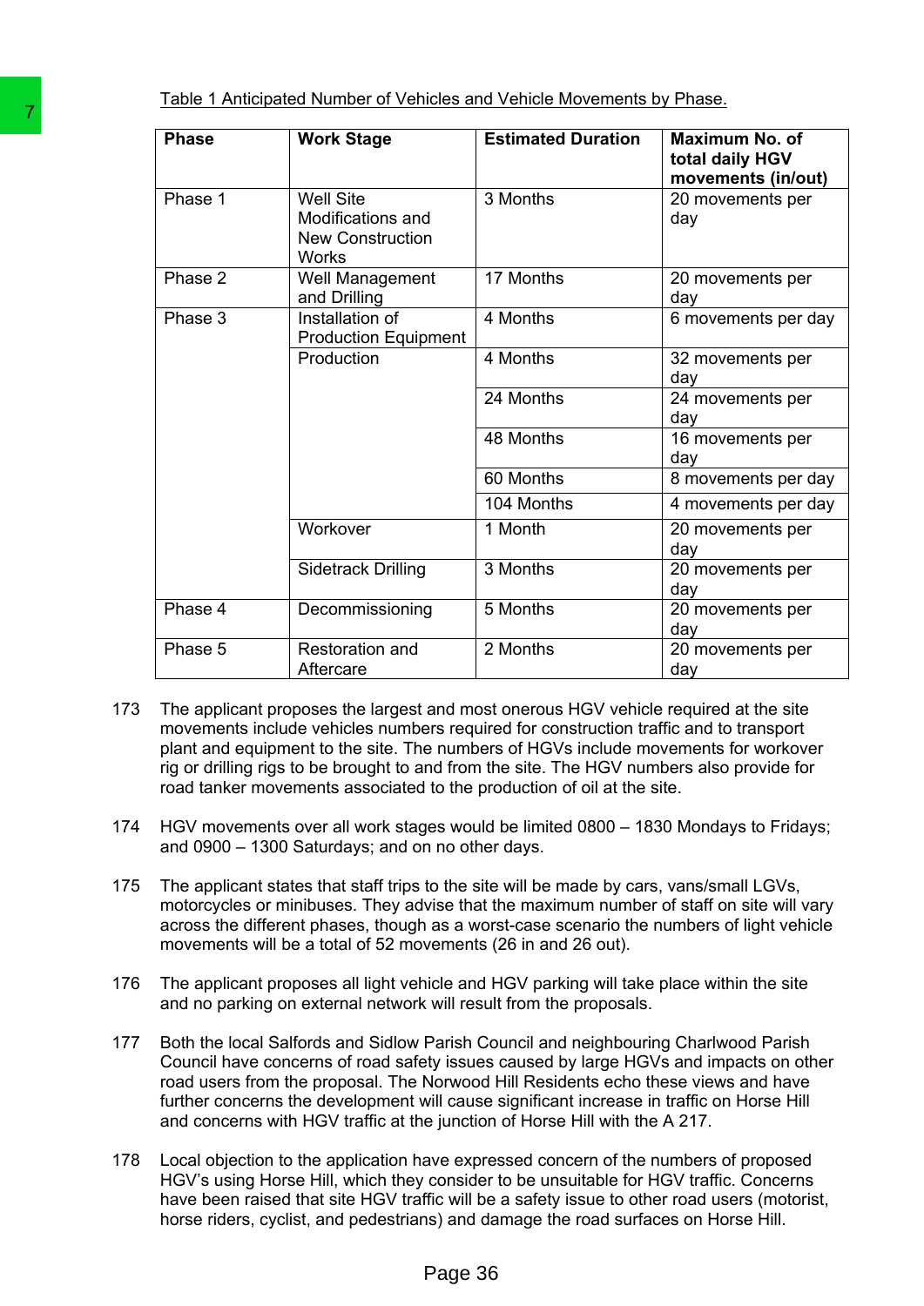Table 1 Anticipated Number of Vehicles and Vehicle Movements by Phase.

| Phase | Work Stage | Estimated Duration | Maximum No. of total daily HGV movements (in/out) |
|---|---|---|---|
| Phase 1 | Well Site Modifications and New Construction Works | 3 Months | 20 movements per day |
| Phase 2 | Well Management and Drilling | 17 Months | 20 movements per day |
| Phase 3 | Installation of Production Equipment | 4 Months | 6 movements per day |
| | Production | 4 Months | 32 movements per day |
| | | 24 Months | 24 movements per day |
| | | 48 Months | 16 movements per day |
| | | 60 Months | 8 movements per day |
| | | 104 Months | 4 movements per day |
| | Workover | 1 Month | 20 movements per day |
| | Sidetrack Drilling | 3 Months | 20 movements per day |
| Phase 4 | Decommissioning | 5 Months | 20 movements per day |
| Phase 5 | Restoration and Aftercare | 2 Months | 20 movements per day |

173 The applicant proposes the largest and most onerous HGV vehicle required at the site movements include vehicles numbers required for construction traffic and to transport plant and equipment to the site. The numbers of HGVs include movements for workover rig or drilling rigs to be brought to and from the site. The HGV numbers also provide for road tanker movements associated to the production of oil at the site.

174 HGV movements over all work stages would be limited 0800 – 1830 Mondays to Fridays; and 0900 – 1300 Saturdays; and on no other days.

175 The applicant states that staff trips to the site will be made by cars, vans/small LGVs, motorcycles or minibuses. They advise that the maximum number of staff on site will vary across the different phases, though as a worst-case scenario the numbers of light vehicle movements will be a total of 52 movements (26 in and 26 out).

176 The applicant proposes all light vehicle and HGV parking will take place within the site and no parking on external network will result from the proposals.

177 Both the local Salfords and Sidlow Parish Council and neighbouring Charlwood Parish Council have concerns of road safety issues caused by large HGVs and impacts on other road users from the proposal. The Norwood Hill Residents echo these views and have further concerns the development will cause significant increase in traffic on Horse Hill and concerns with HGV traffic at the junction of Horse Hill with the A 217.

178 Local objection to the application have expressed concern of the numbers of proposed HGV's using Horse Hill, which they consider to be unsuitable for HGV traffic. Concerns have been raised that site HGV traffic will be a safety issue to other road users (motorist, horse riders, cyclist, and pedestrians) and damage the road surfaces on Horse Hill.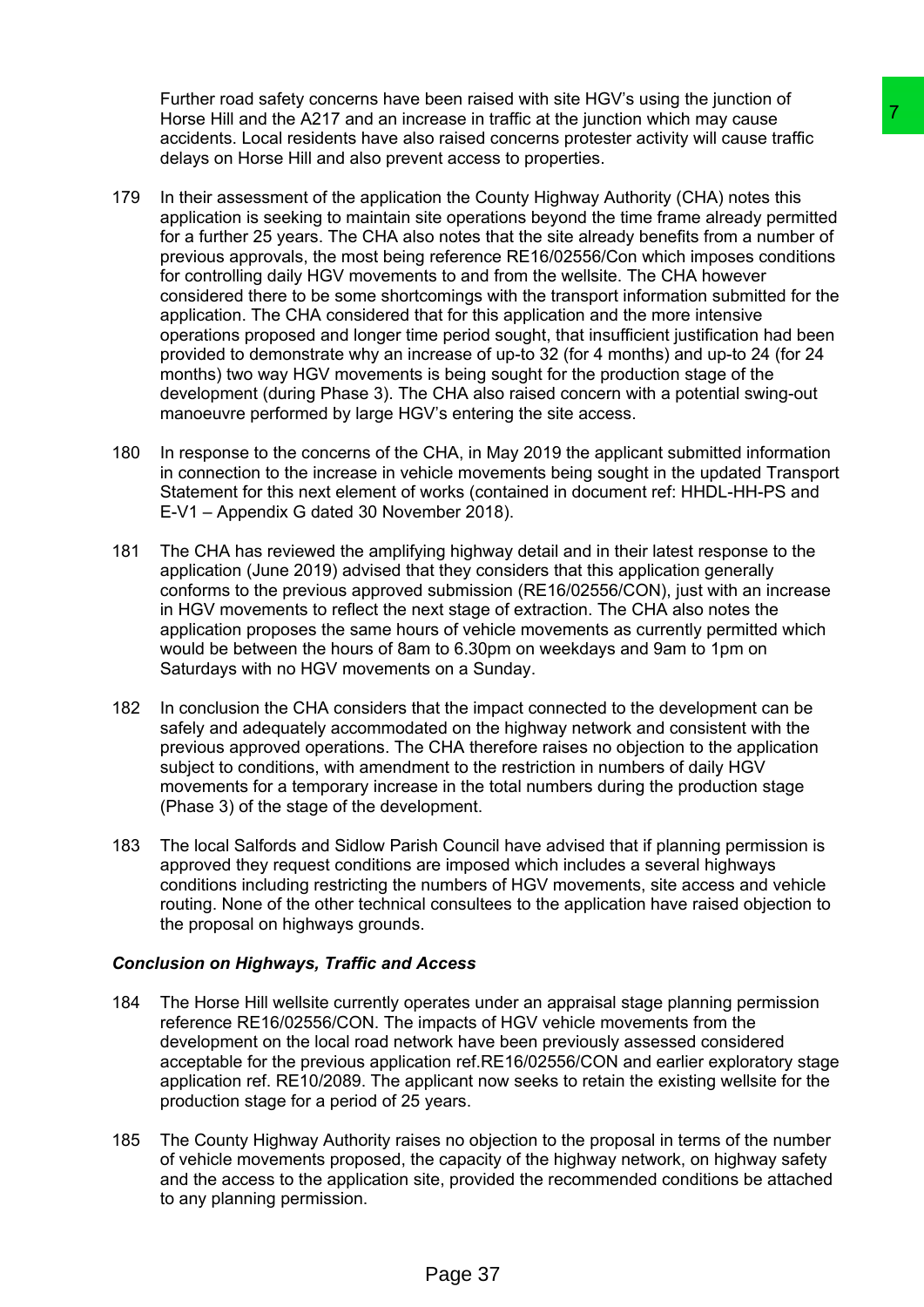Further road safety concerns have been raised with site HGV's using the junction of Horse Hill and the A217 and an increase in traffic at the junction which may cause accidents. Local residents have also raised concerns protester activity will cause traffic delays on Horse Hill and also prevent access to properties.

179 In their assessment of the application the County Highway Authority (CHA) notes this application is seeking to maintain site operations beyond the time frame already permitted for a further 25 years. The CHA also notes that the site already benefits from a number of previous approvals, the most being reference RE16/02556/Con which imposes conditions for controlling daily HGV movements to and from the wellsite. The CHA however considered there to be some shortcomings with the transport information submitted for the application. The CHA considered that for this application and the more intensive operations proposed and longer time period sought, that insufficient justification had been provided to demonstrate why an increase of up-to 32 (for 4 months) and up-to 24 (for 24 months) two way HGV movements is being sought for the production stage of the development (during Phase 3). The CHA also raised concern with a potential swing-out manoeuvre performed by large HGV's entering the site access.

180 In response to the concerns of the CHA, in May 2019 the applicant submitted information in connection to the increase in vehicle movements being sought in the updated Transport Statement for this next element of works (contained in document ref: HHDL-HH-PS and E-V1 – Appendix G dated 30 November 2018).

181 The CHA has reviewed the amplifying highway detail and in their latest response to the application (June 2019) advised that they considers that this application generally conforms to the previous approved submission (RE16/02556/CON), just with an increase in HGV movements to reflect the next stage of extraction. The CHA also notes the application proposes the same hours of vehicle movements as currently permitted which would be between the hours of 8am to 6.30pm on weekdays and 9am to 1pm on Saturdays with no HGV movements on a Sunday.

182 In conclusion the CHA considers that the impact connected to the development can be safely and adequately accommodated on the highway network and consistent with the previous approved operations. The CHA therefore raises no objection to the application subject to conditions, with amendment to the restriction in numbers of daily HGV movements for a temporary increase in the total numbers during the production stage (Phase 3) of the stage of the development.

183 The local Salfords and Sidlow Parish Council have advised that if planning permission is approved they request conditions are imposed which includes a several highways conditions including restricting the numbers of HGV movements, site access and vehicle routing. None of the other technical consultees to the application have raised objection to the proposal on highways grounds.

***Conclusion on Highways, Traffic and Access***

184 The Horse Hill wellsite currently operates under an appraisal stage planning permission reference RE16/02556/CON. The impacts of HGV vehicle movements from the development on the local road network have been previously assessed considered acceptable for the previous application ref.RE16/02556/CON and earlier exploratory stage application ref. RE10/2089. The applicant now seeks to retain the existing wellsite for the production stage for a period of 25 years.

185 The County Highway Authority raises no objection to the proposal in terms of the number of vehicle movements proposed, the capacity of the highway network, on highway safety and the access to the application site, provided the recommended conditions be attached to any planning permission.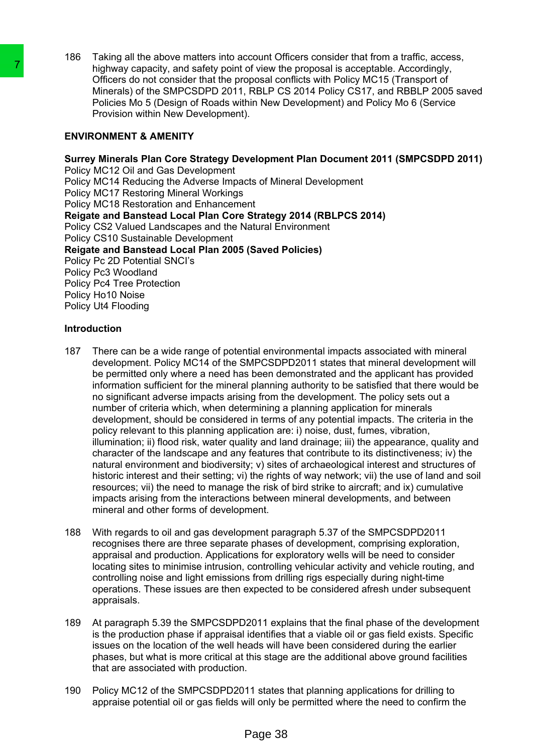186 Taking all the above matters into account Officers consider that from a traffic, access, highway capacity, and safety point of view the proposal is acceptable. Accordingly, Officers do not consider that the proposal conflicts with Policy MC15 (Transport of Minerals) of the SMPCSDPD 2011, RBLP CS 2014 Policy CS17, and RBBLP 2005 saved Policies Mo 5 (Design of Roads within New Development) and Policy Mo 6 (Service Provision within New Development).

**ENVIRONMENT & AMENITY**

**Surrey Minerals Plan Core Strategy Development Plan Document 2011 (SMPCSDPD 2011)**
Policy MC12 Oil and Gas Development
Policy MC14 Reducing the Adverse Impacts of Mineral Development
Policy MC17 Restoring Mineral Workings
Policy MC18 Restoration and Enhancement
**Reigate and Banstead Local Plan Core Strategy 2014 (RBLPCS 2014)**
Policy CS2 Valued Landscapes and the Natural Environment
Policy CS10 Sustainable Development
**Reigate and Banstead Local Plan 2005 (Saved Policies)**
Policy Pc 2D Potential SNCI's
Policy Pc3 Woodland
Policy Pc4 Tree Protection
Policy Ho10 Noise
Policy Ut4 Flooding

**Introduction**

187 There can be a wide range of potential environmental impacts associated with mineral development. Policy MC14 of the SMPCSDPD2011 states that mineral development will be permitted only where a need has been demonstrated and the applicant has provided information sufficient for the mineral planning authority to be satisfied that there would be no significant adverse impacts arising from the development. The policy sets out a number of criteria which, when determining a planning application for minerals development, should be considered in terms of any potential impacts. The criteria in the policy relevant to this planning application are: i) noise, dust, fumes, vibration, illumination; ii) flood risk, water quality and land drainage; iii) the appearance, quality and character of the landscape and any features that contribute to its distinctiveness; iv) the natural environment and biodiversity; v) sites of archaeological interest and structures of historic interest and their setting; vi) the rights of way network; vii) the use of land and soil resources; vii) the need to manage the risk of bird strike to aircraft; and ix) cumulative impacts arising from the interactions between mineral developments, and between mineral and other forms of development.

188 With regards to oil and gas development paragraph 5.37 of the SMPCSDPD2011 recognises there are three separate phases of development, comprising exploration, appraisal and production. Applications for exploratory wells will be need to consider locating sites to minimise intrusion, controlling vehicular activity and vehicle routing, and controlling noise and light emissions from drilling rigs especially during night-time operations. These issues are then expected to be considered afresh under subsequent appraisals.

189 At paragraph 5.39 the SMPCSDPD2011 explains that the final phase of the development is the production phase if appraisal identifies that a viable oil or gas field exists. Specific issues on the location of the well heads will have been considered during the earlier phases, but what is more critical at this stage are the additional above ground facilities that are associated with production.

190 Policy MC12 of the SMPCSDPD2011 states that planning applications for drilling to appraise potential oil or gas fields will only be permitted where the need to confirm the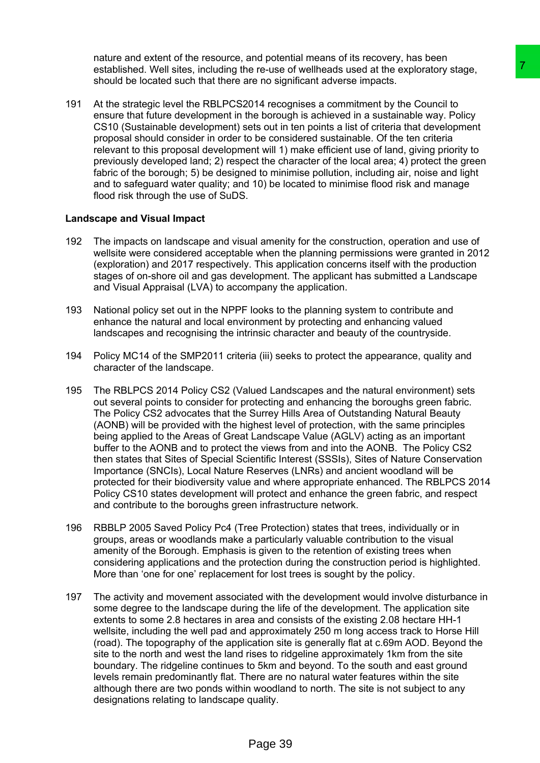nature and extent of the resource, and potential means of its recovery, has been established. Well sites, including the re-use of wellheads used at the exploratory stage, should be located such that there are no significant adverse impacts.

191 At the strategic level the RBLPCS2014 recognises a commitment by the Council to ensure that future development in the borough is achieved in a sustainable way. Policy CS10 (Sustainable development) sets out in ten points a list of criteria that development proposal should consider in order to be considered sustainable. Of the ten criteria relevant to this proposal development will 1) make efficient use of land, giving priority to previously developed land; 2) respect the character of the local area; 4) protect the green fabric of the borough; 5) be designed to minimise pollution, including air, noise and light and to safeguard water quality; and 10) be located to minimise flood risk and manage flood risk through the use of SuDS.

**Landscape and Visual Impact**

192 The impacts on landscape and visual amenity for the construction, operation and use of wellsite were considered acceptable when the planning permissions were granted in 2012 (exploration) and 2017 respectively. This application concerns itself with the production stages of on-shore oil and gas development. The applicant has submitted a Landscape and Visual Appraisal (LVA) to accompany the application.

193 National policy set out in the NPPF looks to the planning system to contribute and enhance the natural and local environment by protecting and enhancing valued landscapes and recognising the intrinsic character and beauty of the countryside.

194 Policy MC14 of the SMP2011 criteria (iii) seeks to protect the appearance, quality and character of the landscape.

195 The RBLPCS 2014 Policy CS2 (Valued Landscapes and the natural environment) sets out several points to consider for protecting and enhancing the boroughs green fabric. The Policy CS2 advocates that the Surrey Hills Area of Outstanding Natural Beauty (AONB) will be provided with the highest level of protection, with the same principles being applied to the Areas of Great Landscape Value (AGLV) acting as an important buffer to the AONB and to protect the views from and into the AONB. The Policy CS2 then states that Sites of Special Scientific Interest (SSSIs), Sites of Nature Conservation Importance (SNCIs), Local Nature Reserves (LNRs) and ancient woodland will be protected for their biodiversity value and where appropriate enhanced. The RBLPCS 2014 Policy CS10 states development will protect and enhance the green fabric, and respect and contribute to the boroughs green infrastructure network.

196 RBBLP 2005 Saved Policy Pc4 (Tree Protection) states that trees, individually or in groups, areas or woodlands make a particularly valuable contribution to the visual amenity of the Borough. Emphasis is given to the retention of existing trees when considering applications and the protection during the construction period is highlighted. More than 'one for one' replacement for lost trees is sought by the policy.

197 The activity and movement associated with the development would involve disturbance in some degree to the landscape during the life of the development. The application site extents to some 2.8 hectares in area and consists of the existing 2.08 hectare HH-1 wellsite, including the well pad and approximately 250 m long access track to Horse Hill (road). The topography of the application site is generally flat at c.69m AOD. Beyond the site to the north and west the land rises to ridgeline approximately 1km from the site boundary. The ridgeline continues to 5km and beyond. To the south and east ground levels remain predominantly flat. There are no natural water features within the site although there are two ponds within woodland to north. The site is not subject to any designations relating to landscape quality.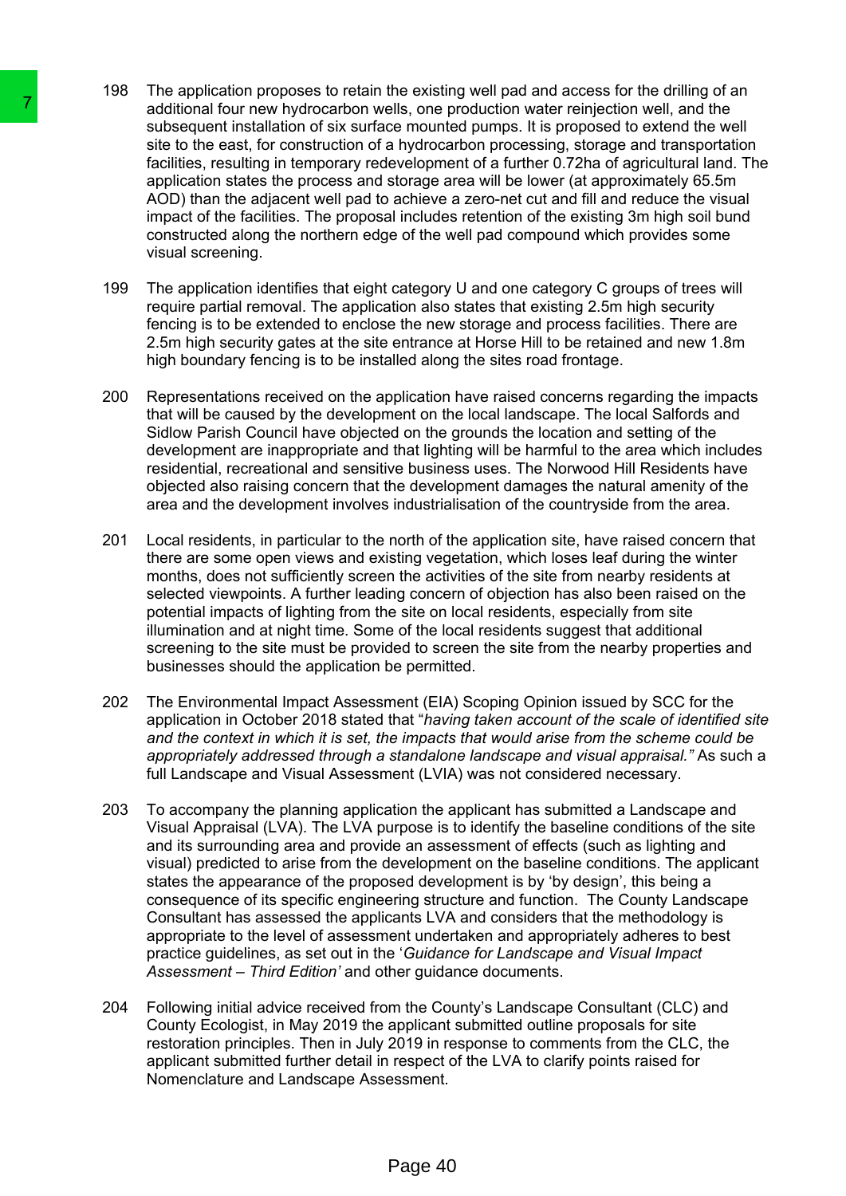198 The application proposes to retain the existing well pad and access for the drilling of an additional four new hydrocarbon wells, one production water reinjection well, and the subsequent installation of six surface mounted pumps. It is proposed to extend the well site to the east, for construction of a hydrocarbon processing, storage and transportation facilities, resulting in temporary redevelopment of a further 0.72ha of agricultural land. The application states the process and storage area will be lower (at approximately 65.5m AOD) than the adjacent well pad to achieve a zero-net cut and fill and reduce the visual impact of the facilities. The proposal includes retention of the existing 3m high soil bund constructed along the northern edge of the well pad compound which provides some visual screening.

199 The application identifies that eight category U and one category C groups of trees will require partial removal. The application also states that existing 2.5m high security fencing is to be extended to enclose the new storage and process facilities. There are 2.5m high security gates at the site entrance at Horse Hill to be retained and new 1.8m high boundary fencing is to be installed along the sites road frontage.

200 Representations received on the application have raised concerns regarding the impacts that will be caused by the development on the local landscape. The local Salfords and Sidlow Parish Council have objected on the grounds the location and setting of the development are inappropriate and that lighting will be harmful to the area which includes residential, recreational and sensitive business uses. The Norwood Hill Residents have objected also raising concern that the development damages the natural amenity of the area and the development involves industrialisation of the countryside from the area.

201 Local residents, in particular to the north of the application site, have raised concern that there are some open views and existing vegetation, which loses leaf during the winter months, does not sufficiently screen the activities of the site from nearby residents at selected viewpoints. A further leading concern of objection has also been raised on the potential impacts of lighting from the site on local residents, especially from site illumination and at night time. Some of the local residents suggest that additional screening to the site must be provided to screen the site from the nearby properties and businesses should the application be permitted.

202 The Environmental Impact Assessment (EIA) Scoping Opinion issued by SCC for the application in October 2018 stated that "*having taken account of the scale of identified site and the context in which it is set, the impacts that would arise from the scheme could be appropriately addressed through a standalone landscape and visual appraisal.*" As such a full Landscape and Visual Assessment (LVIA) was not considered necessary.

203 To accompany the planning application the applicant has submitted a Landscape and Visual Appraisal (LVA). The LVA purpose is to identify the baseline conditions of the site and its surrounding area and provide an assessment of effects (such as lighting and visual) predicted to arise from the development on the baseline conditions. The applicant states the appearance of the proposed development is by 'by design', this being a consequence of its specific engineering structure and function. The County Landscape Consultant has assessed the applicants LVA and considers that the methodology is appropriate to the level of assessment undertaken and appropriately adheres to best practice guidelines, as set out in the '*Guidance for Landscape and Visual Impact Assessment – Third Edition*' and other guidance documents.

204 Following initial advice received from the County's Landscape Consultant (CLC) and County Ecologist, in May 2019 the applicant submitted outline proposals for site restoration principles. Then in July 2019 in response to comments from the CLC, the applicant submitted further detail in respect of the LVA to clarify points raised for Nomenclature and Landscape Assessment.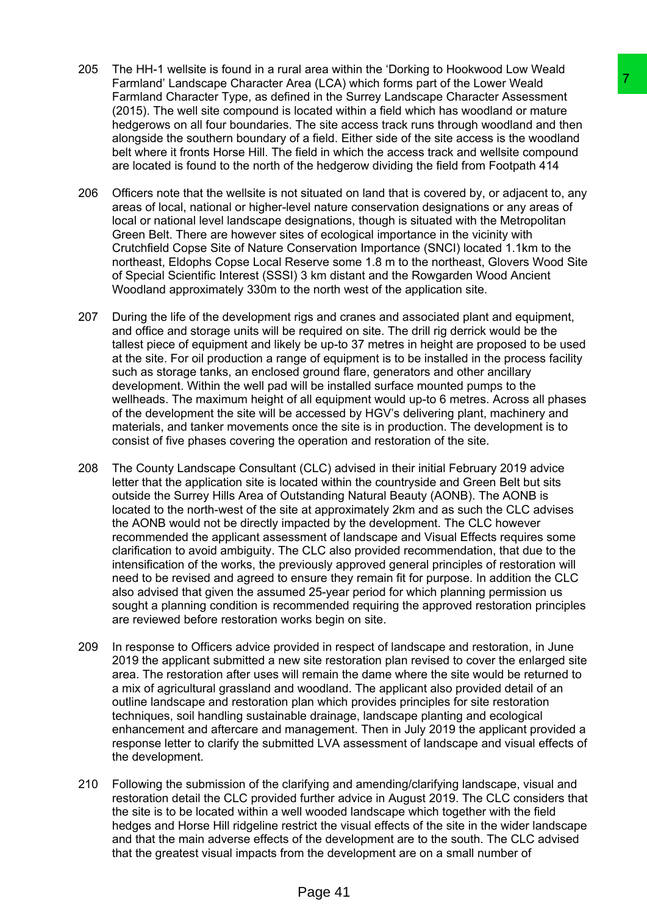205 The HH-1 wellsite is found in a rural area within the 'Dorking to Hookwood Low Weald Farmland' Landscape Character Area (LCA) which forms part of the Lower Weald Farmland Character Type, as defined in the Surrey Landscape Character Assessment (2015). The well site compound is located within a field which has woodland or mature hedgerows on all four boundaries. The site access track runs through woodland and then alongside the southern boundary of a field. Either side of the site access is the woodland belt where it fronts Horse Hill. The field in which the access track and wellsite compound are located is found to the north of the hedgerow dividing the field from Footpath 414

206 Officers note that the wellsite is not situated on land that is covered by, or adjacent to, any areas of local, national or higher-level nature conservation designations or any areas of local or national level landscape designations, though is situated with the Metropolitan Green Belt. There are however sites of ecological importance in the vicinity with Crutchfield Copse Site of Nature Conservation Importance (SNCI) located 1.1km to the northeast, Eldophs Copse Local Reserve some 1.8 m to the northeast, Glovers Wood Site of Special Scientific Interest (SSSI) 3 km distant and the Rowgarden Wood Ancient Woodland approximately 330m to the north west of the application site.

207 During the life of the development rigs and cranes and associated plant and equipment, and office and storage units will be required on site. The drill rig derrick would be the tallest piece of equipment and likely be up-to 37 metres in height are proposed to be used at the site. For oil production a range of equipment is to be installed in the process facility such as storage tanks, an enclosed ground flare, generators and other ancillary development. Within the well pad will be installed surface mounted pumps to the wellheads. The maximum height of all equipment would up-to 6 metres. Across all phases of the development the site will be accessed by HGV's delivering plant, machinery and materials, and tanker movements once the site is in production. The development is to consist of five phases covering the operation and restoration of the site.

208 The County Landscape Consultant (CLC) advised in their initial February 2019 advice letter that the application site is located within the countryside and Green Belt but sits outside the Surrey Hills Area of Outstanding Natural Beauty (AONB). The AONB is located to the north-west of the site at approximately 2km and as such the CLC advises the AONB would not be directly impacted by the development. The CLC however recommended the applicant assessment of landscape and Visual Effects requires some clarification to avoid ambiguity. The CLC also provided recommendation, that due to the intensification of the works, the previously approved general principles of restoration will need to be revised and agreed to ensure they remain fit for purpose. In addition the CLC also advised that given the assumed 25-year period for which planning permission us sought a planning condition is recommended requiring the approved restoration principles are reviewed before restoration works begin on site.

209 In response to Officers advice provided in respect of landscape and restoration, in June 2019 the applicant submitted a new site restoration plan revised to cover the enlarged site area. The restoration after uses will remain the dame where the site would be returned to a mix of agricultural grassland and woodland. The applicant also provided detail of an outline landscape and restoration plan which provides principles for site restoration techniques, soil handling sustainable drainage, landscape planting and ecological enhancement and aftercare and management. Then in July 2019 the applicant provided a response letter to clarify the submitted LVA assessment of landscape and visual effects of the development.

210 Following the submission of the clarifying and amending/clarifying landscape, visual and restoration detail the CLC provided further advice in August 2019. The CLC considers that the site is to be located within a well wooded landscape which together with the field hedges and Horse Hill ridgeline restrict the visual effects of the site in the wider landscape and that the main adverse effects of the development are to the south. The CLC advised that the greatest visual impacts from the development are on a small number of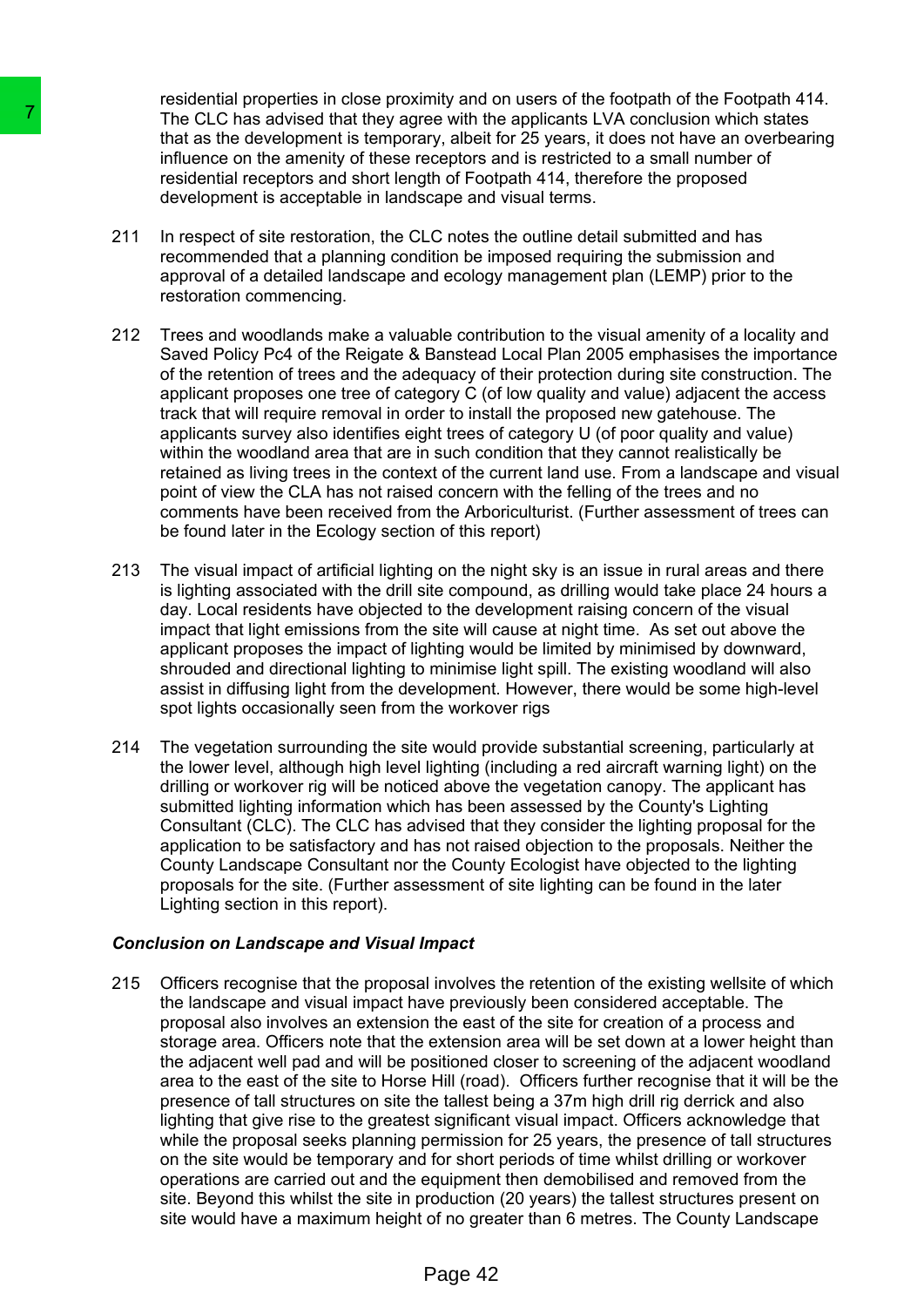residential properties in close proximity and on users of the footpath of the Footpath 414. The CLC has advised that they agree with the applicants LVA conclusion which states that as the development is temporary, albeit for 25 years, it does not have an overbearing influence on the amenity of these receptors and is restricted to a small number of residential receptors and short length of Footpath 414, therefore the proposed development is acceptable in landscape and visual terms.

211 In respect of site restoration, the CLC notes the outline detail submitted and has recommended that a planning condition be imposed requiring the submission and approval of a detailed landscape and ecology management plan (LEMP) prior to the restoration commencing.

212 Trees and woodlands make a valuable contribution to the visual amenity of a locality and Saved Policy Pc4 of the Reigate & Banstead Local Plan 2005 emphasises the importance of the retention of trees and the adequacy of their protection during site construction. The applicant proposes one tree of category C (of low quality and value) adjacent the access track that will require removal in order to install the proposed new gatehouse. The applicants survey also identifies eight trees of category U (of poor quality and value) within the woodland area that are in such condition that they cannot realistically be retained as living trees in the context of the current land use. From a landscape and visual point of view the CLA has not raised concern with the felling of the trees and no comments have been received from the Arboriculturist. (Further assessment of trees can be found later in the Ecology section of this report)

213 The visual impact of artificial lighting on the night sky is an issue in rural areas and there is lighting associated with the drill site compound, as drilling would take place 24 hours a day. Local residents have objected to the development raising concern of the visual impact that light emissions from the site will cause at night time. As set out above the applicant proposes the impact of lighting would be limited by minimised by downward, shrouded and directional lighting to minimise light spill. The existing woodland will also assist in diffusing light from the development. However, there would be some high-level spot lights occasionally seen from the workover rigs

214 The vegetation surrounding the site would provide substantial screening, particularly at the lower level, although high level lighting (including a red aircraft warning light) on the drilling or workover rig will be noticed above the vegetation canopy. The applicant has submitted lighting information which has been assessed by the County's Lighting Consultant (CLC). The CLC has advised that they consider the lighting proposal for the application to be satisfactory and has not raised objection to the proposals. Neither the County Landscape Consultant nor the County Ecologist have objected to the lighting proposals for the site. (Further assessment of site lighting can be found in the later Lighting section in this report).

***Conclusion on Landscape and Visual Impact***

215 Officers recognise that the proposal involves the retention of the existing wellsite of which the landscape and visual impact have previously been considered acceptable. The proposal also involves an extension the east of the site for creation of a process and storage area. Officers note that the extension area will be set down at a lower height than the adjacent well pad and will be positioned closer to screening of the adjacent woodland area to the east of the site to Horse Hill (road). Officers further recognise that it will be the presence of tall structures on site the tallest being a 37m high drill rig derrick and also lighting that give rise to the greatest significant visual impact. Officers acknowledge that while the proposal seeks planning permission for 25 years, the presence of tall structures on the site would be temporary and for short periods of time whilst drilling or workover operations are carried out and the equipment then demobilised and removed from the site. Beyond this whilst the site in production (20 years) the tallest structures present on site would have a maximum height of no greater than 6 metres. The County Landscape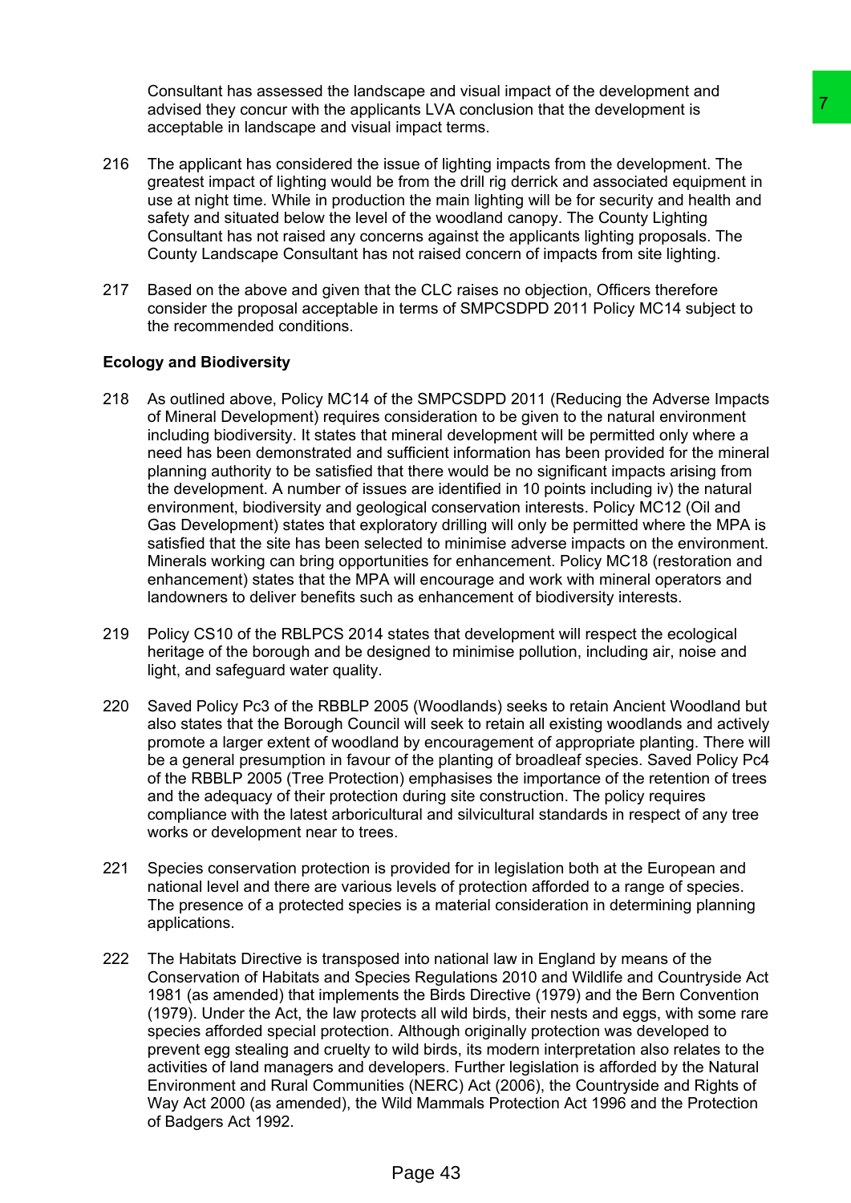Consultant has assessed the landscape and visual impact of the development and advised they concur with the applicants LVA conclusion that the development is acceptable in landscape and visual impact terms.

216 The applicant has considered the issue of lighting impacts from the development. The greatest impact of lighting would be from the drill rig derrick and associated equipment in use at night time. While in production the main lighting will be for security and health and safety and situated below the level of the woodland canopy. The County Lighting Consultant has not raised any concerns against the applicants lighting proposals. The County Landscape Consultant has not raised concern of impacts from site lighting.

217 Based on the above and given that the CLC raises no objection, Officers therefore consider the proposal acceptable in terms of SMPCSDPD 2011 Policy MC14 subject to the recommended conditions.

**Ecology and Biodiversity**

218 As outlined above, Policy MC14 of the SMPCSDPD 2011 (Reducing the Adverse Impacts of Mineral Development) requires consideration to be given to the natural environment including biodiversity. It states that mineral development will be permitted only where a need has been demonstrated and sufficient information has been provided for the mineral planning authority to be satisfied that there would be no significant impacts arising from the development. A number of issues are identified in 10 points including iv) the natural environment, biodiversity and geological conservation interests. Policy MC12 (Oil and Gas Development) states that exploratory drilling will only be permitted where the MPA is satisfied that the site has been selected to minimise adverse impacts on the environment. Minerals working can bring opportunities for enhancement. Policy MC18 (restoration and enhancement) states that the MPA will encourage and work with mineral operators and landowners to deliver benefits such as enhancement of biodiversity interests.

219 Policy CS10 of the RBLPCS 2014 states that development will respect the ecological heritage of the borough and be designed to minimise pollution, including air, noise and light, and safeguard water quality.

220 Saved Policy Pc3 of the RBBLP 2005 (Woodlands) seeks to retain Ancient Woodland but also states that the Borough Council will seek to retain all existing woodlands and actively promote a larger extent of woodland by encouragement of appropriate planting. There will be a general presumption in favour of the planting of broadleaf species. Saved Policy Pc4 of the RBBLP 2005 (Tree Protection) emphasises the importance of the retention of trees and the adequacy of their protection during site construction. The policy requires compliance with the latest arboricultural and silvicultural standards in respect of any tree works or development near to trees.

221 Species conservation protection is provided for in legislation both at the European and national level and there are various levels of protection afforded to a range of species. The presence of a protected species is a material consideration in determining planning applications.

222 The Habitats Directive is transposed into national law in England by means of the Conservation of Habitats and Species Regulations 2010 and Wildlife and Countryside Act 1981 (as amended) that implements the Birds Directive (1979) and the Bern Convention (1979). Under the Act, the law protects all wild birds, their nests and eggs, with some rare species afforded special protection. Although originally protection was developed to prevent egg stealing and cruelty to wild birds, its modern interpretation also relates to the activities of land managers and developers. Further legislation is afforded by the Natural Environment and Rural Communities (NERC) Act (2006), the Countryside and Rights of Way Act 2000 (as amended), the Wild Mammals Protection Act 1996 and the Protection of Badgers Act 1992.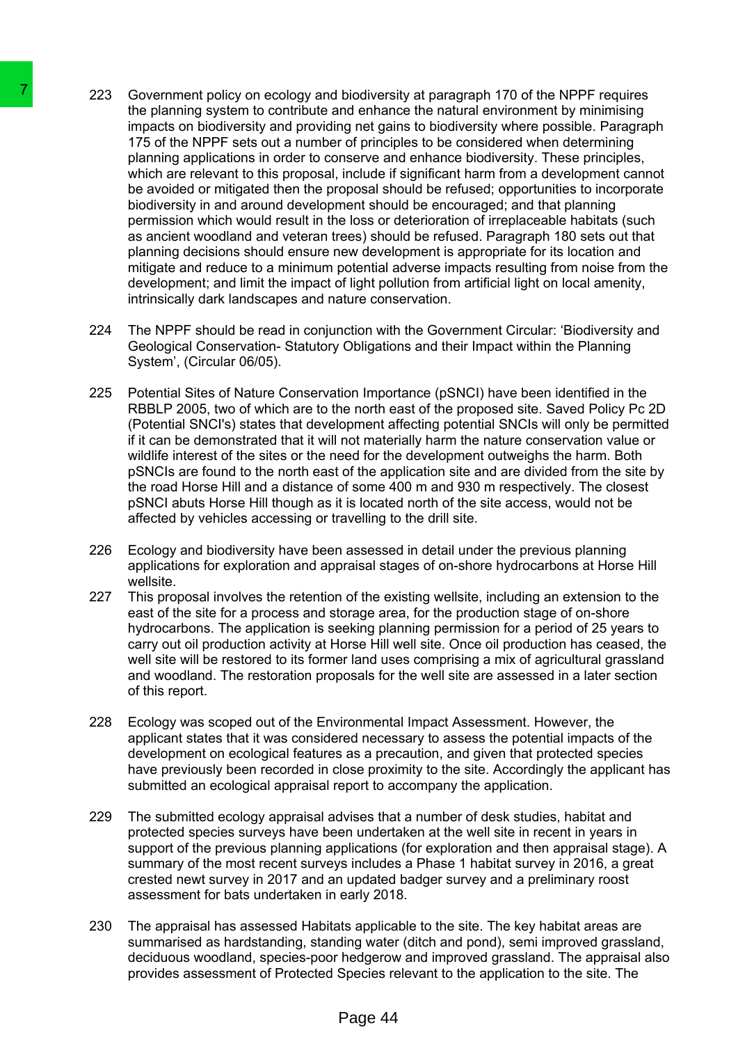223 Government policy on ecology and biodiversity at paragraph 170 of the NPPF requires the planning system to contribute and enhance the natural environment by minimising impacts on biodiversity and providing net gains to biodiversity where possible. Paragraph 175 of the NPPF sets out a number of principles to be considered when determining planning applications in order to conserve and enhance biodiversity. These principles, which are relevant to this proposal, include if significant harm from a development cannot be avoided or mitigated then the proposal should be refused; opportunities to incorporate biodiversity in and around development should be encouraged; and that planning permission which would result in the loss or deterioration of irreplaceable habitats (such as ancient woodland and veteran trees) should be refused. Paragraph 180 sets out that planning decisions should ensure new development is appropriate for its location and mitigate and reduce to a minimum potential adverse impacts resulting from noise from the development; and limit the impact of light pollution from artificial light on local amenity, intrinsically dark landscapes and nature conservation.

224 The NPPF should be read in conjunction with the Government Circular: 'Biodiversity and Geological Conservation- Statutory Obligations and their Impact within the Planning System', (Circular 06/05).

225 Potential Sites of Nature Conservation Importance (pSNCI) have been identified in the RBBLP 2005, two of which are to the north east of the proposed site. Saved Policy Pc 2D (Potential SNCI's) states that development affecting potential SNCIs will only be permitted if it can be demonstrated that it will not materially harm the nature conservation value or wildlife interest of the sites or the need for the development outweighs the harm. Both pSNCIs are found to the north east of the application site and are divided from the site by the road Horse Hill and a distance of some 400 m and 930 m respectively. The closest pSNCI abuts Horse Hill though as it is located north of the site access, would not be affected by vehicles accessing or travelling to the drill site.

226 Ecology and biodiversity have been assessed in detail under the previous planning applications for exploration and appraisal stages of on-shore hydrocarbons at Horse Hill wellsite.

227 This proposal involves the retention of the existing wellsite, including an extension to the east of the site for a process and storage area, for the production stage of on-shore hydrocarbons. The application is seeking planning permission for a period of 25 years to carry out oil production activity at Horse Hill well site. Once oil production has ceased, the well site will be restored to its former land uses comprising a mix of agricultural grassland and woodland. The restoration proposals for the well site are assessed in a later section of this report.

228 Ecology was scoped out of the Environmental Impact Assessment. However, the applicant states that it was considered necessary to assess the potential impacts of the development on ecological features as a precaution, and given that protected species have previously been recorded in close proximity to the site. Accordingly the applicant has submitted an ecological appraisal report to accompany the application.

229 The submitted ecology appraisal advises that a number of desk studies, habitat and protected species surveys have been undertaken at the well site in recent in years in support of the previous planning applications (for exploration and then appraisal stage). A summary of the most recent surveys includes a Phase 1 habitat survey in 2016, a great crested newt survey in 2017 and an updated badger survey and a preliminary roost assessment for bats undertaken in early 2018.

230 The appraisal has assessed Habitats applicable to the site. The key habitat areas are summarised as hardstanding, standing water (ditch and pond), semi improved grassland, deciduous woodland, species-poor hedgerow and improved grassland. The appraisal also provides assessment of Protected Species relevant to the application to the site. The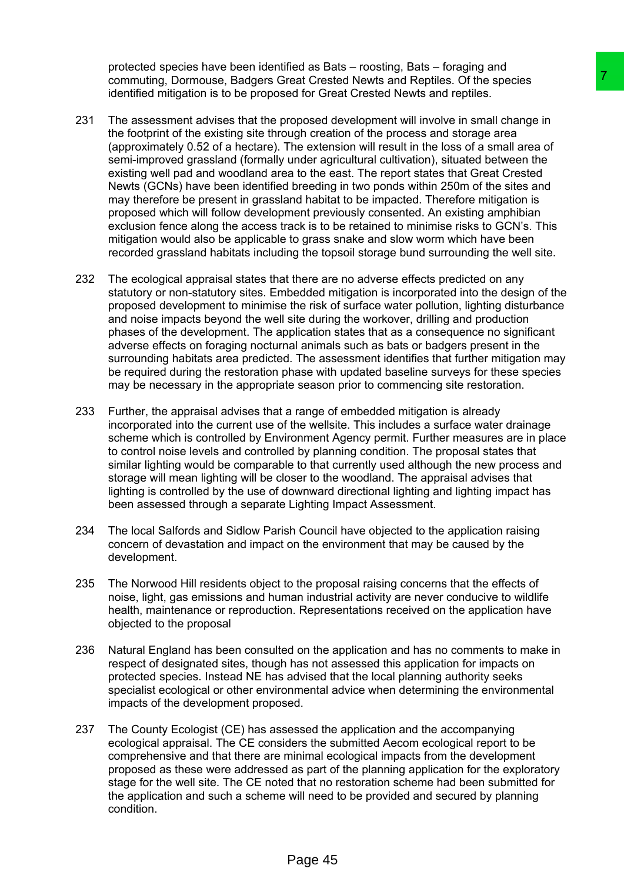protected species have been identified as Bats – roosting, Bats – foraging and commuting, Dormouse, Badgers Great Crested Newts and Reptiles. Of the species identified mitigation is to be proposed for Great Crested Newts and reptiles.

231 The assessment advises that the proposed development will involve in small change in the footprint of the existing site through creation of the process and storage area (approximately 0.52 of a hectare). The extension will result in the loss of a small area of semi-improved grassland (formally under agricultural cultivation), situated between the existing well pad and woodland area to the east. The report states that Great Crested Newts (GCNs) have been identified breeding in two ponds within 250m of the sites and may therefore be present in grassland habitat to be impacted. Therefore mitigation is proposed which will follow development previously consented. An existing amphibian exclusion fence along the access track is to be retained to minimise risks to GCN's. This mitigation would also be applicable to grass snake and slow worm which have been recorded grassland habitats including the topsoil storage bund surrounding the well site.

232 The ecological appraisal states that there are no adverse effects predicted on any statutory or non-statutory sites. Embedded mitigation is incorporated into the design of the proposed development to minimise the risk of surface water pollution, lighting disturbance and noise impacts beyond the well site during the workover, drilling and production phases of the development. The application states that as a consequence no significant adverse effects on foraging nocturnal animals such as bats or badgers present in the surrounding habitats area predicted. The assessment identifies that further mitigation may be required during the restoration phase with updated baseline surveys for these species may be necessary in the appropriate season prior to commencing site restoration.

233 Further, the appraisal advises that a range of embedded mitigation is already incorporated into the current use of the wellsite. This includes a surface water drainage scheme which is controlled by Environment Agency permit. Further measures are in place to control noise levels and controlled by planning condition. The proposal states that similar lighting would be comparable to that currently used although the new process and storage will mean lighting will be closer to the woodland. The appraisal advises that lighting is controlled by the use of downward directional lighting and lighting impact has been assessed through a separate Lighting Impact Assessment.

234 The local Salfords and Sidlow Parish Council have objected to the application raising concern of devastation and impact on the environment that may be caused by the development.

235 The Norwood Hill residents object to the proposal raising concerns that the effects of noise, light, gas emissions and human industrial activity are never conducive to wildlife health, maintenance or reproduction. Representations received on the application have objected to the proposal

236 Natural England has been consulted on the application and has no comments to make in respect of designated sites, though has not assessed this application for impacts on protected species. Instead NE has advised that the local planning authority seeks specialist ecological or other environmental advice when determining the environmental impacts of the development proposed.

237 The County Ecologist (CE) has assessed the application and the accompanying ecological appraisal. The CE considers the submitted Aecom ecological report to be comprehensive and that there are minimal ecological impacts from the development proposed as these were addressed as part of the planning application for the exploratory stage for the well site. The CE noted that no restoration scheme had been submitted for the application and such a scheme will need to be provided and secured by planning condition.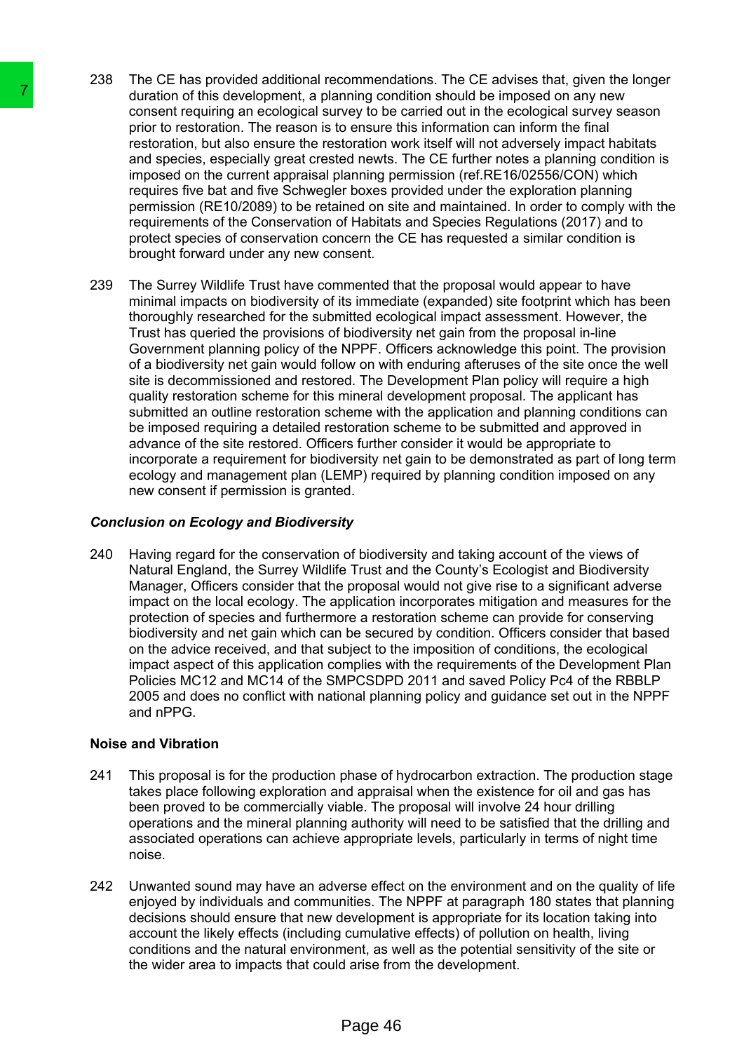238 The CE has provided additional recommendations. The CE advises that, given the longer duration of this development, a planning condition should be imposed on any new consent requiring an ecological survey to be carried out in the ecological survey season prior to restoration. The reason is to ensure this information can inform the final restoration, but also ensure the restoration work itself will not adversely impact habitats and species, especially great crested newts. The CE further notes a planning condition is imposed on the current appraisal planning permission (ref.RE16/02556/CON) which requires five bat and five Schwegler boxes provided under the exploration planning permission (RE10/2089) to be retained on site and maintained. In order to comply with the requirements of the Conservation of Habitats and Species Regulations (2017) and to protect species of conservation concern the CE has requested a similar condition is brought forward under any new consent.

239 The Surrey Wildlife Trust have commented that the proposal would appear to have minimal impacts on biodiversity of its immediate (expanded) site footprint which has been thoroughly researched for the submitted ecological impact assessment. However, the Trust has queried the provisions of biodiversity net gain from the proposal in-line Government planning policy of the NPPF. Officers acknowledge this point. The provision of a biodiversity net gain would follow on with enduring afteruses of the site once the well site is decommissioned and restored. The Development Plan policy will require a high quality restoration scheme for this mineral development proposal. The applicant has submitted an outline restoration scheme with the application and planning conditions can be imposed requiring a detailed restoration scheme to be submitted and approved in advance of the site restored. Officers further consider it would be appropriate to incorporate a requirement for biodiversity net gain to be demonstrated as part of long term ecology and management plan (LEMP) required by planning condition imposed on any new consent if permission is granted.

***Conclusion on Ecology and Biodiversity***

240 Having regard for the conservation of biodiversity and taking account of the views of Natural England, the Surrey Wildlife Trust and the County's Ecologist and Biodiversity Manager, Officers consider that the proposal would not give rise to a significant adverse impact on the local ecology. The application incorporates mitigation and measures for the protection of species and furthermore a restoration scheme can provide for conserving biodiversity and net gain which can be secured by condition. Officers consider that based on the advice received, and that subject to the imposition of conditions, the ecological impact aspect of this application complies with the requirements of the Development Plan Policies MC12 and MC14 of the SMPCSDPD 2011 and saved Policy Pc4 of the RBBLP 2005 and does no conflict with national planning policy and guidance set out in the NPPF and nPPG.

**Noise and Vibration**

241 This proposal is for the production phase of hydrocarbon extraction. The production stage takes place following exploration and appraisal when the existence for oil and gas has been proved to be commercially viable. The proposal will involve 24 hour drilling operations and the mineral planning authority will need to be satisfied that the drilling and associated operations can achieve appropriate levels, particularly in terms of night time noise.

242 Unwanted sound may have an adverse effect on the environment and on the quality of life enjoyed by individuals and communities. The NPPF at paragraph 180 states that planning decisions should ensure that new development is appropriate for its location taking into account the likely effects (including cumulative effects) of pollution on health, living conditions and the natural environment, as well as the potential sensitivity of the site or the wider area to impacts that could arise from the development.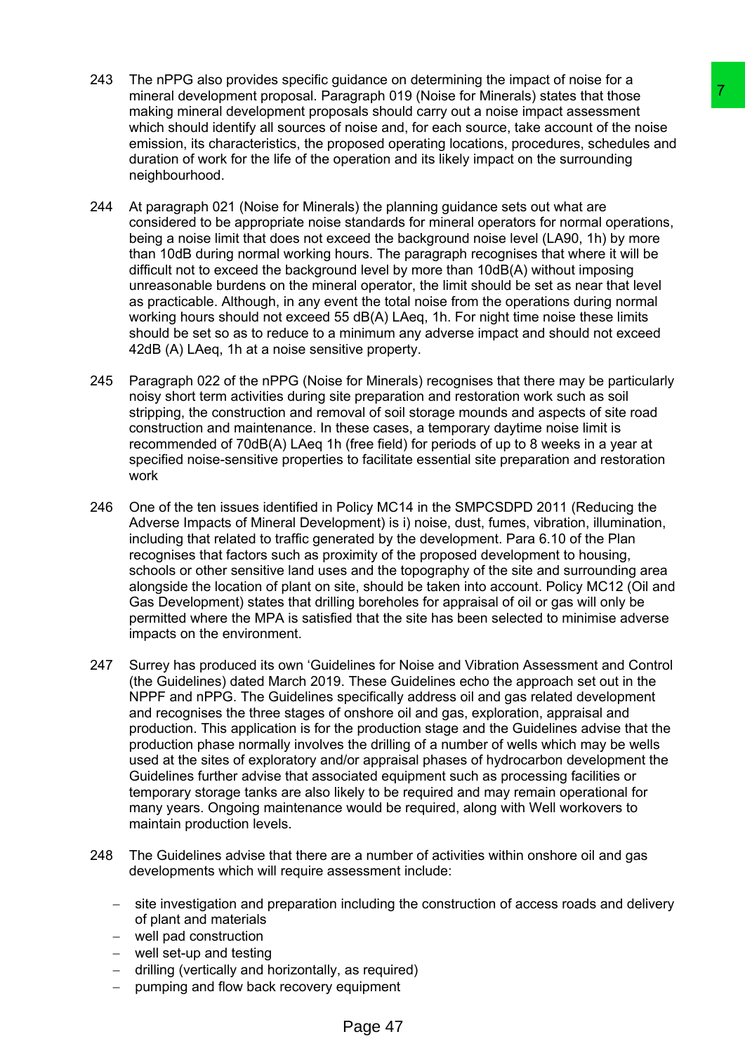243 The nPPG also provides specific guidance on determining the impact of noise for a mineral development proposal. Paragraph 019 (Noise for Minerals) states that those making mineral development proposals should carry out a noise impact assessment which should identify all sources of noise and, for each source, take account of the noise emission, its characteristics, the proposed operating locations, procedures, schedules and duration of work for the life of the operation and its likely impact on the surrounding neighbourhood.

244 At paragraph 021 (Noise for Minerals) the planning guidance sets out what are considered to be appropriate noise standards for mineral operators for normal operations, being a noise limit that does not exceed the background noise level (LA90, 1h) by more than 10dB during normal working hours. The paragraph recognises that where it will be difficult not to exceed the background level by more than 10dB(A) without imposing unreasonable burdens on the mineral operator, the limit should be set as near that level as practicable. Although, in any event the total noise from the operations during normal working hours should not exceed 55 dB(A) LAeq, 1h. For night time noise these limits should be set so as to reduce to a minimum any adverse impact and should not exceed 42dB (A) LAeq, 1h at a noise sensitive property.

245 Paragraph 022 of the nPPG (Noise for Minerals) recognises that there may be particularly noisy short term activities during site preparation and restoration work such as soil stripping, the construction and removal of soil storage mounds and aspects of site road construction and maintenance. In these cases, a temporary daytime noise limit is recommended of 70dB(A) LAeq 1h (free field) for periods of up to 8 weeks in a year at specified noise-sensitive properties to facilitate essential site preparation and restoration work

246 One of the ten issues identified in Policy MC14 in the SMPCSDPD 2011 (Reducing the Adverse Impacts of Mineral Development) is i) noise, dust, fumes, vibration, illumination, including that related to traffic generated by the development. Para 6.10 of the Plan recognises that factors such as proximity of the proposed development to housing, schools or other sensitive land uses and the topography of the site and surrounding area alongside the location of plant on site, should be taken into account. Policy MC12 (Oil and Gas Development) states that drilling boreholes for appraisal of oil or gas will only be permitted where the MPA is satisfied that the site has been selected to minimise adverse impacts on the environment.

247 Surrey has produced its own 'Guidelines for Noise and Vibration Assessment and Control (the Guidelines) dated March 2019. These Guidelines echo the approach set out in the NPPF and nPPG. The Guidelines specifically address oil and gas related development and recognises the three stages of onshore oil and gas, exploration, appraisal and production. This application is for the production stage and the Guidelines advise that the production phase normally involves the drilling of a number of wells which may be wells used at the sites of exploratory and/or appraisal phases of hydrocarbon development the Guidelines further advise that associated equipment such as processing facilities or temporary storage tanks are also likely to be required and may remain operational for many years. Ongoing maintenance would be required, along with Well workovers to maintain production levels.

248 The Guidelines advise that there are a number of activities within onshore oil and gas developments which will require assessment include:

- site investigation and preparation including the construction of access roads and delivery of plant and materials
- well pad construction
- well set-up and testing
- drilling (vertically and horizontally, as required)
- pumping and flow back recovery equipment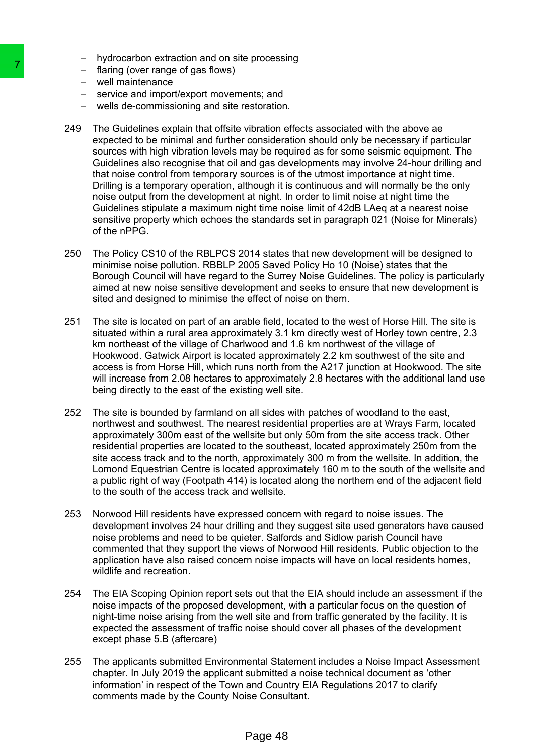- hydrocarbon extraction and on site processing
- flaring (over range of gas flows)
- well maintenance
- service and import/export movements; and
- wells de-commissioning and site restoration.

249 The Guidelines explain that offsite vibration effects associated with the above ae expected to be minimal and further consideration should only be necessary if particular sources with high vibration levels may be required as for some seismic equipment. The Guidelines also recognise that oil and gas developments may involve 24-hour drilling and that noise control from temporary sources is of the utmost importance at night time. Drilling is a temporary operation, although it is continuous and will normally be the only noise output from the development at night. In order to limit noise at night time the Guidelines stipulate a maximum night time noise limit of 42dB LAeq at a nearest noise sensitive property which echoes the standards set in paragraph 021 (Noise for Minerals) of the nPPG.

250 The Policy CS10 of the RBLPCS 2014 states that new development will be designed to minimise noise pollution. RBBLP 2005 Saved Policy Ho 10 (Noise) states that the Borough Council will have regard to the Surrey Noise Guidelines. The policy is particularly aimed at new noise sensitive development and seeks to ensure that new development is sited and designed to minimise the effect of noise on them.

251 The site is located on part of an arable field, located to the west of Horse Hill. The site is situated within a rural area approximately 3.1 km directly west of Horley town centre, 2.3 km northeast of the village of Charlwood and 1.6 km northwest of the village of Hookwood. Gatwick Airport is located approximately 2.2 km southwest of the site and access is from Horse Hill, which runs north from the A217 junction at Hookwood. The site will increase from 2.08 hectares to approximately 2.8 hectares with the additional land use being directly to the east of the existing well site.

252 The site is bounded by farmland on all sides with patches of woodland to the east, northwest and southwest. The nearest residential properties are at Wrays Farm, located approximately 300m east of the wellsite but only 50m from the site access track. Other residential properties are located to the southeast, located approximately 250m from the site access track and to the north, approximately 300 m from the wellsite. In addition, the Lomond Equestrian Centre is located approximately 160 m to the south of the wellsite and a public right of way (Footpath 414) is located along the northern end of the adjacent field to the south of the access track and wellsite.

253 Norwood Hill residents have expressed concern with regard to noise issues. The development involves 24 hour drilling and they suggest site used generators have caused noise problems and need to be quieter. Salfords and Sidlow parish Council have commented that they support the views of Norwood Hill residents. Public objection to the application have also raised concern noise impacts will have on local residents homes, wildlife and recreation.

254 The EIA Scoping Opinion report sets out that the EIA should include an assessment if the noise impacts of the proposed development, with a particular focus on the question of night-time noise arising from the well site and from traffic generated by the facility. It is expected the assessment of traffic noise should cover all phases of the development except phase 5.B (aftercare)

255 The applicants submitted Environmental Statement includes a Noise Impact Assessment chapter. In July 2019 the applicant submitted a noise technical document as 'other information' in respect of the Town and Country EIA Regulations 2017 to clarify comments made by the County Noise Consultant.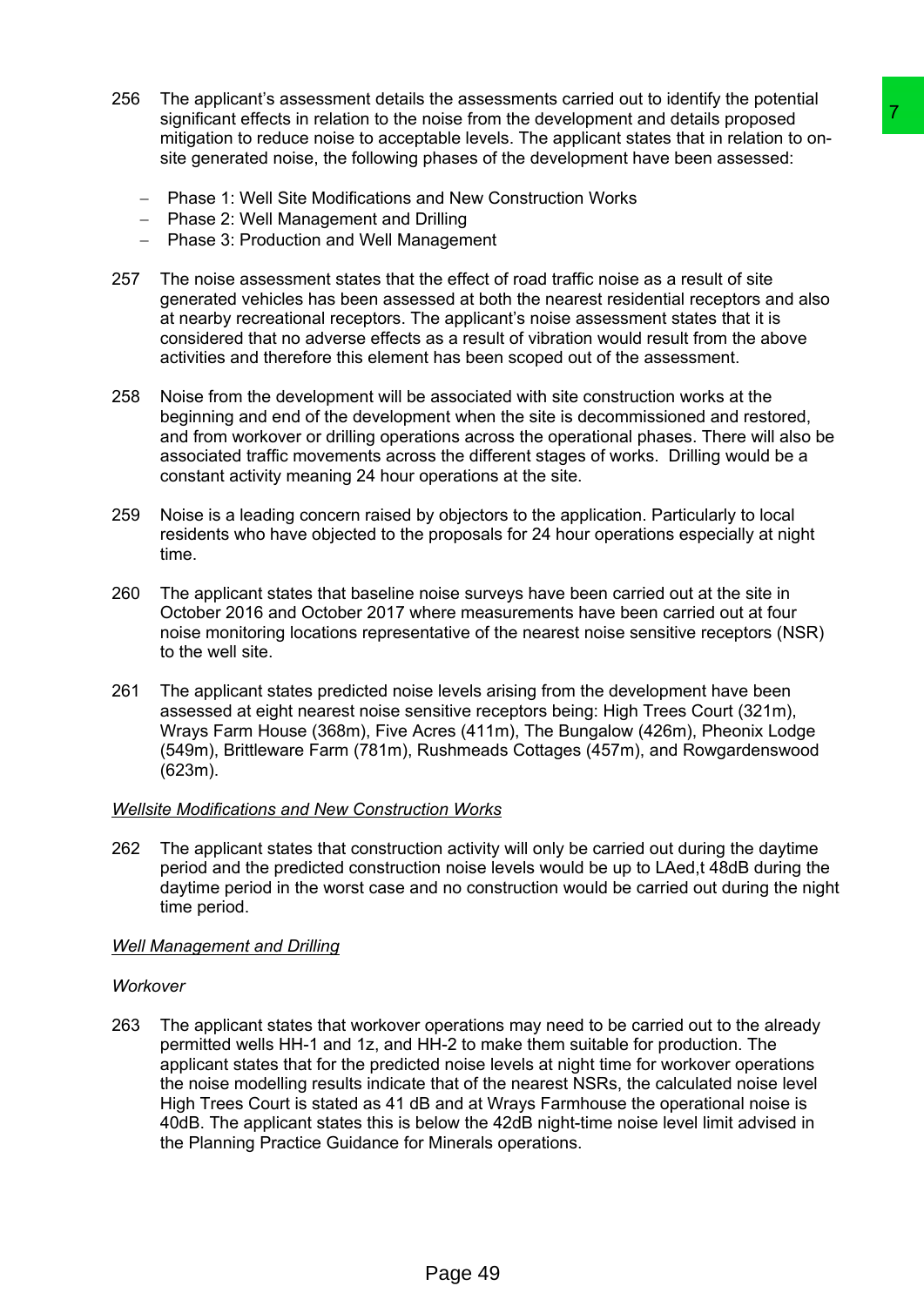256 The applicant's assessment details the assessments carried out to identify the potential significant effects in relation to the noise from the development and details proposed mitigation to reduce noise to acceptable levels. The applicant states that in relation to on-site generated noise, the following phases of the development have been assessed:

- Phase 1: Well Site Modifications and New Construction Works
- Phase 2: Well Management and Drilling
- Phase 3: Production and Well Management

257 The noise assessment states that the effect of road traffic noise as a result of site generated vehicles has been assessed at both the nearest residential receptors and also at nearby recreational receptors. The applicant's noise assessment states that it is considered that no adverse effects as a result of vibration would result from the above activities and therefore this element has been scoped out of the assessment.

258 Noise from the development will be associated with site construction works at the beginning and end of the development when the site is decommissioned and restored, and from workover or drilling operations across the operational phases. There will also be associated traffic movements across the different stages of works. Drilling would be a constant activity meaning 24 hour operations at the site.

259 Noise is a leading concern raised by objectors to the application. Particularly to local residents who have objected to the proposals for 24 hour operations especially at night time.

260 The applicant states that baseline noise surveys have been carried out at the site in October 2016 and October 2017 where measurements have been carried out at four noise monitoring locations representative of the nearest noise sensitive receptors (NSR) to the well site.

261 The applicant states predicted noise levels arising from the development have been assessed at eight nearest noise sensitive receptors being: High Trees Court (321m), Wrays Farm House (368m), Five Acres (411m), The Bungalow (426m), Pheonix Lodge (549m), Brittleware Farm (781m), Rushmeads Cottages (457m), and Rowgardenswood (623m).

*Wellsite Modifications and New Construction Works*

262 The applicant states that construction activity will only be carried out during the daytime period and the predicted construction noise levels would be up to LAed,t 48dB during the daytime period in the worst case and no construction would be carried out during the night time period.

*Well Management and Drilling*

*Workover*

263 The applicant states that workover operations may need to be carried out to the already permitted wells HH-1 and 1z, and HH-2 to make them suitable for production. The applicant states that for the predicted noise levels at night time for workover operations the noise modelling results indicate that of the nearest NSRs, the calculated noise level High Trees Court is stated as 41 dB and at Wrays Farmhouse the operational noise is 40dB. The applicant states this is below the 42dB night-time noise level limit advised in the Planning Practice Guidance for Minerals operations.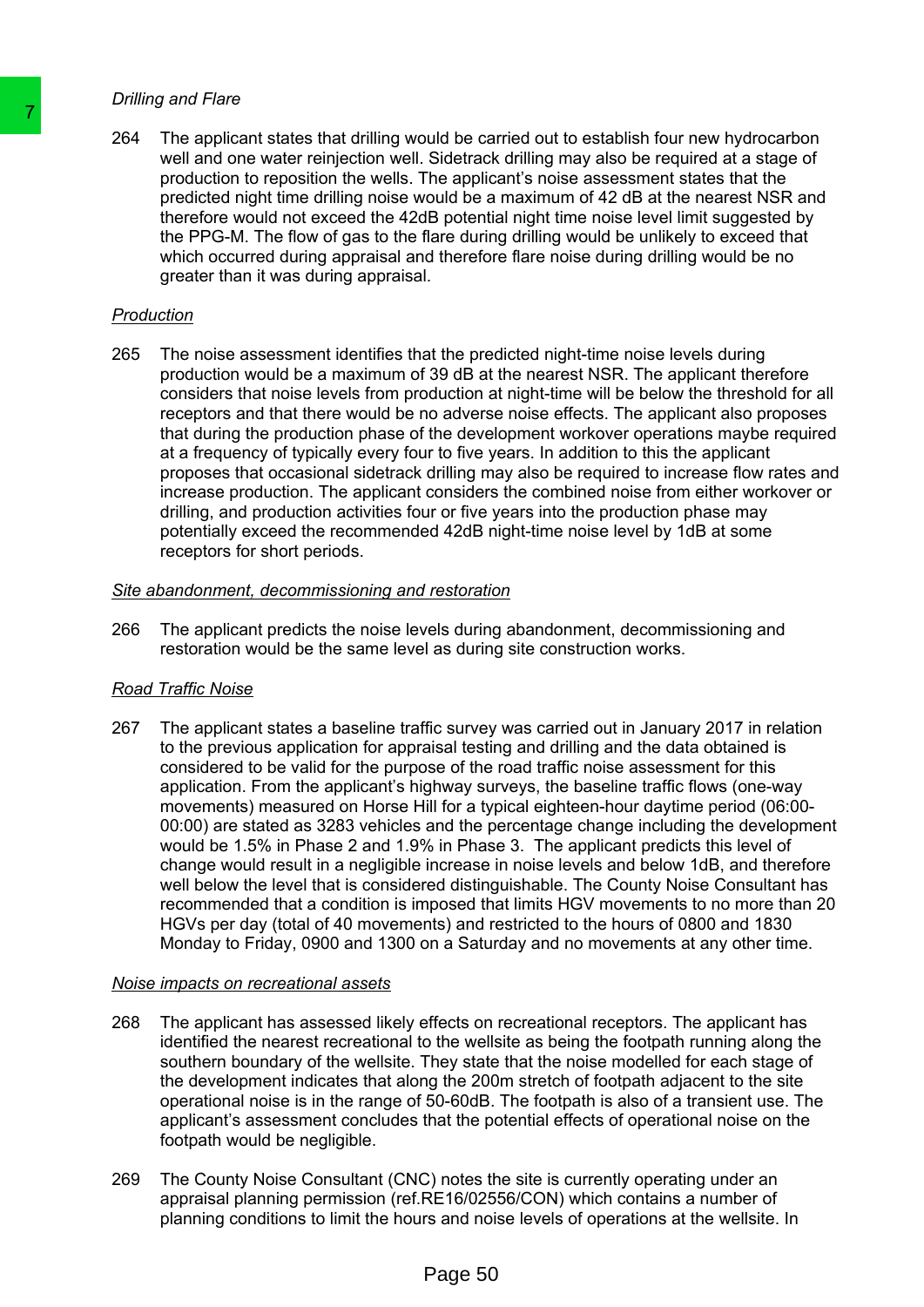*Drilling and Flare*

264 The applicant states that drilling would be carried out to establish four new hydrocarbon well and one water reinjection well. Sidetrack drilling may also be required at a stage of production to reposition the wells. The applicant's noise assessment states that the predicted night time drilling noise would be a maximum of 42 dB at the nearest NSR and therefore would not exceed the 42dB potential night time noise level limit suggested by the PPG-M. The flow of gas to the flare during drilling would be unlikely to exceed that which occurred during appraisal and therefore flare noise during drilling would be no greater than it was during appraisal.

*Production*

265 The noise assessment identifies that the predicted night-time noise levels during production would be a maximum of 39 dB at the nearest NSR. The applicant therefore considers that noise levels from production at night-time will be below the threshold for all receptors and that there would be no adverse noise effects. The applicant also proposes that during the production phase of the development workover operations maybe required at a frequency of typically every four to five years. In addition to this the applicant proposes that occasional sidetrack drilling may also be required to increase flow rates and increase production. The applicant considers the combined noise from either workover or drilling, and production activities four or five years into the production phase may potentially exceed the recommended 42dB night-time noise level by 1dB at some receptors for short periods.

*Site abandonment, decommissioning and restoration*

266 The applicant predicts the noise levels during abandonment, decommissioning and restoration would be the same level as during site construction works.

*Road Traffic Noise*

267 The applicant states a baseline traffic survey was carried out in January 2017 in relation to the previous application for appraisal testing and drilling and the data obtained is considered to be valid for the purpose of the road traffic noise assessment for this application. From the applicant's highway surveys, the baseline traffic flows (one-way movements) measured on Horse Hill for a typical eighteen-hour daytime period (06:00-00:00) are stated as 3283 vehicles and the percentage change including the development would be 1.5% in Phase 2 and 1.9% in Phase 3. The applicant predicts this level of change would result in a negligible increase in noise levels and below 1dB, and therefore well below the level that is considered distinguishable. The County Noise Consultant has recommended that a condition is imposed that limits HGV movements to no more than 20 HGVs per day (total of 40 movements) and restricted to the hours of 0800 and 1830 Monday to Friday, 0900 and 1300 on a Saturday and no movements at any other time.

*Noise impacts on recreational assets*

268 The applicant has assessed likely effects on recreational receptors. The applicant has identified the nearest recreational to the wellsite as being the footpath running along the southern boundary of the wellsite. They state that the noise modelled for each stage of the development indicates that along the 200m stretch of footpath adjacent to the site operational noise is in the range of 50-60dB. The footpath is also of a transient use. The applicant's assessment concludes that the potential effects of operational noise on the footpath would be negligible.

269 The County Noise Consultant (CNC) notes the site is currently operating under an appraisal planning permission (ref.RE16/02556/CON) which contains a number of planning conditions to limit the hours and noise levels of operations at the wellsite. In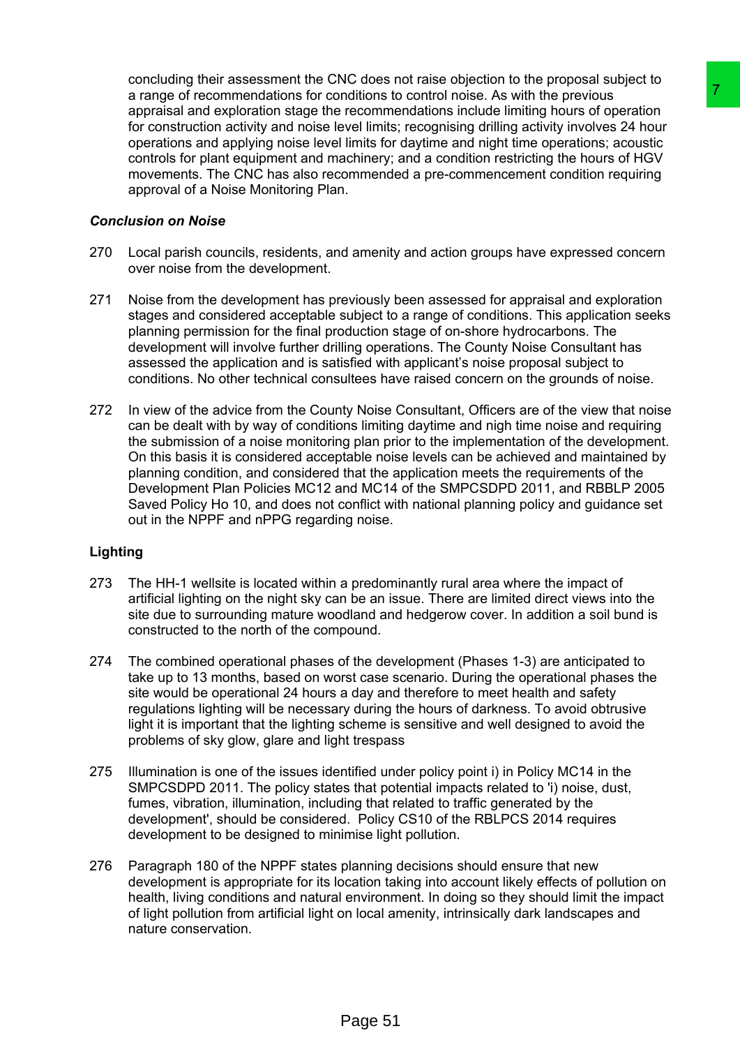concluding their assessment the CNC does not raise objection to the proposal subject to a range of recommendations for conditions to control noise. As with the previous appraisal and exploration stage the recommendations include limiting hours of operation for construction activity and noise level limits; recognising drilling activity involves 24 hour operations and applying noise level limits for daytime and night time operations; acoustic controls for plant equipment and machinery; and a condition restricting the hours of HGV movements. The CNC has also recommended a pre-commencement condition requiring approval of a Noise Monitoring Plan.

***Conclusion on Noise***

270 Local parish councils, residents, and amenity and action groups have expressed concern over noise from the development.

271 Noise from the development has previously been assessed for appraisal and exploration stages and considered acceptable subject to a range of conditions. This application seeks planning permission for the final production stage of on-shore hydrocarbons. The development will involve further drilling operations. The County Noise Consultant has assessed the application and is satisfied with applicant's noise proposal subject to conditions. No other technical consultees have raised concern on the grounds of noise.

272 In view of the advice from the County Noise Consultant, Officers are of the view that noise can be dealt with by way of conditions limiting daytime and nigh time noise and requiring the submission of a noise monitoring plan prior to the implementation of the development. On this basis it is considered acceptable noise levels can be achieved and maintained by planning condition, and considered that the application meets the requirements of the Development Plan Policies MC12 and MC14 of the SMPCSDPD 2011, and RBBLP 2005 Saved Policy Ho 10, and does not conflict with national planning policy and guidance set out in the NPPF and nPPG regarding noise.

**Lighting**

273 The HH-1 wellsite is located within a predominantly rural area where the impact of artificial lighting on the night sky can be an issue. There are limited direct views into the site due to surrounding mature woodland and hedgerow cover. In addition a soil bund is constructed to the north of the compound.

274 The combined operational phases of the development (Phases 1-3) are anticipated to take up to 13 months, based on worst case scenario. During the operational phases the site would be operational 24 hours a day and therefore to meet health and safety regulations lighting will be necessary during the hours of darkness. To avoid obtrusive light it is important that the lighting scheme is sensitive and well designed to avoid the problems of sky glow, glare and light trespass

275 Illumination is one of the issues identified under policy point i) in Policy MC14 in the SMPCSDPD 2011. The policy states that potential impacts related to 'i) noise, dust, fumes, vibration, illumination, including that related to traffic generated by the development', should be considered. Policy CS10 of the RBLPCS 2014 requires development to be designed to minimise light pollution.

276 Paragraph 180 of the NPPF states planning decisions should ensure that new development is appropriate for its location taking into account likely effects of pollution on health, living conditions and natural environment. In doing so they should limit the impact of light pollution from artificial light on local amenity, intrinsically dark landscapes and nature conservation.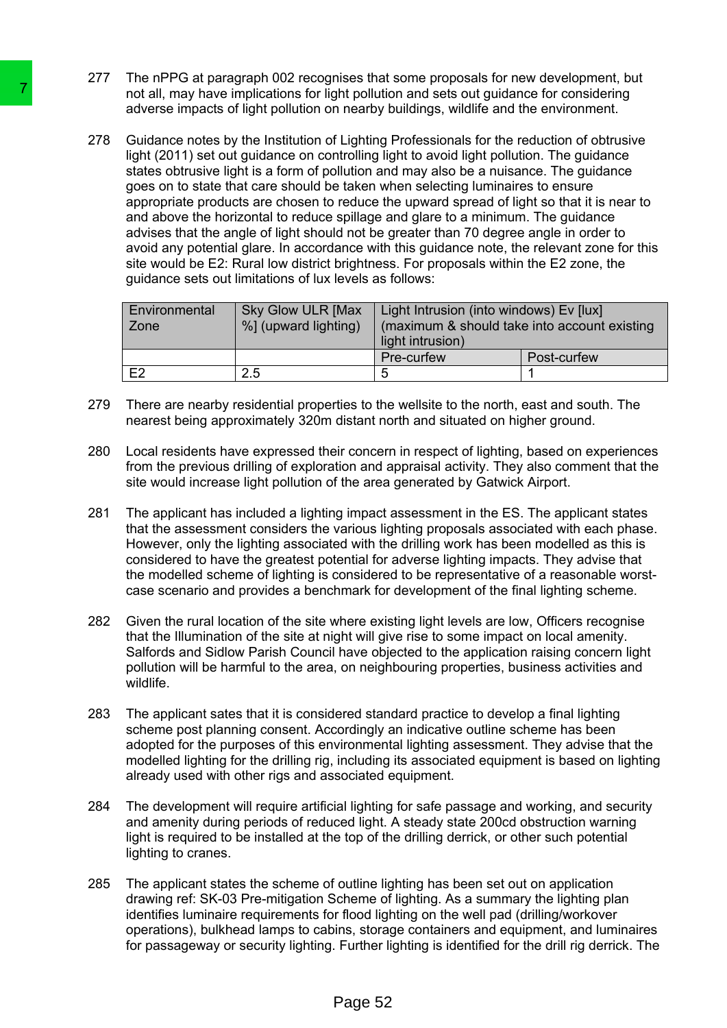277 The nPPG at paragraph 002 recognises that some proposals for new development, but not all, may have implications for light pollution and sets out guidance for considering adverse impacts of light pollution on nearby buildings, wildlife and the environment.

278 Guidance notes by the Institution of Lighting Professionals for the reduction of obtrusive light (2011) set out guidance on controlling light to avoid light pollution. The guidance states obtrusive light is a form of pollution and may also be a nuisance. The guidance goes on to state that care should be taken when selecting luminaires to ensure appropriate products are chosen to reduce the upward spread of light so that it is near to and above the horizontal to reduce spillage and glare to a minimum. The guidance advises that the angle of light should not be greater than 70 degree angle in order to avoid any potential glare. In accordance with this guidance note, the relevant zone for this site would be E2: Rural low district brightness. For proposals within the E2 zone, the guidance sets out limitations of lux levels as follows:

| Environmental Zone | Sky Glow ULR [Max %] (upward lighting) | Light Intrusion (into windows) Ev [lux] (maximum & should take into account existing light intrusion) | |
|---|---|---|---|
| | | Pre-curfew | Post-curfew |
| E2 | 2.5 | 5 | 1 |

279 There are nearby residential properties to the wellsite to the north, east and south. The nearest being approximately 320m distant north and situated on higher ground.

280 Local residents have expressed their concern in respect of lighting, based on experiences from the previous drilling of exploration and appraisal activity. They also comment that the site would increase light pollution of the area generated by Gatwick Airport.

281 The applicant has included a lighting impact assessment in the ES. The applicant states that the assessment considers the various lighting proposals associated with each phase. However, only the lighting associated with the drilling work has been modelled as this is considered to have the greatest potential for adverse lighting impacts. They advise that the modelled scheme of lighting is considered to be representative of a reasonable worst-case scenario and provides a benchmark for development of the final lighting scheme.

282 Given the rural location of the site where existing light levels are low, Officers recognise that the Illumination of the site at night will give rise to some impact on local amenity. Salfords and Sidlow Parish Council have objected to the application raising concern light pollution will be harmful to the area, on neighbouring properties, business activities and wildlife.

283 The applicant sates that it is considered standard practice to develop a final lighting scheme post planning consent. Accordingly an indicative outline scheme has been adopted for the purposes of this environmental lighting assessment. They advise that the modelled lighting for the drilling rig, including its associated equipment is based on lighting already used with other rigs and associated equipment.

284 The development will require artificial lighting for safe passage and working, and security and amenity during periods of reduced light. A steady state 200cd obstruction warning light is required to be installed at the top of the drilling derrick, or other such potential lighting to cranes.

285 The applicant states the scheme of outline lighting has been set out on application drawing ref: SK-03 Pre-mitigation Scheme of lighting. As a summary the lighting plan identifies luminaire requirements for flood lighting on the well pad (drilling/workover operations), bulkhead lamps to cabins, storage containers and equipment, and luminaires for passageway or security lighting. Further lighting is identified for the drill rig derrick. The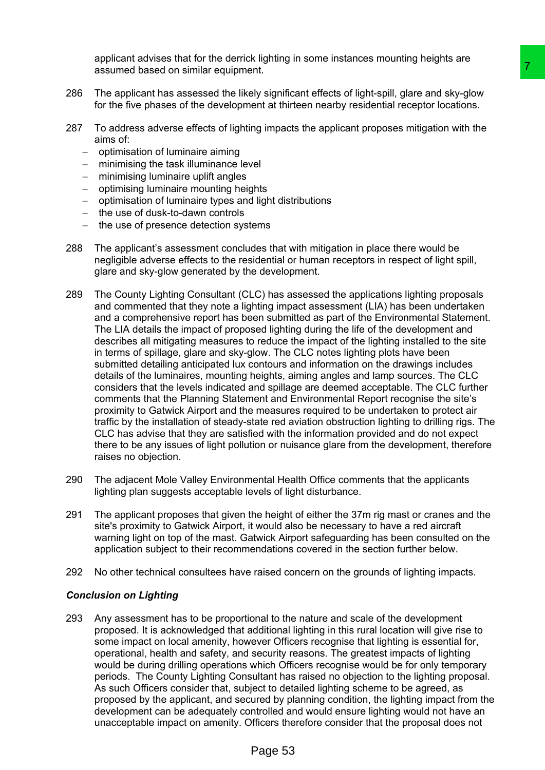applicant advises that for the derrick lighting in some instances mounting heights are assumed based on similar equipment.

286 The applicant has assessed the likely significant effects of light-spill, glare and sky-glow for the five phases of the development at thirteen nearby residential receptor locations.

287 To address adverse effects of lighting impacts the applicant proposes mitigation with the aims of:

- optimisation of luminaire aiming
- minimising the task illuminance level
- minimising luminaire uplift angles
- optimising luminaire mounting heights
- optimisation of luminaire types and light distributions
- the use of dusk-to-dawn controls
- the use of presence detection systems

288 The applicant's assessment concludes that with mitigation in place there would be negligible adverse effects to the residential or human receptors in respect of light spill, glare and sky-glow generated by the development.

289 The County Lighting Consultant (CLC) has assessed the applications lighting proposals and commented that they note a lighting impact assessment (LIA) has been undertaken and a comprehensive report has been submitted as part of the Environmental Statement. The LIA details the impact of proposed lighting during the life of the development and describes all mitigating measures to reduce the impact of the lighting installed to the site in terms of spillage, glare and sky-glow. The CLC notes lighting plots have been submitted detailing anticipated lux contours and information on the drawings includes details of the luminaires, mounting heights, aiming angles and lamp sources. The CLC considers that the levels indicated and spillage are deemed acceptable. The CLC further comments that the Planning Statement and Environmental Report recognise the site's proximity to Gatwick Airport and the measures required to be undertaken to protect air traffic by the installation of steady-state red aviation obstruction lighting to drilling rigs. The CLC has advise that they are satisfied with the information provided and do not expect there to be any issues of light pollution or nuisance glare from the development, therefore raises no objection.

290 The adjacent Mole Valley Environmental Health Office comments that the applicants lighting plan suggests acceptable levels of light disturbance.

291 The applicant proposes that given the height of either the 37m rig mast or cranes and the site's proximity to Gatwick Airport, it would also be necessary to have a red aircraft warning light on top of the mast. Gatwick Airport safeguarding has been consulted on the application subject to their recommendations covered in the section further below.

292 No other technical consultees have raised concern on the grounds of lighting impacts.

***Conclusion on Lighting***

293 Any assessment has to be proportional to the nature and scale of the development proposed. It is acknowledged that additional lighting in this rural location will give rise to some impact on local amenity, however Officers recognise that lighting is essential for, operational, health and safety, and security reasons. The greatest impacts of lighting would be during drilling operations which Officers recognise would be for only temporary periods. The County Lighting Consultant has raised no objection to the lighting proposal. As such Officers consider that, subject to detailed lighting scheme to be agreed, as proposed by the applicant, and secured by planning condition, the lighting impact from the development can be adequately controlled and would ensure lighting would not have an unacceptable impact on amenity. Officers therefore consider that the proposal does not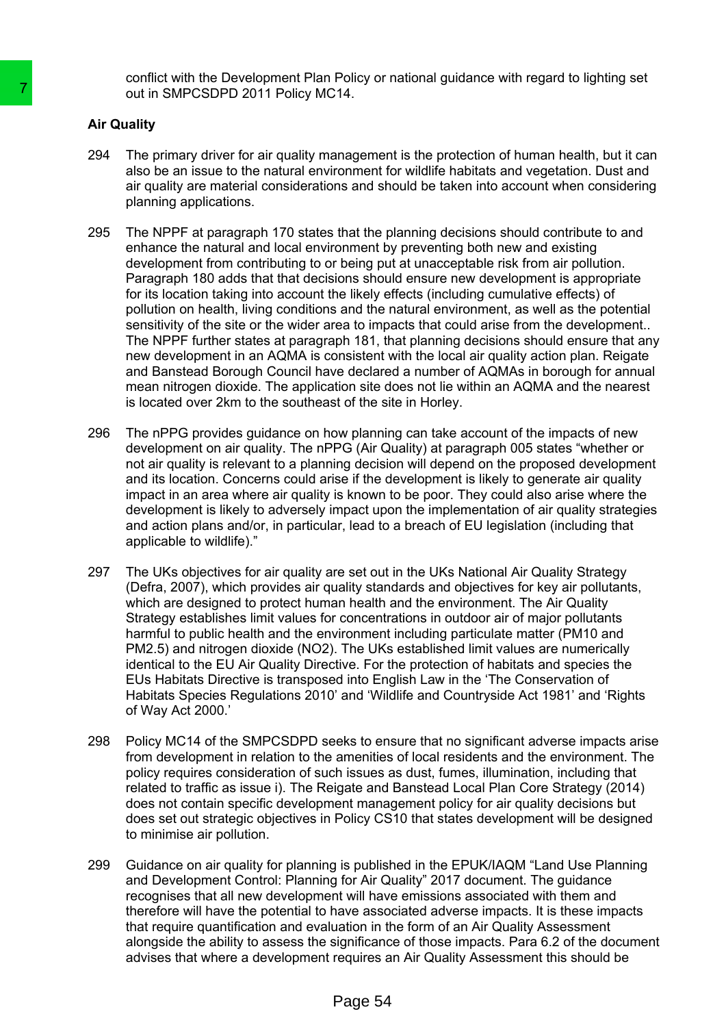conflict with the Development Plan Policy or national guidance with regard to lighting set out in SMPCSDPD 2011 Policy MC14.

**Air Quality**

294 The primary driver for air quality management is the protection of human health, but it can also be an issue to the natural environment for wildlife habitats and vegetation. Dust and air quality are material considerations and should be taken into account when considering planning applications.

295 The NPPF at paragraph 170 states that the planning decisions should contribute to and enhance the natural and local environment by preventing both new and existing development from contributing to or being put at unacceptable risk from air pollution. Paragraph 180 adds that that decisions should ensure new development is appropriate for its location taking into account the likely effects (including cumulative effects) of pollution on health, living conditions and the natural environment, as well as the potential sensitivity of the site or the wider area to impacts that could arise from the development.. The NPPF further states at paragraph 181, that planning decisions should ensure that any new development in an AQMA is consistent with the local air quality action plan. Reigate and Banstead Borough Council have declared a number of AQMAs in borough for annual mean nitrogen dioxide. The application site does not lie within an AQMA and the nearest is located over 2km to the southeast of the site in Horley.

296 The nPPG provides guidance on how planning can take account of the impacts of new development on air quality. The nPPG (Air Quality) at paragraph 005 states "whether or not air quality is relevant to a planning decision will depend on the proposed development and its location. Concerns could arise if the development is likely to generate air quality impact in an area where air quality is known to be poor. They could also arise where the development is likely to adversely impact upon the implementation of air quality strategies and action plans and/or, in particular, lead to a breach of EU legislation (including that applicable to wildlife)."

297 The UKs objectives for air quality are set out in the UKs National Air Quality Strategy (Defra, 2007), which provides air quality standards and objectives for key air pollutants, which are designed to protect human health and the environment. The Air Quality Strategy establishes limit values for concentrations in outdoor air of major pollutants harmful to public health and the environment including particulate matter (PM10 and PM2.5) and nitrogen dioxide (NO2). The UKs established limit values are numerically identical to the EU Air Quality Directive. For the protection of habitats and species the EUs Habitats Directive is transposed into English Law in the 'The Conservation of Habitats Species Regulations 2010' and 'Wildlife and Countryside Act 1981' and 'Rights of Way Act 2000.'

298 Policy MC14 of the SMPCSDPD seeks to ensure that no significant adverse impacts arise from development in relation to the amenities of local residents and the environment. The policy requires consideration of such issues as dust, fumes, illumination, including that related to traffic as issue i). The Reigate and Banstead Local Plan Core Strategy (2014) does not contain specific development management policy for air quality decisions but does set out strategic objectives in Policy CS10 that states development will be designed to minimise air pollution.

299 Guidance on air quality for planning is published in the EPUK/IAQM "Land Use Planning and Development Control: Planning for Air Quality" 2017 document. The guidance recognises that all new development will have emissions associated with them and therefore will have the potential to have associated adverse impacts. It is these impacts that require quantification and evaluation in the form of an Air Quality Assessment alongside the ability to assess the significance of those impacts. Para 6.2 of the document advises that where a development requires an Air Quality Assessment this should be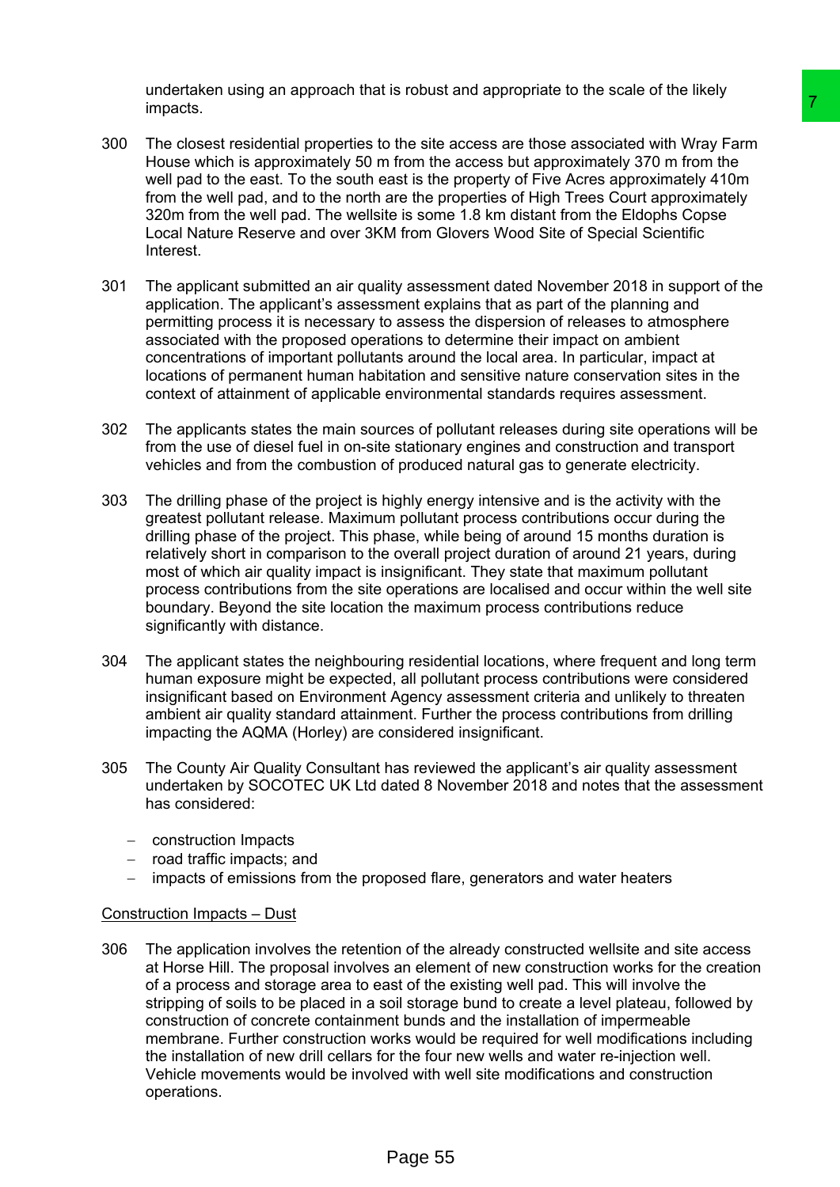undertaken using an approach that is robust and appropriate to the scale of the likely impacts.

300 The closest residential properties to the site access are those associated with Wray Farm House which is approximately 50 m from the access but approximately 370 m from the well pad to the east. To the south east is the property of Five Acres approximately 410m from the well pad, and to the north are the properties of High Trees Court approximately 320m from the well pad. The wellsite is some 1.8 km distant from the Eldophs Copse Local Nature Reserve and over 3KM from Glovers Wood Site of Special Scientific Interest.

301 The applicant submitted an air quality assessment dated November 2018 in support of the application. The applicant's assessment explains that as part of the planning and permitting process it is necessary to assess the dispersion of releases to atmosphere associated with the proposed operations to determine their impact on ambient concentrations of important pollutants around the local area. In particular, impact at locations of permanent human habitation and sensitive nature conservation sites in the context of attainment of applicable environmental standards requires assessment.

302 The applicants states the main sources of pollutant releases during site operations will be from the use of diesel fuel in on-site stationary engines and construction and transport vehicles and from the combustion of produced natural gas to generate electricity.

303 The drilling phase of the project is highly energy intensive and is the activity with the greatest pollutant release. Maximum pollutant process contributions occur during the drilling phase of the project. This phase, while being of around 15 months duration is relatively short in comparison to the overall project duration of around 21 years, during most of which air quality impact is insignificant. They state that maximum pollutant process contributions from the site operations are localised and occur within the well site boundary. Beyond the site location the maximum process contributions reduce significantly with distance.

304 The applicant states the neighbouring residential locations, where frequent and long term human exposure might be expected, all pollutant process contributions were considered insignificant based on Environment Agency assessment criteria and unlikely to threaten ambient air quality standard attainment. Further the process contributions from drilling impacting the AQMA (Horley) are considered insignificant.

305 The County Air Quality Consultant has reviewed the applicant's air quality assessment undertaken by SOCOTEC UK Ltd dated 8 November 2018 and notes that the assessment has considered:

- construction Impacts
- road traffic impacts; and
- impacts of emissions from the proposed flare, generators and water heaters

Construction Impacts – Dust

306 The application involves the retention of the already constructed wellsite and site access at Horse Hill. The proposal involves an element of new construction works for the creation of a process and storage area to east of the existing well pad. This will involve the stripping of soils to be placed in a soil storage bund to create a level plateau, followed by construction of concrete containment bunds and the installation of impermeable membrane. Further construction works would be required for well modifications including the installation of new drill cellars for the four new wells and water re-injection well. Vehicle movements would be involved with well site modifications and construction operations.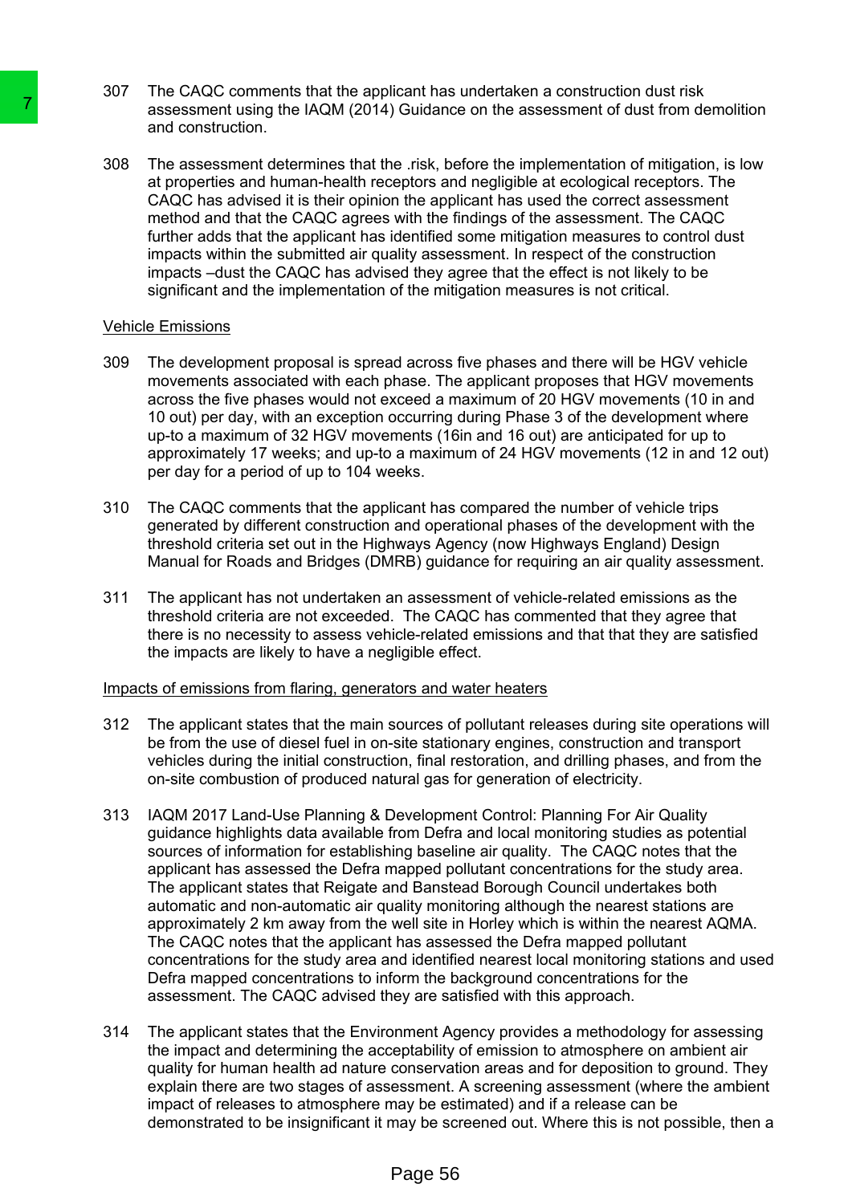307 The CAQC comments that the applicant has undertaken a construction dust risk assessment using the IAQM (2014) Guidance on the assessment of dust from demolition and construction.

308 The assessment determines that the .risk, before the implementation of mitigation, is low at properties and human-health receptors and negligible at ecological receptors. The CAQC has advised it is their opinion the applicant has used the correct assessment method and that the CAQC agrees with the findings of the assessment. The CAQC further adds that the applicant has identified some mitigation measures to control dust impacts within the submitted air quality assessment. In respect of the construction impacts –dust the CAQC has advised they agree that the effect is not likely to be significant and the implementation of the mitigation measures is not critical.

Vehicle Emissions

309 The development proposal is spread across five phases and there will be HGV vehicle movements associated with each phase. The applicant proposes that HGV movements across the five phases would not exceed a maximum of 20 HGV movements (10 in and 10 out) per day, with an exception occurring during Phase 3 of the development where up-to a maximum of 32 HGV movements (16in and 16 out) are anticipated for up to approximately 17 weeks; and up-to a maximum of 24 HGV movements (12 in and 12 out) per day for a period of up to 104 weeks.

310 The CAQC comments that the applicant has compared the number of vehicle trips generated by different construction and operational phases of the development with the threshold criteria set out in the Highways Agency (now Highways England) Design Manual for Roads and Bridges (DMRB) guidance for requiring an air quality assessment.

311 The applicant has not undertaken an assessment of vehicle-related emissions as the threshold criteria are not exceeded. The CAQC has commented that they agree that there is no necessity to assess vehicle-related emissions and that that they are satisfied the impacts are likely to have a negligible effect.

Impacts of emissions from flaring, generators and water heaters

312 The applicant states that the main sources of pollutant releases during site operations will be from the use of diesel fuel in on-site stationary engines, construction and transport vehicles during the initial construction, final restoration, and drilling phases, and from the on-site combustion of produced natural gas for generation of electricity.

313 IAQM 2017 Land-Use Planning & Development Control: Planning For Air Quality guidance highlights data available from Defra and local monitoring studies as potential sources of information for establishing baseline air quality. The CAQC notes that the applicant has assessed the Defra mapped pollutant concentrations for the study area. The applicant states that Reigate and Banstead Borough Council undertakes both automatic and non-automatic air quality monitoring although the nearest stations are approximately 2 km away from the well site in Horley which is within the nearest AQMA. The CAQC notes that the applicant has assessed the Defra mapped pollutant concentrations for the study area and identified nearest local monitoring stations and used Defra mapped concentrations to inform the background concentrations for the assessment. The CAQC advised they are satisfied with this approach.

314 The applicant states that the Environment Agency provides a methodology for assessing the impact and determining the acceptability of emission to atmosphere on ambient air quality for human health ad nature conservation areas and for deposition to ground. They explain there are two stages of assessment. A screening assessment (where the ambient impact of releases to atmosphere may be estimated) and if a release can be demonstrated to be insignificant it may be screened out. Where this is not possible, then a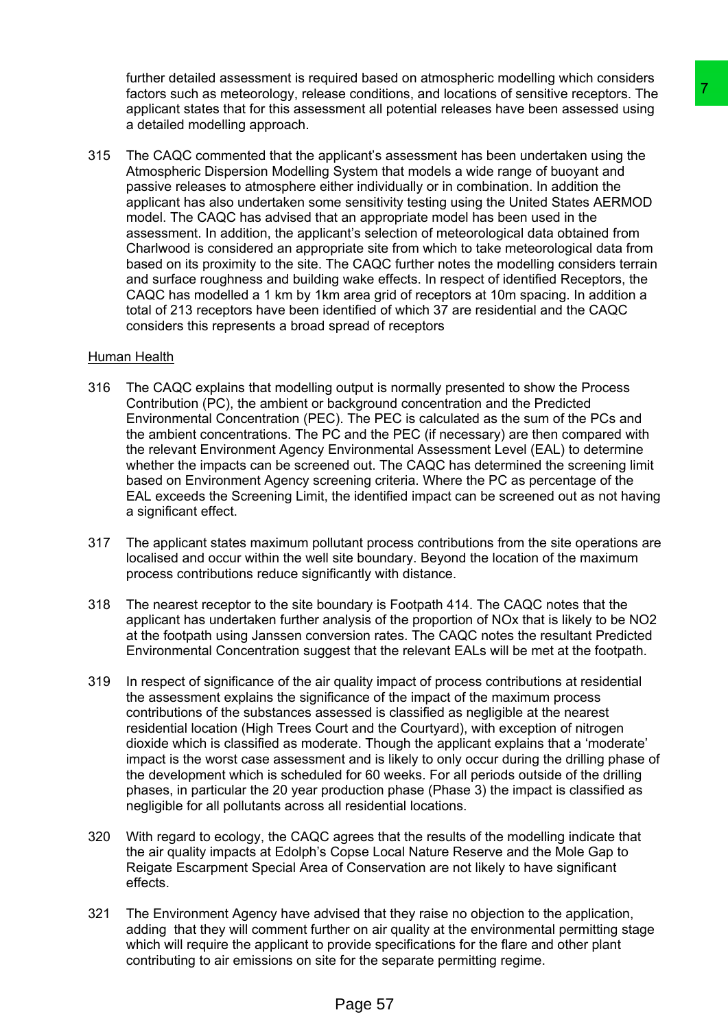further detailed assessment is required based on atmospheric modelling which considers factors such as meteorology, release conditions, and locations of sensitive receptors. The applicant states that for this assessment all potential releases have been assessed using a detailed modelling approach.

315 The CAQC commented that the applicant's assessment has been undertaken using the Atmospheric Dispersion Modelling System that models a wide range of buoyant and passive releases to atmosphere either individually or in combination. In addition the applicant has also undertaken some sensitivity testing using the United States AERMOD model. The CAQC has advised that an appropriate model has been used in the assessment. In addition, the applicant's selection of meteorological data obtained from Charlwood is considered an appropriate site from which to take meteorological data from based on its proximity to the site. The CAQC further notes the modelling considers terrain and surface roughness and building wake effects. In respect of identified Receptors, the CAQC has modelled a 1 km by 1km area grid of receptors at 10m spacing. In addition a total of 213 receptors have been identified of which 37 are residential and the CAQC considers this represents a broad spread of receptors

Human Health

316 The CAQC explains that modelling output is normally presented to show the Process Contribution (PC), the ambient or background concentration and the Predicted Environmental Concentration (PEC). The PEC is calculated as the sum of the PCs and the ambient concentrations. The PC and the PEC (if necessary) are then compared with the relevant Environment Agency Environmental Assessment Level (EAL) to determine whether the impacts can be screened out. The CAQC has determined the screening limit based on Environment Agency screening criteria. Where the PC as percentage of the EAL exceeds the Screening Limit, the identified impact can be screened out as not having a significant effect.

317 The applicant states maximum pollutant process contributions from the site operations are localised and occur within the well site boundary. Beyond the location of the maximum process contributions reduce significantly with distance.

318 The nearest receptor to the site boundary is Footpath 414. The CAQC notes that the applicant has undertaken further analysis of the proportion of NOx that is likely to be $NO_2$ at the footpath using Janssen conversion rates. The CAQC notes the resultant Predicted Environmental Concentration suggest that the relevant EALs will be met at the footpath.

319 In respect of significance of the air quality impact of process contributions at residential the assessment explains the significance of the impact of the maximum process contributions of the substances assessed is classified as negligible at the nearest residential location (High Trees Court and the Courtyard), with exception of nitrogen dioxide which is classified as moderate. Though the applicant explains that a 'moderate' impact is the worst case assessment and is likely to only occur during the drilling phase of the development which is scheduled for 60 weeks. For all periods outside of the drilling phases, in particular the 20 year production phase (Phase 3) the impact is classified as negligible for all pollutants across all residential locations.

320 With regard to ecology, the CAQC agrees that the results of the modelling indicate that the air quality impacts at Edolph's Copse Local Nature Reserve and the Mole Gap to Reigate Escarpment Special Area of Conservation are not likely to have significant effects.

321 The Environment Agency have advised that they raise no objection to the application, adding that they will comment further on air quality at the environmental permitting stage which will require the applicant to provide specifications for the flare and other plant contributing to air emissions on site for the separate permitting regime.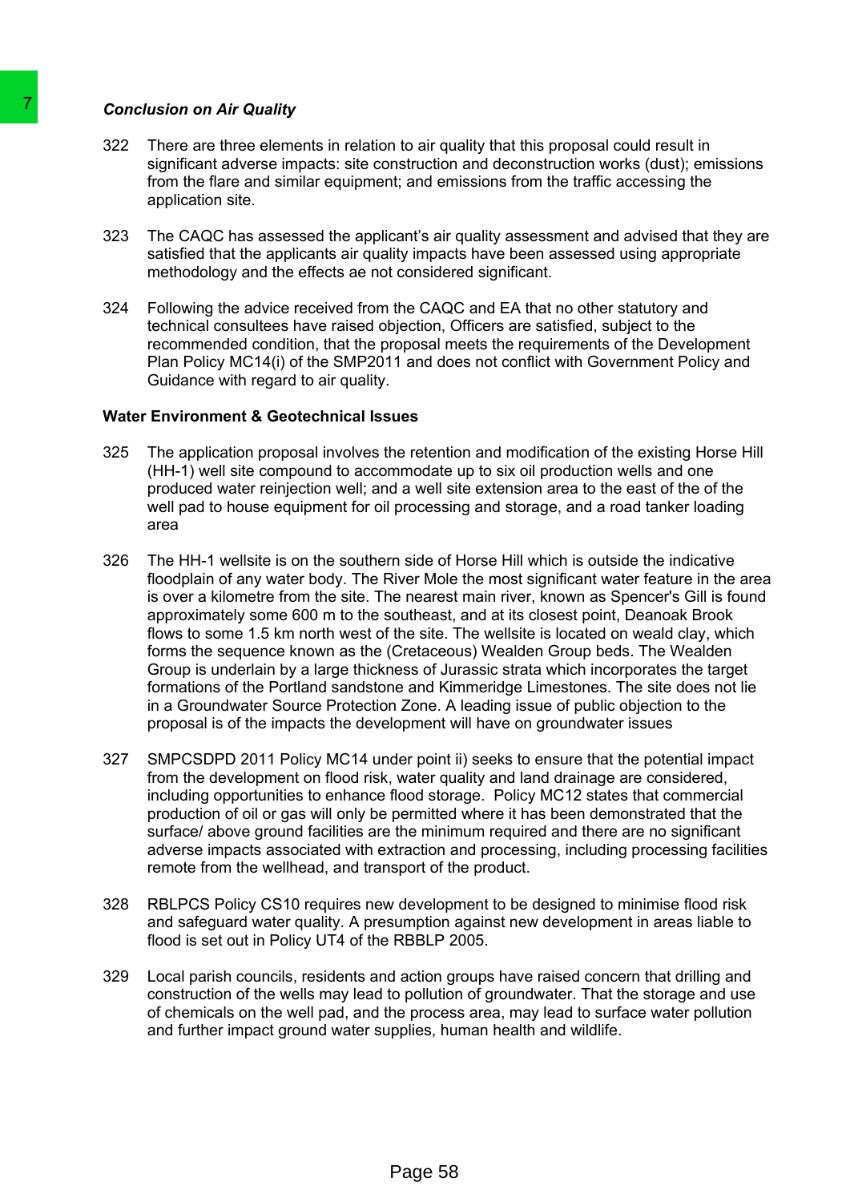7

***Conclusion on Air Quality***

322 There are three elements in relation to air quality that this proposal could result in significant adverse impacts: site construction and deconstruction works (dust); emissions from the flare and similar equipment; and emissions from the traffic accessing the application site.

323 The CAQC has assessed the applicant's air quality assessment and advised that they are satisfied that the applicants air quality impacts have been assessed using appropriate methodology and the effects ae not considered significant.

324 Following the advice received from the CAQC and EA that no other statutory and technical consultees have raised objection, Officers are satisfied, subject to the recommended condition, that the proposal meets the requirements of the Development Plan Policy MC14(i) of the SMP2011 and does not conflict with Government Policy and Guidance with regard to air quality.

**Water Environment & Geotechnical Issues**

325 The application proposal involves the retention and modification of the existing Horse Hill (HH-1) well site compound to accommodate up to six oil production wells and one produced water reinjection well; and a well site extension area to the east of the of the well pad to house equipment for oil processing and storage, and a road tanker loading area

326 The HH-1 wellsite is on the southern side of Horse Hill which is outside the indicative floodplain of any water body. The River Mole the most significant water feature in the area is over a kilometre from the site. The nearest main river, known as Spencer's Gill is found approximately some 600 m to the southeast, and at its closest point, Deanoak Brook flows to some 1.5 km north west of the site. The wellsite is located on weald clay, which forms the sequence known as the (Cretaceous) Wealden Group beds. The Wealden Group is underlain by a large thickness of Jurassic strata which incorporates the target formations of the Portland sandstone and Kimmeridge Limestones. The site does not lie in a Groundwater Source Protection Zone. A leading issue of public objection to the proposal is of the impacts the development will have on groundwater issues

327 SMPCSDPD 2011 Policy MC14 under point ii) seeks to ensure that the potential impact from the development on flood risk, water quality and land drainage are considered, including opportunities to enhance flood storage. Policy MC12 states that commercial production of oil or gas will only be permitted where it has been demonstrated that the surface/ above ground facilities are the minimum required and there are no significant adverse impacts associated with extraction and processing, including processing facilities remote from the wellhead, and transport of the product.

328 RBLPCS Policy CS10 requires new development to be designed to minimise flood risk and safeguard water quality. A presumption against new development in areas liable to flood is set out in Policy UT4 of the RBBLP 2005.

329 Local parish councils, residents and action groups have raised concern that drilling and construction of the wells may lead to pollution of groundwater. That the storage and use of chemicals on the well pad, and the process area, may lead to surface water pollution and further impact ground water supplies, human health and wildlife.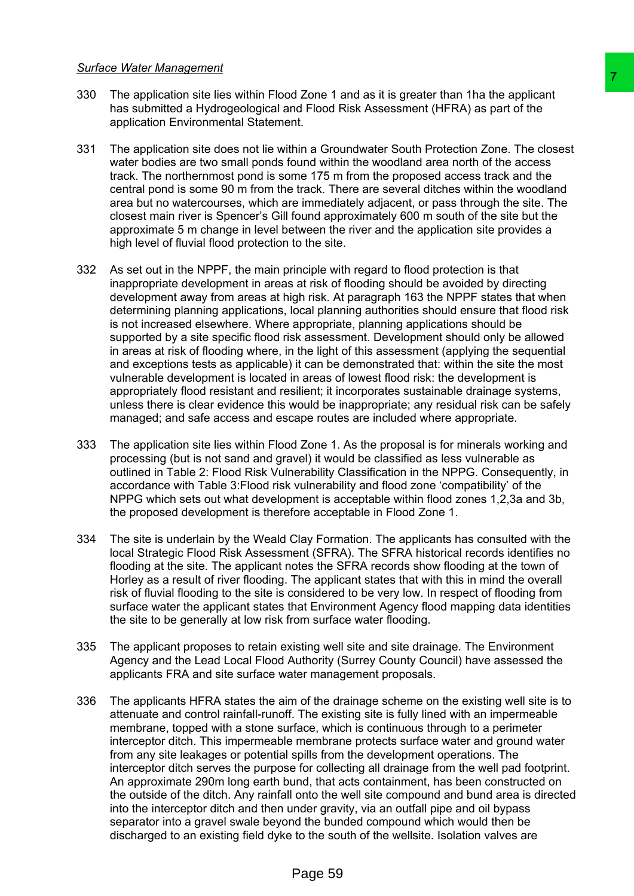*Surface Water Management*

330 The application site lies within Flood Zone 1 and as it is greater than 1ha the applicant has submitted a Hydrogeological and Flood Risk Assessment (HFRA) as part of the application Environmental Statement.

331 The application site does not lie within a Groundwater South Protection Zone. The closest water bodies are two small ponds found within the woodland area north of the access track. The northernmost pond is some 175 m from the proposed access track and the central pond is some 90 m from the track. There are several ditches within the woodland area but no watercourses, which are immediately adjacent, or pass through the site. The closest main river is Spencer's Gill found approximately 600 m south of the site but the approximate 5 m change in level between the river and the application site provides a high level of fluvial flood protection to the site.

332 As set out in the NPPF, the main principle with regard to flood protection is that inappropriate development in areas at risk of flooding should be avoided by directing development away from areas at high risk. At paragraph 163 the NPPF states that when determining planning applications, local planning authorities should ensure that flood risk is not increased elsewhere. Where appropriate, planning applications should be supported by a site specific flood risk assessment. Development should only be allowed in areas at risk of flooding where, in the light of this assessment (applying the sequential and exceptions tests as applicable) it can be demonstrated that: within the site the most vulnerable development is located in areas of lowest flood risk: the development is appropriately flood resistant and resilient; it incorporates sustainable drainage systems, unless there is clear evidence this would be inappropriate; any residual risk can be safely managed; and safe access and escape routes are included where appropriate.

333 The application site lies within Flood Zone 1. As the proposal is for minerals working and processing (but is not sand and gravel) it would be classified as less vulnerable as outlined in Table 2: Flood Risk Vulnerability Classification in the NPPG. Consequently, in accordance with Table 3:Flood risk vulnerability and flood zone 'compatibility' of the NPPG which sets out what development is acceptable within flood zones 1,2,3a and 3b, the proposed development is therefore acceptable in Flood Zone 1.

334 The site is underlain by the Weald Clay Formation. The applicants has consulted with the local Strategic Flood Risk Assessment (SFRA). The SFRA historical records identifies no flooding at the site. The applicant notes the SFRA records show flooding at the town of Horley as a result of river flooding. The applicant states that with this in mind the overall risk of fluvial flooding to the site is considered to be very low. In respect of flooding from surface water the applicant states that Environment Agency flood mapping data identities the site to be generally at low risk from surface water flooding.

335 The applicant proposes to retain existing well site and site drainage. The Environment Agency and the Lead Local Flood Authority (Surrey County Council) have assessed the applicants FRA and site surface water management proposals.

336 The applicants HFRA states the aim of the drainage scheme on the existing well site is to attenuate and control rainfall-runoff. The existing site is fully lined with an impermeable membrane, topped with a stone surface, which is continuous through to a perimeter interceptor ditch. This impermeable membrane protects surface water and ground water from any site leakages or potential spills from the development operations. The interceptor ditch serves the purpose for collecting all drainage from the well pad footprint. An approximate 290m long earth bund, that acts containment, has been constructed on the outside of the ditch. Any rainfall onto the well site compound and bund area is directed into the interceptor ditch and then under gravity, via an outfall pipe and oil bypass separator into a gravel swale beyond the bunded compound which would then be discharged to an existing field dyke to the south of the wellsite. Isolation valves are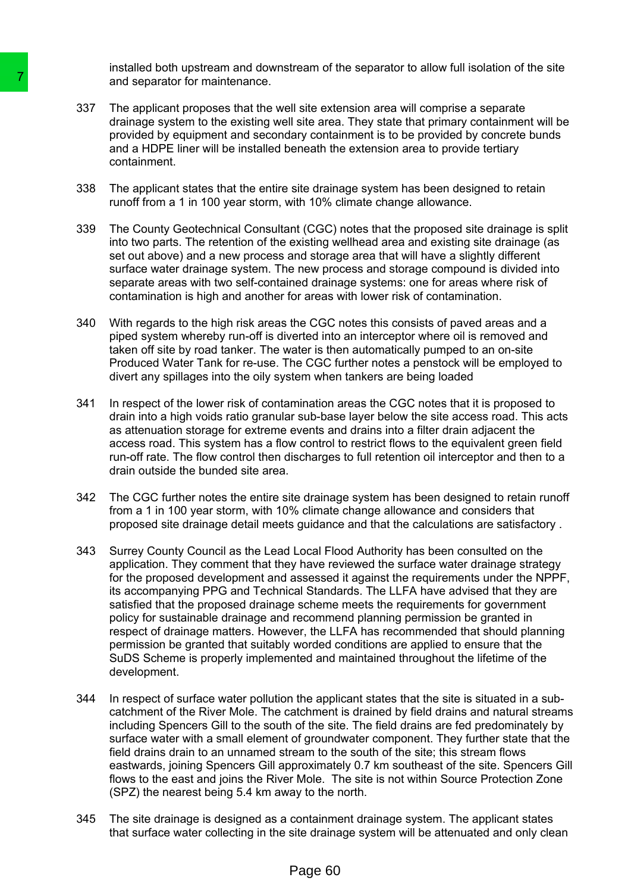installed both upstream and downstream of the separator to allow full isolation of the site and separator for maintenance.

337 The applicant proposes that the well site extension area will comprise a separate drainage system to the existing well site area. They state that primary containment will be provided by equipment and secondary containment is to be provided by concrete bunds and a HDPE liner will be installed beneath the extension area to provide tertiary containment.

338 The applicant states that the entire site drainage system has been designed to retain runoff from a 1 in 100 year storm, with 10% climate change allowance.

339 The County Geotechnical Consultant (CGC) notes that the proposed site drainage is split into two parts. The retention of the existing wellhead area and existing site drainage (as set out above) and a new process and storage area that will have a slightly different surface water drainage system. The new process and storage compound is divided into separate areas with two self-contained drainage systems: one for areas where risk of contamination is high and another for areas with lower risk of contamination.

340 With regards to the high risk areas the CGC notes this consists of paved areas and a piped system whereby run-off is diverted into an interceptor where oil is removed and taken off site by road tanker. The water is then automatically pumped to an on-site Produced Water Tank for re-use. The CGC further notes a penstock will be employed to divert any spillages into the oily system when tankers are being loaded

341 In respect of the lower risk of contamination areas the CGC notes that it is proposed to drain into a high voids ratio granular sub-base layer below the site access road. This acts as attenuation storage for extreme events and drains into a filter drain adjacent the access road. This system has a flow control to restrict flows to the equivalent green field run-off rate. The flow control then discharges to full retention oil interceptor and then to a drain outside the bunded site area.

342 The CGC further notes the entire site drainage system has been designed to retain runoff from a 1 in 100 year storm, with 10% climate change allowance and considers that proposed site drainage detail meets guidance and that the calculations are satisfactory .

343 Surrey County Council as the Lead Local Flood Authority has been consulted on the application. They comment that they have reviewed the surface water drainage strategy for the proposed development and assessed it against the requirements under the NPPF, its accompanying PPG and Technical Standards. The LLFA have advised that they are satisfied that the proposed drainage scheme meets the requirements for government policy for sustainable drainage and recommend planning permission be granted in respect of drainage matters. However, the LLFA has recommended that should planning permission be granted that suitably worded conditions are applied to ensure that the SuDS Scheme is properly implemented and maintained throughout the lifetime of the development.

344 In respect of surface water pollution the applicant states that the site is situated in a sub-catchment of the River Mole. The catchment is drained by field drains and natural streams including Spencers Gill to the south of the site. The field drains are fed predominately by surface water with a small element of groundwater component. They further state that the field drains drain to an unnamed stream to the south of the site; this stream flows eastwards, joining Spencers Gill approximately 0.7 km southeast of the site. Spencers Gill flows to the east and joins the River Mole. The site is not within Source Protection Zone (SPZ) the nearest being 5.4 km away to the north.

345 The site drainage is designed as a containment drainage system. The applicant states that surface water collecting in the site drainage system will be attenuated and only clean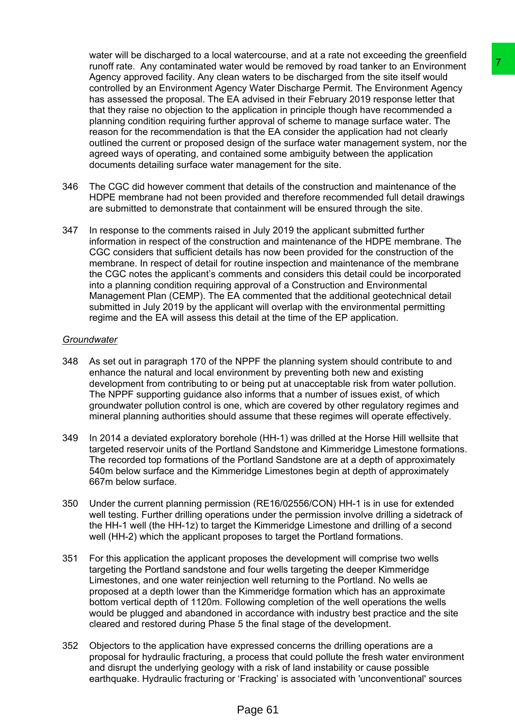water will be discharged to a local watercourse, and at a rate not exceeding the greenfield runoff rate. Any contaminated water would be removed by road tanker to an Environment Agency approved facility. Any clean waters to be discharged from the site itself would controlled by an Environment Agency Water Discharge Permit. The Environment Agency has assessed the proposal. The EA advised in their February 2019 response letter that that they raise no objection to the application in principle though have recommended a planning condition requiring further approval of scheme to manage surface water. The reason for the recommendation is that the EA consider the application had not clearly outlined the current or proposed design of the surface water management system, nor the agreed ways of operating, and contained some ambiguity between the application documents detailing surface water management for the site.

346 The CGC did however comment that details of the construction and maintenance of the HDPE membrane had not been provided and therefore recommended full detail drawings are submitted to demonstrate that containment will be ensured through the site.

347 In response to the comments raised in July 2019 the applicant submitted further information in respect of the construction and maintenance of the HDPE membrane. The CGC considers that sufficient details has now been provided for the construction of the membrane. In respect of detail for routine inspection and maintenance of the membrane the CGC notes the applicant's comments and considers this detail could be incorporated into a planning condition requiring approval of a Construction and Environmental Management Plan (CEMP). The EA commented that the additional geotechnical detail submitted in July 2019 by the applicant will overlap with the environmental permitting regime and the EA will assess this detail at the time of the EP application.

*Groundwater*

348 As set out in paragraph 170 of the NPPF the planning system should contribute to and enhance the natural and local environment by preventing both new and existing development from contributing to or being put at unacceptable risk from water pollution. The NPPF supporting guidance also informs that a number of issues exist, of which groundwater pollution control is one, which are covered by other regulatory regimes and mineral planning authorities should assume that these regimes will operate effectively.

349 In 2014 a deviated exploratory borehole (HH-1) was drilled at the Horse Hill wellsite that targeted reservoir units of the Portland Sandstone and Kimmeridge Limestone formations. The recorded top formations of the Portland Sandstone are at a depth of approximately 540m below surface and the Kimmeridge Limestones begin at depth of approximately 667m below surface.

350 Under the current planning permission (RE16/02556/CON) HH-1 is in use for extended well testing. Further drilling operations under the permission involve drilling a sidetrack of the HH-1 well (the HH-1z) to target the Kimmeridge Limestone and drilling of a second well (HH-2) which the applicant proposes to target the Portland formations.

351 For this application the applicant proposes the development will comprise two wells targeting the Portland sandstone and four wells targeting the deeper Kimmeridge Limestones, and one water reinjection well returning to the Portland. No wells ae proposed at a depth lower than the Kimmeridge formation which has an approximate bottom vertical depth of 1120m. Following completion of the well operations the wells would be plugged and abandoned in accordance with industry best practice and the site cleared and restored during Phase 5 the final stage of the development.

352 Objectors to the application have expressed concerns the drilling operations are a proposal for hydraulic fracturing, a process that could pollute the fresh water environment and disrupt the underlying geology with a risk of land instability or cause possible earthquake. Hydraulic fracturing or 'Fracking' is associated with 'unconventional' sources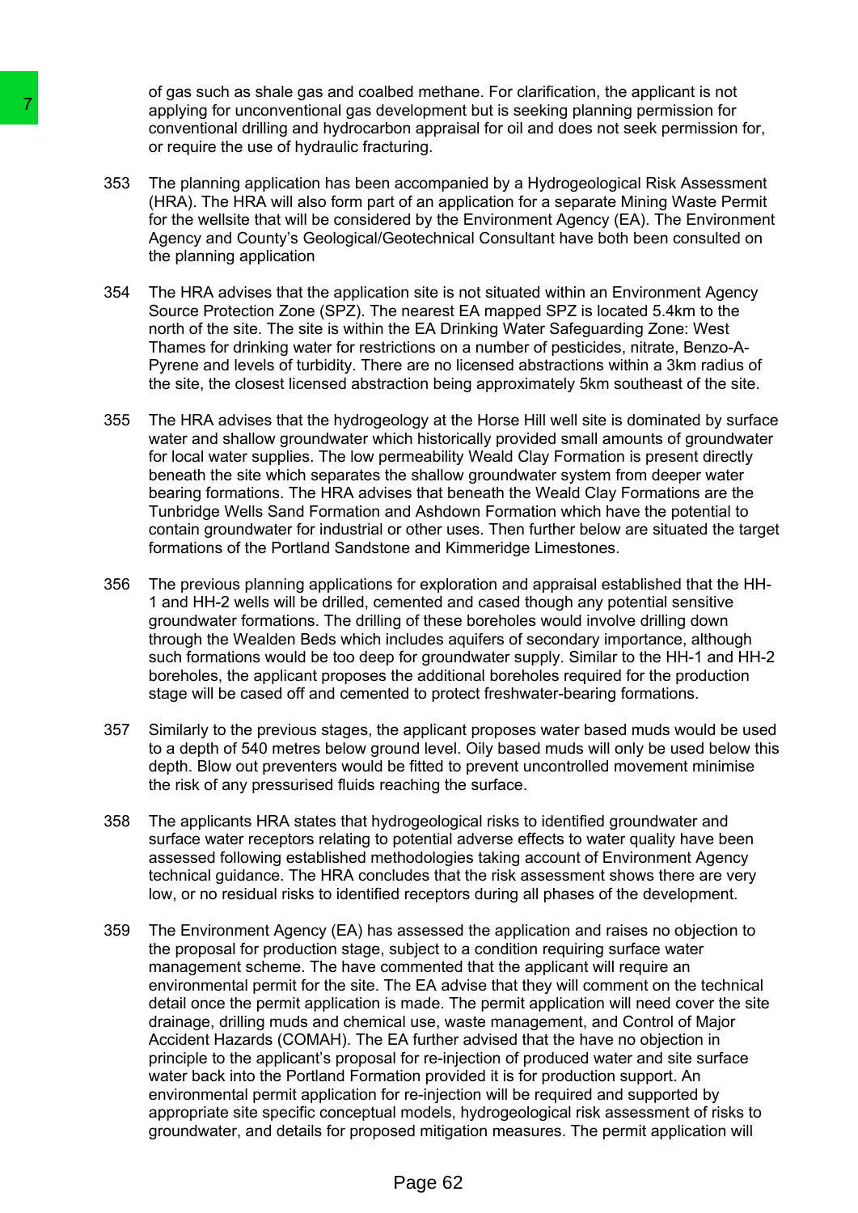of gas such as shale gas and coalbed methane. For clarification, the applicant is not applying for unconventional gas development but is seeking planning permission for conventional drilling and hydrocarbon appraisal for oil and does not seek permission for, or require the use of hydraulic fracturing.

353 The planning application has been accompanied by a Hydrogeological Risk Assessment (HRA). The HRA will also form part of an application for a separate Mining Waste Permit for the wellsite that will be considered by the Environment Agency (EA). The Environment Agency and County's Geological/Geotechnical Consultant have both been consulted on the planning application

354 The HRA advises that the application site is not situated within an Environment Agency Source Protection Zone (SPZ). The nearest EA mapped SPZ is located 5.4km to the north of the site. The site is within the EA Drinking Water Safeguarding Zone: West Thames for drinking water for restrictions on a number of pesticides, nitrate, Benzo-A-Pyrene and levels of turbidity. There are no licensed abstractions within a 3km radius of the site, the closest licensed abstraction being approximately 5km southeast of the site.

355 The HRA advises that the hydrogeology at the Horse Hill well site is dominated by surface water and shallow groundwater which historically provided small amounts of groundwater for local water supplies. The low permeability Weald Clay Formation is present directly beneath the site which separates the shallow groundwater system from deeper water bearing formations. The HRA advises that beneath the Weald Clay Formations are the Tunbridge Wells Sand Formation and Ashdown Formation which have the potential to contain groundwater for industrial or other uses. Then further below are situated the target formations of the Portland Sandstone and Kimmeridge Limestones.

356 The previous planning applications for exploration and appraisal established that the HH-1 and HH-2 wells will be drilled, cemented and cased though any potential sensitive groundwater formations. The drilling of these boreholes would involve drilling down through the Wealden Beds which includes aquifers of secondary importance, although such formations would be too deep for groundwater supply. Similar to the HH-1 and HH-2 boreholes, the applicant proposes the additional boreholes required for the production stage will be cased off and cemented to protect freshwater-bearing formations.

357 Similarly to the previous stages, the applicant proposes water based muds would be used to a depth of 540 metres below ground level. Oily based muds will only be used below this depth. Blow out preventers would be fitted to prevent uncontrolled movement minimise the risk of any pressurised fluids reaching the surface.

358 The applicants HRA states that hydrogeological risks to identified groundwater and surface water receptors relating to potential adverse effects to water quality have been assessed following established methodologies taking account of Environment Agency technical guidance. The HRA concludes that the risk assessment shows there are very low, or no residual risks to identified receptors during all phases of the development.

359 The Environment Agency (EA) has assessed the application and raises no objection to the proposal for production stage, subject to a condition requiring surface water management scheme. The have commented that the applicant will require an environmental permit for the site. The EA advise that they will comment on the technical detail once the permit application is made. The permit application will need cover the site drainage, drilling muds and chemical use, waste management, and Control of Major Accident Hazards (COMAH). The EA further advised that the have no objection in principle to the applicant's proposal for re-injection of produced water and site surface water back into the Portland Formation provided it is for production support. An environmental permit application for re-injection will be required and supported by appropriate site specific conceptual models, hydrogeological risk assessment of risks to groundwater, and details for proposed mitigation measures. The permit application will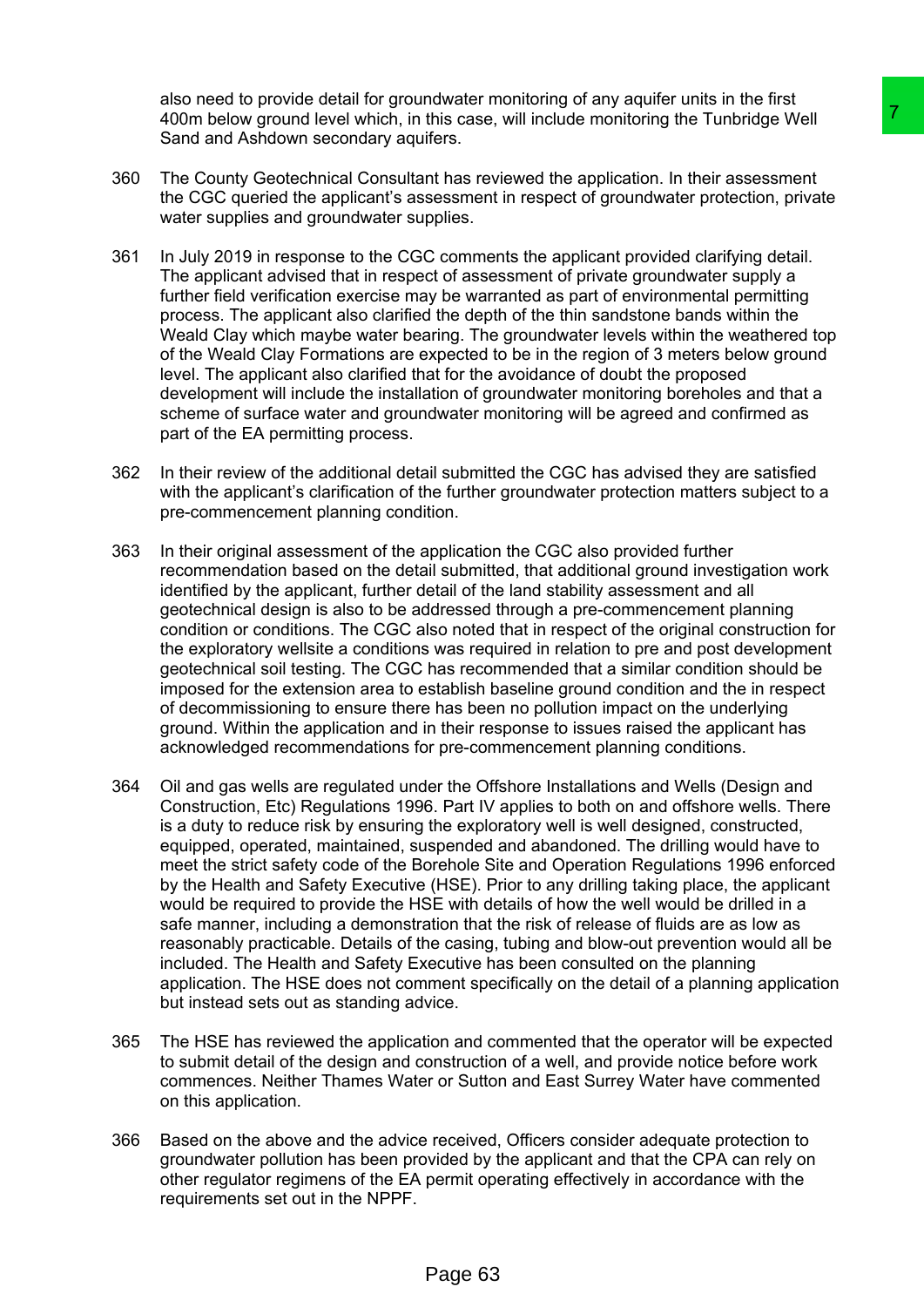also need to provide detail for groundwater monitoring of any aquifer units in the first 400m below ground level which, in this case, will include monitoring the Tunbridge Well Sand and Ashdown secondary aquifers.

360 The County Geotechnical Consultant has reviewed the application. In their assessment the CGC queried the applicant's assessment in respect of groundwater protection, private water supplies and groundwater supplies.

361 In July 2019 in response to the CGC comments the applicant provided clarifying detail. The applicant advised that in respect of assessment of private groundwater supply a further field verification exercise may be warranted as part of environmental permitting process. The applicant also clarified the depth of the thin sandstone bands within the Weald Clay which maybe water bearing. The groundwater levels within the weathered top of the Weald Clay Formations are expected to be in the region of 3 meters below ground level. The applicant also clarified that for the avoidance of doubt the proposed development will include the installation of groundwater monitoring boreholes and that a scheme of surface water and groundwater monitoring will be agreed and confirmed as part of the EA permitting process.

362 In their review of the additional detail submitted the CGC has advised they are satisfied with the applicant's clarification of the further groundwater protection matters subject to a pre-commencement planning condition.

363 In their original assessment of the application the CGC also provided further recommendation based on the detail submitted, that additional ground investigation work identified by the applicant, further detail of the land stability assessment and all geotechnical design is also to be addressed through a pre-commencement planning condition or conditions. The CGC also noted that in respect of the original construction for the exploratory wellsite a conditions was required in relation to pre and post development geotechnical soil testing. The CGC has recommended that a similar condition should be imposed for the extension area to establish baseline ground condition and the in respect of decommissioning to ensure there has been no pollution impact on the underlying ground. Within the application and in their response to issues raised the applicant has acknowledged recommendations for pre-commencement planning conditions.

364 Oil and gas wells are regulated under the Offshore Installations and Wells (Design and Construction, Etc) Regulations 1996. Part IV applies to both on and offshore wells. There is a duty to reduce risk by ensuring the exploratory well is well designed, constructed, equipped, operated, maintained, suspended and abandoned. The drilling would have to meet the strict safety code of the Borehole Site and Operation Regulations 1996 enforced by the Health and Safety Executive (HSE). Prior to any drilling taking place, the applicant would be required to provide the HSE with details of how the well would be drilled in a safe manner, including a demonstration that the risk of release of fluids are as low as reasonably practicable. Details of the casing, tubing and blow-out prevention would all be included. The Health and Safety Executive has been consulted on the planning application. The HSE does not comment specifically on the detail of a planning application but instead sets out as standing advice.

365 The HSE has reviewed the application and commented that the operator will be expected to submit detail of the design and construction of a well, and provide notice before work commences. Neither Thames Water or Sutton and East Surrey Water have commented on this application.

366 Based on the above and the advice received, Officers consider adequate protection to groundwater pollution has been provided by the applicant and that the CPA can rely on other regulator regimens of the EA permit operating effectively in accordance with the requirements set out in the NPPF.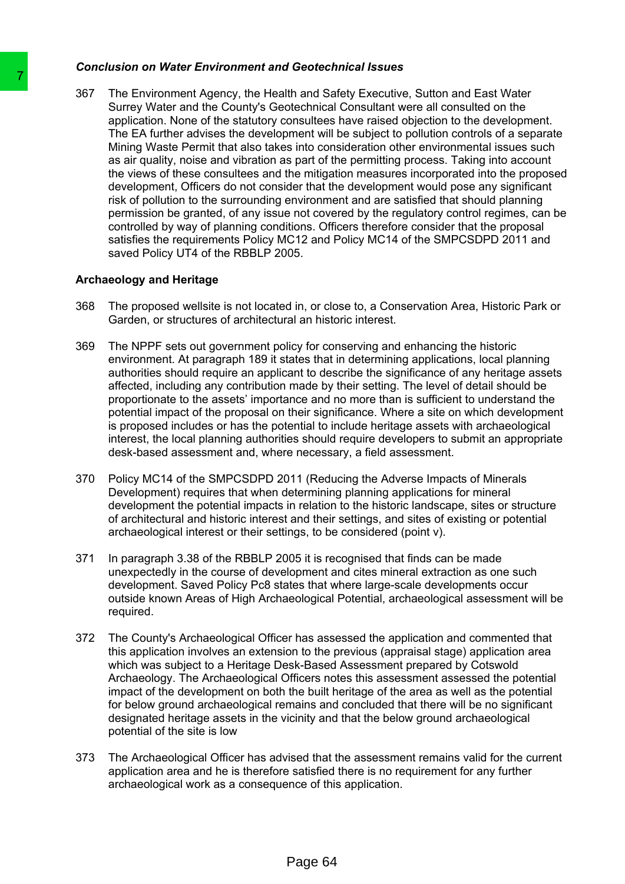***Conclusion on Water Environment and Geotechnical Issues***

367 The Environment Agency, the Health and Safety Executive, Sutton and East Water Surrey Water and the County's Geotechnical Consultant were all consulted on the application. None of the statutory consultees have raised objection to the development. The EA further advises the development will be subject to pollution controls of a separate Mining Waste Permit that also takes into consideration other environmental issues such as air quality, noise and vibration as part of the permitting process. Taking into account the views of these consultees and the mitigation measures incorporated into the proposed development, Officers do not consider that the development would pose any significant risk of pollution to the surrounding environment and are satisfied that should planning permission be granted, of any issue not covered by the regulatory control regimes, can be controlled by way of planning conditions. Officers therefore consider that the proposal satisfies the requirements Policy MC12 and Policy MC14 of the SMPCSDPD 2011 and saved Policy UT4 of the RBBLP 2005.

**Archaeology and Heritage**

368 The proposed wellsite is not located in, or close to, a Conservation Area, Historic Park or Garden, or structures of architectural an historic interest.

369 The NPPF sets out government policy for conserving and enhancing the historic environment. At paragraph 189 it states that in determining applications, local planning authorities should require an applicant to describe the significance of any heritage assets affected, including any contribution made by their setting. The level of detail should be proportionate to the assets' importance and no more than is sufficient to understand the potential impact of the proposal on their significance. Where a site on which development is proposed includes or has the potential to include heritage assets with archaeological interest, the local planning authorities should require developers to submit an appropriate desk-based assessment and, where necessary, a field assessment.

370 Policy MC14 of the SMPCSDPD 2011 (Reducing the Adverse Impacts of Minerals Development) requires that when determining planning applications for mineral development the potential impacts in relation to the historic landscape, sites or structure of architectural and historic interest and their settings, and sites of existing or potential archaeological interest or their settings, to be considered (point v).

371 In paragraph 3.38 of the RBBLP 2005 it is recognised that finds can be made unexpectedly in the course of development and cites mineral extraction as one such development. Saved Policy Pc8 states that where large-scale developments occur outside known Areas of High Archaeological Potential, archaeological assessment will be required.

372 The County's Archaeological Officer has assessed the application and commented that this application involves an extension to the previous (appraisal stage) application area which was subject to a Heritage Desk-Based Assessment prepared by Cotswold Archaeology. The Archaeological Officers notes this assessment assessed the potential impact of the development on both the built heritage of the area as well as the potential for below ground archaeological remains and concluded that there will be no significant designated heritage assets in the vicinity and that the below ground archaeological potential of the site is low

373 The Archaeological Officer has advised that the assessment remains valid for the current application area and he is therefore satisfied there is no requirement for any further archaeological work as a consequence of this application.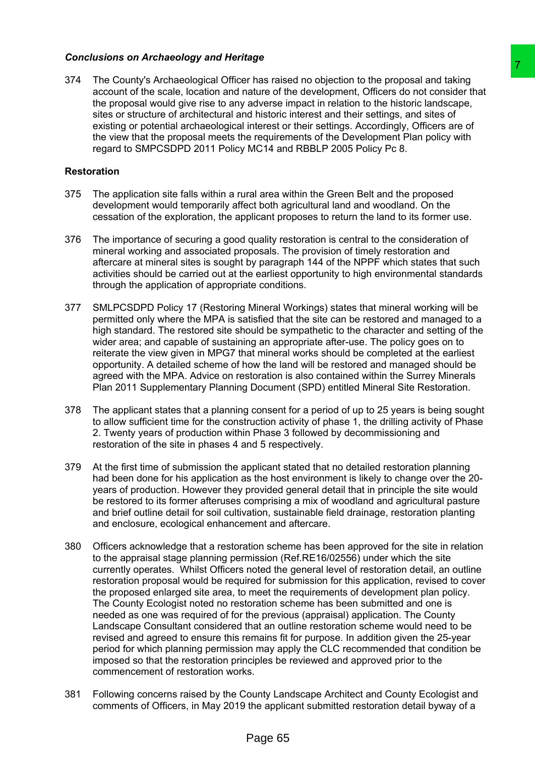***Conclusions on Archaeology and Heritage***

374 The County's Archaeological Officer has raised no objection to the proposal and taking account of the scale, location and nature of the development, Officers do not consider that the proposal would give rise to any adverse impact in relation to the historic landscape, sites or structure of architectural and historic interest and their settings, and sites of existing or potential archaeological interest or their settings. Accordingly, Officers are of the view that the proposal meets the requirements of the Development Plan policy with regard to SMPCSDPD 2011 Policy MC14 and RBBLP 2005 Policy Pc 8.

**Restoration**

375 The application site falls within a rural area within the Green Belt and the proposed development would temporarily affect both agricultural land and woodland. On the cessation of the exploration, the applicant proposes to return the land to its former use.

376 The importance of securing a good quality restoration is central to the consideration of mineral working and associated proposals. The provision of timely restoration and aftercare at mineral sites is sought by paragraph 144 of the NPPF which states that such activities should be carried out at the earliest opportunity to high environmental standards through the application of appropriate conditions.

377 SMLPCSDPD Policy 17 (Restoring Mineral Workings) states that mineral working will be permitted only where the MPA is satisfied that the site can be restored and managed to a high standard. The restored site should be sympathetic to the character and setting of the wider area; and capable of sustaining an appropriate after-use. The policy goes on to reiterate the view given in MPG7 that mineral works should be completed at the earliest opportunity. A detailed scheme of how the land will be restored and managed should be agreed with the MPA. Advice on restoration is also contained within the Surrey Minerals Plan 2011 Supplementary Planning Document (SPD) entitled Mineral Site Restoration.

378 The applicant states that a planning consent for a period of up to 25 years is being sought to allow sufficient time for the construction activity of phase 1, the drilling activity of Phase 2. Twenty years of production within Phase 3 followed by decommissioning and restoration of the site in phases 4 and 5 respectively.

379 At the first time of submission the applicant stated that no detailed restoration planning had been done for his application as the host environment is likely to change over the 20-years of production. However they provided general detail that in principle the site would be restored to its former afteruses comprising a mix of woodland and agricultural pasture and brief outline detail for soil cultivation, sustainable field drainage, restoration planting and enclosure, ecological enhancement and aftercare.

380 Officers acknowledge that a restoration scheme has been approved for the site in relation to the appraisal stage planning permission (Ref.RE16/02556) under which the site currently operates. Whilst Officers noted the general level of restoration detail, an outline restoration proposal would be required for submission for this application, revised to cover the proposed enlarged site area, to meet the requirements of development plan policy. The County Ecologist noted no restoration scheme has been submitted and one is needed as one was required of for the previous (appraisal) application. The County Landscape Consultant considered that an outline restoration scheme would need to be revised and agreed to ensure this remains fit for purpose. In addition given the 25-year period for which planning permission may apply the CLC recommended that condition be imposed so that the restoration principles be reviewed and approved prior to the commencement of restoration works.

381 Following concerns raised by the County Landscape Architect and County Ecologist and comments of Officers, in May 2019 the applicant submitted restoration detail byway of a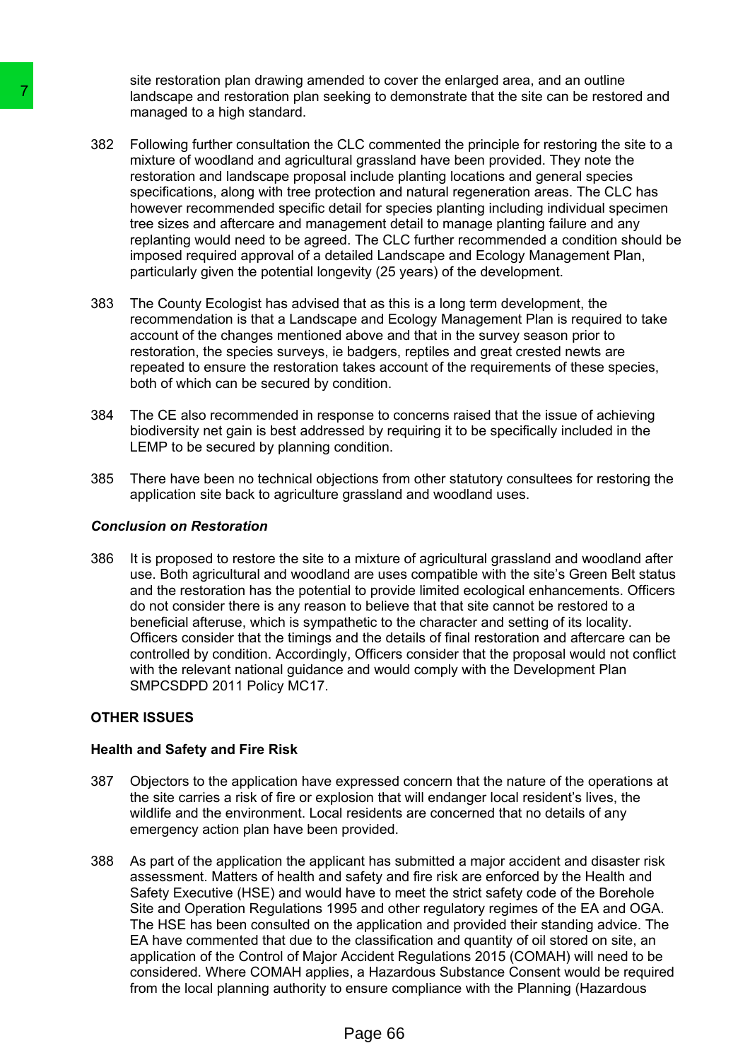site restoration plan drawing amended to cover the enlarged area, and an outline landscape and restoration plan seeking to demonstrate that the site can be restored and managed to a high standard.

382 Following further consultation the CLC commented the principle for restoring the site to a mixture of woodland and agricultural grassland have been provided. They note the restoration and landscape proposal include planting locations and general species specifications, along with tree protection and natural regeneration areas. The CLC has however recommended specific detail for species planting including individual specimen tree sizes and aftercare and management detail to manage planting failure and any replanting would need to be agreed. The CLC further recommended a condition should be imposed required approval of a detailed Landscape and Ecology Management Plan, particularly given the potential longevity (25 years) of the development.

383 The County Ecologist has advised that as this is a long term development, the recommendation is that a Landscape and Ecology Management Plan is required to take account of the changes mentioned above and that in the survey season prior to restoration, the species surveys, ie badgers, reptiles and great crested newts are repeated to ensure the restoration takes account of the requirements of these species, both of which can be secured by condition.

384 The CE also recommended in response to concerns raised that the issue of achieving biodiversity net gain is best addressed by requiring it to be specifically included in the LEMP to be secured by planning condition.

385 There have been no technical objections from other statutory consultees for restoring the application site back to agriculture grassland and woodland uses.

***Conclusion on Restoration***

386 It is proposed to restore the site to a mixture of agricultural grassland and woodland after use. Both agricultural and woodland are uses compatible with the site's Green Belt status and the restoration has the potential to provide limited ecological enhancements. Officers do not consider there is any reason to believe that that site cannot be restored to a beneficial afteruse, which is sympathetic to the character and setting of its locality. Officers consider that the timings and the details of final restoration and aftercare can be controlled by condition. Accordingly, Officers consider that the proposal would not conflict with the relevant national guidance and would comply with the Development Plan SMPCSDPD 2011 Policy MC17.

## OTHER ISSUES

### Health and Safety and Fire Risk

387 Objectors to the application have expressed concern that the nature of the operations at the site carries a risk of fire or explosion that will endanger local resident's lives, the wildlife and the environment. Local residents are concerned that no details of any emergency action plan have been provided.

388 As part of the application the applicant has submitted a major accident and disaster risk assessment. Matters of health and safety and fire risk are enforced by the Health and Safety Executive (HSE) and would have to meet the strict safety code of the Borehole Site and Operation Regulations 1995 and other regulatory regimes of the EA and OGA. The HSE has been consulted on the application and provided their standing advice. The EA have commented that due to the classification and quantity of oil stored on site, an application of the Control of Major Accident Regulations 2015 (COMAH) will need to be considered. Where COMAH applies, a Hazardous Substance Consent would be required from the local planning authority to ensure compliance with the Planning (Hazardous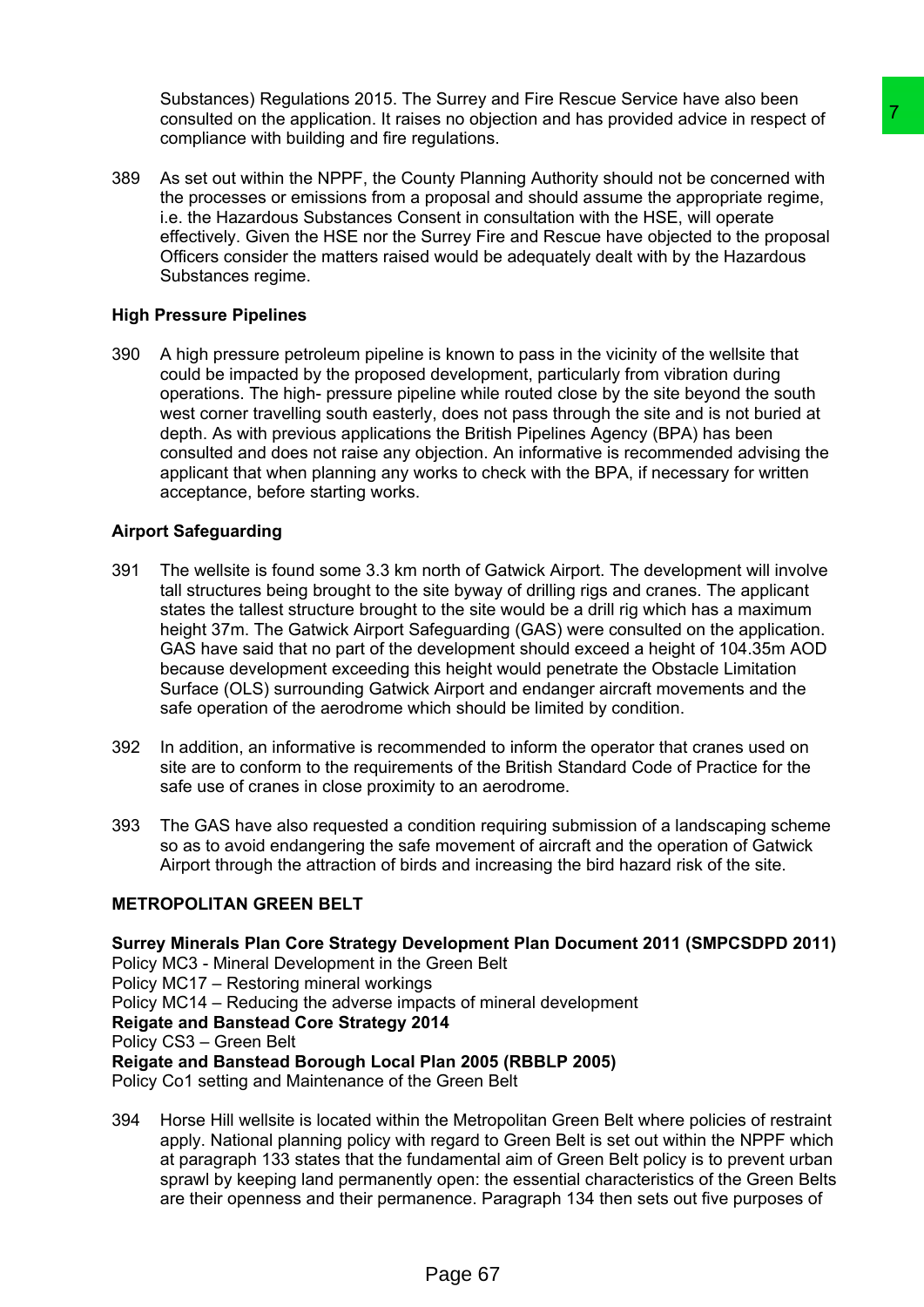Substances) Regulations 2015. The Surrey and Fire Rescue Service have also been consulted on the application. It raises no objection and has provided advice in respect of compliance with building and fire regulations.

389 As set out within the NPPF, the County Planning Authority should not be concerned with the processes or emissions from a proposal and should assume the appropriate regime, i.e. the Hazardous Substances Consent in consultation with the HSE, will operate effectively. Given the HSE nor the Surrey Fire and Rescue have objected to the proposal Officers consider the matters raised would be adequately dealt with by the Hazardous Substances regime.

### High Pressure Pipelines

390 A high pressure petroleum pipeline is known to pass in the vicinity of the wellsite that could be impacted by the proposed development, particularly from vibration during operations. The high- pressure pipeline while routed close by the site beyond the south west corner travelling south easterly, does not pass through the site and is not buried at depth. As with previous applications the British Pipelines Agency (BPA) has been consulted and does not raise any objection. An informative is recommended advising the applicant that when planning any works to check with the BPA, if necessary for written acceptance, before starting works.

### Airport Safeguarding

391 The wellsite is found some 3.3 km north of Gatwick Airport. The development will involve tall structures being brought to the site byway of drilling rigs and cranes. The applicant states the tallest structure brought to the site would be a drill rig which has a maximum height 37m. The Gatwick Airport Safeguarding (GAS) were consulted on the application. GAS have said that no part of the development should exceed a height of 104.35m AOD because development exceeding this height would penetrate the Obstacle Limitation Surface (OLS) surrounding Gatwick Airport and endanger aircraft movements and the safe operation of the aerodrome which should be limited by condition.

392 In addition, an informative is recommended to inform the operator that cranes used on site are to conform to the requirements of the British Standard Code of Practice for the safe use of cranes in close proximity to an aerodrome.

393 The GAS have also requested a condition requiring submission of a landscaping scheme so as to avoid endangering the safe movement of aircraft and the operation of Gatwick Airport through the attraction of birds and increasing the bird hazard risk of the site.

## METROPOLITAN GREEN BELT

**Surrey Minerals Plan Core Strategy Development Plan Document 2011 (SMPCSDPD 2011)**
Policy MC3 - Mineral Development in the Green Belt
Policy MC17 – Restoring mineral workings
Policy MC14 – Reducing the adverse impacts of mineral development
**Reigate and Banstead Core Strategy 2014**
Policy CS3 – Green Belt
**Reigate and Banstead Borough Local Plan 2005 (RBBLP 2005)**
Policy Co1 setting and Maintenance of the Green Belt

394 Horse Hill wellsite is located within the Metropolitan Green Belt where policies of restraint apply. National planning policy with regard to Green Belt is set out within the NPPF which at paragraph 133 states that the fundamental aim of Green Belt policy is to prevent urban sprawl by keeping land permanently open: the essential characteristics of the Green Belts are their openness and their permanence. Paragraph 134 then sets out five purposes of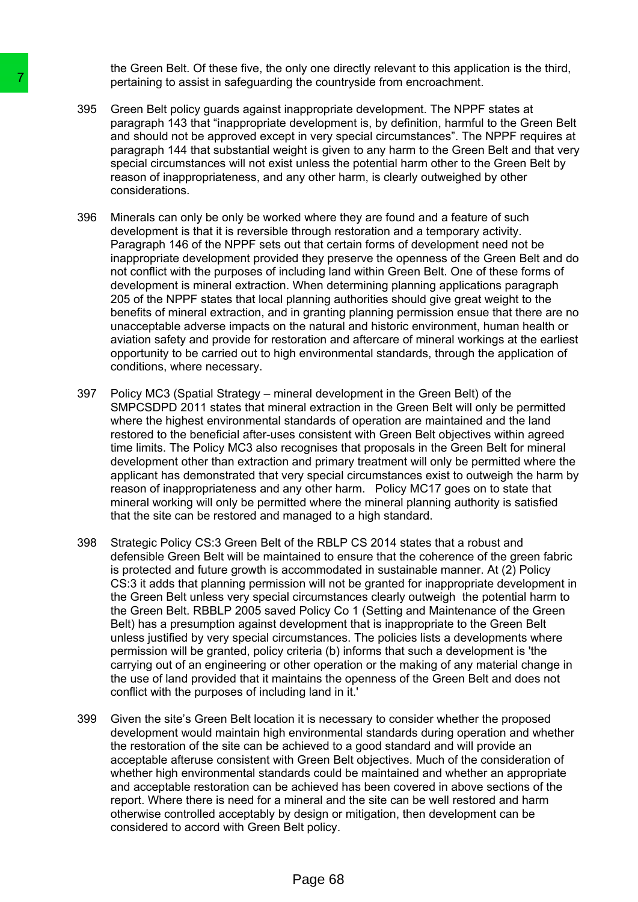the Green Belt. Of these five, the only one directly relevant to this application is the third, pertaining to assist in safeguarding the countryside from encroachment.

395 Green Belt policy guards against inappropriate development. The NPPF states at paragraph 143 that "inappropriate development is, by definition, harmful to the Green Belt and should not be approved except in very special circumstances". The NPPF requires at paragraph 144 that substantial weight is given to any harm to the Green Belt and that very special circumstances will not exist unless the potential harm other to the Green Belt by reason of inappropriateness, and any other harm, is clearly outweighed by other considerations.

396 Minerals can only be only be worked where they are found and a feature of such development is that it is reversible through restoration and a temporary activity. Paragraph 146 of the NPPF sets out that certain forms of development need not be inappropriate development provided they preserve the openness of the Green Belt and do not conflict with the purposes of including land within Green Belt. One of these forms of development is mineral extraction. When determining planning applications paragraph 205 of the NPPF states that local planning authorities should give great weight to the benefits of mineral extraction, and in granting planning permission ensue that there are no unacceptable adverse impacts on the natural and historic environment, human health or aviation safety and provide for restoration and aftercare of mineral workings at the earliest opportunity to be carried out to high environmental standards, through the application of conditions, where necessary.

397 Policy MC3 (Spatial Strategy – mineral development in the Green Belt) of the SMPCSDPD 2011 states that mineral extraction in the Green Belt will only be permitted where the highest environmental standards of operation are maintained and the land restored to the beneficial after-uses consistent with Green Belt objectives within agreed time limits. The Policy MC3 also recognises that proposals in the Green Belt for mineral development other than extraction and primary treatment will only be permitted where the applicant has demonstrated that very special circumstances exist to outweigh the harm by reason of inappropriateness and any other harm. Policy MC17 goes on to state that mineral working will only be permitted where the mineral planning authority is satisfied that the site can be restored and managed to a high standard.

398 Strategic Policy CS:3 Green Belt of the RBLP CS 2014 states that a robust and defensible Green Belt will be maintained to ensure that the coherence of the green fabric is protected and future growth is accommodated in sustainable manner. At (2) Policy CS:3 it adds that planning permission will not be granted for inappropriate development in the Green Belt unless very special circumstances clearly outweigh the potential harm to the Green Belt. RBBLP 2005 saved Policy Co 1 (Setting and Maintenance of the Green Belt) has a presumption against development that is inappropriate to the Green Belt unless justified by very special circumstances. The policies lists a developments where permission will be granted, policy criteria (b) informs that such a development is 'the carrying out of an engineering or other operation or the making of any material change in the use of land provided that it maintains the openness of the Green Belt and does not conflict with the purposes of including land in it.'

399 Given the site's Green Belt location it is necessary to consider whether the proposed development would maintain high environmental standards during operation and whether the restoration of the site can be achieved to a good standard and will provide an acceptable afteruse consistent with Green Belt objectives. Much of the consideration of whether high environmental standards could be maintained and whether an appropriate and acceptable restoration can be achieved has been covered in above sections of the report. Where there is need for a mineral and the site can be well restored and harm otherwise controlled acceptably by design or mitigation, then development can be considered to accord with Green Belt policy.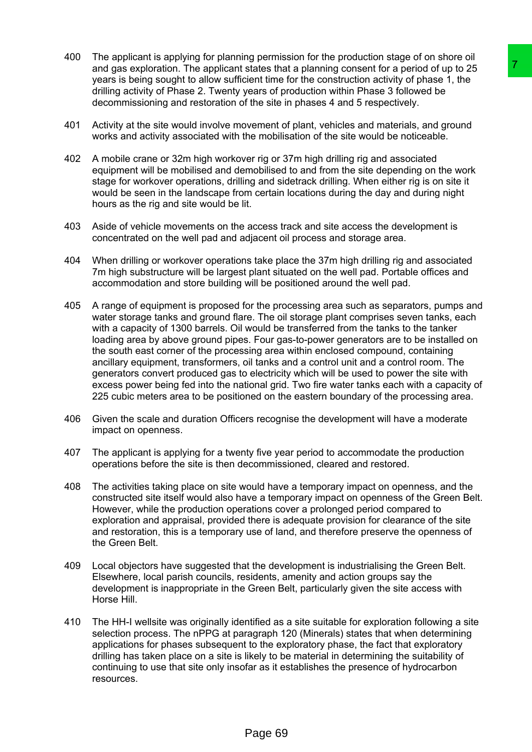400 The applicant is applying for planning permission for the production stage of on shore oil and gas exploration. The applicant states that a planning consent for a period of up to 25 years is being sought to allow sufficient time for the construction activity of phase 1, the drilling activity of Phase 2. Twenty years of production within Phase 3 followed be decommissioning and restoration of the site in phases 4 and 5 respectively.

401 Activity at the site would involve movement of plant, vehicles and materials, and ground works and activity associated with the mobilisation of the site would be noticeable.

402 A mobile crane or 32m high workover rig or 37m high drilling rig and associated equipment will be mobilised and demobilised to and from the site depending on the work stage for workover operations, drilling and sidetrack drilling. When either rig is on site it would be seen in the landscape from certain locations during the day and during night hours as the rig and site would be lit.

403 Aside of vehicle movements on the access track and site access the development is concentrated on the well pad and adjacent oil process and storage area.

404 When drilling or workover operations take place the 37m high drilling rig and associated 7m high substructure will be largest plant situated on the well pad. Portable offices and accommodation and store building will be positioned around the well pad.

405 A range of equipment is proposed for the processing area such as separators, pumps and water storage tanks and ground flare. The oil storage plant comprises seven tanks, each with a capacity of 1300 barrels. Oil would be transferred from the tanks to the tanker loading area by above ground pipes. Four gas-to-power generators are to be installed on the south east corner of the processing area within enclosed compound, containing ancillary equipment, transformers, oil tanks and a control unit and a control room. The generators convert produced gas to electricity which will be used to power the site with excess power being fed into the national grid. Two fire water tanks each with a capacity of 225 cubic meters area to be positioned on the eastern boundary of the processing area.

406 Given the scale and duration Officers recognise the development will have a moderate impact on openness.

407 The applicant is applying for a twenty five year period to accommodate the production operations before the site is then decommissioned, cleared and restored.

408 The activities taking place on site would have a temporary impact on openness, and the constructed site itself would also have a temporary impact on openness of the Green Belt. However, while the production operations cover a prolonged period compared to exploration and appraisal, provided there is adequate provision for clearance of the site and restoration, this is a temporary use of land, and therefore preserve the openness of the Green Belt.

409 Local objectors have suggested that the development is industrialising the Green Belt. Elsewhere, local parish councils, residents, amenity and action groups say the development is inappropriate in the Green Belt, particularly given the site access with Horse Hill.

410 The HH-I wellsite was originally identified as a site suitable for exploration following a site selection process. The nPPG at paragraph 120 (Minerals) states that when determining applications for phases subsequent to the exploratory phase, the fact that exploratory drilling has taken place on a site is likely to be material in determining the suitability of continuing to use that site only insofar as it establishes the presence of hydrocarbon resources.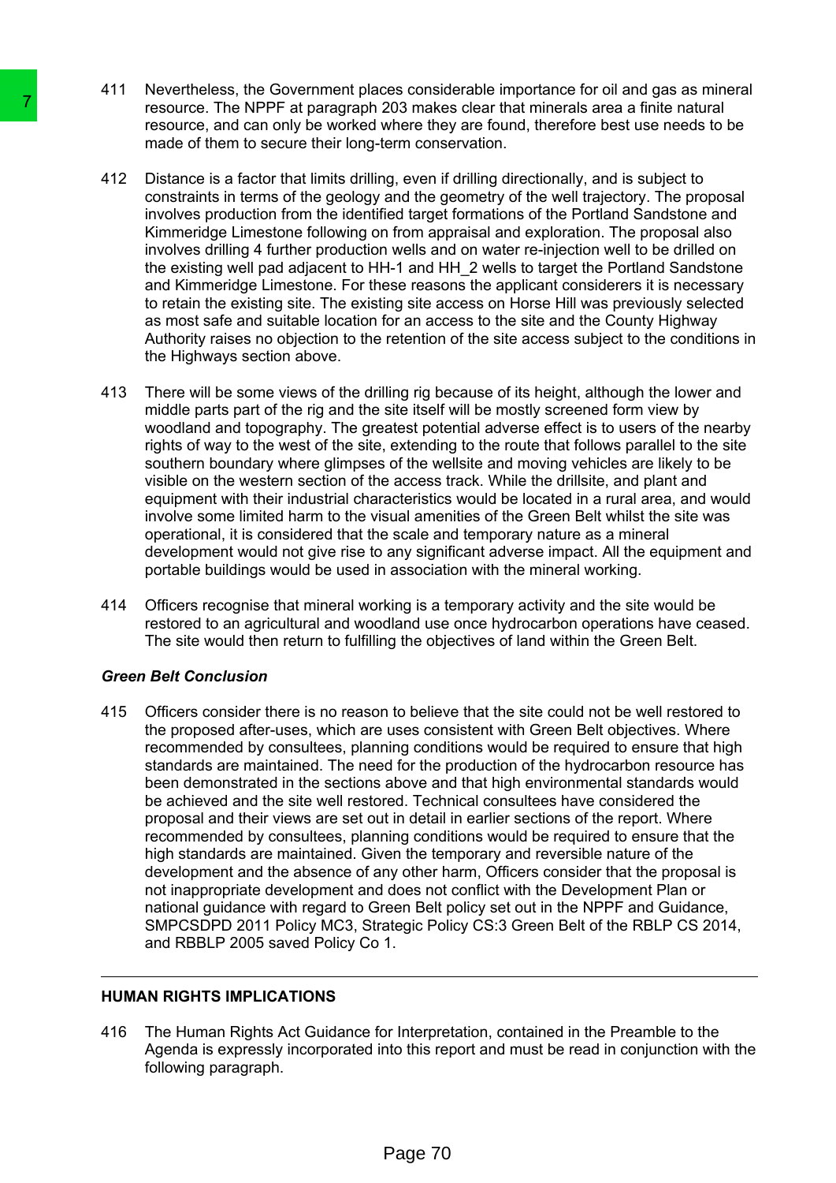411 Nevertheless, the Government places considerable importance for oil and gas as mineral resource. The NPPF at paragraph 203 makes clear that minerals area a finite natural resource, and can only be worked where they are found, therefore best use needs to be made of them to secure their long-term conservation.

412 Distance is a factor that limits drilling, even if drilling directionally, and is subject to constraints in terms of the geology and the geometry of the well trajectory. The proposal involves production from the identified target formations of the Portland Sandstone and Kimmeridge Limestone following on from appraisal and exploration. The proposal also involves drilling 4 further production wells and on water re-injection well to be drilled on the existing well pad adjacent to HH-1 and HH_2 wells to target the Portland Sandstone and Kimmeridge Limestone. For these reasons the applicant considerers it is necessary to retain the existing site. The existing site access on Horse Hill was previously selected as most safe and suitable location for an access to the site and the County Highway Authority raises no objection to the retention of the site access subject to the conditions in the Highways section above.

413 There will be some views of the drilling rig because of its height, although the lower and middle parts part of the rig and the site itself will be mostly screened form view by woodland and topography. The greatest potential adverse effect is to users of the nearby rights of way to the west of the site, extending to the route that follows parallel to the site southern boundary where glimpses of the wellsite and moving vehicles are likely to be visible on the western section of the access track. While the drillsite, and plant and equipment with their industrial characteristics would be located in a rural area, and would involve some limited harm to the visual amenities of the Green Belt whilst the site was operational, it is considered that the scale and temporary nature as a mineral development would not give rise to any significant adverse impact. All the equipment and portable buildings would be used in association with the mineral working.

414 Officers recognise that mineral working is a temporary activity and the site would be restored to an agricultural and woodland use once hydrocarbon operations have ceased. The site would then return to fulfilling the objectives of land within the Green Belt.

***Green Belt Conclusion***

415 Officers consider there is no reason to believe that the site could not be well restored to the proposed after-uses, which are uses consistent with Green Belt objectives. Where recommended by consultees, planning conditions would be required to ensure that high standards are maintained. The need for the production of the hydrocarbon resource has been demonstrated in the sections above and that high environmental standards would be achieved and the site well restored. Technical consultees have considered the proposal and their views are set out in detail in earlier sections of the report. Where recommended by consultees, planning conditions would be required to ensure that the high standards are maintained. Given the temporary and reversible nature of the development and the absence of any other harm, Officers consider that the proposal is not inappropriate development and does not conflict with the Development Plan or national guidance with regard to Green Belt policy set out in the NPPF and Guidance, SMPCSDPD 2011 Policy MC3, Strategic Policy CS:3 Green Belt of the RBLP CS 2014, and RBBLP 2005 saved Policy Co 1.

---

**HUMAN RIGHTS IMPLICATIONS**

416 The Human Rights Act Guidance for Interpretation, contained in the Preamble to the Agenda is expressly incorporated into this report and must be read in conjunction with the following paragraph.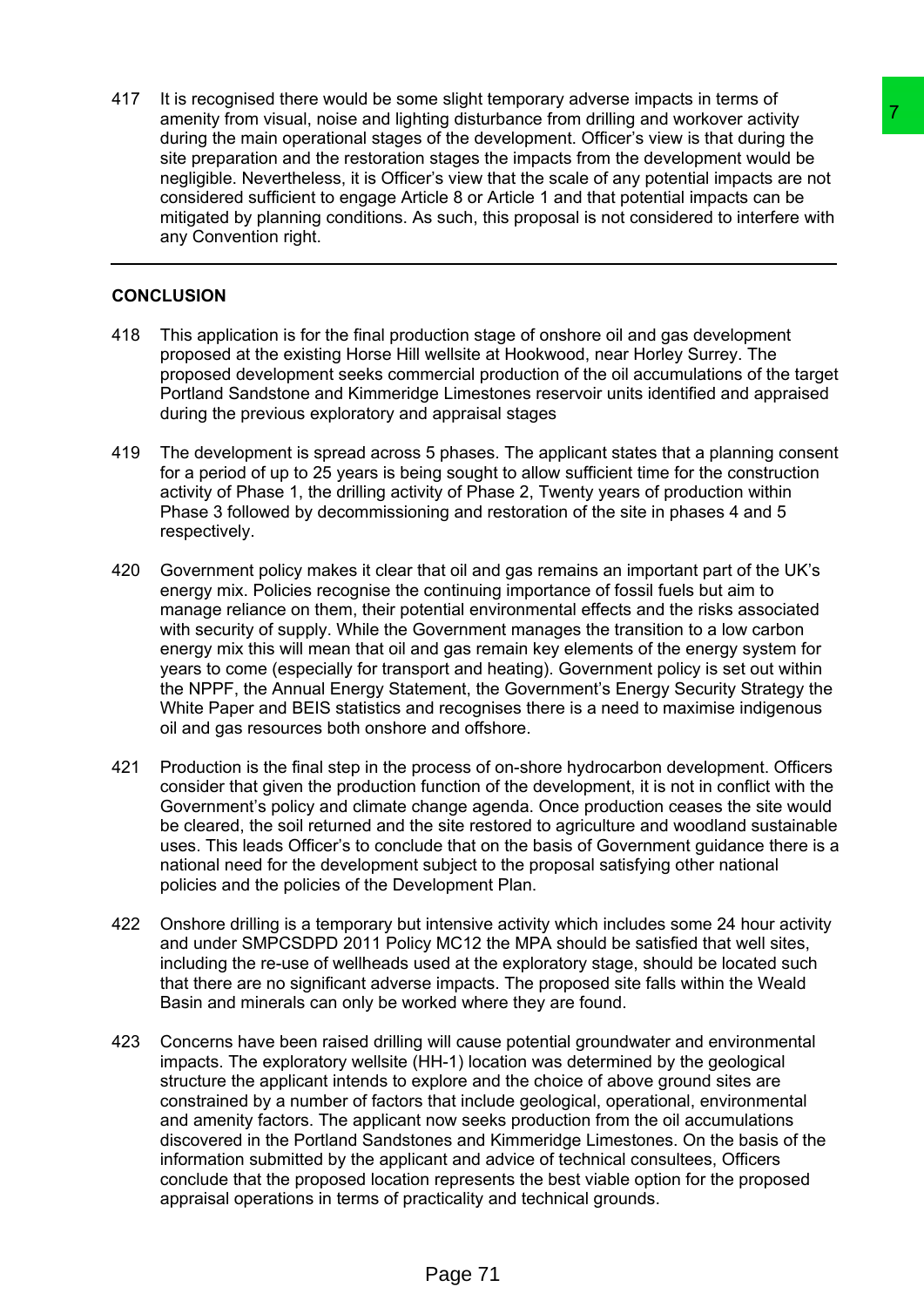417 It is recognised there would be some slight temporary adverse impacts in terms of amenity from visual, noise and lighting disturbance from drilling and workover activity during the main operational stages of the development. Officer's view is that during the site preparation and the restoration stages the impacts from the development would be negligible. Nevertheless, it is Officer's view that the scale of any potential impacts are not considered sufficient to engage Article 8 or Article 1 and that potential impacts can be mitigated by planning conditions. As such, this proposal is not considered to interfere with any Convention right.

---

## CONCLUSION

418 This application is for the final production stage of onshore oil and gas development proposed at the existing Horse Hill wellsite at Hookwood, near Horley Surrey. The proposed development seeks commercial production of the oil accumulations of the target Portland Sandstone and Kimmeridge Limestones reservoir units identified and appraised during the previous exploratory and appraisal stages

419 The development is spread across 5 phases. The applicant states that a planning consent for a period of up to 25 years is being sought to allow sufficient time for the construction activity of Phase 1, the drilling activity of Phase 2, Twenty years of production within Phase 3 followed by decommissioning and restoration of the site in phases 4 and 5 respectively.

420 Government policy makes it clear that oil and gas remains an important part of the UK's energy mix. Policies recognise the continuing importance of fossil fuels but aim to manage reliance on them, their potential environmental effects and the risks associated with security of supply. While the Government manages the transition to a low carbon energy mix this will mean that oil and gas remain key elements of the energy system for years to come (especially for transport and heating). Government policy is set out within the NPPF, the Annual Energy Statement, the Government's Energy Security Strategy the White Paper and BEIS statistics and recognises there is a need to maximise indigenous oil and gas resources both onshore and offshore.

421 Production is the final step in the process of on-shore hydrocarbon development. Officers consider that given the production function of the development, it is not in conflict with the Government's policy and climate change agenda. Once production ceases the site would be cleared, the soil returned and the site restored to agriculture and woodland sustainable uses. This leads Officer's to conclude that on the basis of Government guidance there is a national need for the development subject to the proposal satisfying other national policies and the policies of the Development Plan.

422 Onshore drilling is a temporary but intensive activity which includes some 24 hour activity and under SMPCSDPD 2011 Policy MC12 the MPA should be satisfied that well sites, including the re-use of wellheads used at the exploratory stage, should be located such that there are no significant adverse impacts. The proposed site falls within the Weald Basin and minerals can only be worked where they are found.

423 Concerns have been raised drilling will cause potential groundwater and environmental impacts. The exploratory wellsite (HH-1) location was determined by the geological structure the applicant intends to explore and the choice of above ground sites are constrained by a number of factors that include geological, operational, environmental and amenity factors. The applicant now seeks production from the oil accumulations discovered in the Portland Sandstones and Kimmeridge Limestones. On the basis of the information submitted by the applicant and advice of technical consultees, Officers conclude that the proposed location represents the best viable option for the proposed appraisal operations in terms of practicality and technical grounds.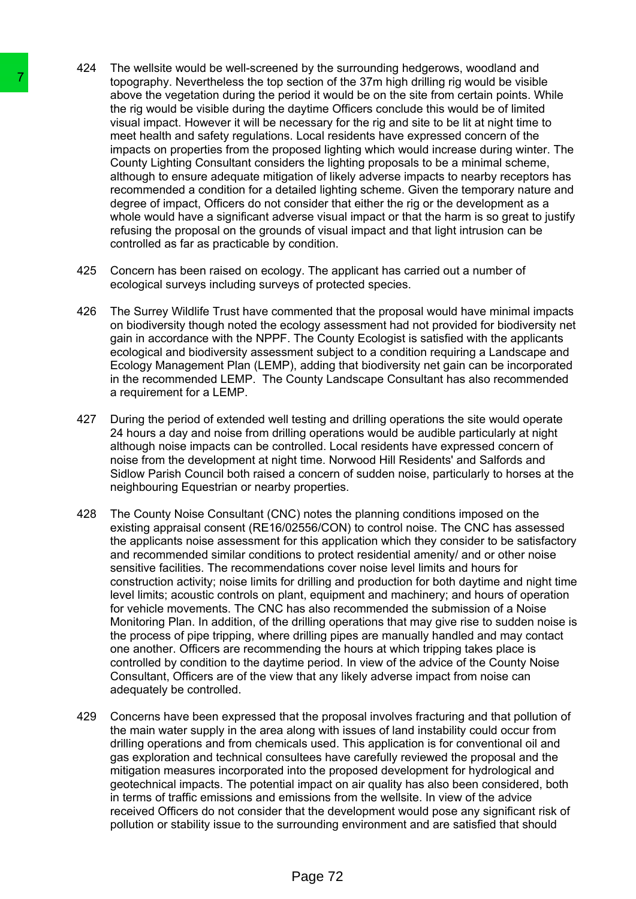424 The wellsite would be well-screened by the surrounding hedgerows, woodland and topography. Nevertheless the top section of the 37m high drilling rig would be visible above the vegetation during the period it would be on the site from certain points. While the rig would be visible during the daytime Officers conclude this would be of limited visual impact. However it will be necessary for the rig and site to be lit at night time to meet health and safety regulations. Local residents have expressed concern of the impacts on properties from the proposed lighting which would increase during winter. The County Lighting Consultant considers the lighting proposals to be a minimal scheme, although to ensure adequate mitigation of likely adverse impacts to nearby receptors has recommended a condition for a detailed lighting scheme. Given the temporary nature and degree of impact, Officers do not consider that either the rig or the development as a whole would have a significant adverse visual impact or that the harm is so great to justify refusing the proposal on the grounds of visual impact and that light intrusion can be controlled as far as practicable by condition.

425 Concern has been raised on ecology. The applicant has carried out a number of ecological surveys including surveys of protected species.

426 The Surrey Wildlife Trust have commented that the proposal would have minimal impacts on biodiversity though noted the ecology assessment had not provided for biodiversity net gain in accordance with the NPPF. The County Ecologist is satisfied with the applicants ecological and biodiversity assessment subject to a condition requiring a Landscape and Ecology Management Plan (LEMP), adding that biodiversity net gain can be incorporated in the recommended LEMP. The County Landscape Consultant has also recommended a requirement for a LEMP.

427 During the period of extended well testing and drilling operations the site would operate 24 hours a day and noise from drilling operations would be audible particularly at night although noise impacts can be controlled. Local residents have expressed concern of noise from the development at night time. Norwood Hill Residents' and Salfords and Sidlow Parish Council both raised a concern of sudden noise, particularly to horses at the neighbouring Equestrian or nearby properties.

428 The County Noise Consultant (CNC) notes the planning conditions imposed on the existing appraisal consent (RE16/02556/CON) to control noise. The CNC has assessed the applicants noise assessment for this application which they consider to be satisfactory and recommended similar conditions to protect residential amenity/ and or other noise sensitive facilities. The recommendations cover noise level limits and hours for construction activity; noise limits for drilling and production for both daytime and night time level limits; acoustic controls on plant, equipment and machinery; and hours of operation for vehicle movements. The CNC has also recommended the submission of a Noise Monitoring Plan. In addition, of the drilling operations that may give rise to sudden noise is the process of pipe tripping, where drilling pipes are manually handled and may contact one another. Officers are recommending the hours at which tripping takes place is controlled by condition to the daytime period. In view of the advice of the County Noise Consultant, Officers are of the view that any likely adverse impact from noise can adequately be controlled.

429 Concerns have been expressed that the proposal involves fracturing and that pollution of the main water supply in the area along with issues of land instability could occur from drilling operations and from chemicals used. This application is for conventional oil and gas exploration and technical consultees have carefully reviewed the proposal and the mitigation measures incorporated into the proposed development for hydrological and geotechnical impacts. The potential impact on air quality has also been considered, both in terms of traffic emissions and emissions from the wellsite. In view of the advice received Officers do not consider that the development would pose any significant risk of pollution or stability issue to the surrounding environment and are satisfied that should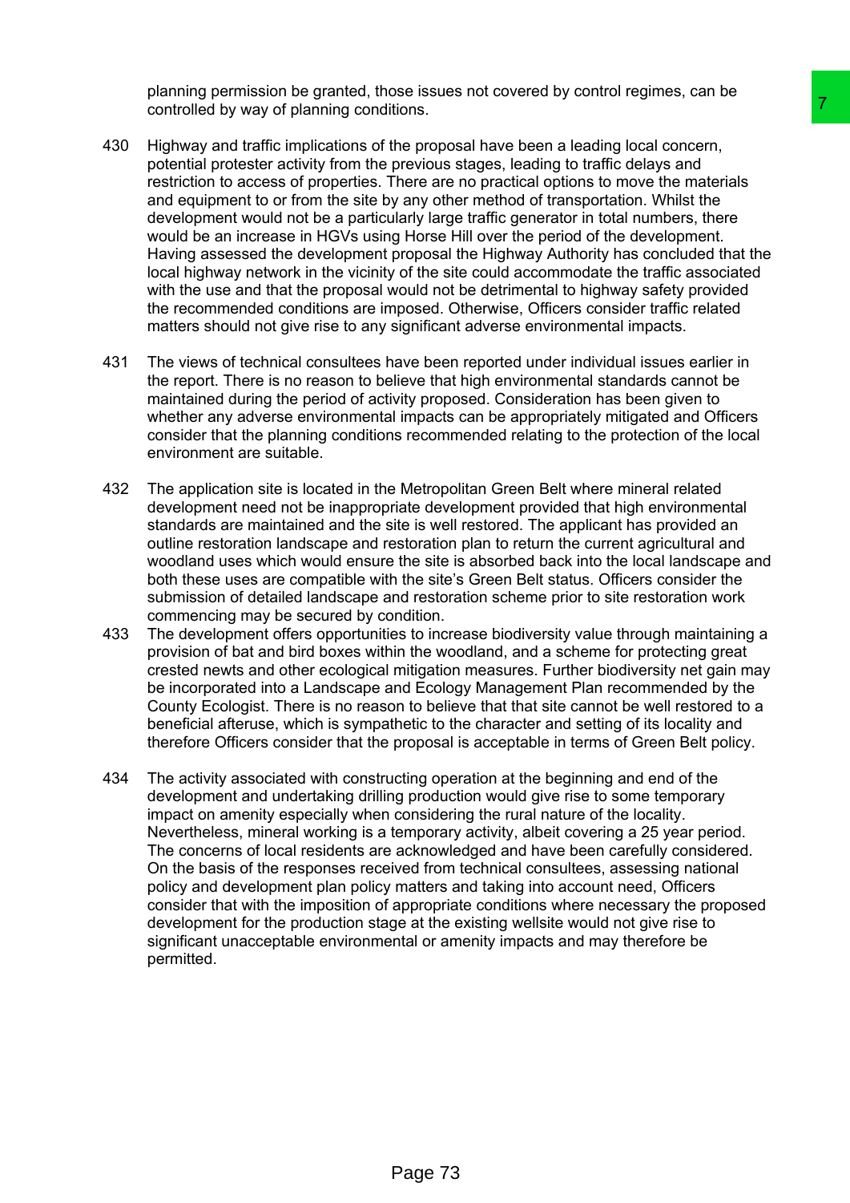planning permission be granted, those issues not covered by control regimes, can be controlled by way of planning conditions.

430 Highway and traffic implications of the proposal have been a leading local concern, potential protester activity from the previous stages, leading to traffic delays and restriction to access of properties. There are no practical options to move the materials and equipment to or from the site by any other method of transportation. Whilst the development would not be a particularly large traffic generator in total numbers, there would be an increase in HGVs using Horse Hill over the period of the development. Having assessed the development proposal the Highway Authority has concluded that the local highway network in the vicinity of the site could accommodate the traffic associated with the use and that the proposal would not be detrimental to highway safety provided the recommended conditions are imposed. Otherwise, Officers consider traffic related matters should not give rise to any significant adverse environmental impacts.

431 The views of technical consultees have been reported under individual issues earlier in the report. There is no reason to believe that high environmental standards cannot be maintained during the period of activity proposed. Consideration has been given to whether any adverse environmental impacts can be appropriately mitigated and Officers consider that the planning conditions recommended relating to the protection of the local environment are suitable.

432 The application site is located in the Metropolitan Green Belt where mineral related development need not be inappropriate development provided that high environmental standards are maintained and the site is well restored. The applicant has provided an outline restoration landscape and restoration plan to return the current agricultural and woodland uses which would ensure the site is absorbed back into the local landscape and both these uses are compatible with the site's Green Belt status. Officers consider the submission of detailed landscape and restoration scheme prior to site restoration work commencing may be secured by condition.

433 The development offers opportunities to increase biodiversity value through maintaining a provision of bat and bird boxes within the woodland, and a scheme for protecting great crested newts and other ecological mitigation measures. Further biodiversity net gain may be incorporated into a Landscape and Ecology Management Plan recommended by the County Ecologist. There is no reason to believe that that site cannot be well restored to a beneficial afteruse, which is sympathetic to the character and setting of its locality and therefore Officers consider that the proposal is acceptable in terms of Green Belt policy.

434 The activity associated with constructing operation at the beginning and end of the development and undertaking drilling production would give rise to some temporary impact on amenity especially when considering the rural nature of the locality. Nevertheless, mineral working is a temporary activity, albeit covering a 25 year period. The concerns of local residents are acknowledged and have been carefully considered. On the basis of the responses received from technical consultees, assessing national policy and development plan policy matters and taking into account need, Officers consider that with the imposition of appropriate conditions where necessary the proposed development for the production stage at the existing wellsite would not give rise to significant unacceptable environmental or amenity impacts and may therefore be permitted.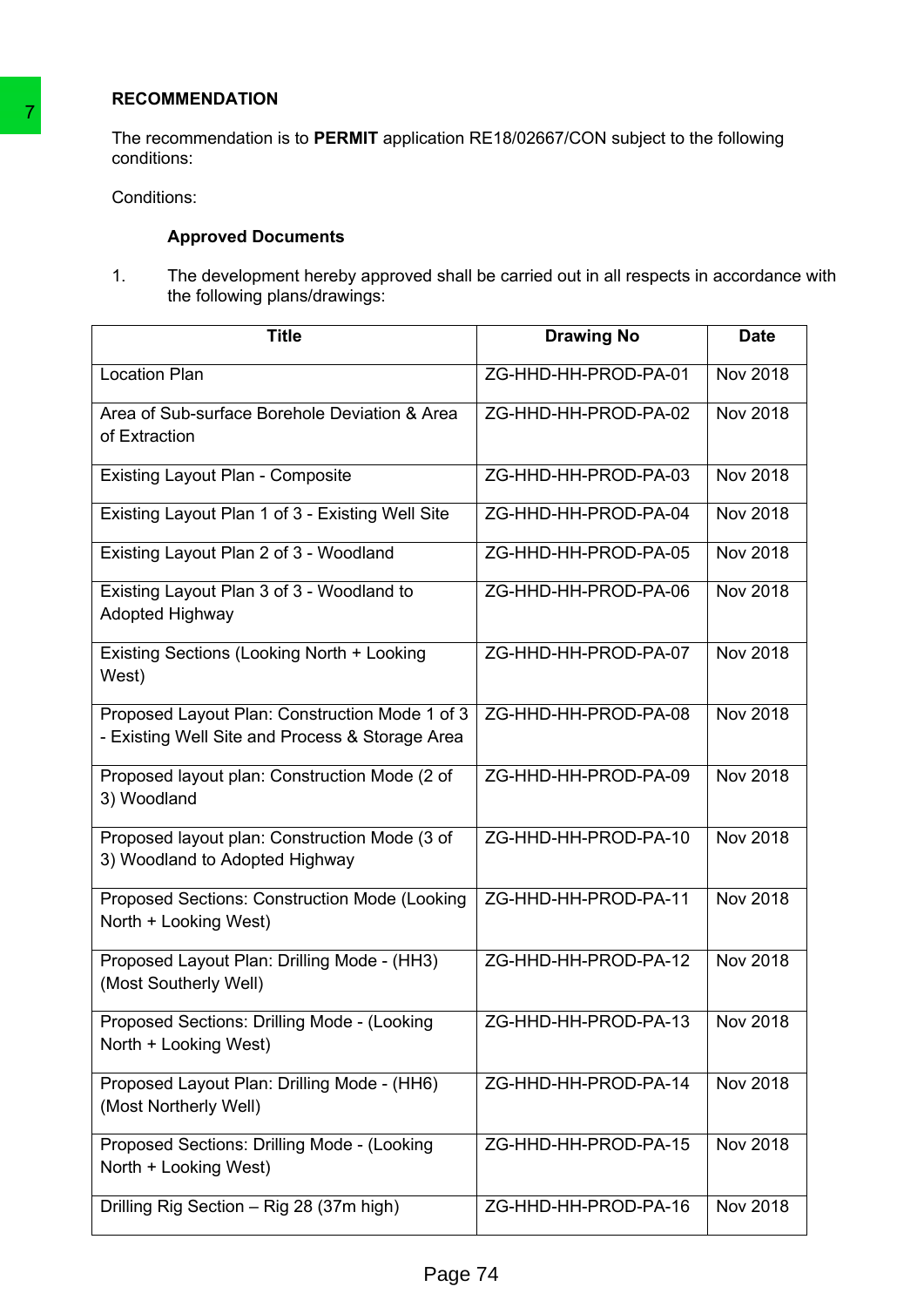## RECOMMENDATION

The recommendation is to **PERMIT** application RE18/02667/CON subject to the following conditions:

Conditions:

**Approved Documents**

1. The development hereby approved shall be carried out in all respects in accordance with the following plans/drawings:

| Title | Drawing No | Date |
|---|---|---|
| Location Plan | ZG-HHD-HH-PROD-PA-01 | Nov 2018 |
| Area of Sub-surface Borehole Deviation & Area of Extraction | ZG-HHD-HH-PROD-PA-02 | Nov 2018 |
| Existing Layout Plan - Composite | ZG-HHD-HH-PROD-PA-03 | Nov 2018 |
| Existing Layout Plan 1 of 3 - Existing Well Site | ZG-HHD-HH-PROD-PA-04 | Nov 2018 |
| Existing Layout Plan 2 of 3 - Woodland | ZG-HHD-HH-PROD-PA-05 | Nov 2018 |
| Existing Layout Plan 3 of 3 - Woodland to Adopted Highway | ZG-HHD-HH-PROD-PA-06 | Nov 2018 |
| Existing Sections (Looking North + Looking West) | ZG-HHD-HH-PROD-PA-07 | Nov 2018 |
| Proposed Layout Plan: Construction Mode 1 of 3 - Existing Well Site and Process & Storage Area | ZG-HHD-HH-PROD-PA-08 | Nov 2018 |
| Proposed layout plan: Construction Mode (2 of 3) Woodland | ZG-HHD-HH-PROD-PA-09 | Nov 2018 |
| Proposed layout plan: Construction Mode (3 of 3) Woodland to Adopted Highway | ZG-HHD-HH-PROD-PA-10 | Nov 2018 |
| Proposed Sections: Construction Mode (Looking North + Looking West) | ZG-HHD-HH-PROD-PA-11 | Nov 2018 |
| Proposed Layout Plan: Drilling Mode - (HH3) (Most Southerly Well) | ZG-HHD-HH-PROD-PA-12 | Nov 2018 |
| Proposed Sections: Drilling Mode - (Looking North + Looking West) | ZG-HHD-HH-PROD-PA-13 | Nov 2018 |
| Proposed Layout Plan: Drilling Mode - (HH6) (Most Northerly Well) | ZG-HHD-HH-PROD-PA-14 | Nov 2018 |
| Proposed Sections: Drilling Mode - (Looking North + Looking West) | ZG-HHD-HH-PROD-PA-15 | Nov 2018 |
| Drilling Rig Section – Rig 28 (37m high) | ZG-HHD-HH-PROD-PA-16 | Nov 2018 |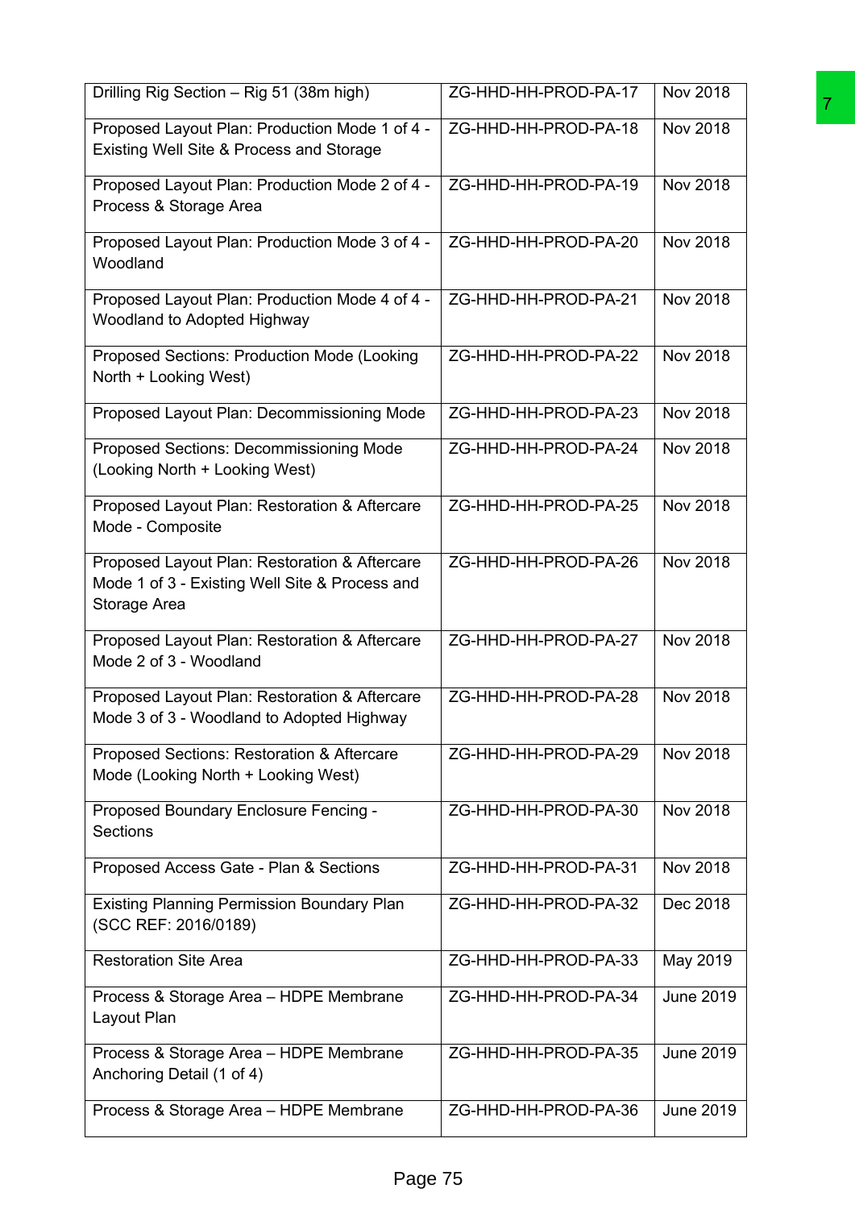| Drilling Rig Section – Rig 51 (38m high) | ZG-HHD-HH-PROD-PA-17 | Nov 2018 |
|---|---|---|
| Proposed Layout Plan: Production Mode 1 of 4 - Existing Well Site & Process and Storage | ZG-HHD-HH-PROD-PA-18 | Nov 2018 |
| Proposed Layout Plan: Production Mode 2 of 4 - Process & Storage Area | ZG-HHD-HH-PROD-PA-19 | Nov 2018 |
| Proposed Layout Plan: Production Mode 3 of 4 - Woodland | ZG-HHD-HH-PROD-PA-20 | Nov 2018 |
| Proposed Layout Plan: Production Mode 4 of 4 - Woodland to Adopted Highway | ZG-HHD-HH-PROD-PA-21 | Nov 2018 |
| Proposed Sections: Production Mode (Looking North + Looking West) | ZG-HHD-HH-PROD-PA-22 | Nov 2018 |
| Proposed Layout Plan: Decommissioning Mode | ZG-HHD-HH-PROD-PA-23 | Nov 2018 |
| Proposed Sections: Decommissioning Mode (Looking North + Looking West) | ZG-HHD-HH-PROD-PA-24 | Nov 2018 |
| Proposed Layout Plan: Restoration & Aftercare Mode - Composite | ZG-HHD-HH-PROD-PA-25 | Nov 2018 |
| Proposed Layout Plan: Restoration & Aftercare Mode 1 of 3 - Existing Well Site & Process and Storage Area | ZG-HHD-HH-PROD-PA-26 | Nov 2018 |
| Proposed Layout Plan: Restoration & Aftercare Mode 2 of 3 - Woodland | ZG-HHD-HH-PROD-PA-27 | Nov 2018 |
| Proposed Layout Plan: Restoration & Aftercare Mode 3 of 3 - Woodland to Adopted Highway | ZG-HHD-HH-PROD-PA-28 | Nov 2018 |
| Proposed Sections: Restoration & Aftercare Mode (Looking North + Looking West) | ZG-HHD-HH-PROD-PA-29 | Nov 2018 |
| Proposed Boundary Enclosure Fencing - Sections | ZG-HHD-HH-PROD-PA-30 | Nov 2018 |
| Proposed Access Gate - Plan & Sections | ZG-HHD-HH-PROD-PA-31 | Nov 2018 |
| Existing Planning Permission Boundary Plan (SCC REF: 2016/0189) | ZG-HHD-HH-PROD-PA-32 | Dec 2018 |
| Restoration Site Area | ZG-HHD-HH-PROD-PA-33 | May 2019 |
| Process & Storage Area – HDPE Membrane Layout Plan | ZG-HHD-HH-PROD-PA-34 | June 2019 |
| Process & Storage Area – HDPE Membrane Anchoring Detail (1 of 4) | ZG-HHD-HH-PROD-PA-35 | June 2019 |
| Process & Storage Area – HDPE Membrane | ZG-HHD-HH-PROD-PA-36 | June 2019 |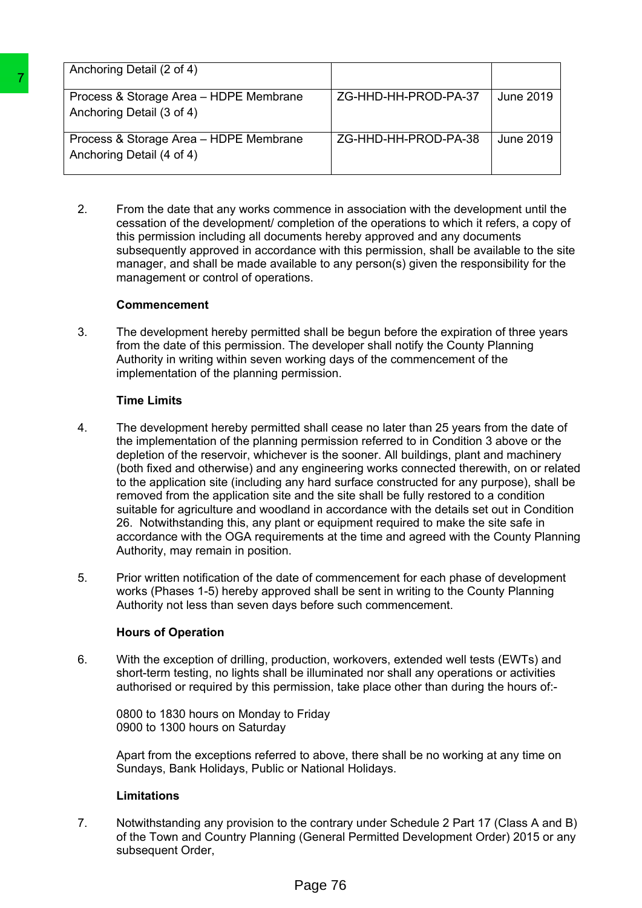| Anchoring Detail (2 of 4) | | |
| --- | --- | --- |
| Process & Storage Area – HDPE Membrane Anchoring Detail (3 of 4) | ZG-HHD-HH-PROD-PA-37 | June 2019 |
| Process & Storage Area – HDPE Membrane Anchoring Detail (4 of 4) | ZG-HHD-HH-PROD-PA-38 | June 2019 |

2. From the date that any works commence in association with the development until the cessation of the development/ completion of the operations to which it refers, a copy of this permission including all documents hereby approved and any documents subsequently approved in accordance with this permission, shall be available to the site manager, and shall be made available to any person(s) given the responsibility for the management or control of operations.

**Commencement**

3. The development hereby permitted shall be begun before the expiration of three years from the date of this permission. The developer shall notify the County Planning Authority in writing within seven working days of the commencement of the implementation of the planning permission.

**Time Limits**

4. The development hereby permitted shall cease no later than 25 years from the date of the implementation of the planning permission referred to in Condition 3 above or the depletion of the reservoir, whichever is the sooner. All buildings, plant and machinery (both fixed and otherwise) and any engineering works connected therewith, on or related to the application site (including any hard surface constructed for any purpose), shall be removed from the application site and the site shall be fully restored to a condition suitable for agriculture and woodland in accordance with the details set out in Condition 26. Notwithstanding this, any plant or equipment required to make the site safe in accordance with the OGA requirements at the time and agreed with the County Planning Authority, may remain in position.

5. Prior written notification of the date of commencement for each phase of development works (Phases 1-5) hereby approved shall be sent in writing to the County Planning Authority not less than seven days before such commencement.

**Hours of Operation**

6. With the exception of drilling, production, workovers, extended well tests (EWTs) and short-term testing, no lights shall be illuminated nor shall any operations or activities authorised or required by this permission, take place other than during the hours of:-

   0800 to 1830 hours on Monday to Friday
   0900 to 1300 hours on Saturday

   Apart from the exceptions referred to above, there shall be no working at any time on Sundays, Bank Holidays, Public or National Holidays.

**Limitations**

7. Notwithstanding any provision to the contrary under Schedule 2 Part 17 (Class A and B) of the Town and Country Planning (General Permitted Development Order) 2015 or any subsequent Order,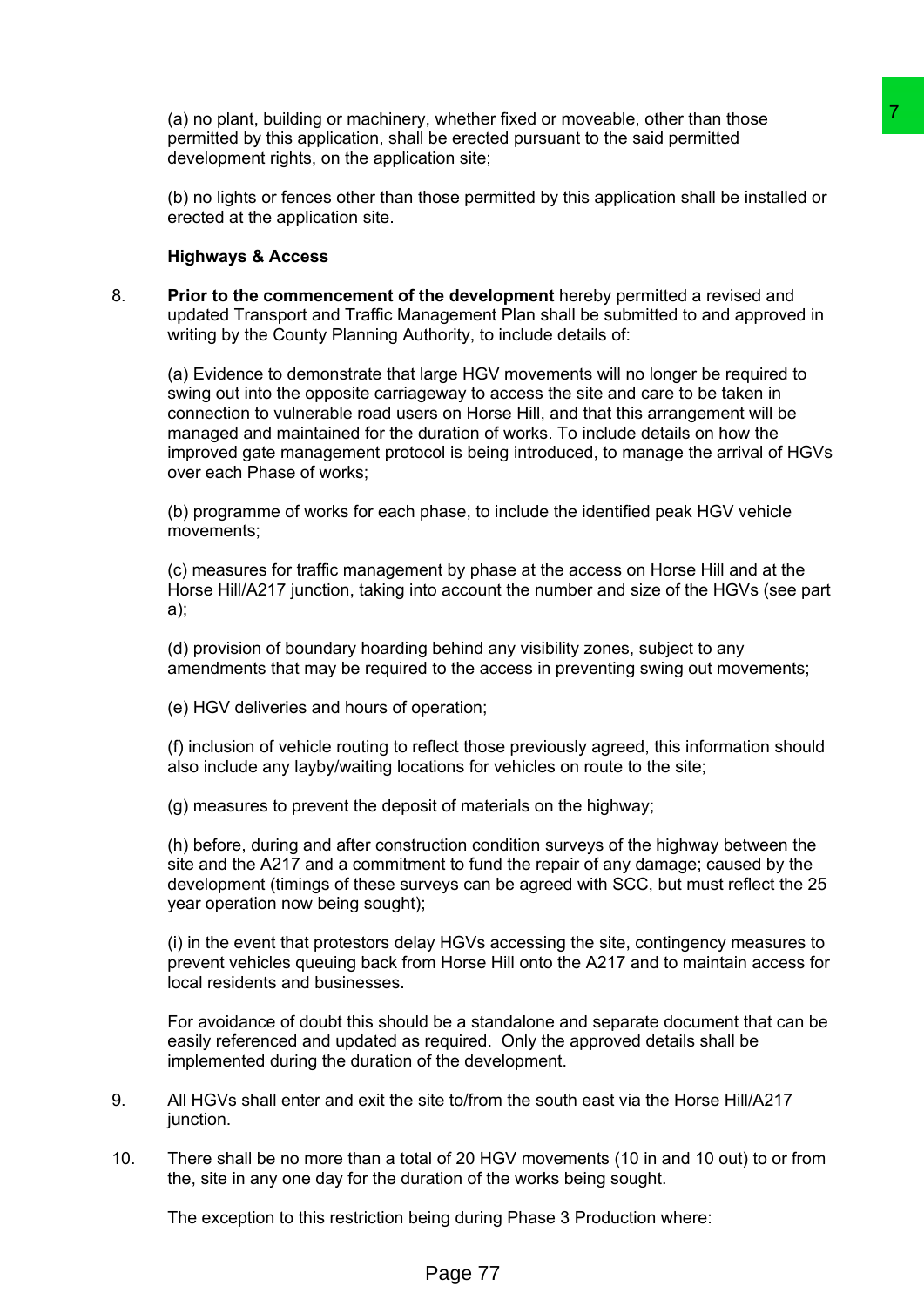(a) no plant, building or machinery, whether fixed or moveable, other than those permitted by this application, shall be erected pursuant to the said permitted development rights, on the application site;

(b) no lights or fences other than those permitted by this application shall be installed or erected at the application site.

**Highways & Access**

8. **Prior to the commencement of the development** hereby permitted a revised and updated Transport and Traffic Management Plan shall be submitted to and approved in writing by the County Planning Authority, to include details of:

   (a) Evidence to demonstrate that large HGV movements will no longer be required to swing out into the opposite carriageway to access the site and care to be taken in connection to vulnerable road users on Horse Hill, and that this arrangement will be managed and maintained for the duration of works. To include details on how the improved gate management protocol is being introduced, to manage the arrival of HGVs over each Phase of works;

   (b) programme of works for each phase, to include the identified peak HGV vehicle movements;

   (c) measures for traffic management by phase at the access on Horse Hill and at the Horse Hill/A217 junction, taking into account the number and size of the HGVs (see part a);

   (d) provision of boundary hoarding behind any visibility zones, subject to any amendments that may be required to the access in preventing swing out movements;

   (e) HGV deliveries and hours of operation;

   (f) inclusion of vehicle routing to reflect those previously agreed, this information should also include any layby/waiting locations for vehicles on route to the site;

   (g) measures to prevent the deposit of materials on the highway;

   (h) before, during and after construction condition surveys of the highway between the site and the A217 and a commitment to fund the repair of any damage; caused by the development (timings of these surveys can be agreed with SCC, but must reflect the 25 year operation now being sought);

   (i) in the event that protestors delay HGVs accessing the site, contingency measures to prevent vehicles queuing back from Horse Hill onto the A217 and to maintain access for local residents and businesses.

   For avoidance of doubt this should be a standalone and separate document that can be easily referenced and updated as required. Only the approved details shall be implemented during the duration of the development.

9. All HGVs shall enter and exit the site to/from the south east via the Horse Hill/A217 junction.

10. There shall be no more than a total of 20 HGV movements (10 in and 10 out) to or from the, site in any one day for the duration of the works being sought.

    The exception to this restriction being during Phase 3 Production where: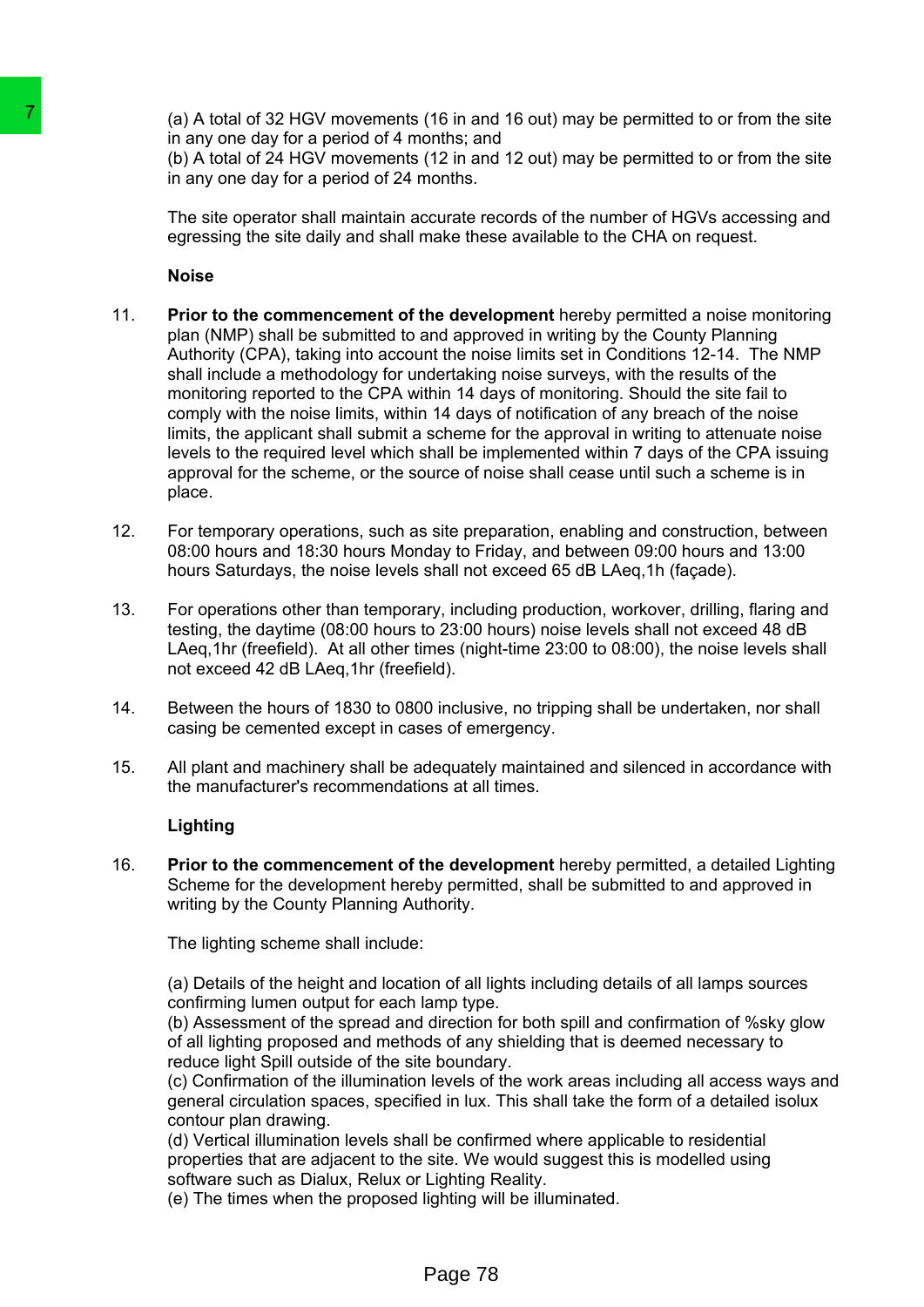(a) A total of 32 HGV movements (16 in and 16 out) may be permitted to or from the site in any one day for a period of 4 months; and
(b) A total of 24 HGV movements (12 in and 12 out) may be permitted to or from the site in any one day for a period of 24 months.

The site operator shall maintain accurate records of the number of HGVs accessing and egressing the site daily and shall make these available to the CHA on request.

**Noise**

11. **Prior to the commencement of the development** hereby permitted a noise monitoring plan (NMP) shall be submitted to and approved in writing by the County Planning Authority (CPA), taking into account the noise limits set in Conditions 12-14. The NMP shall include a methodology for undertaking noise surveys, with the results of the monitoring reported to the CPA within 14 days of monitoring. Should the site fail to comply with the noise limits, within 14 days of notification of any breach of the noise limits, the applicant shall submit a scheme for the approval in writing to attenuate noise levels to the required level which shall be implemented within 7 days of the CPA issuing approval for the scheme, or the source of noise shall cease until such a scheme is in place.

12. For temporary operations, such as site preparation, enabling and construction, between 08:00 hours and 18:30 hours Monday to Friday, and between 09:00 hours and 13:00 hours Saturdays, the noise levels shall not exceed 65 dB LAeq,1h (façade).

13. For operations other than temporary, including production, workover, drilling, flaring and testing, the daytime (08:00 hours to 23:00 hours) noise levels shall not exceed 48 dB LAeq,1hr (freefield). At all other times (night-time 23:00 to 08:00), the noise levels shall not exceed 42 dB LAeq,1hr (freefield).

14. Between the hours of 1830 to 0800 inclusive, no tripping shall be undertaken, nor shall casing be cemented except in cases of emergency.

15. All plant and machinery shall be adequately maintained and silenced in accordance with the manufacturer's recommendations at all times.

**Lighting**

16. **Prior to the commencement of the development** hereby permitted, a detailed Lighting Scheme for the development hereby permitted, shall be submitted to and approved in writing by the County Planning Authority.

    The lighting scheme shall include:

    (a) Details of the height and location of all lights including details of all lamps sources confirming lumen output for each lamp type.
    (b) Assessment of the spread and direction for both spill and confirmation of %sky glow of all lighting proposed and methods of any shielding that is deemed necessary to reduce light Spill outside of the site boundary.
    (c) Confirmation of the illumination levels of the work areas including all access ways and general circulation spaces, specified in lux. This shall take the form of a detailed isolux contour plan drawing.
    (d) Vertical illumination levels shall be confirmed where applicable to residential properties that are adjacent to the site. We would suggest this is modelled using software such as Dialux, Relux or Lighting Reality.
    (e) The times when the proposed lighting will be illuminated.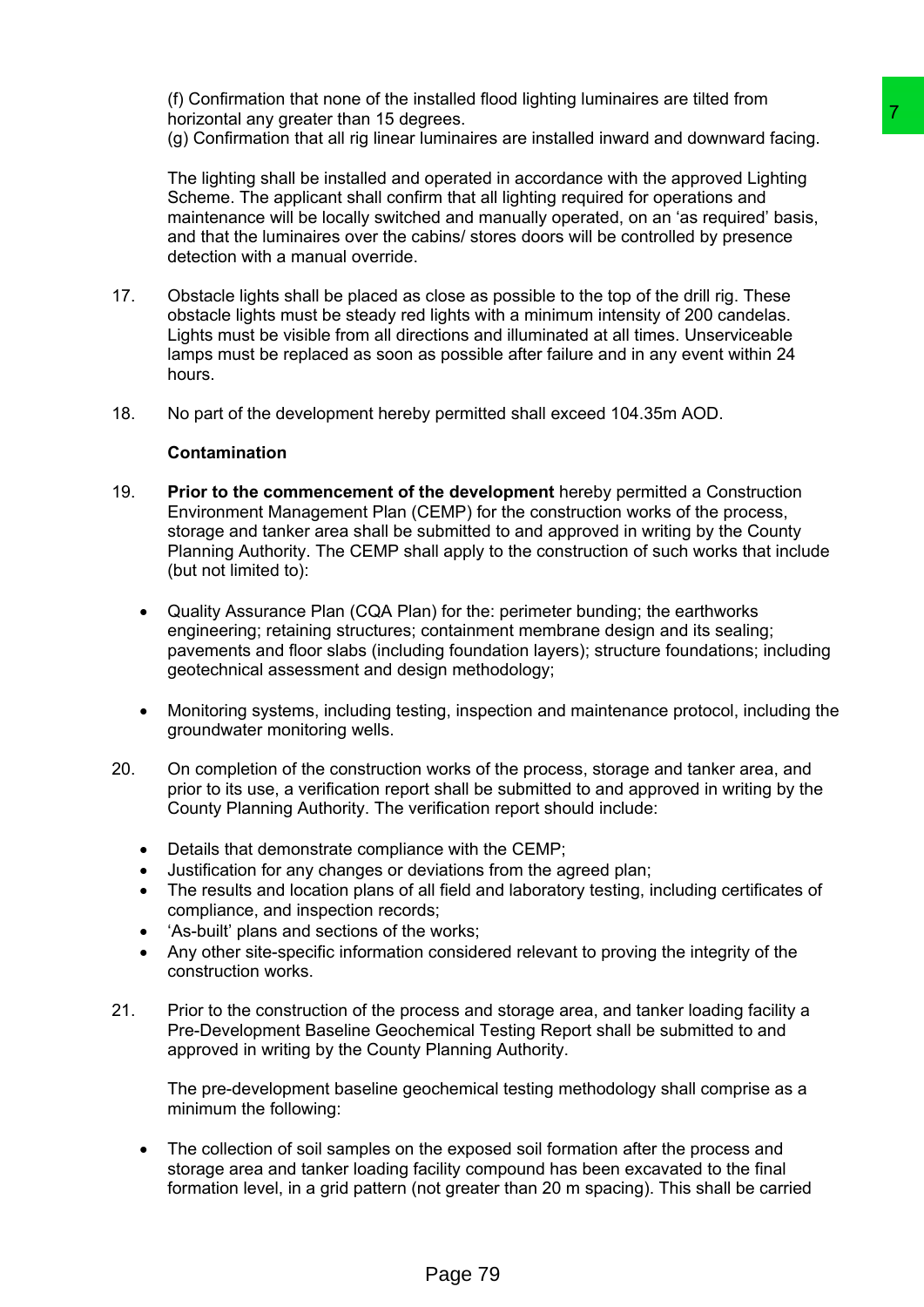(f) Confirmation that none of the installed flood lighting luminaires are tilted from horizontal any greater than 15 degrees.
(g) Confirmation that all rig linear luminaires are installed inward and downward facing.

The lighting shall be installed and operated in accordance with the approved Lighting Scheme. The applicant shall confirm that all lighting required for operations and maintenance will be locally switched and manually operated, on an 'as required' basis, and that the luminaires over the cabins/ stores doors will be controlled by presence detection with a manual override.

17. Obstacle lights shall be placed as close as possible to the top of the drill rig. These obstacle lights must be steady red lights with a minimum intensity of 200 candelas. Lights must be visible from all directions and illuminated at all times. Unserviceable lamps must be replaced as soon as possible after failure and in any event within 24 hours.

18. No part of the development hereby permitted shall exceed 104.35m AOD.

**Contamination**

19. **Prior to the commencement of the development** hereby permitted a Construction Environment Management Plan (CEMP) for the construction works of the process, storage and tanker area shall be submitted to and approved in writing by the County Planning Authority. The CEMP shall apply to the construction of such works that include (but not limited to):

- Quality Assurance Plan (CQA Plan) for the: perimeter bunding; the earthworks engineering; retaining structures; containment membrane design and its sealing; pavements and floor slabs (including foundation layers); structure foundations; including geotechnical assessment and design methodology;

- Monitoring systems, including testing, inspection and maintenance protocol, including the groundwater monitoring wells.

20. On completion of the construction works of the process, storage and tanker area, and prior to its use, a verification report shall be submitted to and approved in writing by the County Planning Authority. The verification report should include:

- Details that demonstrate compliance with the CEMP;
- Justification for any changes or deviations from the agreed plan;
- The results and location plans of all field and laboratory testing, including certificates of compliance, and inspection records;
- 'As-built' plans and sections of the works;
- Any other site-specific information considered relevant to proving the integrity of the construction works.

21. Prior to the construction of the process and storage area, and tanker loading facility a Pre-Development Baseline Geochemical Testing Report shall be submitted to and approved in writing by the County Planning Authority.

The pre-development baseline geochemical testing methodology shall comprise as a minimum the following:

- The collection of soil samples on the exposed soil formation after the process and storage area and tanker loading facility compound has been excavated to the final formation level, in a grid pattern (not greater than 20 m spacing). This shall be carried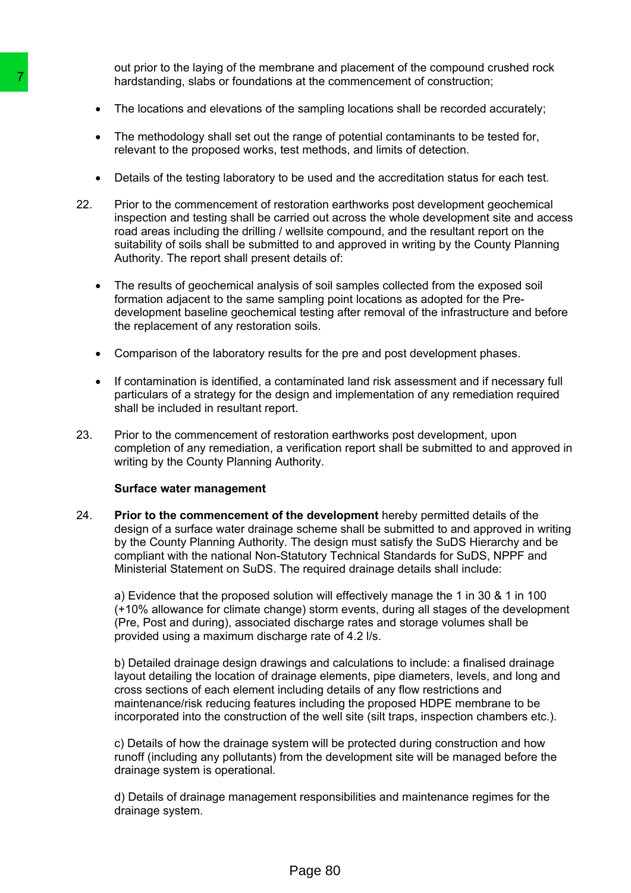out prior to the laying of the membrane and placement of the compound crushed rock hardstanding, slabs or foundations at the commencement of construction;

- The locations and elevations of the sampling locations shall be recorded accurately;
- The methodology shall set out the range of potential contaminants to be tested for, relevant to the proposed works, test methods, and limits of detection.
- Details of the testing laboratory to be used and the accreditation status for each test.

22. Prior to the commencement of restoration earthworks post development geochemical inspection and testing shall be carried out across the whole development site and access road areas including the drilling / wellsite compound, and the resultant report on the suitability of soils shall be submitted to and approved in writing by the County Planning Authority. The report shall present details of:

    - The results of geochemical analysis of soil samples collected from the exposed soil formation adjacent to the same sampling point locations as adopted for the Pre-development baseline geochemical testing after removal of the infrastructure and before the replacement of any restoration soils.
    - Comparison of the laboratory results for the pre and post development phases.
    - If contamination is identified, a contaminated land risk assessment and if necessary full particulars of a strategy for the design and implementation of any remediation required shall be included in resultant report.

23. Prior to the commencement of restoration earthworks post development, upon completion of any remediation, a verification report shall be submitted to and approved in writing by the County Planning Authority.

**Surface water management**

24. **Prior to the commencement of the development** hereby permitted details of the design of a surface water drainage scheme shall be submitted to and approved in writing by the County Planning Authority. The design must satisfy the SuDS Hierarchy and be compliant with the national Non-Statutory Technical Standards for SuDS, NPPF and Ministerial Statement on SuDS. The required drainage details shall include:

    a) Evidence that the proposed solution will effectively manage the 1 in 30 & 1 in 100 (+10% allowance for climate change) storm events, during all stages of the development (Pre, Post and during), associated discharge rates and storage volumes shall be provided using a maximum discharge rate of 4.2 l/s.

    b) Detailed drainage design drawings and calculations to include: a finalised drainage layout detailing the location of drainage elements, pipe diameters, levels, and long and cross sections of each element including details of any flow restrictions and maintenance/risk reducing features including the proposed HDPE membrane to be incorporated into the construction of the well site (silt traps, inspection chambers etc.).

    c) Details of how the drainage system will be protected during construction and how runoff (including any pollutants) from the development site will be managed before the drainage system is operational.

    d) Details of drainage management responsibilities and maintenance regimes for the drainage system.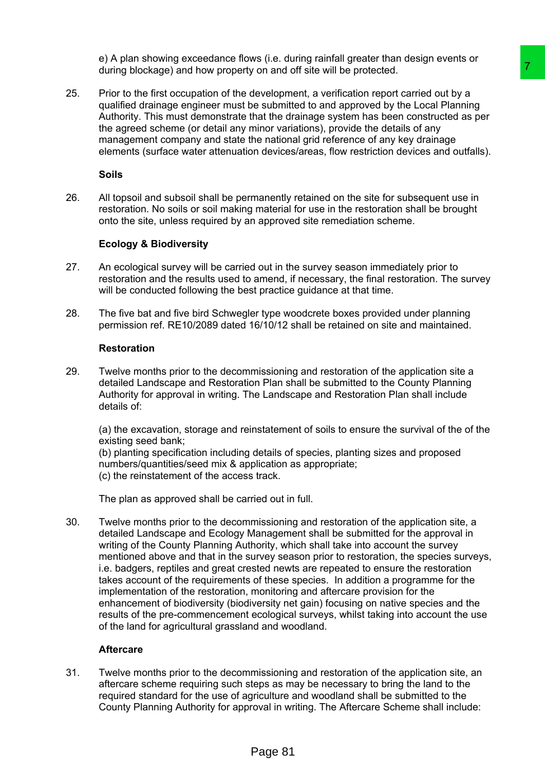e) A plan showing exceedance flows (i.e. during rainfall greater than design events or during blockage) and how property on and off site will be protected.

25. Prior to the first occupation of the development, a verification report carried out by a qualified drainage engineer must be submitted to and approved by the Local Planning Authority. This must demonstrate that the drainage system has been constructed as per the agreed scheme (or detail any minor variations), provide the details of any management company and state the national grid reference of any key drainage elements (surface water attenuation devices/areas, flow restriction devices and outfalls).

**Soils**

26. All topsoil and subsoil shall be permanently retained on the site for subsequent use in restoration. No soils or soil making material for use in the restoration shall be brought onto the site, unless required by an approved site remediation scheme.

**Ecology & Biodiversity**

27. An ecological survey will be carried out in the survey season immediately prior to restoration and the results used to amend, if necessary, the final restoration. The survey will be conducted following the best practice guidance at that time.

28. The five bat and five bird Schwegler type woodcrete boxes provided under planning permission ref. RE10/2089 dated 16/10/12 shall be retained on site and maintained.

**Restoration**

29. Twelve months prior to the decommissioning and restoration of the application site a detailed Landscape and Restoration Plan shall be submitted to the County Planning Authority for approval in writing. The Landscape and Restoration Plan shall include details of:

(a) the excavation, storage and reinstatement of soils to ensure the survival of the of the existing seed bank;
(b) planting specification including details of species, planting sizes and proposed numbers/quantities/seed mix & application as appropriate;
(c) the reinstatement of the access track.

The plan as approved shall be carried out in full.

30. Twelve months prior to the decommissioning and restoration of the application site, a detailed Landscape and Ecology Management shall be submitted for the approval in writing of the County Planning Authority, which shall take into account the survey mentioned above and that in the survey season prior to restoration, the species surveys, i.e. badgers, reptiles and great crested newts are repeated to ensure the restoration takes account of the requirements of these species. In addition a programme for the implementation of the restoration, monitoring and aftercare provision for the enhancement of biodiversity (biodiversity net gain) focusing on native species and the results of the pre-commencement ecological surveys, whilst taking into account the use of the land for agricultural grassland and woodland.

**Aftercare**

31. Twelve months prior to the decommissioning and restoration of the application site, an aftercare scheme requiring such steps as may be necessary to bring the land to the required standard for the use of agriculture and woodland shall be submitted to the County Planning Authority for approval in writing. The Aftercare Scheme shall include: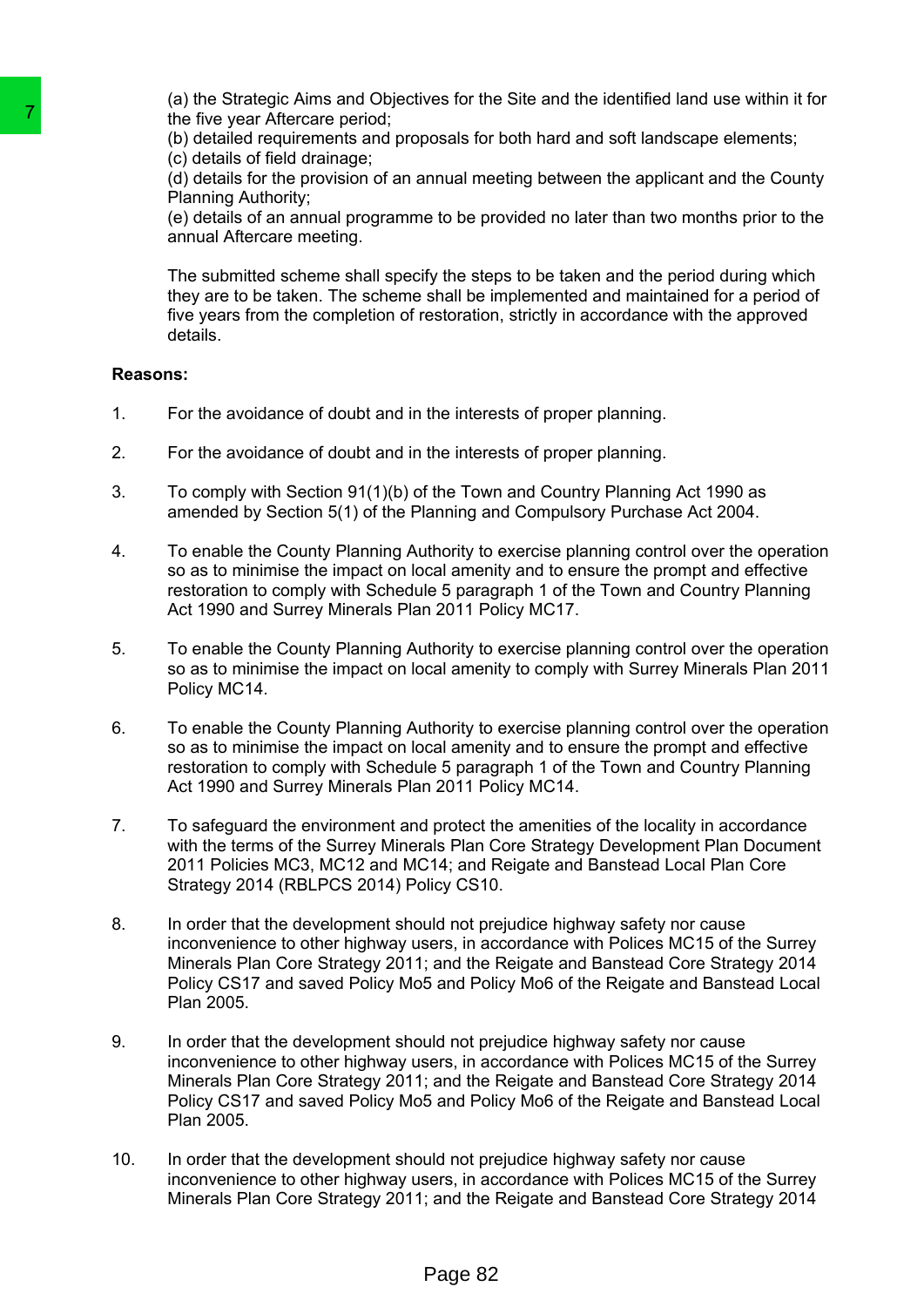(a) the Strategic Aims and Objectives for the Site and the identified land use within it for the five year Aftercare period;
(b) detailed requirements and proposals for both hard and soft landscape elements;
(c) details of field drainage;
(d) details for the provision of an annual meeting between the applicant and the County Planning Authority;
(e) details of an annual programme to be provided no later than two months prior to the annual Aftercare meeting.

The submitted scheme shall specify the steps to be taken and the period during which they are to be taken. The scheme shall be implemented and maintained for a period of five years from the completion of restoration, strictly in accordance with the approved details.

**Reasons:**

1. For the avoidance of doubt and in the interests of proper planning.

2. For the avoidance of doubt and in the interests of proper planning.

3. To comply with Section 91(1)(b) of the Town and Country Planning Act 1990 as amended by Section 5(1) of the Planning and Compulsory Purchase Act 2004.

4. To enable the County Planning Authority to exercise planning control over the operation so as to minimise the impact on local amenity and to ensure the prompt and effective restoration to comply with Schedule 5 paragraph 1 of the Town and Country Planning Act 1990 and Surrey Minerals Plan 2011 Policy MC17.

5. To enable the County Planning Authority to exercise planning control over the operation so as to minimise the impact on local amenity to comply with Surrey Minerals Plan 2011 Policy MC14.

6. To enable the County Planning Authority to exercise planning control over the operation so as to minimise the impact on local amenity and to ensure the prompt and effective restoration to comply with Schedule 5 paragraph 1 of the Town and Country Planning Act 1990 and Surrey Minerals Plan 2011 Policy MC14.

7. To safeguard the environment and protect the amenities of the locality in accordance with the terms of the Surrey Minerals Plan Core Strategy Development Plan Document 2011 Policies MC3, MC12 and MC14; and Reigate and Banstead Local Plan Core Strategy 2014 (RBLPCS 2014) Policy CS10.

8. In order that the development should not prejudice highway safety nor cause inconvenience to other highway users, in accordance with Polices MC15 of the Surrey Minerals Plan Core Strategy 2011; and the Reigate and Banstead Core Strategy 2014 Policy CS17 and saved Policy Mo5 and Policy Mo6 of the Reigate and Banstead Local Plan 2005.

9. In order that the development should not prejudice highway safety nor cause inconvenience to other highway users, in accordance with Polices MC15 of the Surrey Minerals Plan Core Strategy 2011; and the Reigate and Banstead Core Strategy 2014 Policy CS17 and saved Policy Mo5 and Policy Mo6 of the Reigate and Banstead Local Plan 2005.

10. In order that the development should not prejudice highway safety nor cause inconvenience to other highway users, in accordance with Polices MC15 of the Surrey Minerals Plan Core Strategy 2011; and the Reigate and Banstead Core Strategy 2014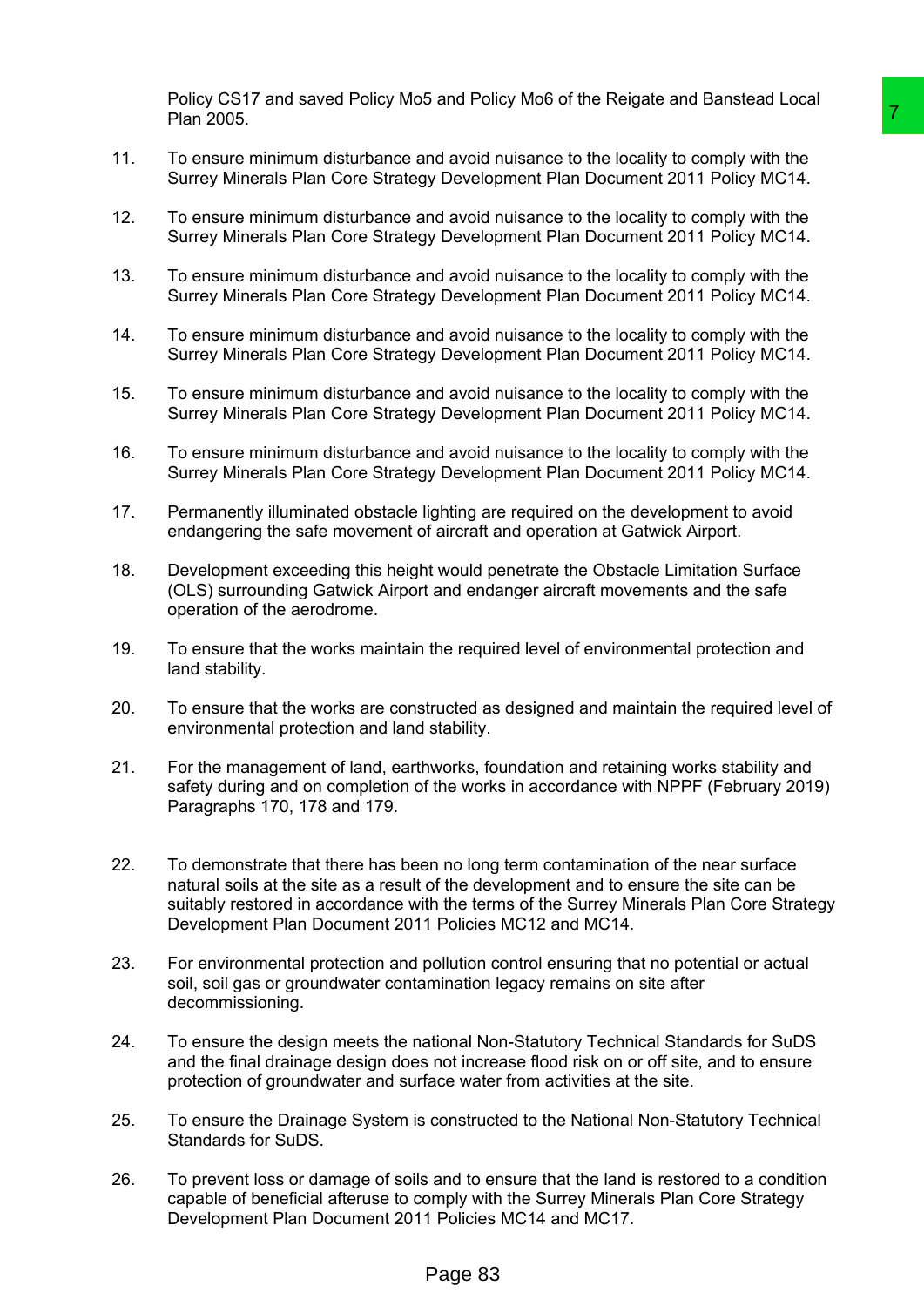Policy CS17 and saved Policy Mo5 and Policy Mo6 of the Reigate and Banstead Local Plan 2005.

11. To ensure minimum disturbance and avoid nuisance to the locality to comply with the Surrey Minerals Plan Core Strategy Development Plan Document 2011 Policy MC14.

12. To ensure minimum disturbance and avoid nuisance to the locality to comply with the Surrey Minerals Plan Core Strategy Development Plan Document 2011 Policy MC14.

13. To ensure minimum disturbance and avoid nuisance to the locality to comply with the Surrey Minerals Plan Core Strategy Development Plan Document 2011 Policy MC14.

14. To ensure minimum disturbance and avoid nuisance to the locality to comply with the Surrey Minerals Plan Core Strategy Development Plan Document 2011 Policy MC14.

15. To ensure minimum disturbance and avoid nuisance to the locality to comply with the Surrey Minerals Plan Core Strategy Development Plan Document 2011 Policy MC14.

16. To ensure minimum disturbance and avoid nuisance to the locality to comply with the Surrey Minerals Plan Core Strategy Development Plan Document 2011 Policy MC14.

17. Permanently illuminated obstacle lighting are required on the development to avoid endangering the safe movement of aircraft and operation at Gatwick Airport.

18. Development exceeding this height would penetrate the Obstacle Limitation Surface (OLS) surrounding Gatwick Airport and endanger aircraft movements and the safe operation of the aerodrome.

19. To ensure that the works maintain the required level of environmental protection and land stability.

20. To ensure that the works are constructed as designed and maintain the required level of environmental protection and land stability.

21. For the management of land, earthworks, foundation and retaining works stability and safety during and on completion of the works in accordance with NPPF (February 2019) Paragraphs 170, 178 and 179.

22. To demonstrate that there has been no long term contamination of the near surface natural soils at the site as a result of the development and to ensure the site can be suitably restored in accordance with the terms of the Surrey Minerals Plan Core Strategy Development Plan Document 2011 Policies MC12 and MC14.

23. For environmental protection and pollution control ensuring that no potential or actual soil, soil gas or groundwater contamination legacy remains on site after decommissioning.

24. To ensure the design meets the national Non-Statutory Technical Standards for SuDS and the final drainage design does not increase flood risk on or off site, and to ensure protection of groundwater and surface water from activities at the site.

25. To ensure the Drainage System is constructed to the National Non-Statutory Technical Standards for SuDS.

26. To prevent loss or damage of soils and to ensure that the land is restored to a condition capable of beneficial afteruse to comply with the Surrey Minerals Plan Core Strategy Development Plan Document 2011 Policies MC14 and MC17.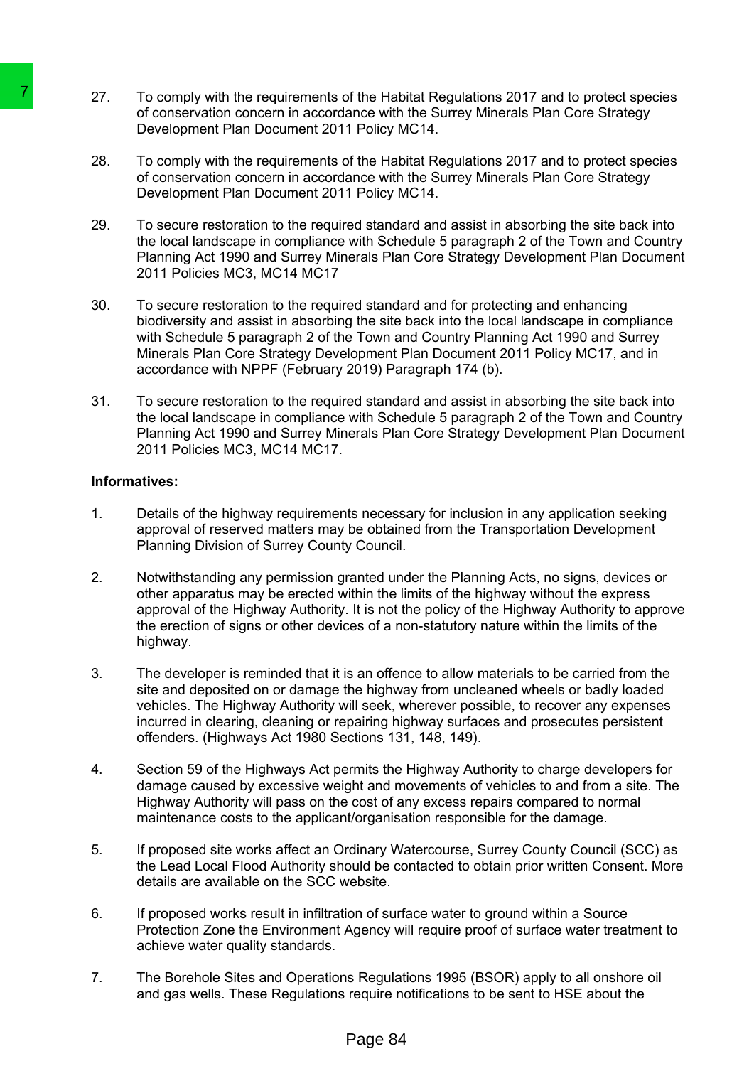27. To comply with the requirements of the Habitat Regulations 2017 and to protect species of conservation concern in accordance with the Surrey Minerals Plan Core Strategy Development Plan Document 2011 Policy MC14.

28. To comply with the requirements of the Habitat Regulations 2017 and to protect species of conservation concern in accordance with the Surrey Minerals Plan Core Strategy Development Plan Document 2011 Policy MC14.

29. To secure restoration to the required standard and assist in absorbing the site back into the local landscape in compliance with Schedule 5 paragraph 2 of the Town and Country Planning Act 1990 and Surrey Minerals Plan Core Strategy Development Plan Document 2011 Policies MC3, MC14 MC17

30. To secure restoration to the required standard and for protecting and enhancing biodiversity and assist in absorbing the site back into the local landscape in compliance with Schedule 5 paragraph 2 of the Town and Country Planning Act 1990 and Surrey Minerals Plan Core Strategy Development Plan Document 2011 Policy MC17, and in accordance with NPPF (February 2019) Paragraph 174 (b).

31. To secure restoration to the required standard and assist in absorbing the site back into the local landscape in compliance with Schedule 5 paragraph 2 of the Town and Country Planning Act 1990 and Surrey Minerals Plan Core Strategy Development Plan Document 2011 Policies MC3, MC14 MC17.

**Informatives:**

1. Details of the highway requirements necessary for inclusion in any application seeking approval of reserved matters may be obtained from the Transportation Development Planning Division of Surrey County Council.

2. Notwithstanding any permission granted under the Planning Acts, no signs, devices or other apparatus may be erected within the limits of the highway without the express approval of the Highway Authority. It is not the policy of the Highway Authority to approve the erection of signs or other devices of a non-statutory nature within the limits of the highway.

3. The developer is reminded that it is an offence to allow materials to be carried from the site and deposited on or damage the highway from uncleaned wheels or badly loaded vehicles. The Highway Authority will seek, wherever possible, to recover any expenses incurred in clearing, cleaning or repairing highway surfaces and prosecutes persistent offenders. (Highways Act 1980 Sections 131, 148, 149).

4. Section 59 of the Highways Act permits the Highway Authority to charge developers for damage caused by excessive weight and movements of vehicles to and from a site. The Highway Authority will pass on the cost of any excess repairs compared to normal maintenance costs to the applicant/organisation responsible for the damage.

5. If proposed site works affect an Ordinary Watercourse, Surrey County Council (SCC) as the Lead Local Flood Authority should be contacted to obtain prior written Consent. More details are available on the SCC website.

6. If proposed works result in infiltration of surface water to ground within a Source Protection Zone the Environment Agency will require proof of surface water treatment to achieve water quality standards.

7. The Borehole Sites and Operations Regulations 1995 (BSOR) apply to all onshore oil and gas wells. These Regulations require notifications to be sent to HSE about the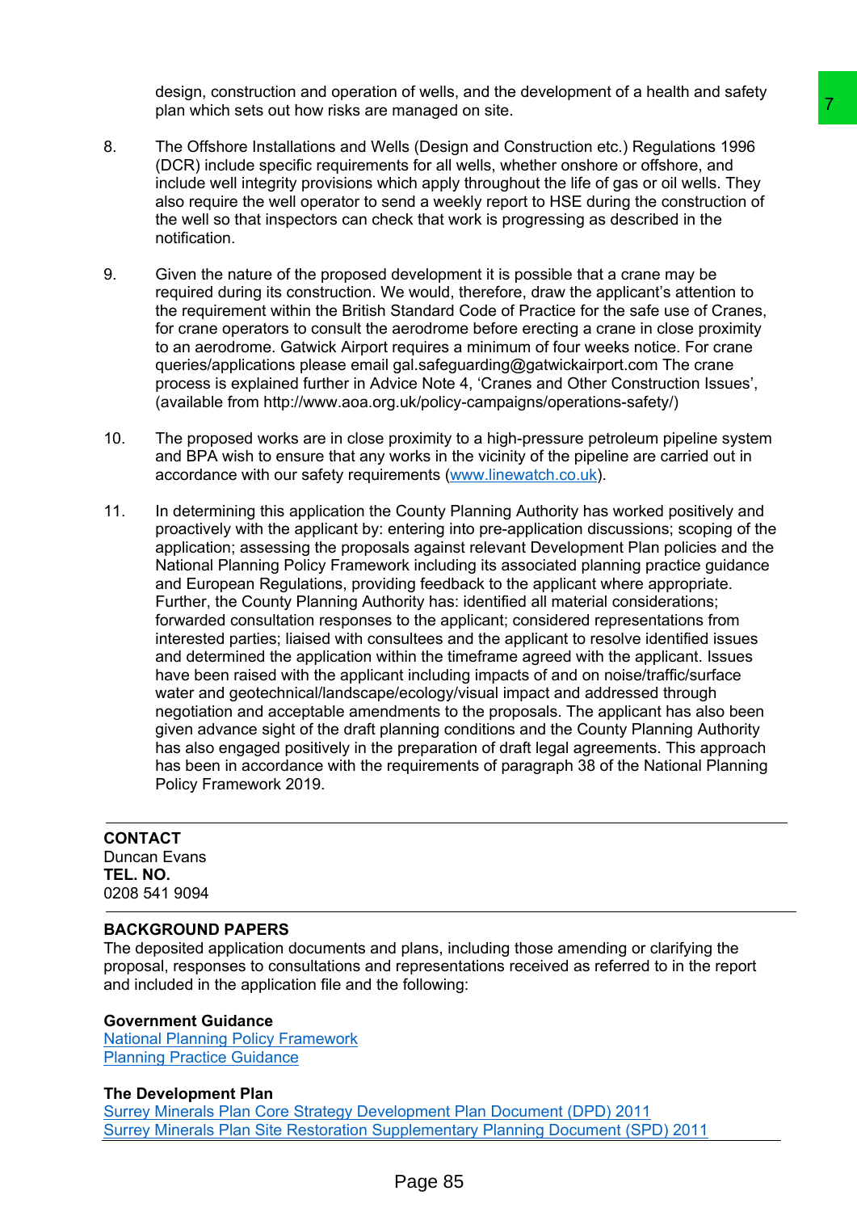design, construction and operation of wells, and the development of a health and safety plan which sets out how risks are managed on site.

8. The Offshore Installations and Wells (Design and Construction etc.) Regulations 1996 (DCR) include specific requirements for all wells, whether onshore or offshore, and include well integrity provisions which apply throughout the life of gas or oil wells. They also require the well operator to send a weekly report to HSE during the construction of the well so that inspectors can check that work is progressing as described in the notification.

9. Given the nature of the proposed development it is possible that a crane may be required during its construction. We would, therefore, draw the applicant's attention to the requirement within the British Standard Code of Practice for the safe use of Cranes, for crane operators to consult the aerodrome before erecting a crane in close proximity to an aerodrome. Gatwick Airport requires a minimum of four weeks notice. For crane queries/applications please email gal.safeguarding@gatwickairport.com The crane process is explained further in Advice Note 4, 'Cranes and Other Construction Issues', (available from http://www.aoa.org.uk/policy-campaigns/operations-safety/)

10. The proposed works are in close proximity to a high-pressure petroleum pipeline system and BPA wish to ensure that any works in the vicinity of the pipeline are carried out in accordance with our safety requirements (www.linewatch.co.uk).

11. In determining this application the County Planning Authority has worked positively and proactively with the applicant by: entering into pre-application discussions; scoping of the application; assessing the proposals against relevant Development Plan policies and the National Planning Policy Framework including its associated planning practice guidance and European Regulations, providing feedback to the applicant where appropriate. Further, the County Planning Authority has: identified all material considerations; forwarded consultation responses to the applicant; considered representations from interested parties; liaised with consultees and the applicant to resolve identified issues and determined the application within the timeframe agreed with the applicant. Issues have been raised with the applicant including impacts of and on noise/traffic/surface water and geotechnical/landscape/ecology/visual impact and addressed through negotiation and acceptable amendments to the proposals. The applicant has also been given advance sight of the draft planning conditions and the County Planning Authority has also engaged positively in the preparation of draft legal agreements. This approach has been in accordance with the requirements of paragraph 38 of the National Planning Policy Framework 2019.

---

**CONTACT**
Duncan Evans
**TEL. NO.**
0208 541 9094

---

**BACKGROUND PAPERS**
The deposited application documents and plans, including those amending or clarifying the proposal, responses to consultations and representations received as referred to in the report and included in the application file and the following:

**Government Guidance**
National Planning Policy Framework
Planning Practice Guidance

**The Development Plan**
Surrey Minerals Plan Core Strategy Development Plan Document (DPD) 2011
Surrey Minerals Plan Site Restoration Supplementary Planning Document (SPD) 2011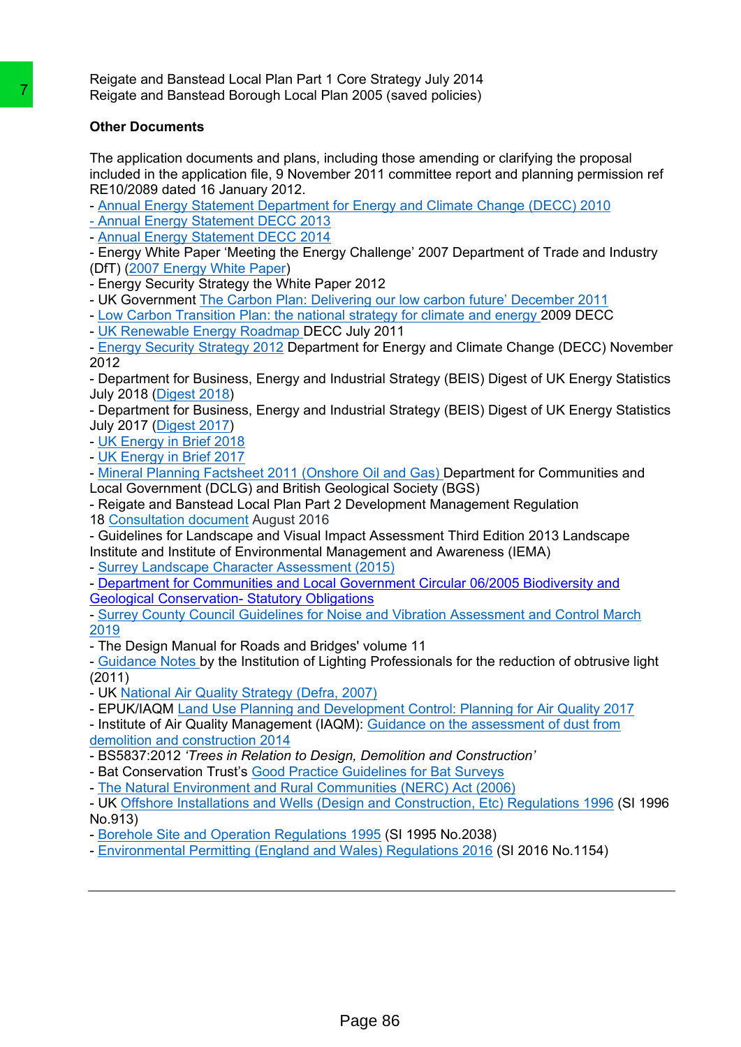Reigate and Banstead Local Plan Part 1 Core Strategy July 2014
Reigate and Banstead Borough Local Plan 2005 (saved policies)

**Other Documents**

The application documents and plans, including those amending or clarifying the proposal included in the application file, 9 November 2011 committee report and planning permission ref RE10/2089 dated 16 January 2012.
- Annual Energy Statement Department for Energy and Climate Change (DECC) 2010
- Annual Energy Statement DECC 2013
- Annual Energy Statement DECC 2014
- Energy White Paper 'Meeting the Energy Challenge' 2007 Department of Trade and Industry (DfT) (2007 Energy White Paper)
- Energy Security Strategy the White Paper 2012
- UK Government The Carbon Plan: Delivering our low carbon future' December 2011
- Low Carbon Transition Plan: the national strategy for climate and energy 2009 DECC
- UK Renewable Energy Roadmap DECC July 2011
- Energy Security Strategy 2012 Department for Energy and Climate Change (DECC) November 2012
- Department for Business, Energy and Industrial Strategy (BEIS) Digest of UK Energy Statistics July 2018 (Digest 2018)
- Department for Business, Energy and Industrial Strategy (BEIS) Digest of UK Energy Statistics July 2017 (Digest 2017)
- UK Energy in Brief 2018
- UK Energy in Brief 2017
- Mineral Planning Factsheet 2011 (Onshore Oil and Gas) Department for Communities and Local Government (DCLG) and British Geological Society (BGS)
- Reigate and Banstead Local Plan Part 2 Development Management Regulation 18 Consultation document August 2016
- Guidelines for Landscape and Visual Impact Assessment Third Edition 2013 Landscape Institute and Institute of Environmental Management and Awareness (IEMA)
- Surrey Landscape Character Assessment (2015)
- Department for Communities and Local Government Circular 06/2005 Biodiversity and Geological Conservation- Statutory Obligations
- Surrey County Council Guidelines for Noise and Vibration Assessment and Control March 2019
- The Design Manual for Roads and Bridges' volume 11
- Guidance Notes by the Institution of Lighting Professionals for the reduction of obtrusive light (2011)
- UK National Air Quality Strategy (Defra, 2007)
- EPUK/IAQM Land Use Planning and Development Control: Planning for Air Quality 2017
- Institute of Air Quality Management (IAQM): Guidance on the assessment of dust from demolition and construction 2014
- BS5837:2012 *'Trees in Relation to Design, Demolition and Construction'*
- Bat Conservation Trust's Good Practice Guidelines for Bat Surveys
- The Natural Environment and Rural Communities (NERC) Act (2006)
- UK Offshore Installations and Wells (Design and Construction, Etc) Regulations 1996 (SI 1996 No.913)
- Borehole Site and Operation Regulations 1995 (SI 1995 No.2038)
- Environmental Permitting (England and Wales) Regulations 2016 (SI 2016 No.1154)